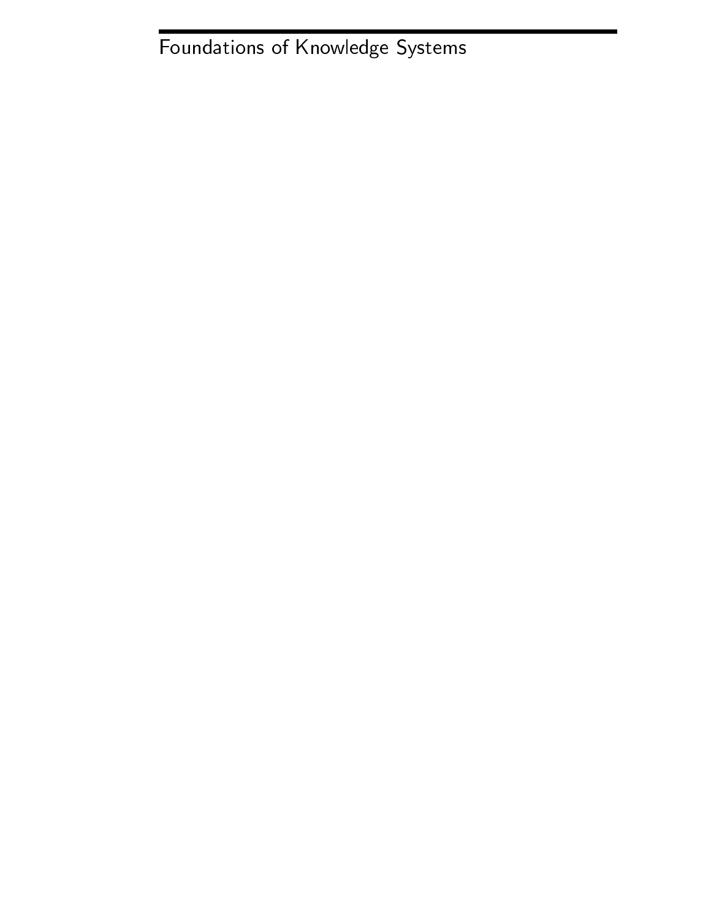# Foundations of Knowledge Systems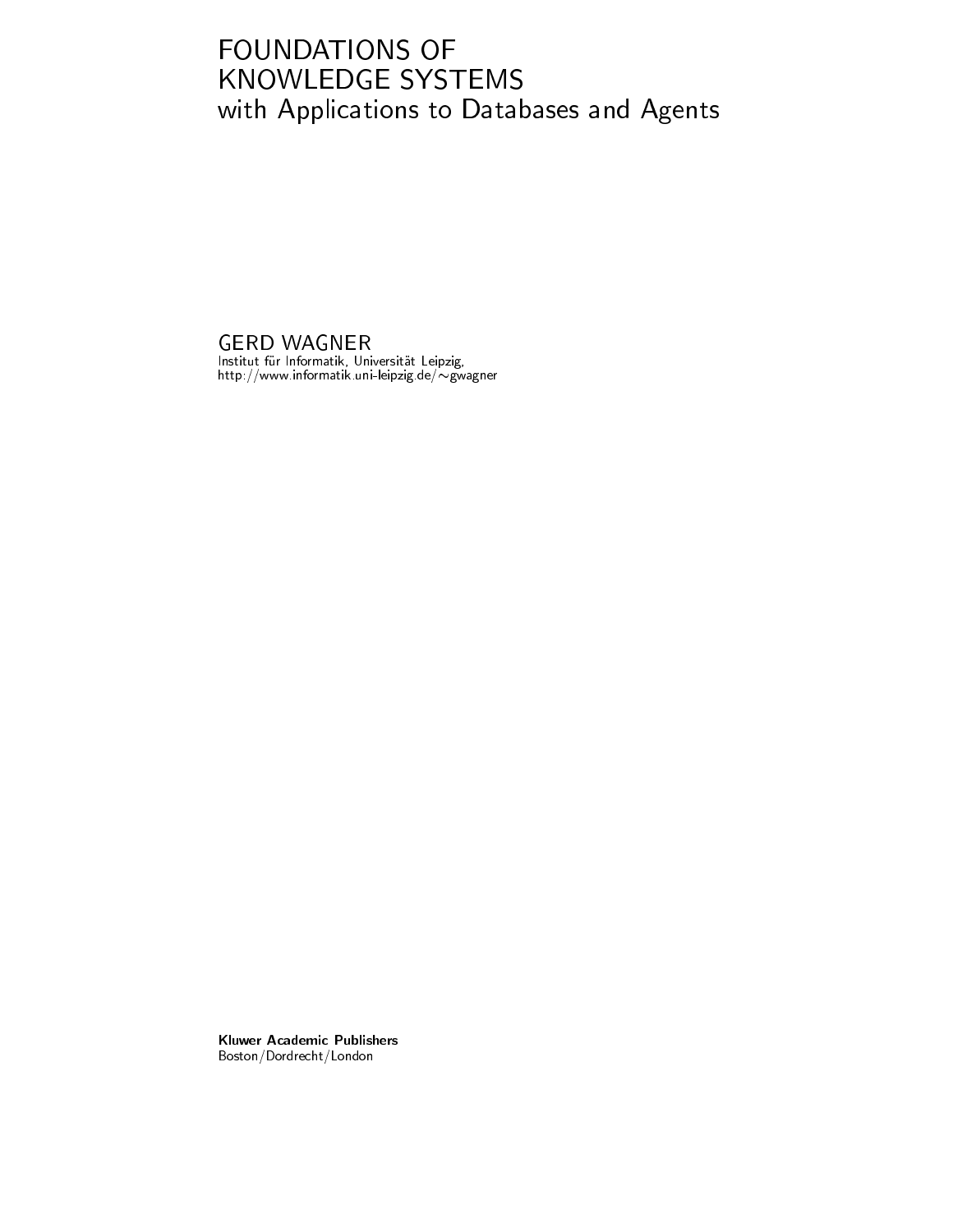# FOUNDATIONS OF KNOWLEDGE SYSTEMS

## with Applications to Databases and Agents

GERD WAGNER

Institut für Informatik, Universität Leipzig,
http://www.informatik.uni-leipzig.de/~gwagner

**Kluwer Academic Publishers**
Boston/Dordrecht/London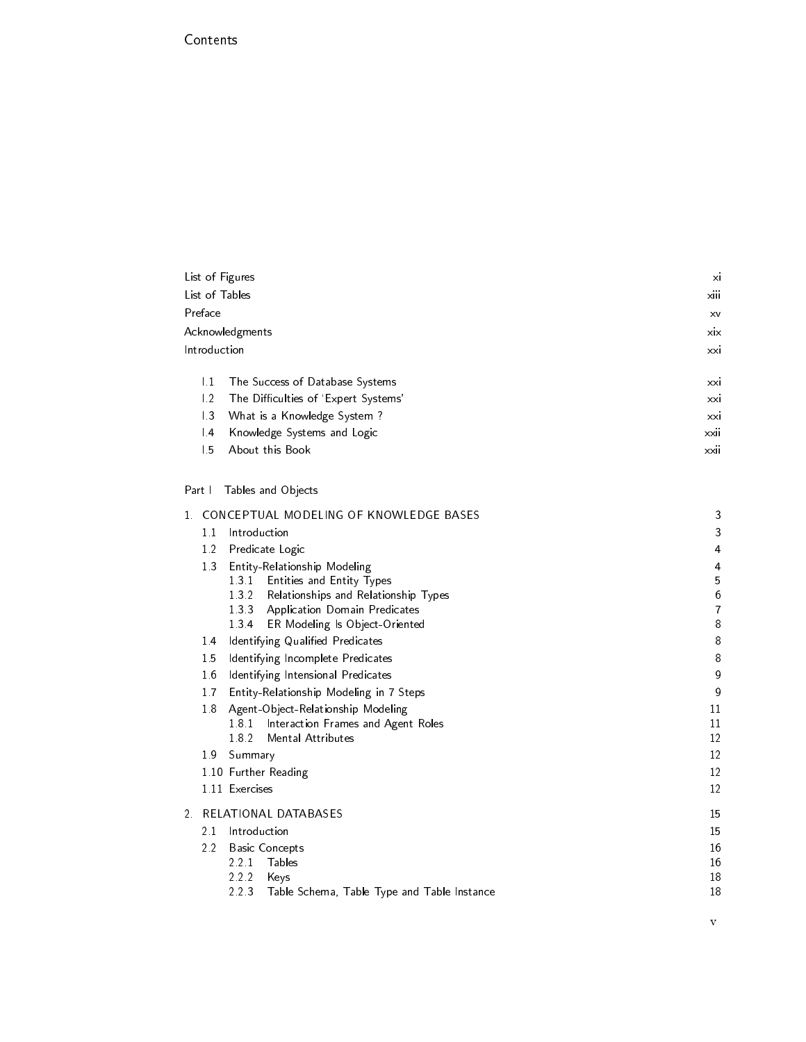# Contents

List of Figures xi

List of Tables xiii

Preface xv

Acknowledgments xix

Introduction xxi

- I.1 The Success of Database Systems xxi
- I.2 The Difficulties of 'Expert Systems' xxi
- I.3 What is a Knowledge System ? xxi
- I.4 Knowledge Systems and Logic xxii
- I.5 About this Book xxii

## Part I Tables and Objects

1. CONCEPTUAL MODELING OF KNOWLEDGE BASES 3
   - 1.1 Introduction 3
   - 1.2 Predicate Logic 4
   - 1.3 Entity-Relationship Modeling 4
     - 1.3.1 Entities and Entity Types 5
     - 1.3.2 Relationships and Relationship Types 6
     - 1.3.3 Application Domain Predicates 7
     - 1.3.4 ER Modeling Is Object-Oriented 8
   - 1.4 Identifying Qualified Predicates 8
   - 1.5 Identifying Incomplete Predicates 8
   - 1.6 Identifying Intensional Predicates 9
   - 1.7 Entity-Relationship Modeling in 7 Steps 9
   - 1.8 Agent-Object-Relationship Modeling 11
     - 1.8.1 Interaction Frames and Agent Roles 11
     - 1.8.2 Mental Attributes 12
   - 1.9 Summary 12
   - 1.10 Further Reading 12
   - 1.11 Exercises 12

2. RELATIONAL DATABASES 15
   - 2.1 Introduction 15
   - 2.2 Basic Concepts 16
     - 2.2.1 Tables 16
     - 2.2.2 Keys 18
     - 2.2.3 Table Schema, Table Type and Table Instance 18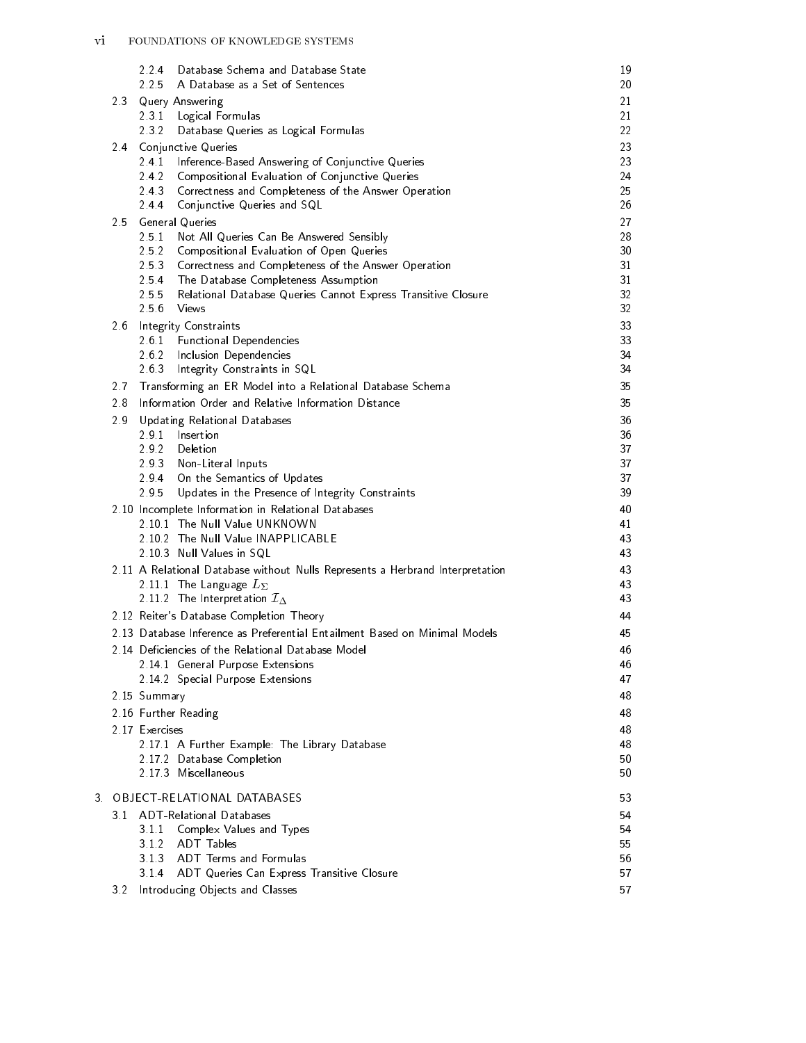2.2.4 Database Schema and Database State 19
2.2.5 A Database as a Set of Sentences 20

2.3 Query Answering 21
2.3.1 Logical Formulas 21
2.3.2 Database Queries as Logical Formulas 22

2.4 Conjunctive Queries 23
2.4.1 Inference-Based Answering of Conjunctive Queries 23
2.4.2 Compositional Evaluation of Conjunctive Queries 24
2.4.3 Correctness and Completeness of the Answer Operation 25
2.4.4 Conjunctive Queries and SQL 26

2.5 General Queries 27
2.5.1 Not All Queries Can Be Answered Sensibly 28
2.5.2 Compositional Evaluation of Open Queries 30
2.5.3 Correctness and Completeness of the Answer Operation 31
2.5.4 The Database Completeness Assumption 31
2.5.5 Relational Database Queries Cannot Express Transitive Closure 32
2.5.6 Views 32

2.6 Integrity Constraints 33
2.6.1 Functional Dependencies 33
2.6.2 Inclusion Dependencies 34
2.6.3 Integrity Constraints in SQL 34

2.7 Transforming an ER Model into a Relational Database Schema 35

2.8 Information Order and Relative Information Distance 35

2.9 Updating Relational Databases 36
2.9.1 Insertion 36
2.9.2 Deletion 37
2.9.3 Non-Literal Inputs 37
2.9.4 On the Semantics of Updates 37
2.9.5 Updates in the Presence of Integrity Constraints 39

2.10 Incomplete Information in Relational Databases 40
2.10.1 The Null Value UNKNOWN 41
2.10.2 The Null Value INAPPLICABLE 43
2.10.3 Null Values in SQL 43

2.11 A Relational Database without Nulls Represents a Herbrand Interpretation 43
2.11.1 The Language $L_\Sigma$ 43
2.11.2 The Interpretation $\mathcal{I}_\Delta$ 43

2.12 Reiter's Database Completion Theory 44

2.13 Database Inference as Preferential Entailment Based on Minimal Models 45

2.14 Deficiencies of the Relational Database Model 46
2.14.1 General Purpose Extensions 46
2.14.2 Special Purpose Extensions 47

2.15 Summary 48

2.16 Further Reading 48

2.17 Exercises 48
2.17.1 A Further Example: The Library Database 48
2.17.2 Database Completion 50
2.17.3 Miscellaneous 50

3. OBJECT-RELATIONAL DATABASES 53

3.1 ADT-Relational Databases 54
3.1.1 Complex Values and Types 54
3.1.2 ADT Tables 55
3.1.3 ADT Terms and Formulas 56
3.1.4 ADT Queries Can Express Transitive Closure 57

3.2 Introducing Objects and Classes 57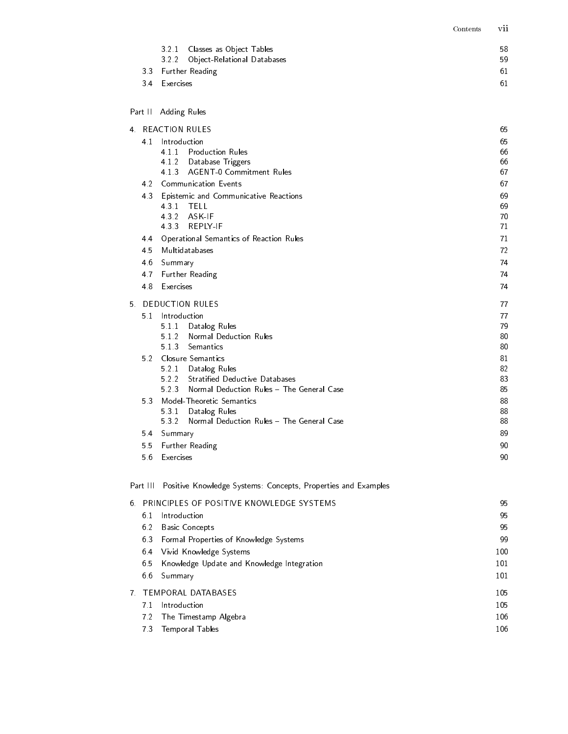| | |
|---|---|
| 3.2.1 Classes as Object Tables | 58 |
| 3.2.2 Object-Relational Databases | 59 |
| 3.3 Further Reading | 61 |
| 3.4 Exercises | 61 |

Part II Adding Rules

| | |
|---|---|
| 4. REACTION RULES | 65 |
| 4.1 Introduction | 65 |
| 4.1.1 Production Rules | 66 |
| 4.1.2 Database Triggers | 66 |
| 4.1.3 AGENT-0 Commitment Rules | 67 |
| 4.2 Communication Events | 67 |
| 4.3 Epistemic and Communicative Reactions | 69 |
| 4.3.1 TELL | 69 |
| 4.3.2 ASK-IF | 70 |
| 4.3.3 REPLY-IF | 71 |
| 4.4 Operational Semantics of Reaction Rules | 71 |
| 4.5 Multidatabases | 72 |
| 4.6 Summary | 74 |
| 4.7 Further Reading | 74 |
| 4.8 Exercises | 74 |
| 5. DEDUCTION RULES | 77 |
| 5.1 Introduction | 77 |
| 5.1.1 Datalog Rules | 79 |
| 5.1.2 Normal Deduction Rules | 80 |
| 5.1.3 Semantics | 80 |
| 5.2 Closure Semantics | 81 |
| 5.2.1 Datalog Rules | 82 |
| 5.2.2 Stratified Deductive Databases | 83 |
| 5.2.3 Normal Deduction Rules – The General Case | 85 |
| 5.3 Model-Theoretic Semantics | 88 |
| 5.3.1 Datalog Rules | 88 |
| 5.3.2 Normal Deduction Rules – The General Case | 88 |
| 5.4 Summary | 89 |
| 5.5 Further Reading | 90 |
| 5.6 Exercises | 90 |

Part III Positive Knowledge Systems: Concepts, Properties and Examples

| | |
|---|---|
| 6. PRINCIPLES OF POSITIVE KNOWLEDGE SYSTEMS | 95 |
| 6.1 Introduction | 95 |
| 6.2 Basic Concepts | 95 |
| 6.3 Formal Properties of Knowledge Systems | 99 |
| 6.4 Vivid Knowledge Systems | 100 |
| 6.5 Knowledge Update and Knowledge Integration | 101 |
| 6.6 Summary | 101 |
| 7. TEMPORAL DATABASES | 105 |
| 7.1 Introduction | 105 |
| 7.2 The Timestamp Algebra | 106 |
| 7.3 Temporal Tables | 106 |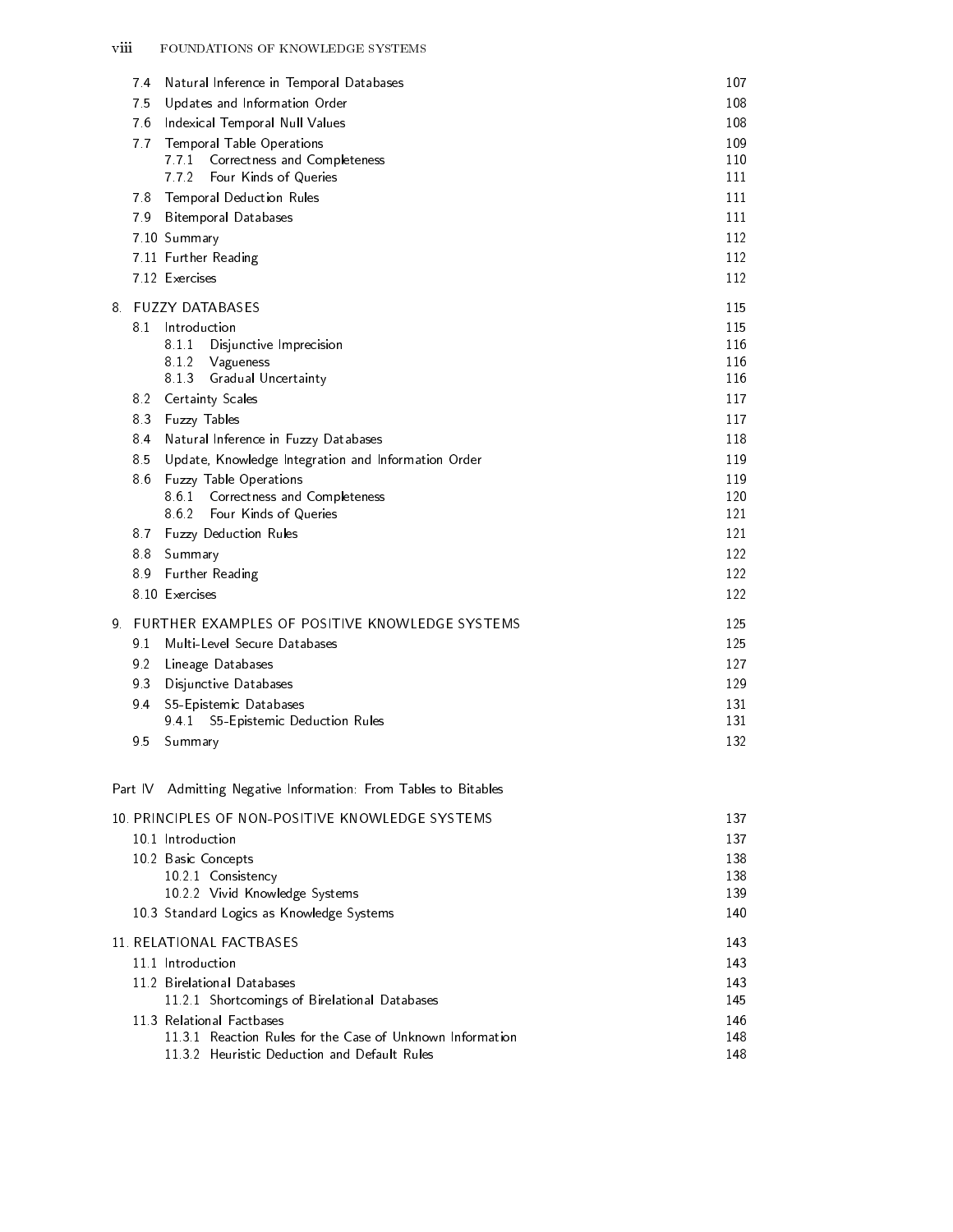| | | |
|---|---|---|
| 7.4 | Natural Inference in Temporal Databases | 107 |
| 7.5 | Updates and Information Order | 108 |
| 7.6 | Indexical Temporal Null Values | 108 |
| 7.7 | Temporal Table Operations | 109 |
| | 7.7.1 Correctness and Completeness | 110 |
| | 7.7.2 Four Kinds of Queries | 111 |
| 7.8 | Temporal Deduction Rules | 111 |
| 7.9 | Bitemporal Databases | 111 |
| 7.10 | Summary | 112 |
| 7.11 | Further Reading | 112 |
| 7.12 | Exercises | 112 |

8. FUZZY DATABASES — 115

| | | |
|---|---|---|
| 8.1 | Introduction | 115 |
| | 8.1.1 Disjunctive Imprecision | 116 |
| | 8.1.2 Vagueness | 116 |
| | 8.1.3 Gradual Uncertainty | 116 |
| 8.2 | Certainty Scales | 117 |
| 8.3 | Fuzzy Tables | 117 |
| 8.4 | Natural Inference in Fuzzy Databases | 118 |
| 8.5 | Update, Knowledge Integration and Information Order | 119 |
| 8.6 | Fuzzy Table Operations | 119 |
| | 8.6.1 Correctness and Completeness | 120 |
| | 8.6.2 Four Kinds of Queries | 121 |
| 8.7 | Fuzzy Deduction Rules | 121 |
| 8.8 | Summary | 122 |
| 8.9 | Further Reading | 122 |
| 8.10 | Exercises | 122 |

9. FURTHER EXAMPLES OF POSITIVE KNOWLEDGE SYSTEMS — 125

| | | |
|---|---|---|
| 9.1 | Multi-Level Secure Databases | 125 |
| 9.2 | Lineage Databases | 127 |
| 9.3 | Disjunctive Databases | 129 |
| 9.4 | S5-Epistemic Databases | 131 |
| | 9.4.1 S5-Epistemic Deduction Rules | 131 |
| 9.5 | Summary | 132 |

## Part IV Admitting Negative Information: From Tables to Bitables

10. PRINCIPLES OF NON-POSITIVE KNOWLEDGE SYSTEMS — 137

| | | |
|---|---|---|
| 10.1 | Introduction | 137 |
| 10.2 | Basic Concepts | 138 |
| | 10.2.1 Consistency | 138 |
| | 10.2.2 Vivid Knowledge Systems | 139 |
| 10.3 | Standard Logics as Knowledge Systems | 140 |

11. RELATIONAL FACTBASES — 143

| | | |
|---|---|---|
| 11.1 | Introduction | 143 |
| 11.2 | Birelational Databases | 143 |
| | 11.2.1 Shortcomings of Birelational Databases | 145 |
| 11.3 | Relational Factbases | 146 |
| | 11.3.1 Reaction Rules for the Case of Unknown Information | 148 |
| | 11.3.2 Heuristic Deduction and Default Rules | 148 |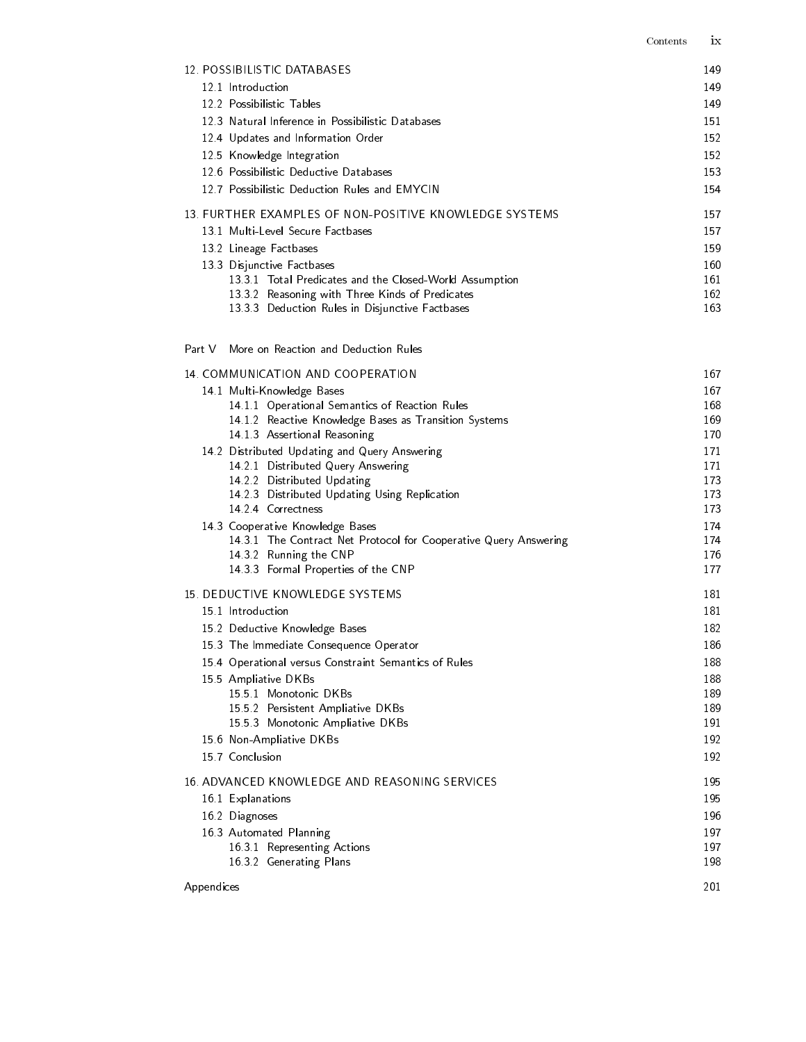12. POSSIBILISTIC DATABASES 149

- 12.1 Introduction 149
- 12.2 Possibilistic Tables 149
- 12.3 Natural Inference in Possibilistic Databases 151
- 12.4 Updates and Information Order 152
- 12.5 Knowledge Integration 152
- 12.6 Possibilistic Deductive Databases 153
- 12.7 Possibilistic Deduction Rules and EMYCIN 154

13. FURTHER EXAMPLES OF NON-POSITIVE KNOWLEDGE SYSTEMS 157

- 13.1 Multi-Level Secure Factbases 157
- 13.2 Lineage Factbases 159
- 13.3 Disjunctive Factbases 160
  - 13.3.1 Total Predicates and the Closed-World Assumption 161
  - 13.3.2 Reasoning with Three Kinds of Predicates 162
  - 13.3.3 Deduction Rules in Disjunctive Factbases 163

Part V More on Reaction and Deduction Rules

14. COMMUNICATION AND COOPERATION 167

- 14.1 Multi-Knowledge Bases 167
  - 14.1.1 Operational Semantics of Reaction Rules 168
  - 14.1.2 Reactive Knowledge Bases as Transition Systems 169
  - 14.1.3 Assertional Reasoning 170
- 14.2 Distributed Updating and Query Answering 171
  - 14.2.1 Distributed Query Answering 171
  - 14.2.2 Distributed Updating 173
  - 14.2.3 Distributed Updating Using Replication 173
  - 14.2.4 Correctness 173
- 14.3 Cooperative Knowledge Bases 174
  - 14.3.1 The Contract Net Protocol for Cooperative Query Answering 174
  - 14.3.2 Running the CNP 176
  - 14.3.3 Formal Properties of the CNP 177

15. DEDUCTIVE KNOWLEDGE SYSTEMS 181

- 15.1 Introduction 181
- 15.2 Deductive Knowledge Bases 182
- 15.3 The Immediate Consequence Operator 186
- 15.4 Operational versus Constraint Semantics of Rules 188
- 15.5 Ampliative DKBs 188
  - 15.5.1 Monotonic DKBs 189
  - 15.5.2 Persistent Ampliative DKBs 189
  - 15.5.3 Monotonic Ampliative DKBs 191
- 15.6 Non-Ampliative DKBs 192
- 15.7 Conclusion 192

16. ADVANCED KNOWLEDGE AND REASONING SERVICES 195

- 16.1 Explanations 195
- 16.2 Diagnoses 196
- 16.3 Automated Planning 197
  - 16.3.1 Representing Actions 197
  - 16.3.2 Generating Plans 198

Appendices 201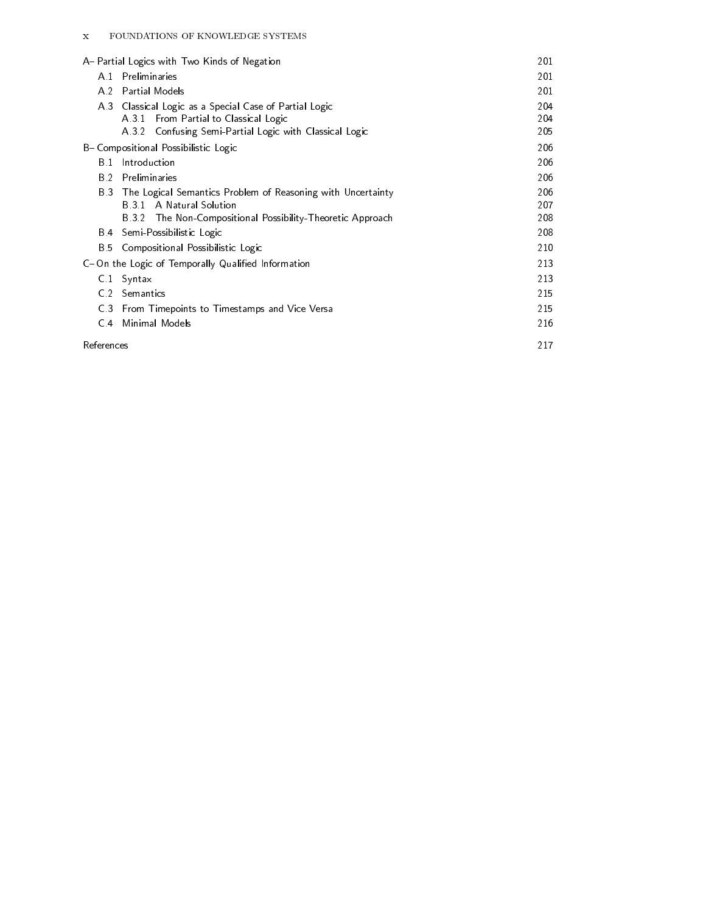A– Partial Logics with Two Kinds of Negation 201

- A.1 Preliminaries 201
- A.2 Partial Models 201
- A.3 Classical Logic as a Special Case of Partial Logic 204
  - A.3.1 From Partial to Classical Logic 204
  - A.3.2 Confusing Semi-Partial Logic with Classical Logic 205

B– Compositional Possibilistic Logic 206

- B.1 Introduction 206
- B.2 Preliminaries 206
- B.3 The Logical Semantics Problem of Reasoning with Uncertainty 206
  - B.3.1 A Natural Solution 207
  - B.3.2 The Non-Compositional Possibility-Theoretic Approach 208
- B.4 Semi-Possibilistic Logic 208
- B.5 Compositional Possibilistic Logic 210

C– On the Logic of Temporally Qualified Information 213

- C.1 Syntax 213
- C.2 Semantics 215
- C.3 From Timepoints to Timestamps and Vice Versa 215
- C.4 Minimal Models 216

References 217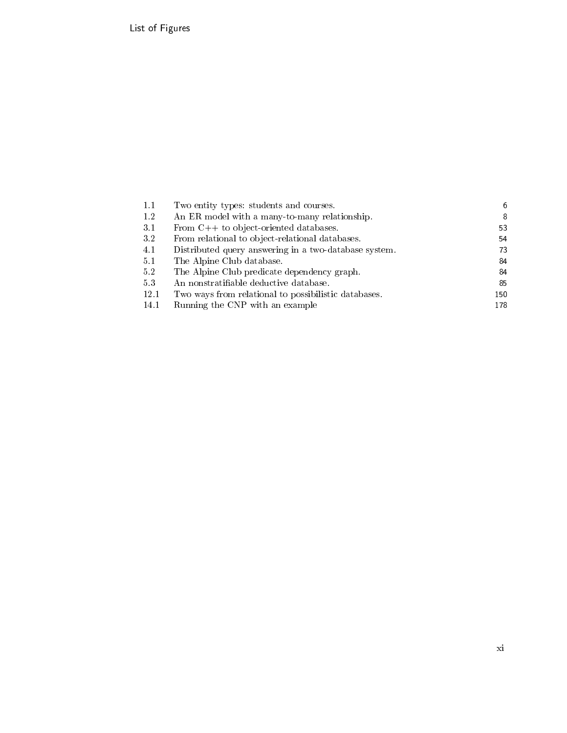# List of Figures

| | | |
|---|---|---|
| 1.1 | Two entity types: students and courses. | 6 |
| 1.2 | An ER model with a many-to-many relationship. | 8 |
| 3.1 | From C++ to object-oriented databases. | 53 |
| 3.2 | From relational to object-relational databases. | 54 |
| 4.1 | Distributed query answering in a two-database system. | 73 |
| 5.1 | The Alpine Club database. | 84 |
| 5.2 | The Alpine Club predicate dependency graph. | 84 |
| 5.3 | An nonstratifiable deductive database. | 85 |
| 12.1 | Two ways from relational to possibilistic databases. | 150 |
| 14.1 | Running the CNP with an example | 178 |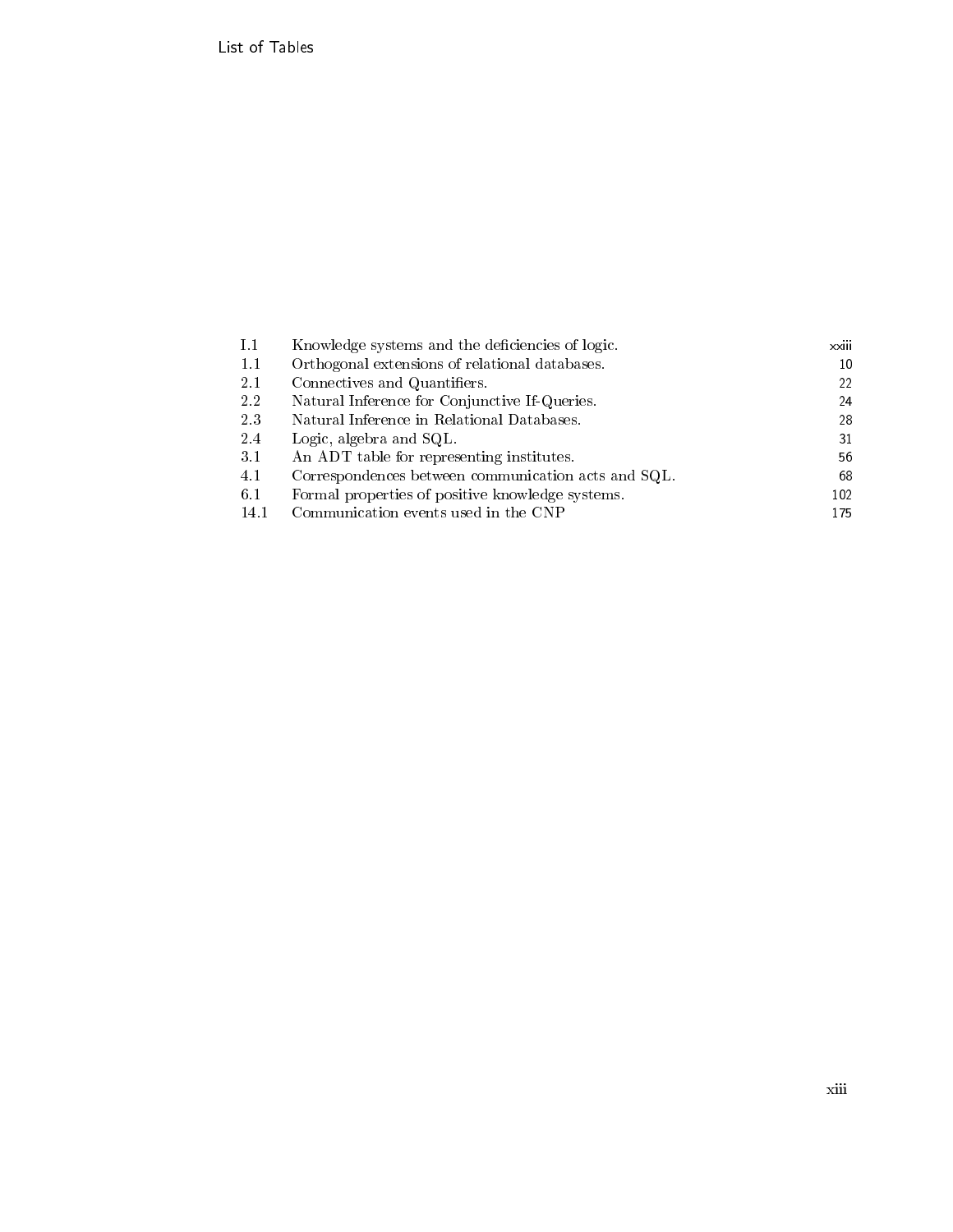# List of Tables

| | | |
|---|---|---|
| I.1 | Knowledge systems and the deficiencies of logic. | xxiii |
| 1.1 | Orthogonal extensions of relational databases. | 10 |
| 2.1 | Connectives and Quantifiers. | 22 |
| 2.2 | Natural Inference for Conjunctive If-Queries. | 24 |
| 2.3 | Natural Inference in Relational Databases. | 28 |
| 2.4 | Logic, algebra and SQL. | 31 |
| 3.1 | An ADT table for representing institutes. | 56 |
| 4.1 | Correspondences between communication acts and SQL. | 68 |
| 6.1 | Formal properties of positive knowledge systems. | 102 |
| 14.1 | Communication events used in the CNP | 175 |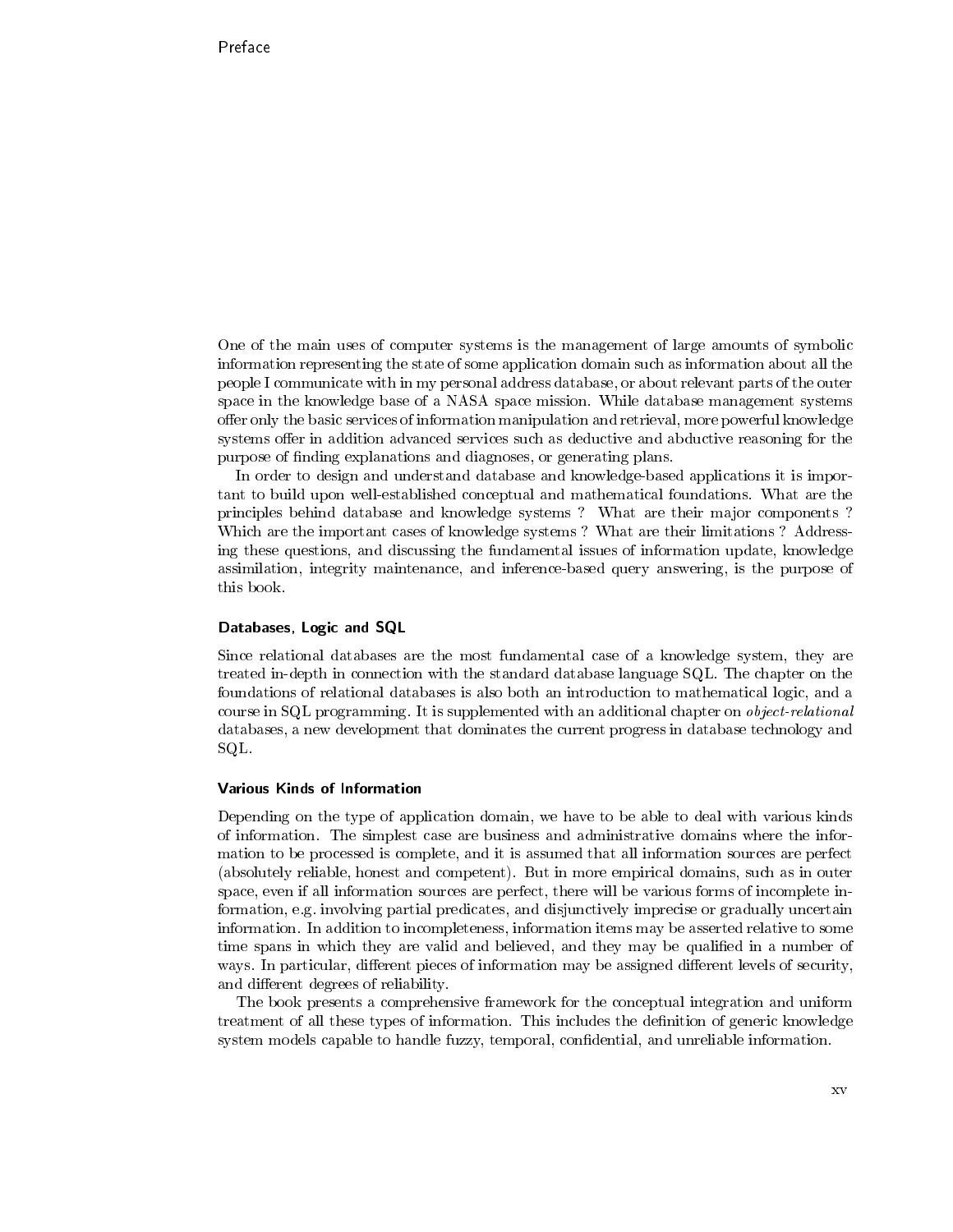# Preface

One of the main uses of computer systems is the management of large amounts of symbolic information representing the state of some application domain such as information about all the people I communicate with in my personal address database, or about relevant parts of the outer space in the knowledge base of a NASA space mission. While database management systems offer only the basic services of information manipulation and retrieval, more powerful knowledge systems offer in addition advanced services such as deductive and abductive reasoning for the purpose of finding explanations and diagnoses, or generating plans.

In order to design and understand database and knowledge-based applications it is important to build upon well-established conceptual and mathematical foundations. What are the principles behind database and knowledge systems ? What are their major components ? Which are the important cases of knowledge systems ? What are their limitations ? Addressing these questions, and discussing the fundamental issues of information update, knowledge assimilation, integrity maintenance, and inference-based query answering, is the purpose of this book.

### Databases, Logic and SQL

Since relational databases are the most fundamental case of a knowledge system, they are treated in-depth in connection with the standard database language SQL. The chapter on the foundations of relational databases is also both an introduction to mathematical logic, and a course in SQL programming. It is supplemented with an additional chapter on *object-relational* databases, a new development that dominates the current progress in database technology and SQL.

### Various Kinds of Information

Depending on the type of application domain, we have to be able to deal with various kinds of information. The simplest case are business and administrative domains where the information to be processed is complete, and it is assumed that all information sources are perfect (absolutely reliable, honest and competent). But in more empirical domains, such as in outer space, even if all information sources are perfect, there will be various forms of incomplete information, e.g. involving partial predicates, and disjunctively imprecise or gradually uncertain information. In addition to incompleteness, information items may be asserted relative to some time spans in which they are valid and believed, and they may be qualified in a number of ways. In particular, different pieces of information may be assigned different levels of security, and different degrees of reliability.

The book presents a comprehensive framework for the conceptual integration and uniform treatment of all these types of information. This includes the definition of generic knowledge system models capable to handle fuzzy, temporal, confidential, and unreliable information.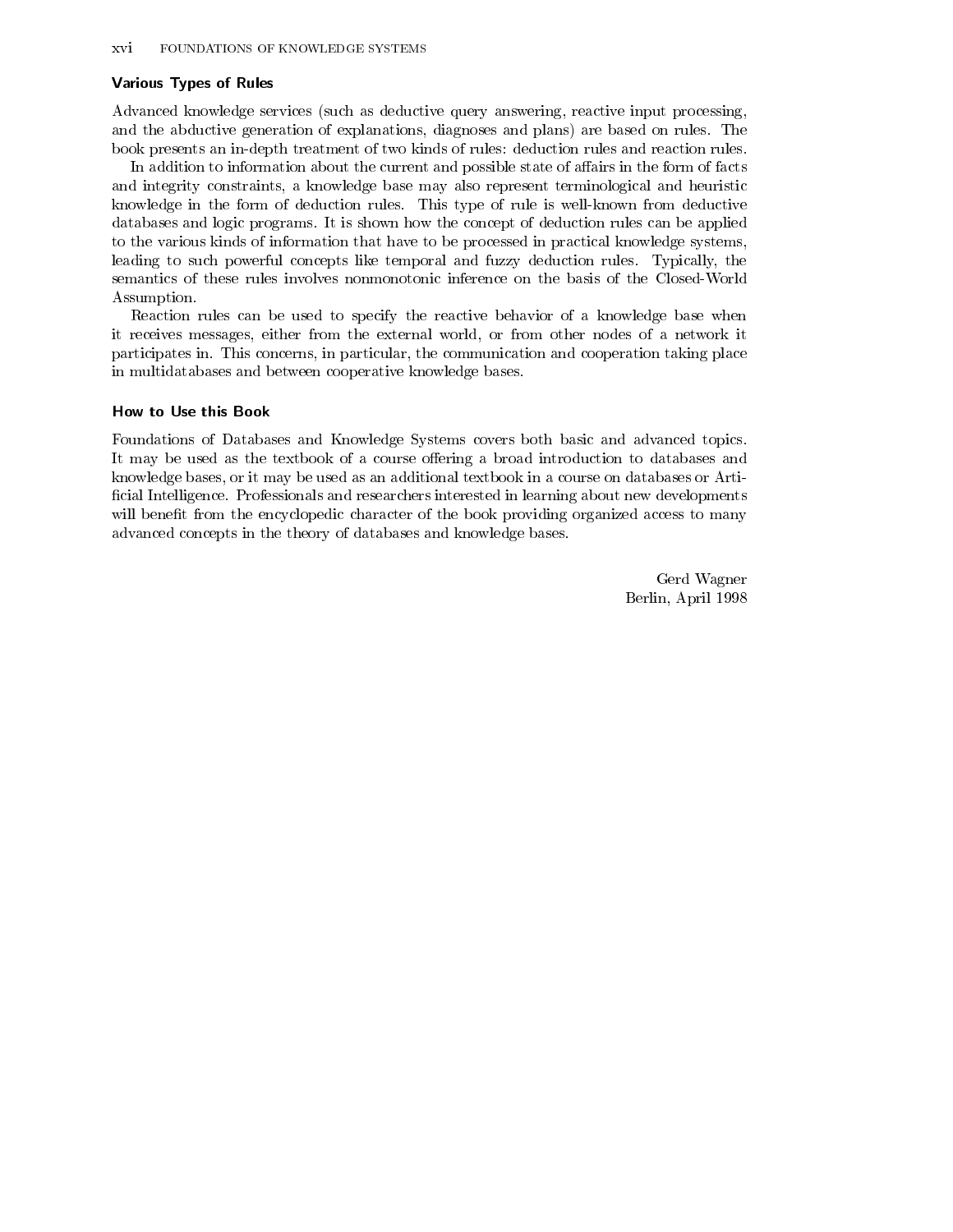### Various Types of Rules

Advanced knowledge services (such as deductive query answering, reactive input processing, and the abductive generation of explanations, diagnoses and plans) are based on rules. The book presents an in-depth treatment of two kinds of rules: deduction rules and reaction rules.

In addition to information about the current and possible state of affairs in the form of facts and integrity constraints, a knowledge base may also represent terminological and heuristic knowledge in the form of deduction rules. This type of rule is well-known from deductive databases and logic programs. It is shown how the concept of deduction rules can be applied to the various kinds of information that have to be processed in practical knowledge systems, leading to such powerful concepts like temporal and fuzzy deduction rules. Typically, the semantics of these rules involves nonmonotonic inference on the basis of the Closed-World Assumption.

Reaction rules can be used to specify the reactive behavior of a knowledge base when it receives messages, either from the external world, or from other nodes of a network it participates in. This concerns, in particular, the communication and cooperation taking place in multidatabases and between cooperative knowledge bases.

### How to Use this Book

Foundations of Databases and Knowledge Systems covers both basic and advanced topics. It may be used as the textbook of a course offering a broad introduction to databases and knowledge bases, or it may be used as an additional textbook in a course on databases or Artificial Intelligence. Professionals and researchers interested in learning about new developments will benefit from the encyclopedic character of the book providing organized access to many advanced concepts in the theory of databases and knowledge bases.

Gerd Wagner
Berlin, April 1998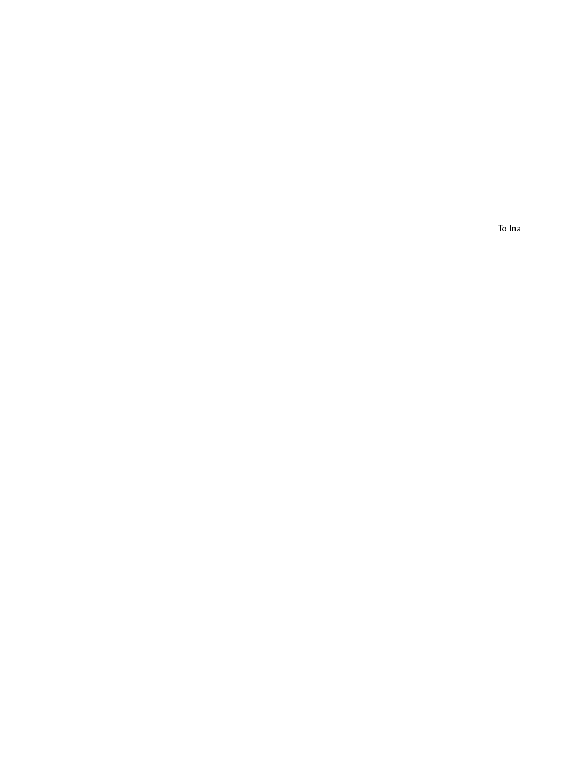To Ina.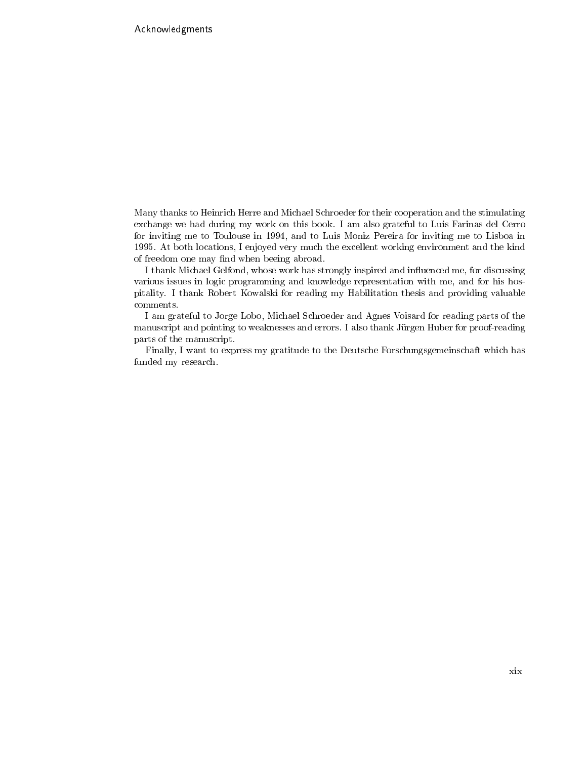# Acknowledgments

Many thanks to Heinrich Herre and Michael Schroeder for their cooperation and the stimulating exchange we had during my work on this book. I am also grateful to Luis Farinas del Cerro for inviting me to Toulouse in 1994, and to Luis Moniz Pereira for inviting me to Lisboa in 1995. At both locations, I enjoyed very much the excellent working environment and the kind of freedom one may find when beeing abroad.

I thank Michael Gelfond, whose work has strongly inspired and influenced me, for discussing various issues in logic programming and knowledge representation with me, and for his hospitality. I thank Robert Kowalski for reading my Habilitation thesis and providing valuable comments.

I am grateful to Jorge Lobo, Michael Schroeder and Agnes Voisard for reading parts of the manuscript and pointing to weaknesses and errors. I also thank Jürgen Huber for proof-reading parts of the manuscript.

Finally, I want to express my gratitude to the Deutsche Forschungsgemeinschaft which has funded my research.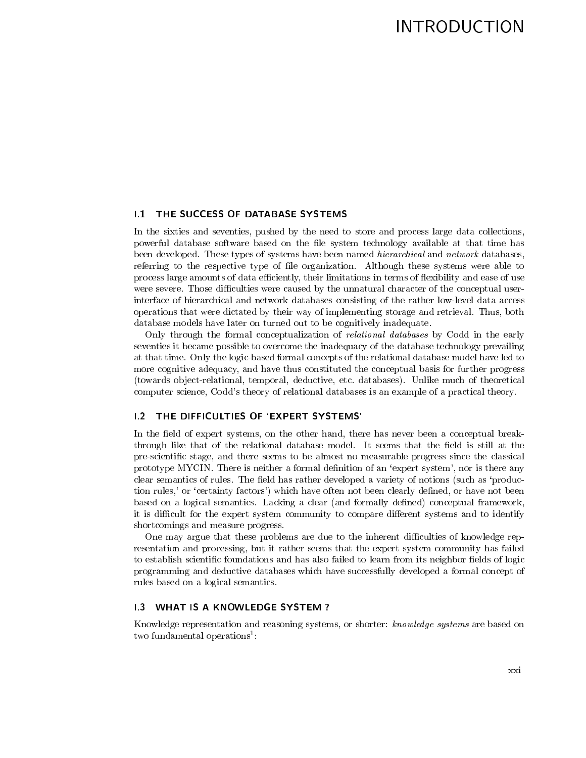# INTRODUCTION

## I.1 THE SUCCESS OF DATABASE SYSTEMS

In the sixties and seventies, pushed by the need to store and process large data collections, powerful database software based on the file system technology available at that time has been developed. These types of systems have been named *hierarchical* and *network* databases, referring to the respective type of file organization. Although these systems were able to process large amounts of data efficiently, their limitations in terms of flexibility and ease of use were severe. Those difficulties were caused by the unnatural character of the conceptual user-interface of hierarchical and network databases consisting of the rather low-level data access operations that were dictated by their way of implementing storage and retrieval. Thus, both database models have later on turned out to be cognitively inadequate.

Only through the formal conceptualization of *relational databases* by Codd in the early seventies it became possible to overcome the inadequacy of the database technology prevailing at that time. Only the logic-based formal concepts of the relational database model have led to more cognitive adequacy, and have thus constituted the conceptual basis for further progress (towards object-relational, temporal, deductive, etc. databases). Unlike much of theoretical computer science, Codd's theory of relational databases is an example of a practical theory.

## I.2 THE DIFFICULTIES OF 'EXPERT SYSTEMS'

In the field of expert systems, on the other hand, there has never been a conceptual breakthrough like that of the relational database model. It seems that the field is still at the pre-scientific stage, and there seems to be almost no measurable progress since the classical prototype MYCIN. There is neither a formal definition of an 'expert system', nor is there any clear semantics of rules. The field has rather developed a variety of notions (such as 'production rules,' or 'certainty factors') which have often not been clearly defined, or have not been based on a logical semantics. Lacking a clear (and formally defined) conceptual framework, it is difficult for the expert system community to compare different systems and to identify shortcomings and measure progress.

One may argue that these problems are due to the inherent difficulties of knowledge representation and processing, but it rather seems that the expert system community has failed to establish scientific foundations and has also failed to learn from its neighbor fields of logic programming and deductive databases which have successfully developed a formal concept of rules based on a logical semantics.

## I.3 WHAT IS A KNOWLEDGE SYSTEM ?

Knowledge representation and reasoning systems, or shorter: *knowledge systems* are based on two fundamental operations[1]: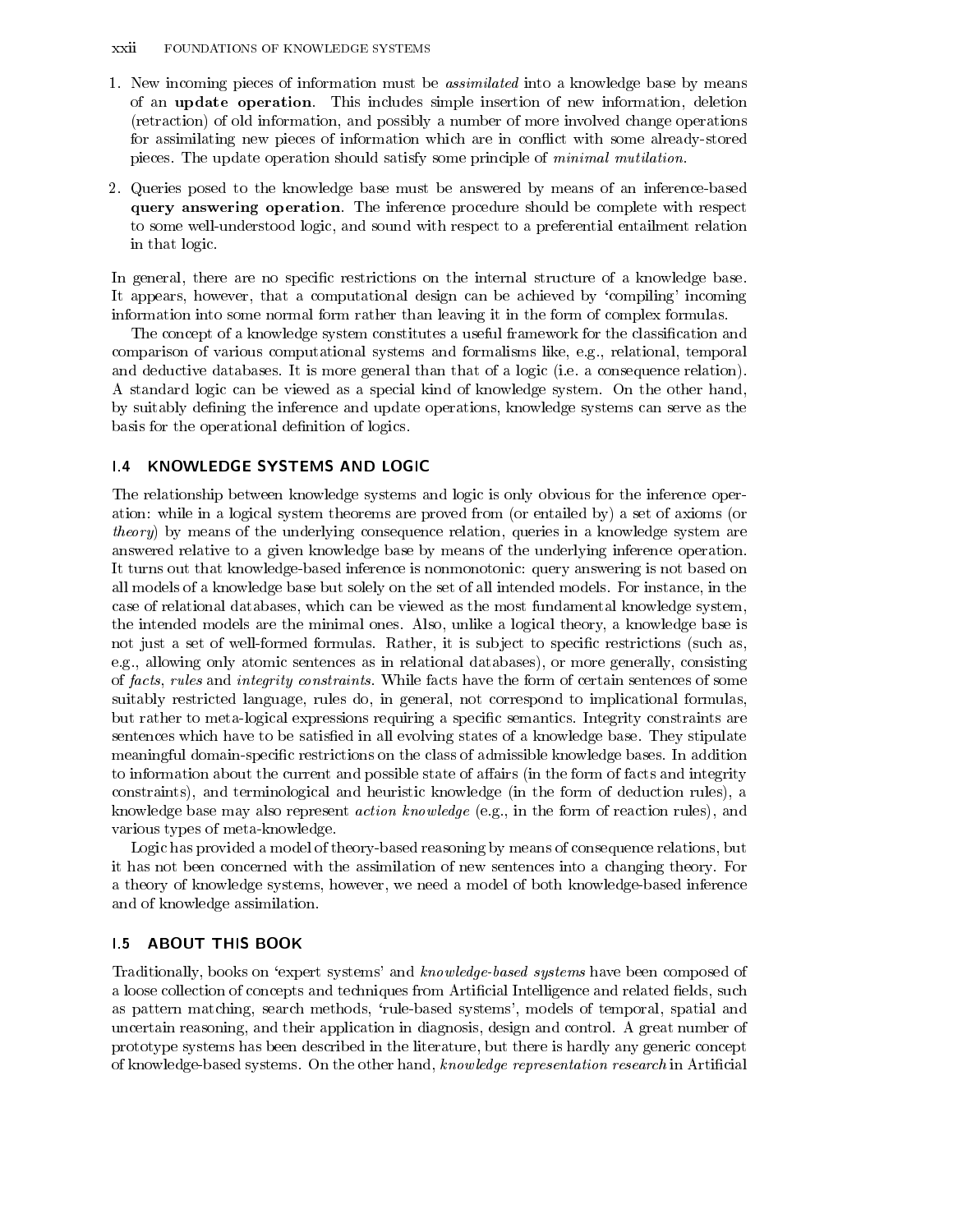1. New incoming pieces of information must be *assimilated* into a knowledge base by means of an **update operation**. This includes simple insertion of new information, deletion (retraction) of old information, and possibly a number of more involved change operations for assimilating new pieces of information which are in conflict with some already-stored pieces. The update operation should satisfy some principle of *minimal mutilation*.

2. Queries posed to the knowledge base must be answered by means of an inference-based **query answering operation**. The inference procedure should be complete with respect to some well-understood logic, and sound with respect to a preferential entailment relation in that logic.

In general, there are no specific restrictions on the internal structure of a knowledge base. It appears, however, that a computational design can be achieved by 'compiling' incoming information into some normal form rather than leaving it in the form of complex formulas.

The concept of a knowledge system constitutes a useful framework for the classification and comparison of various computational systems and formalisms like, e.g., relational, temporal and deductive databases. It is more general than that of a logic (i.e. a consequence relation). A standard logic can be viewed as a special kind of knowledge system. On the other hand, by suitably defining the inference and update operations, knowledge systems can serve as the basis for the operational definition of logics.

## I.4 KNOWLEDGE SYSTEMS AND LOGIC

The relationship between knowledge systems and logic is only obvious for the inference operation: while in a logical system theorems are proved from (or entailed by) a set of axioms (or *theory*) by means of the underlying consequence relation, queries in a knowledge system are answered relative to a given knowledge base by means of the underlying inference operation. It turns out that knowledge-based inference is nonmonotonic: query answering is not based on all models of a knowledge base but solely on the set of all intended models. For instance, in the case of relational databases, which can be viewed as the most fundamental knowledge system, the intended models are the minimal ones. Also, unlike a logical theory, a knowledge base is not just a set of well-formed formulas. Rather, it is subject to specific restrictions (such as, e.g., allowing only atomic sentences as in relational databases), or more generally, consisting of *facts*, *rules* and *integrity constraints*. While facts have the form of certain sentences of some suitably restricted language, rules do, in general, not correspond to implicational formulas, but rather to meta-logical expressions requiring a specific semantics. Integrity constraints are sentences which have to be satisfied in all evolving states of a knowledge base. They stipulate meaningful domain-specific restrictions on the class of admissible knowledge bases. In addition to information about the current and possible state of affairs (in the form of facts and integrity constraints), and terminological and heuristic knowledge (in the form of deduction rules), a knowledge base may also represent *action knowledge* (e.g., in the form of reaction rules), and various types of meta-knowledge.

Logic has provided a model of theory-based reasoning by means of consequence relations, but it has not been concerned with the assimilation of new sentences into a changing theory. For a theory of knowledge systems, however, we need a model of both knowledge-based inference and of knowledge assimilation.

## I.5 ABOUT THIS BOOK

Traditionally, books on 'expert systems' and *knowledge-based systems* have been composed of a loose collection of concepts and techniques from Artificial Intelligence and related fields, such as pattern matching, search methods, 'rule-based systems', models of temporal, spatial and uncertain reasoning, and their application in diagnosis, design and control. A great number of prototype systems has been described in the literature, but there is hardly any generic concept of knowledge-based systems. On the other hand, *knowledge representation research* in Artificial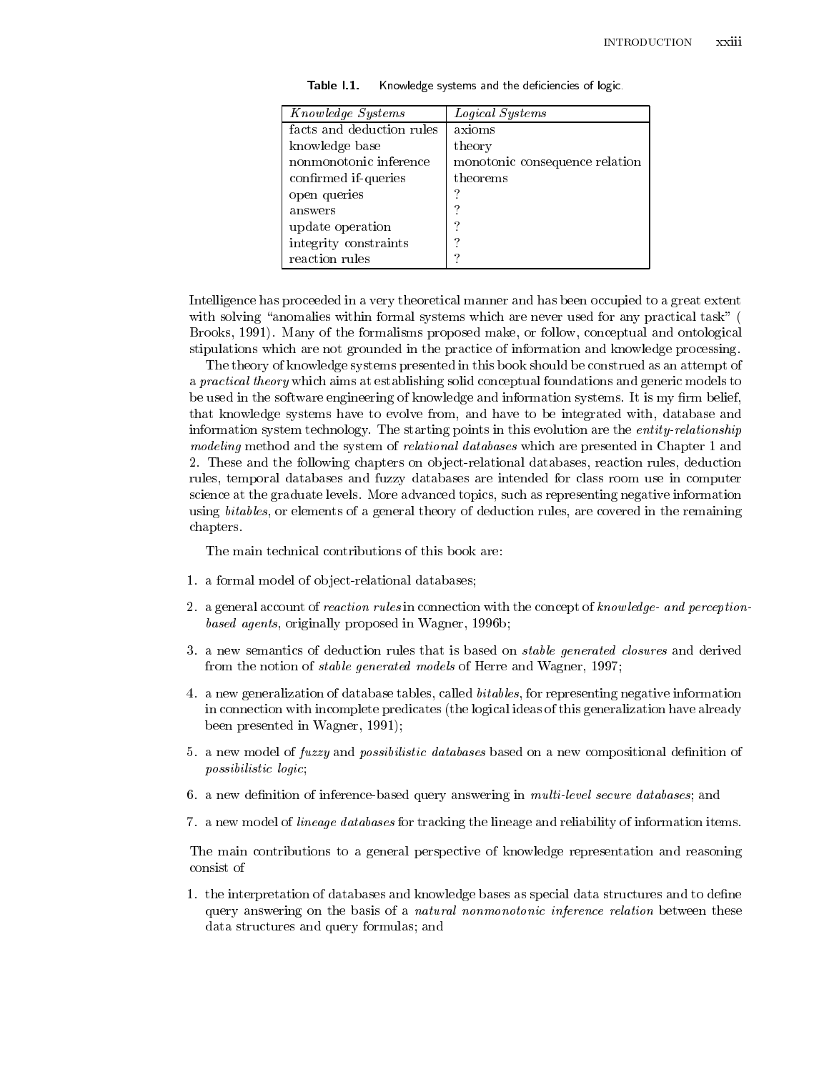**Table I.1.** Knowledge systems and the deficiencies of logic.

| *Knowledge Systems* | *Logical Systems* |
|---|---|
| facts and deduction rules | axioms |
| knowledge base | theory |
| nonmonotonic inference | monotonic consequence relation |
| confirmed if-queries | theorems |
| open queries | ? |
| answers | ? |
| update operation | ? |
| integrity constraints | ? |
| reaction rules | ? |

Intelligence has proceeded in a very theoretical manner and has been occupied to a great extent with solving "anomalies within formal systems which are never used for any practical task" ( Brooks, 1991). Many of the formalisms proposed make, or follow, conceptual and ontological stipulations which are not grounded in the practice of information and knowledge processing.

The theory of knowledge systems presented in this book should be construed as an attempt of a *practical theory* which aims at establishing solid conceptual foundations and generic models to be used in the software engineering of knowledge and information systems. It is my firm belief, that knowledge systems have to evolve from, and have to be integrated with, database and information system technology. The starting points in this evolution are the *entity-relationship modeling* method and the system of *relational databases* which are presented in Chapter 1 and 2. These and the following chapters on object-relational databases, reaction rules, deduction rules, temporal databases and fuzzy databases are intended for class room use in computer science at the graduate levels. More advanced topics, such as representing negative information using *bitables*, or elements of a general theory of deduction rules, are covered in the remaining chapters.

The main technical contributions of this book are:

1. a formal model of object-relational databases;
2. a general account of *reaction rules* in connection with the concept of *knowledge- and perception-based agents*, originally proposed in Wagner, 1996b;
3. a new semantics of deduction rules that is based on *stable generated closures* and derived from the notion of *stable generated models* of Herre and Wagner, 1997;
4. a new generalization of database tables, called *bitables*, for representing negative information in connection with incomplete predicates (the logical ideas of this generalization have already been presented in Wagner, 1991);
5. a new model of *fuzzy* and *possibilistic databases* based on a new compositional definition of *possibilistic logic*;
6. a new definition of inference-based query answering in *multi-level secure databases*; and
7. a new model of *lineage databases* for tracking the lineage and reliability of information items.

The main contributions to a general perspective of knowledge representation and reasoning consist of

1. the interpretation of databases and knowledge bases as special data structures and to define query answering on the basis of a *natural nonmonotonic inference relation* between these data structures and query formulas; and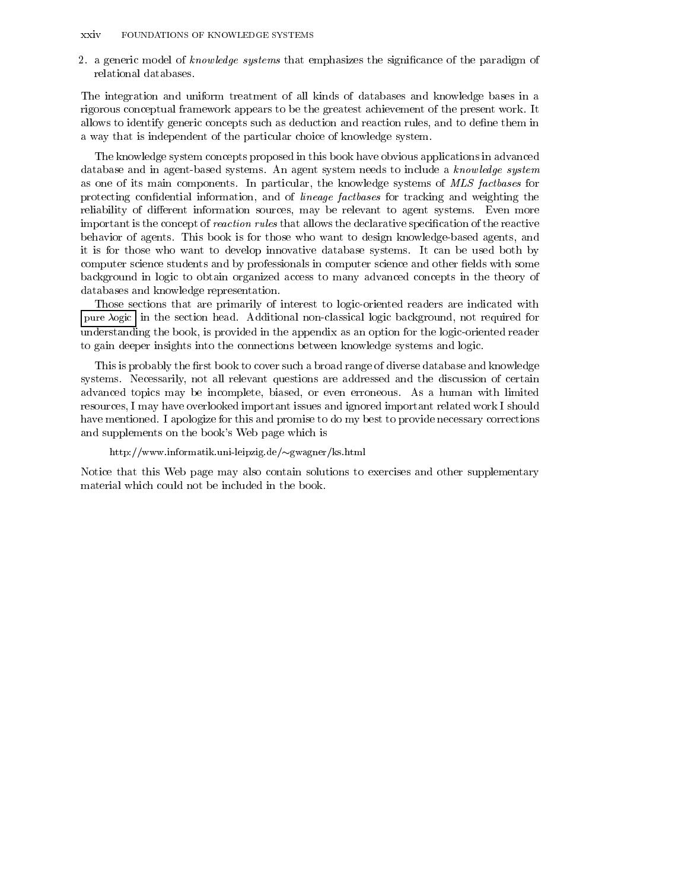2. a generic model of *knowledge systems* that emphasizes the significance of the paradigm of relational databases.

The integration and uniform treatment of all kinds of databases and knowledge bases in a rigorous conceptual framework appears to be the greatest achievement of the present work. It allows to identify generic concepts such as deduction and reaction rules, and to define them in a way that is independent of the particular choice of knowledge system.

The knowledge system concepts proposed in this book have obvious applications in advanced database and in agent-based systems. An agent system needs to include a *knowledge system* as one of its main components. In particular, the knowledge systems of *MLS factbases* for protecting confidential information, and of *lineage factbases* for tracking and weighting the reliability of different information sources, may be relevant to agent systems. Even more important is the concept of *reaction rules* that allows the declarative specification of the reactive behavior of agents. This book is for those who want to design knowledge-based agents, and it is for those who want to develop innovative database systems. It can be used both by computer science students and by professionals in computer science and other fields with some background in logic to obtain organized access to many advanced concepts in the theory of databases and knowledge representation.

Those sections that are primarily of interest to logic-oriented readers are indicated with [pure $\lambda$ogic] in the section head. Additional non-classical logic background, not required for understanding the book, is provided in the appendix as an option for the logic-oriented reader to gain deeper insights into the connections between knowledge systems and logic.

This is probably the first book to cover such a broad range of diverse database and knowledge systems. Necessarily, not all relevant questions are addressed and the discussion of certain advanced topics may be incomplete, biased, or even erroneous. As a human with limited resources, I may have overlooked important issues and ignored important related work I should have mentioned. I apologize for this and promise to do my best to provide necessary corrections and supplements on the book's Web page which is

http://www.informatik.uni-leipzig.de/~gwagner/ks.html

Notice that this Web page may also contain solutions to exercises and other supplementary material which could not be included in the book.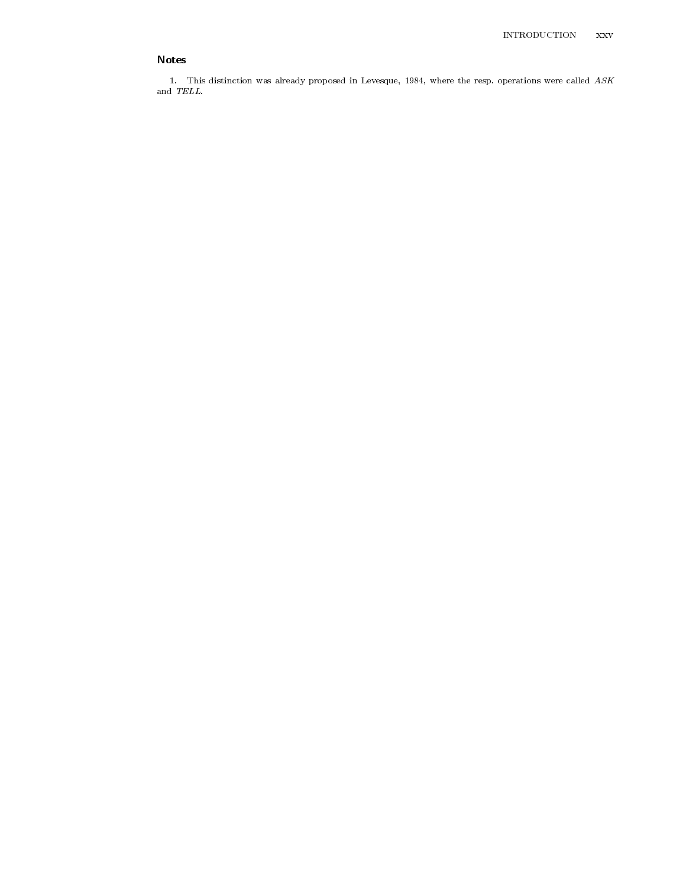## Notes

1. This distinction was already proposed in Levesque, 1984, where the resp. operations were called *ASK* and *TELL*.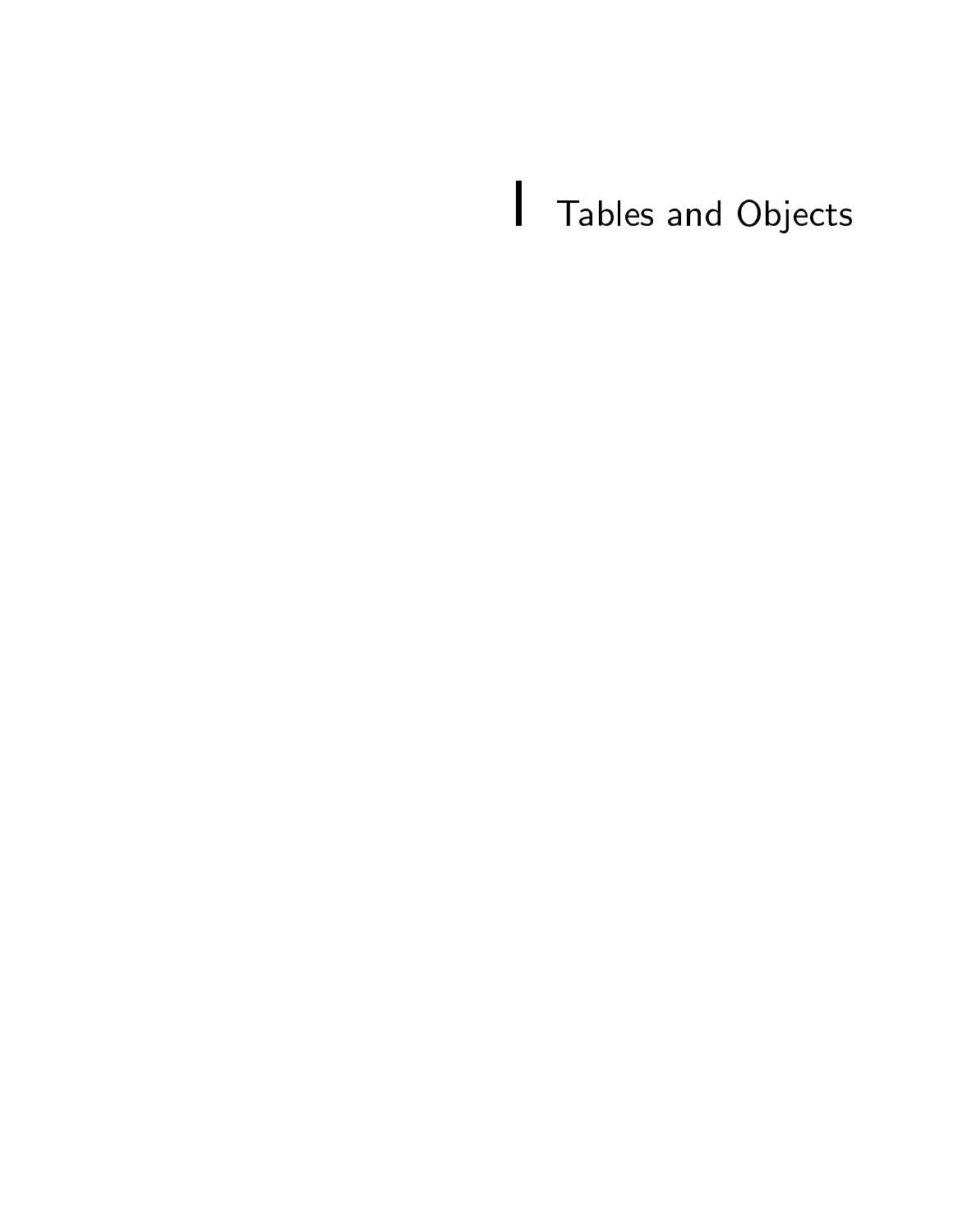# I Tables and Objects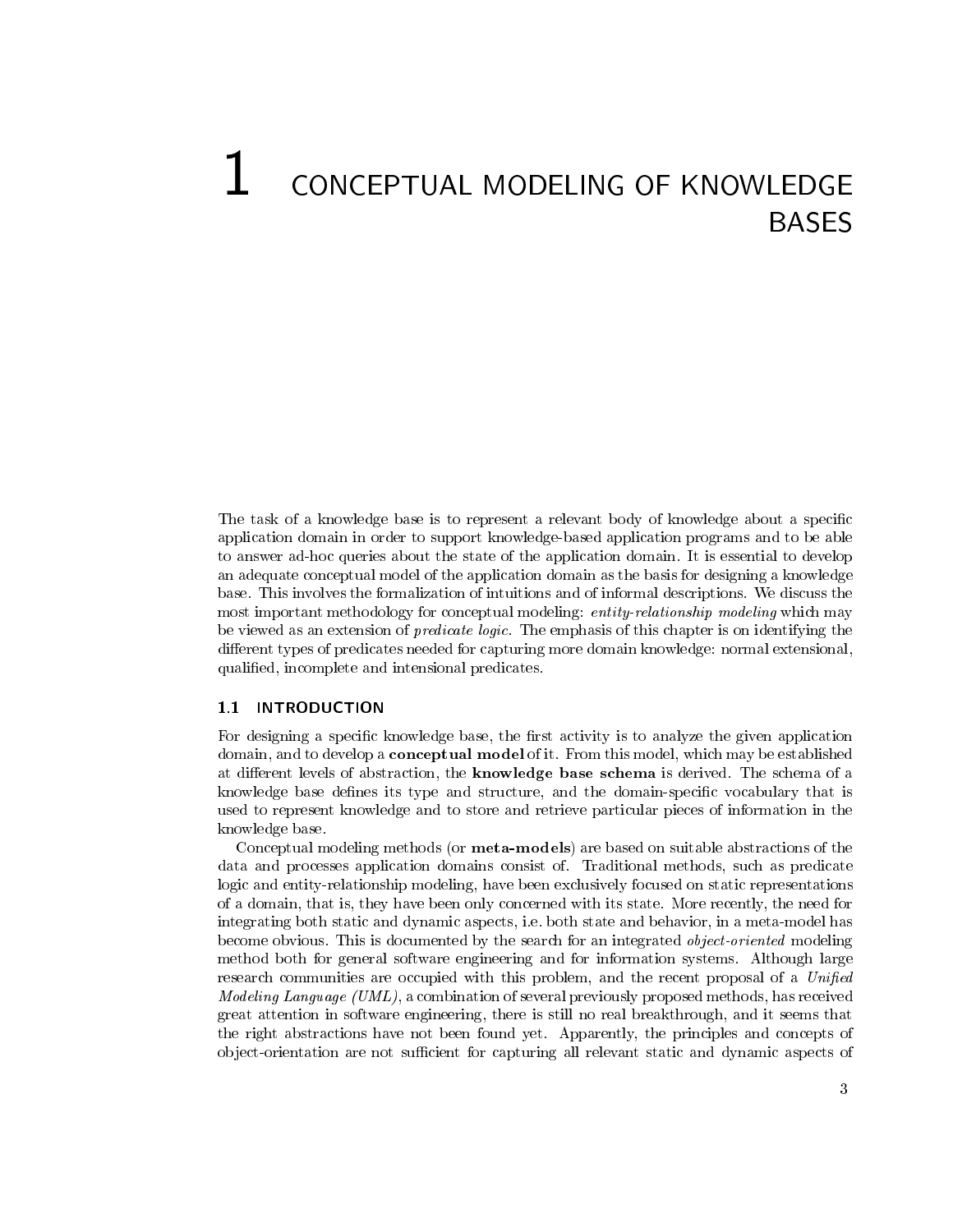# 1 CONCEPTUAL MODELING OF KNOWLEDGE BASES

The task of a knowledge base is to represent a relevant body of knowledge about a specific application domain in order to support knowledge-based application programs and to be able to answer ad-hoc queries about the state of the application domain. It is essential to develop an adequate conceptual model of the application domain as the basis for designing a knowledge base. This involves the formalization of intuitions and of informal descriptions. We discuss the most important methodology for conceptual modeling: *entity-relationship modeling* which may be viewed as an extension of *predicate logic*. The emphasis of this chapter is on identifying the different types of predicates needed for capturing more domain knowledge: normal extensional, qualified, incomplete and intensional predicates.

## 1.1 INTRODUCTION

For designing a specific knowledge base, the first activity is to analyze the given application domain, and to develop a **conceptual model** of it. From this model, which may be established at different levels of abstraction, the **knowledge base schema** is derived. The schema of a knowledge base defines its type and structure, and the domain-specific vocabulary that is used to represent knowledge and to store and retrieve particular pieces of information in the knowledge base.

Conceptual modeling methods (or **meta-models**) are based on suitable abstractions of the data and processes application domains consist of. Traditional methods, such as predicate logic and entity-relationship modeling, have been exclusively focused on static representations of a domain, that is, they have been only concerned with its state. More recently, the need for integrating both static and dynamic aspects, i.e. both state and behavior, in a meta-model has become obvious. This is documented by the search for an integrated *object-oriented* modeling method both for general software engineering and for information systems. Although large research communities are occupied with this problem, and the recent proposal of a *Unified Modeling Language (UML)*, a combination of several previously proposed methods, has received great attention in software engineering, there is still no real breakthrough, and it seems that the right abstractions have not been found yet. Apparently, the principles and concepts of object-orientation are not sufficient for capturing all relevant static and dynamic aspects of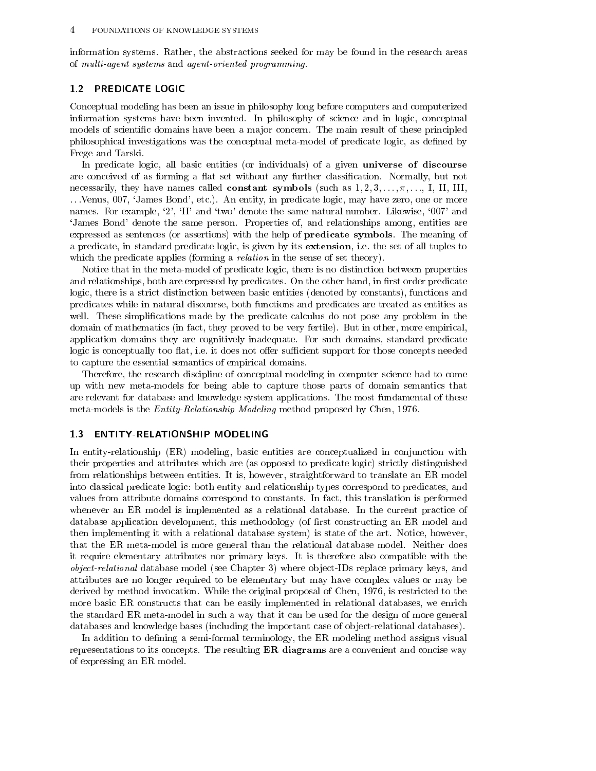information systems. Rather, the abstractions seeked for may be found in the research areas of *multi-agent systems* and *agent-oriented programming*.

## 1.2 PREDICATE LOGIC

Conceptual modeling has been an issue in philosophy long before computers and computerized information systems have been invented. In philosophy of science and in logic, conceptual models of scientific domains have been a major concern. The main result of these principled philosophical investigations was the conceptual meta-model of predicate logic, as defined by Frege and Tarski.

In predicate logic, all basic entities (or individuals) of a given **universe of discourse** are conceived of as forming a flat set without any further classification. Normally, but not necessarily, they have names called **constant symbols** (such as $1, 2, 3, \ldots, \pi, \ldots$, I, II, III, …Venus, 007, 'James Bond', etc.). An entity, in predicate logic, may have zero, one or more names. For example, '2', 'II' and 'two' denote the same natural number. Likewise, '007' and 'James Bond' denote the same person. Properties of, and relationships among, entities are expressed as sentences (or assertions) with the help of **predicate symbols**. The meaning of a predicate, in standard predicate logic, is given by its **extension**, i.e. the set of all tuples to which the predicate applies (forming a *relation* in the sense of set theory).

Notice that in the meta-model of predicate logic, there is no distinction between properties and relationships, both are expressed by predicates. On the other hand, in first order predicate logic, there is a strict distinction between basic entities (denoted by constants), functions and predicates while in natural discourse, both functions and predicates are treated as entities as well. These simplifications made by the predicate calculus do not pose any problem in the domain of mathematics (in fact, they proved to be very fertile). But in other, more empirical, application domains they are cognitively inadequate. For such domains, standard predicate logic is conceptually too flat, i.e. it does not offer sufficient support for those concepts needed to capture the essential semantics of empirical domains.

Therefore, the research discipline of conceptual modeling in computer science had to come up with new meta-models for being able to capture those parts of domain semantics that are relevant for database and knowledge system applications. The most fundamental of these meta-models is the *Entity-Relationship Modeling* method proposed by Chen, 1976.

## 1.3 ENTITY-RELATIONSHIP MODELING

In entity-relationship (ER) modeling, basic entities are conceptualized in conjunction with their properties and attributes which are (as opposed to predicate logic) strictly distinguished from relationships between entities. It is, however, straightforward to translate an ER model into classical predicate logic: both entity and relationship types correspond to predicates, and values from attribute domains correspond to constants. In fact, this translation is performed whenever an ER model is implemented as a relational database. In the current practice of database application development, this methodology (of first constructing an ER model and then implementing it with a relational database system) is state of the art. Notice, however, that the ER meta-model is more general than the relational database model. Neither does it require elementary attributes nor primary keys. It is therefore also compatible with the *object-relational* database model (see Chapter 3) where object-IDs replace primary keys, and attributes are no longer required to be elementary but may have complex values or may be derived by method invocation. While the original proposal of Chen, 1976, is restricted to the more basic ER constructs that can be easily implemented in relational databases, we enrich the standard ER meta-model in such a way that it can be used for the design of more general databases and knowledge bases (including the important case of object-relational databases).

In addition to defining a semi-formal terminology, the ER modeling method assigns visual representations to its concepts. The resulting **ER diagrams** are a convenient and concise way of expressing an ER model.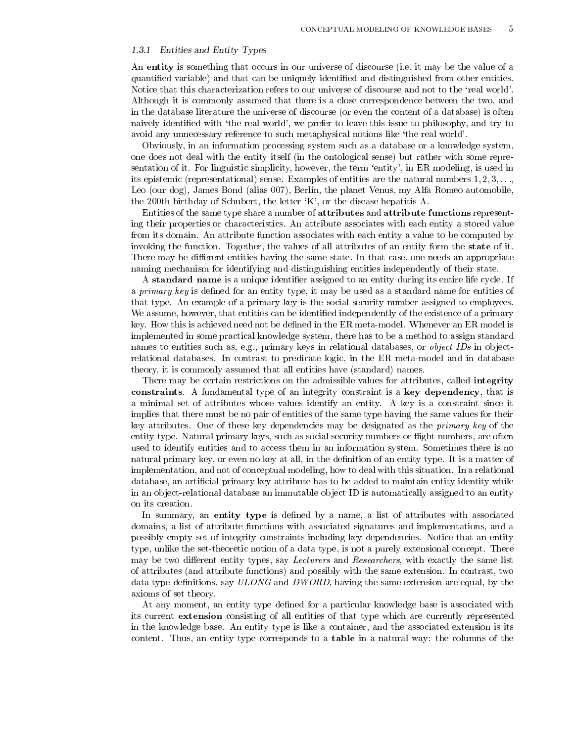### 1.3.1 *Entities and Entity Types*

An **entity** is something that occurs in our universe of discourse (i.e. it may be the value of a quantified variable) and that can be uniquely identified and distinguished from other entities. Notice that this characterization refers to our universe of discourse and not to the 'real world'. Although it is commonly assumed that there is a close correspondence between the two, and in the database literature the universe of discourse (or even the content of a database) is often naively identified with 'the real world', we prefer to leave this issue to philosophy, and try to avoid any unnecessary reference to such metaphysical notions like 'the real world'.

Obviously, in an information processing system such as a database or a knowledge system, one does not deal with the entity itself (in the ontological sense) but rather with some representation of it. For linguistic simplicity, however, the term 'entity', in ER modeling, is used in its epistemic (representational) sense. Examples of entities are the natural numbers $1, 2, 3, \ldots$, Leo (our dog), James Bond (alias 007), Berlin, the planet Venus, my Alfa Romeo automobile, the 200th birthday of Schubert, the letter 'K', or the disease hepatitis A.

Entities of the same type share a number of **attributes** and **attribute functions** representing their properties or characteristics. An attribute associates with each entity a stored value from its domain. An attribute function associates with each entity a value to be computed by invoking the function. Together, the values of all attributes of an entity form the **state** of it. There may be different entities having the same state. In that case, one needs an appropriate naming mechanism for identifying and distinguishing entities independently of their state.

A **standard name** is a unique identifier assigned to an entity during its entire life cycle. If a *primary key* is defined for an entity type, it may be used as a standard name for entities of that type. An example of a primary key is the social security number assigned to employees. We assume, however, that entities can be identified independently of the existence of a primary key. How this is achieved need not be defined in the ER meta-model. Whenever an ER model is implemented in some practical knowledge system, there has to be a method to assign standard names to entities such as, e.g., primary keys in relational databases, or *object IDs* in object-relational databases. In contrast to predicate logic, in the ER meta-model and in database theory, it is commonly assumed that all entities have (standard) names.

There may be certain restrictions on the admissible values for attributes, called **integrity constraints**. A fundamental type of an integrity constraint is a **key dependency**, that is a minimal set of attributes whose values identify an entity. A key is a constraint since it implies that there must be no pair of entities of the same type having the same values for their key attributes. One of these key dependencies may be designated as the *primary key* of the entity type. Natural primary keys, such as social security numbers or flight numbers, are often used to identify entities and to access them in an information system. Sometimes there is no natural primary key, or even no key at all, in the definition of an entity type. It is a matter of implementation, and not of conceptual modeling, how to deal with this situation. In a relational database, an artificial primary key attribute has to be added to maintain entity identity while in an object-relational database an immutable object ID is automatically assigned to an entity on its creation.

In summary, an **entity type** is defined by a name, a list of attributes with associated domains, a list of attribute functions with associated signatures and implementations, and a possibly empty set of integrity constraints including key dependencies. Notice that an entity type, unlike the set-theoretic notion of a data type, is not a purely extensional concept. There may be two different entity types, say *Lecturers* and *Researchers*, with exactly the same list of attributes (and attribute functions) and possibly with the same extension. In contrast, two data type definitions, say *ULONG* and *DWORD*, having the same extension are equal, by the axioms of set theory.

At any moment, an entity type defined for a particular knowledge base is associated with its current **extension** consisting of all entities of that type which are currently represented in the knowledge base. An entity type is like a container, and the associated extension is its content. Thus, an entity type corresponds to a **table** in a natural way: the columns of the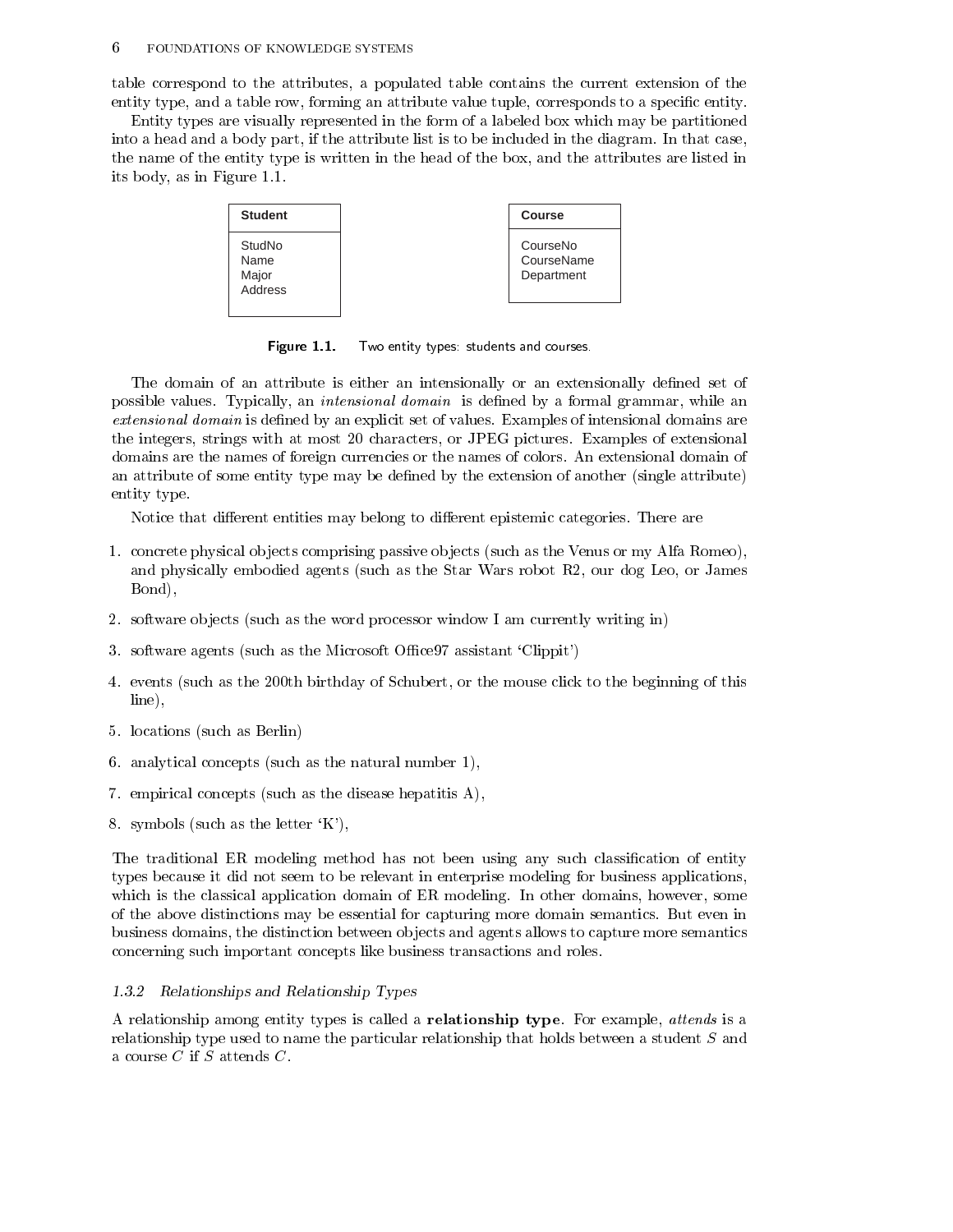table correspond to the attributes, a populated table contains the current extension of the entity type, and a table row, forming an attribute value tuple, corresponds to a specific entity.

Entity types are visually represented in the form of a labeled box which may be partitioned into a head and a body part, if the attribute list is to be included in the diagram. In that case, the name of the entity type is written in the head of the box, and the attributes are listed in its body, as in Figure 1.1.

| **Student** |
|---|
| StudNo<br>Name<br>Major<br>Address |

| **Course** |
|---|
| CourseNo<br>CourseName<br>Department |

**Figure 1.1.** Two entity types: students and courses.

The domain of an attribute is either an intensionally or an extensionally defined set of possible values. Typically, an *intensional domain* is defined by a formal grammar, while an *extensional domain* is defined by an explicit set of values. Examples of intensional domains are the integers, strings with at most 20 characters, or JPEG pictures. Examples of extensional domains are the names of foreign currencies or the names of colors. An extensional domain of an attribute of some entity type may be defined by the extension of another (single attribute) entity type.

Notice that different entities may belong to different epistemic categories. There are

1. concrete physical objects comprising passive objects (such as the Venus or my Alfa Romeo), and physically embodied agents (such as the Star Wars robot R2, our dog Leo, or James Bond),
2. software objects (such as the word processor window I am currently writing in)
3. software agents (such as the Microsoft Office97 assistant 'Clippit')
4. events (such as the 200th birthday of Schubert, or the mouse click to the beginning of this line),
5. locations (such as Berlin)
6. analytical concepts (such as the natural number 1),
7. empirical concepts (such as the disease hepatitis A),
8. symbols (such as the letter 'K'),

The traditional ER modeling method has not been using any such classification of entity types because it did not seem to be relevant in enterprise modeling for business applications, which is the classical application domain of ER modeling. In other domains, however, some of the above distinctions may be essential for capturing more domain semantics. But even in business domains, the distinction between objects and agents allows to capture more semantics concerning such important concepts like business transactions and roles.

### *1.3.2 Relationships and Relationship Types*

A relationship among entity types is called a **relationship type**. For example, *attends* is a relationship type used to name the particular relationship that holds between a student $S$ and a course $C$ if $S$ attends $C$.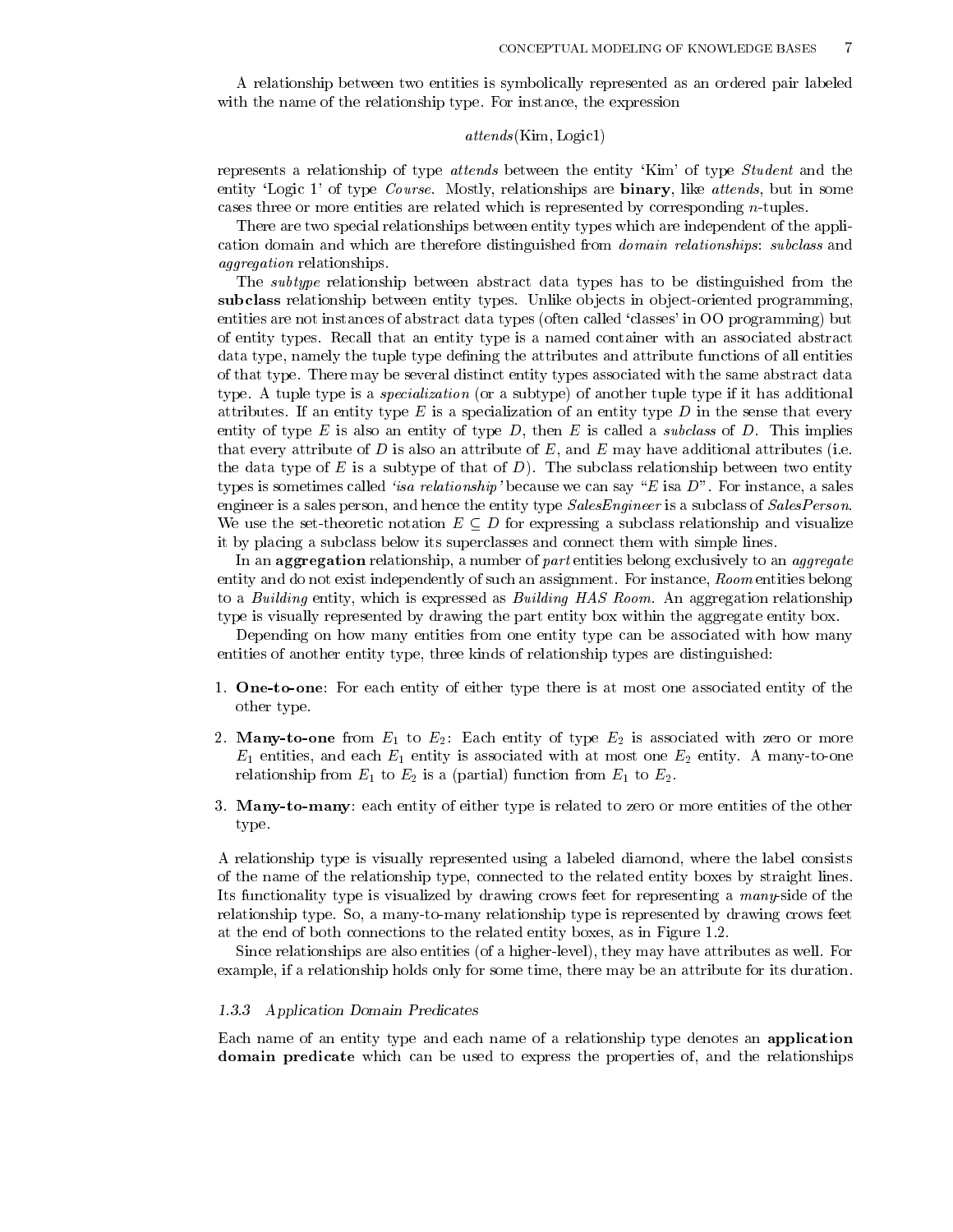A relationship between two entities is symbolically represented as an ordered pair labeled with the name of the relationship type. For instance, the expression

$$attends(\text{Kim}, \text{Logic1})$$

represents a relationship of type *attends* between the entity 'Kim' of type *Student* and the entity 'Logic 1' of type *Course*. Mostly, relationships are **binary**, like *attends*, but in some cases three or more entities are related which is represented by corresponding $n$-tuples.

There are two special relationships between entity types which are independent of the application domain and which are therefore distinguished from *domain relationships*: *subclass* and *aggregation* relationships.

The *subtype* relationship between abstract data types has to be distinguished from the **subclass** relationship between entity types. Unlike objects in object-oriented programming, entities are not instances of abstract data types (often called 'classes' in OO programming) but of entity types. Recall that an entity type is a named container with an associated abstract data type, namely the tuple type defining the attributes and attribute functions of all entities of that type. There may be several distinct entity types associated with the same abstract data type. A tuple type is a *specialization* (or a subtype) of another tuple type if it has additional attributes. If an entity type $E$ is a specialization of an entity type $D$ in the sense that every entity of type $E$ is also an entity of type $D$, then $E$ is called a *subclass* of $D$. This implies that every attribute of $D$ is also an attribute of $E$, and $E$ may have additional attributes (i.e. the data type of $E$ is a subtype of that of $D$). The subclass relationship between two entity types is sometimes called *'isa relationship'* because we can say "$E$ isa $D$". For instance, a sales engineer is a sales person, and hence the entity type *SalesEngineer* is a subclass of *SalesPerson*. We use the set-theoretic notation $E \subseteq D$ for expressing a subclass relationship and visualize it by placing a subclass below its superclasses and connect them with simple lines.

In an **aggregation** relationship, a number of *part* entities belong exclusively to an *aggregate* entity and do not exist independently of such an assignment. For instance, *Room* entities belong to a *Building* entity, which is expressed as *Building HAS Room*. An aggregation relationship type is visually represented by drawing the part entity box within the aggregate entity box.

Depending on how many entities from one entity type can be associated with how many entities of another entity type, three kinds of relationship types are distinguished:

1. **One-to-one**: For each entity of either type there is at most one associated entity of the other type.

2. **Many-to-one** from $E_1$ to $E_2$: Each entity of type $E_2$ is associated with zero or more $E_1$ entities, and each $E_1$ entity is associated with at most one $E_2$ entity. A many-to-one relationship from $E_1$ to $E_2$ is a (partial) function from $E_1$ to $E_2$.

3. **Many-to-many**: each entity of either type is related to zero or more entities of the other type.

A relationship type is visually represented using a labeled diamond, where the label consists of the name of the relationship type, connected to the related entity boxes by straight lines. Its functionality type is visualized by drawing crows feet for representing a *many*-side of the relationship type. So, a many-to-many relationship type is represented by drawing crows feet at the end of both connections to the related entity boxes, as in Figure 1.2.

Since relationships are also entities (of a higher-level), they may have attributes as well. For example, if a relationship holds only for some time, there may be an attribute for its duration.

### 1.3.3 Application Domain Predicates

Each name of an entity type and each name of a relationship type denotes an **application domain predicate** which can be used to express the properties of, and the relationships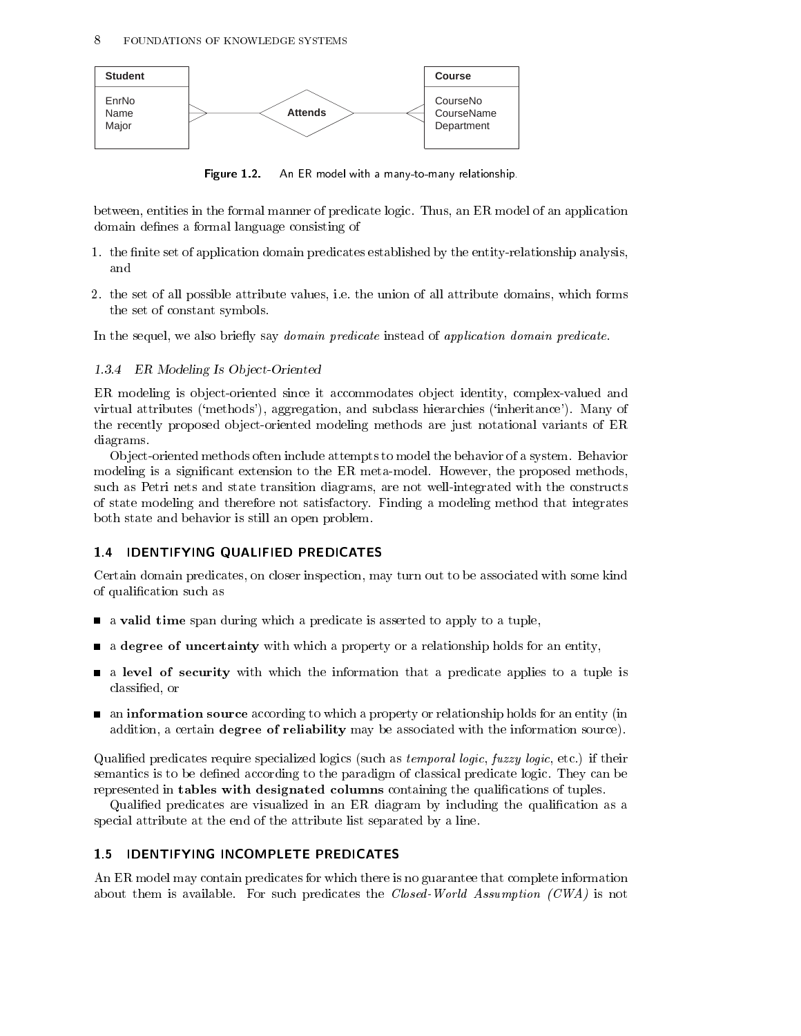Student

EnrNo
Name
Major

Attends

Course

CourseNo
CourseName
Department

**Figure 1.2.** An ER model with a many-to-many relationship.

between, entities in the formal manner of predicate logic. Thus, an ER model of an application domain defines a formal language consisting of

1. the finite set of application domain predicates established by the entity-relationship analysis, and

2. the set of all possible attribute values, i.e. the union of all attribute domains, which forms the set of constant symbols.

In the sequel, we also briefly say *domain predicate* instead of *application domain predicate*.

### 1.3.4 ER Modeling Is Object-Oriented

ER modeling is object-oriented since it accommodates object identity, complex-valued and virtual attributes ('methods'), aggregation, and subclass hierarchies ('inheritance'). Many of the recently proposed object-oriented modeling methods are just notational variants of ER diagrams.

Object-oriented methods often include attempts to model the behavior of a system. Behavior modeling is a significant extension to the ER meta-model. However, the proposed methods, such as Petri nets and state transition diagrams, are not well-integrated with the constructs of state modeling and therefore not satisfactory. Finding a modeling method that integrates both state and behavior is still an open problem.

## 1.4 IDENTIFYING QUALIFIED PREDICATES

Certain domain predicates, on closer inspection, may turn out to be associated with some kind of qualification such as

- a **valid time** span during which a predicate is asserted to apply to a tuple,
- a **degree of uncertainty** with which a property or a relationship holds for an entity,
- a **level of security** with which the information that a predicate applies to a tuple is classified, or
- an **information source** according to which a property or relationship holds for an entity (in addition, a certain **degree of reliability** may be associated with the information source).

Qualified predicates require specialized logics (such as *temporal logic*, *fuzzy logic*, etc.) if their semantics is to be defined according to the paradigm of classical predicate logic. They can be represented in **tables with designated columns** containing the qualifications of tuples.

Qualified predicates are visualized in an ER diagram by including the qualification as a special attribute at the end of the attribute list separated by a line.

## 1.5 IDENTIFYING INCOMPLETE PREDICATES

An ER model may contain predicates for which there is no guarantee that complete information about them is available. For such predicates the *Closed-World Assumption (CWA)* is not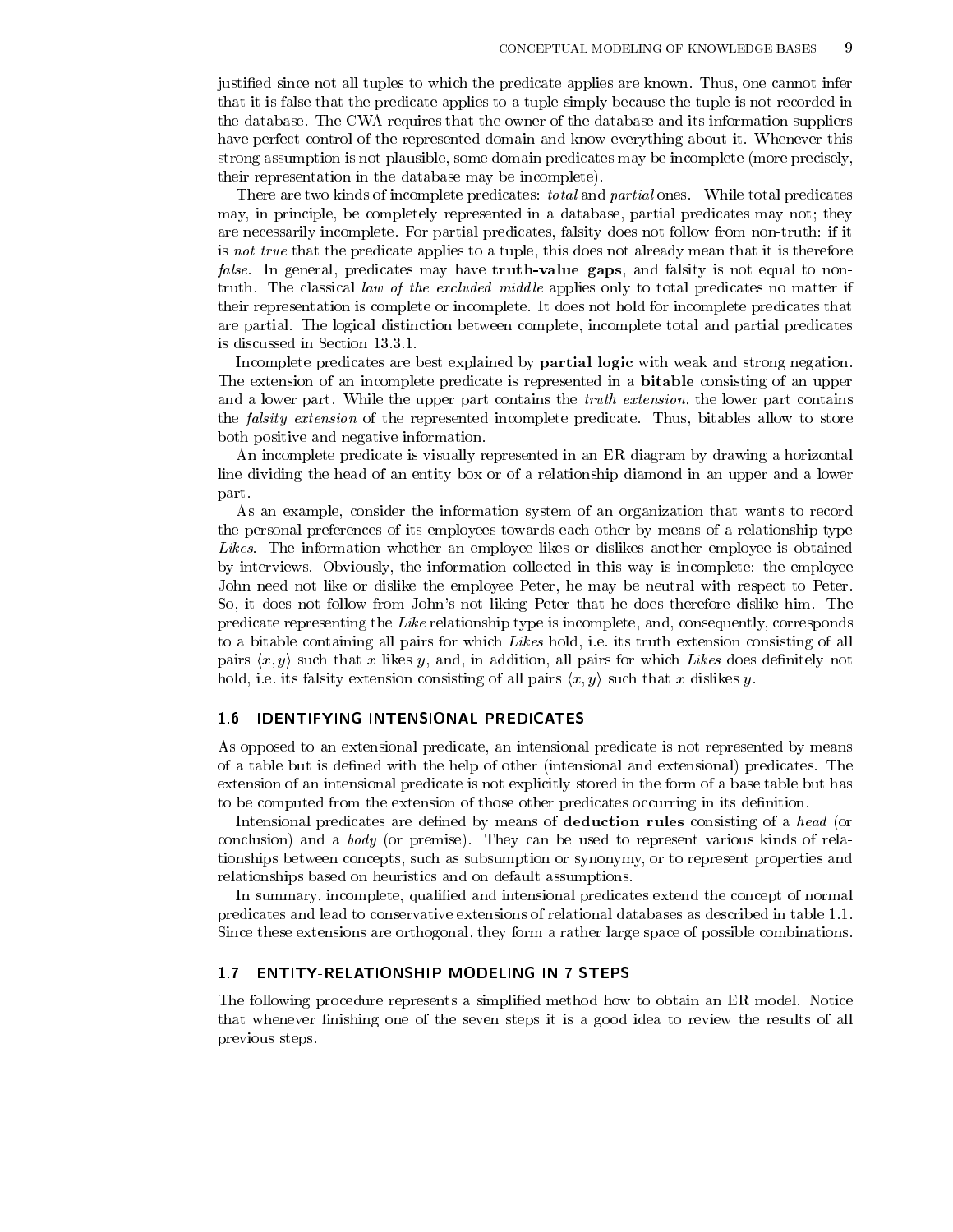justified since not all tuples to which the predicate applies are known. Thus, one cannot infer that it is false that the predicate applies to a tuple simply because the tuple is not recorded in the database. The CWA requires that the owner of the database and its information suppliers have perfect control of the represented domain and know everything about it. Whenever this strong assumption is not plausible, some domain predicates may be incomplete (more precisely, their representation in the database may be incomplete).

There are two kinds of incomplete predicates: *total* and *partial* ones. While total predicates may, in principle, be completely represented in a database, partial predicates may not; they are necessarily incomplete. For partial predicates, falsity does not follow from non-truth: if it is *not true* that the predicate applies to a tuple, this does not already mean that it is therefore *false*. In general, predicates may have **truth-value gaps**, and falsity is not equal to non-truth. The classical *law of the excluded middle* applies only to total predicates no matter if their representation is complete or incomplete. It does not hold for incomplete predicates that are partial. The logical distinction between complete, incomplete total and partial predicates is discussed in Section 13.3.1.

Incomplete predicates are best explained by **partial logic** with weak and strong negation. The extension of an incomplete predicate is represented in a **bitable** consisting of an upper and a lower part. While the upper part contains the *truth extension*, the lower part contains the *falsity extension* of the represented incomplete predicate. Thus, bitables allow to store both positive and negative information.

An incomplete predicate is visually represented in an ER diagram by drawing a horizontal line dividing the head of an entity box or of a relationship diamond in an upper and a lower part.

As an example, consider the information system of an organization that wants to record the personal preferences of its employees towards each other by means of a relationship type *Likes*. The information whether an employee likes or dislikes another employee is obtained by interviews. Obviously, the information collected in this way is incomplete: the employee John need not like or dislike the employee Peter, he may be neutral with respect to Peter. So, it does not follow from John's not liking Peter that he does therefore dislike him. The predicate representing the *Like* relationship type is incomplete, and, consequently, corresponds to a bitable containing all pairs for which *Likes* hold, i.e. its truth extension consisting of all pairs $\langle x, y \rangle$ such that $x$ likes $y$, and, in addition, all pairs for which *Likes* does definitely not hold, i.e. its falsity extension consisting of all pairs $\langle x, y \rangle$ such that $x$ dislikes $y$.

## 1.6 IDENTIFYING INTENSIONAL PREDICATES

As opposed to an extensional predicate, an intensional predicate is not represented by means of a table but is defined with the help of other (intensional and extensional) predicates. The extension of an intensional predicate is not explicitly stored in the form of a base table but has to be computed from the extension of those other predicates occurring in its definition.

Intensional predicates are defined by means of **deduction rules** consisting of a *head* (or conclusion) and a *body* (or premise). They can be used to represent various kinds of relationships between concepts, such as subsumption or synonymy, or to represent properties and relationships based on heuristics and on default assumptions.

In summary, incomplete, qualified and intensional predicates extend the concept of normal predicates and lead to conservative extensions of relational databases as described in table 1.1. Since these extensions are orthogonal, they form a rather large space of possible combinations.

## 1.7 ENTITY-RELATIONSHIP MODELING IN 7 STEPS

The following procedure represents a simplified method how to obtain an ER model. Notice that whenever finishing one of the seven steps it is a good idea to review the results of all previous steps.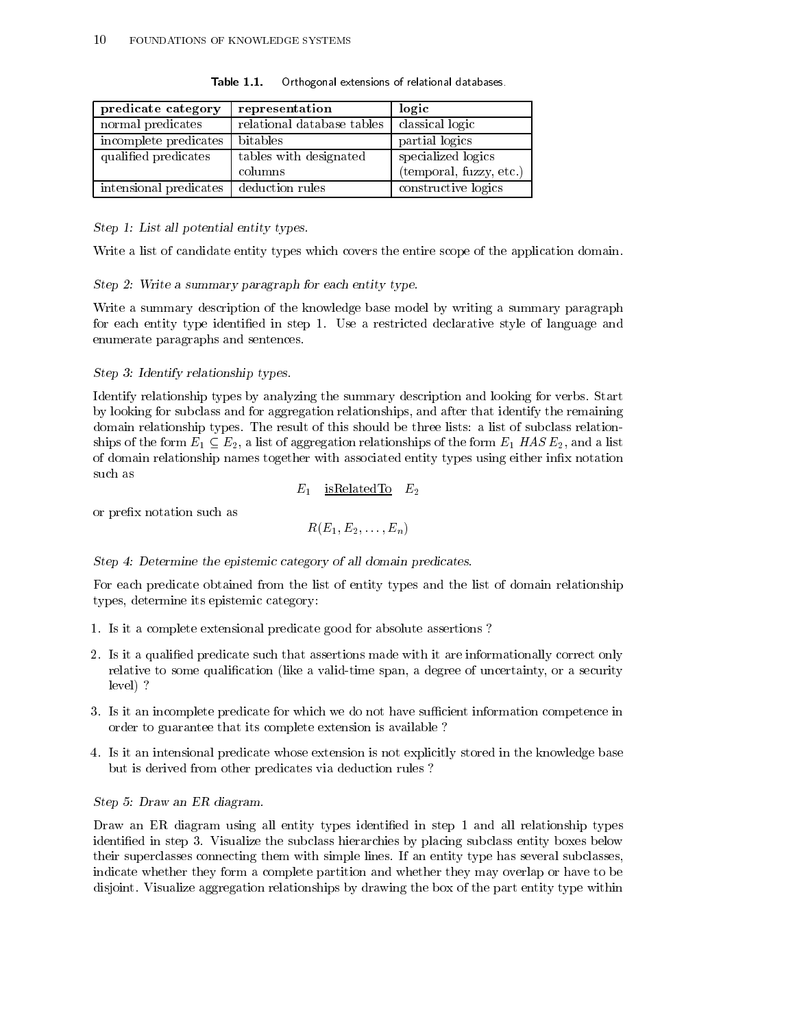**Table 1.1.** Orthogonal extensions of relational databases.

| predicate category | representation | logic |
|---|---|---|
| normal predicates | relational database tables | classical logic |
| incomplete predicates | bitables | partial logics |
| qualified predicates | tables with designated columns | specialized logics (temporal, fuzzy, etc.) |
| intensional predicates | deduction rules | constructive logics |

*Step 1: List all potential entity types.*

Write a list of candidate entity types which covers the entire scope of the application domain.

*Step 2: Write a summary paragraph for each entity type.*

Write a summary description of the knowledge base model by writing a summary paragraph for each entity type identified in step 1. Use a restricted declarative style of language and enumerate paragraphs and sentences.

*Step 3: Identify relationship types.*

Identify relationship types by analyzing the summary description and looking for verbs. Start by looking for subclass and for aggregation relationships, and after that identify the remaining domain relationship types. The result of this should be three lists: a list of subclass relationships of the form $E_1 \subseteq E_2$, a list of aggregation relationships of the form $E_1 \; HAS \; E_2$, and a list of domain relationship names together with associated entity types using either infix notation such as

$$E_1 \quad \underline{\text{isRelatedTo}} \quad E_2$$

or prefix notation such as

$$R(E_1, E_2, \ldots, E_n)$$

*Step 4: Determine the epistemic category of all domain predicates.*

For each predicate obtained from the list of entity types and the list of domain relationship types, determine its epistemic category:

1. Is it a complete extensional predicate good for absolute assertions ?
2. Is it a qualified predicate such that assertions made with it are informationally correct only relative to some qualification (like a valid-time span, a degree of uncertainty, or a security level) ?
3. Is it an incomplete predicate for which we do not have sufficient information competence in order to guarantee that its complete extension is available ?
4. Is it an intensional predicate whose extension is not explicitly stored in the knowledge base but is derived from other predicates via deduction rules ?

*Step 5: Draw an ER diagram.*

Draw an ER diagram using all entity types identified in step 1 and all relationship types identified in step 3. Visualize the subclass hierarchies by placing subclass entity boxes below their superclasses connecting them with simple lines. If an entity type has several subclasses, indicate whether they form a complete partition and whether they may overlap or have to be disjoint. Visualize aggregation relationships by drawing the box of the part entity type within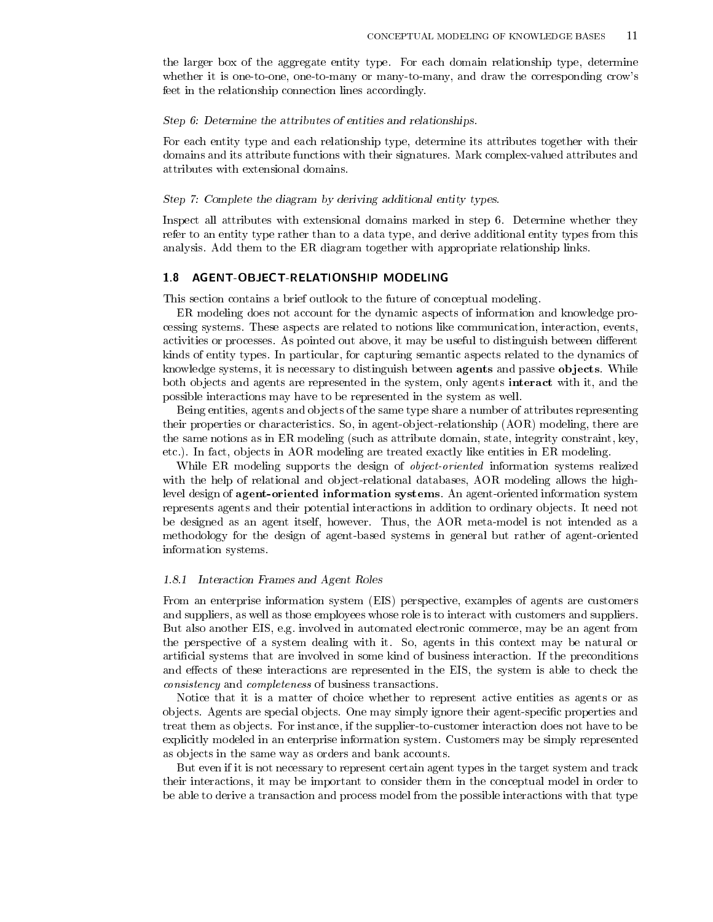the larger box of the aggregate entity type. For each domain relationship type, determine whether it is one-to-one, one-to-many or many-to-many, and draw the corresponding crow's feet in the relationship connection lines accordingly.

*Step 6: Determine the attributes of entities and relationships.*

For each entity type and each relationship type, determine its attributes together with their domains and its attribute functions with their signatures. Mark complex-valued attributes and attributes with extensional domains.

*Step 7: Complete the diagram by deriving additional entity types.*

Inspect all attributes with extensional domains marked in step 6. Determine whether they refer to an entity type rather than to a data type, and derive additional entity types from this analysis. Add them to the ER diagram together with appropriate relationship links.

## 1.8 AGENT-OBJECT-RELATIONSHIP MODELING

This section contains a brief outlook to the future of conceptual modeling.

ER modeling does not account for the dynamic aspects of information and knowledge processing systems. These aspects are related to notions like communication, interaction, events, activities or processes. As pointed out above, it may be useful to distinguish between different kinds of entity types. In particular, for capturing semantic aspects related to the dynamics of knowledge systems, it is necessary to distinguish between **agents** and passive **objects**. While both objects and agents are represented in the system, only agents **interact** with it, and the possible interactions may have to be represented in the system as well.

Being entities, agents and objects of the same type share a number of attributes representing their properties or characteristics. So, in agent-object-relationship (AOR) modeling, there are the same notions as in ER modeling (such as attribute domain, state, integrity constraint, key, etc.). In fact, objects in AOR modeling are treated exactly like entities in ER modeling.

While ER modeling supports the design of *object-oriented* information systems realized with the help of relational and object-relational databases, AOR modeling allows the high-level design of **agent-oriented information systems**. An agent-oriented information system represents agents and their potential interactions in addition to ordinary objects. It need not be designed as an agent itself, however. Thus, the AOR meta-model is not intended as a methodology for the design of agent-based systems in general but rather of agent-oriented information systems.

### 1.8.1 *Interaction Frames and Agent Roles*

From an enterprise information system (EIS) perspective, examples of agents are customers and suppliers, as well as those employees whose role is to interact with customers and suppliers. But also another EIS, e.g. involved in automated electronic commerce, may be an agent from the perspective of a system dealing with it. So, agents in this context may be natural or artificial systems that are involved in some kind of business interaction. If the preconditions and effects of these interactions are represented in the EIS, the system is able to check the *consistency* and *completeness* of business transactions.

Notice that it is a matter of choice whether to represent active entities as agents or as objects. Agents are special objects. One may simply ignore their agent-specific properties and treat them as objects. For instance, if the supplier-to-customer interaction does not have to be explicitly modeled in an enterprise information system. Customers may be simply represented as objects in the same way as orders and bank accounts.

But even if it is not necessary to represent certain agent types in the target system and track their interactions, it may be important to consider them in the conceptual model in order to be able to derive a transaction and process model from the possible interactions with that type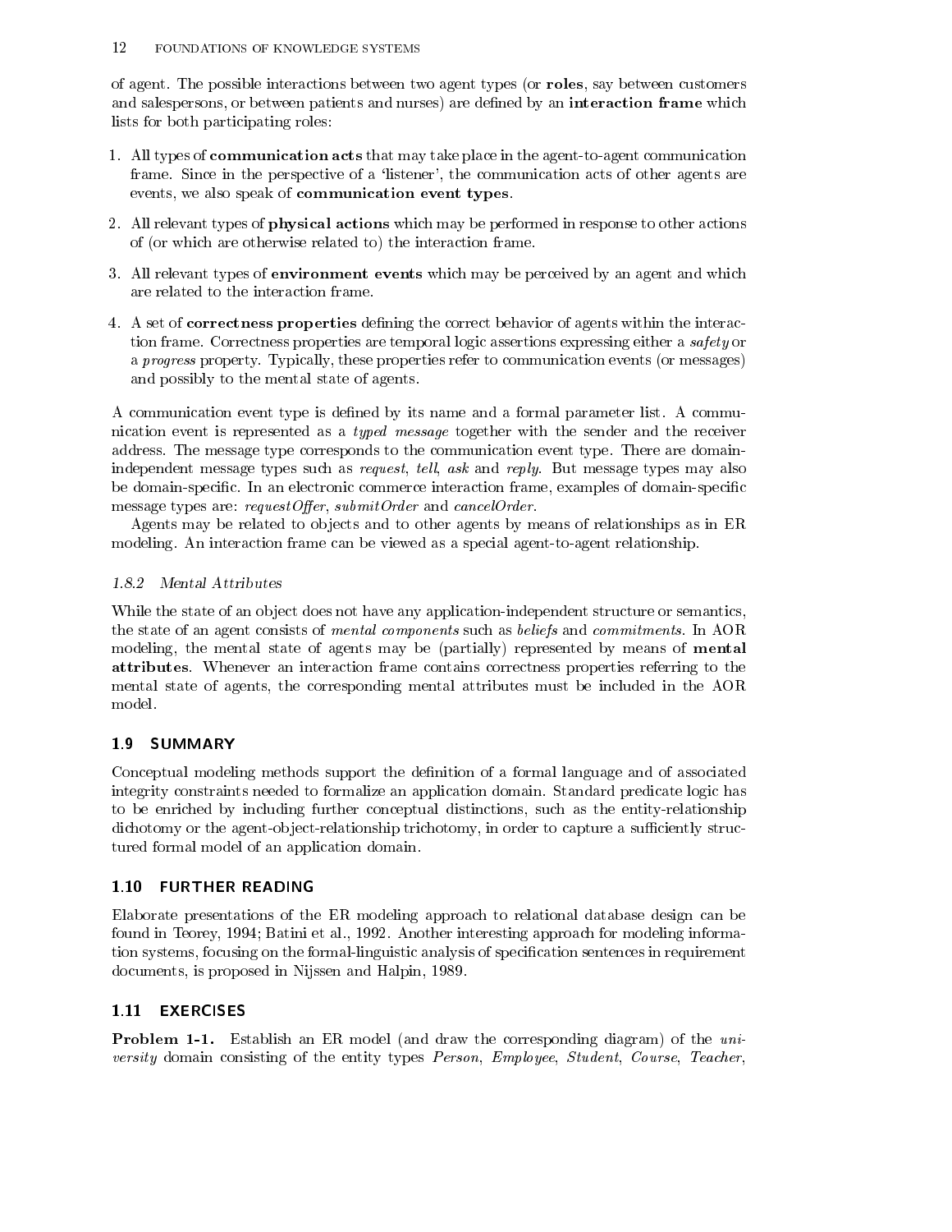of agent. The possible interactions between two agent types (or **roles**, say between customers and salespersons, or between patients and nurses) are defined by an **interaction frame** which lists for both participating roles:

1. All types of **communication acts** that may take place in the agent-to-agent communication frame. Since in the perspective of a 'listener', the communication acts of other agents are events, we also speak of **communication event types**.
2. All relevant types of **physical actions** which may be performed in response to other actions of (or which are otherwise related to) the interaction frame.
3. All relevant types of **environment events** which may be perceived by an agent and which are related to the interaction frame.
4. A set of **correctness properties** defining the correct behavior of agents within the interaction frame. Correctness properties are temporal logic assertions expressing either a *safety* or a *progress* property. Typically, these properties refer to communication events (or messages) and possibly to the mental state of agents.

A communication event type is defined by its name and a formal parameter list. A communication event is represented as a *typed message* together with the sender and the receiver address. The message type corresponds to the communication event type. There are domain-independent message types such as *request*, *tell*, *ask* and *reply*. But message types may also be domain-specific. In an electronic commerce interaction frame, examples of domain-specific message types are: *requestOffer*, *submitOrder* and *cancelOrder*.

Agents may be related to objects and to other agents by means of relationships as in ER modeling. An interaction frame can be viewed as a special agent-to-agent relationship.

### 1.8.2 Mental Attributes

While the state of an object does not have any application-independent structure or semantics, the state of an agent consists of *mental components* such as *beliefs* and *commitments*. In AOR modeling, the mental state of agents may be (partially) represented by means of **mental attributes**. Whenever an interaction frame contains correctness properties referring to the mental state of agents, the corresponding mental attributes must be included in the AOR model.

## 1.9 SUMMARY

Conceptual modeling methods support the definition of a formal language and of associated integrity constraints needed to formalize an application domain. Standard predicate logic has to be enriched by including further conceptual distinctions, such as the entity-relationship dichotomy or the agent-object-relationship trichotomy, in order to capture a sufficiently structured formal model of an application domain.

## 1.10 FURTHER READING

Elaborate presentations of the ER modeling approach to relational database design can be found in Teorey, 1994; Batini et al., 1992. Another interesting approach for modeling information systems, focusing on the formal-linguistic analysis of specification sentences in requirement documents, is proposed in Nijssen and Halpin, 1989.

## 1.11 EXERCISES

**Problem 1-1.** Establish an ER model (and draw the corresponding diagram) of the *university* domain consisting of the entity types *Person*, *Employee*, *Student*, *Course*, *Teacher*,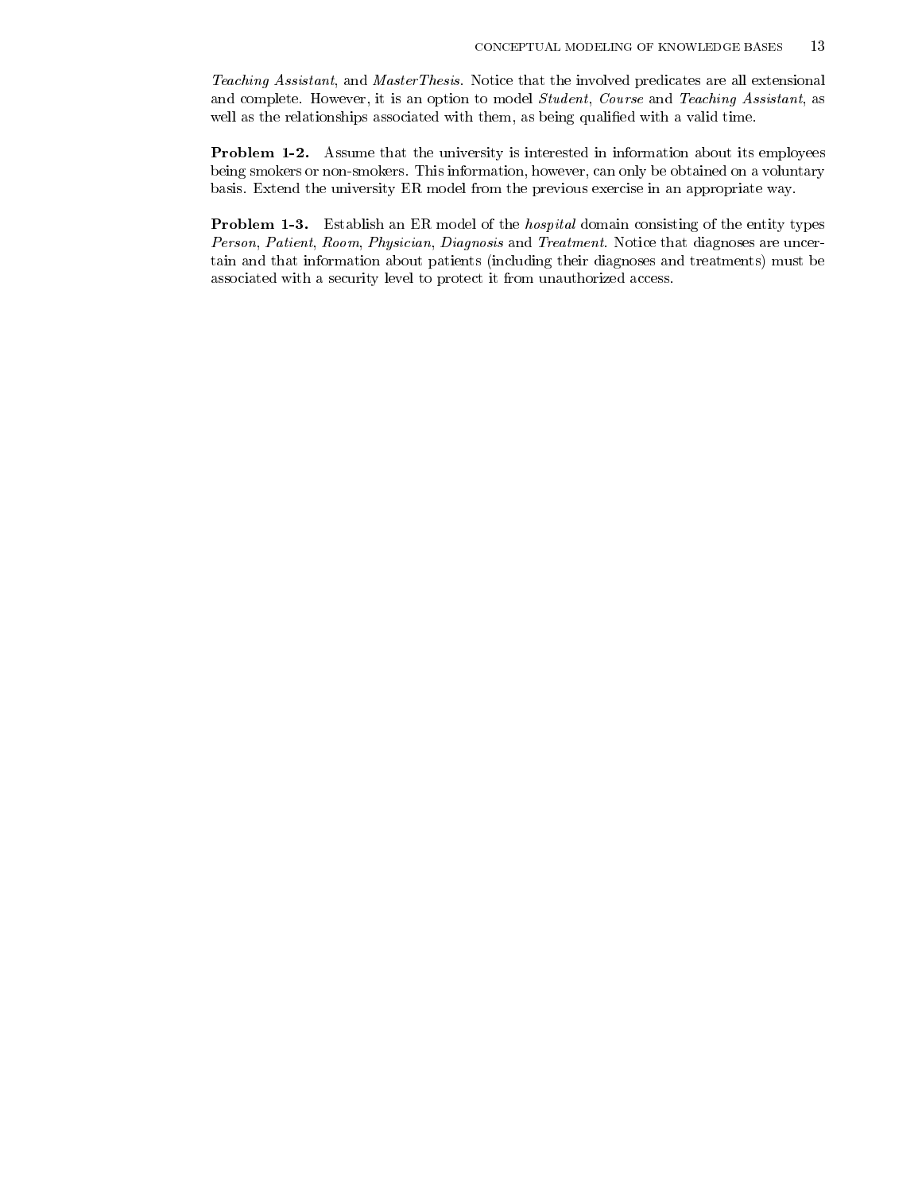*Teaching Assistant*, and *MasterThesis*. Notice that the involved predicates are all extensional and complete. However, it is an option to model *Student*, *Course* and *Teaching Assistant*, as well as the relationships associated with them, as being qualified with a valid time.

**Problem 1-2.** Assume that the university is interested in information about its employees being smokers or non-smokers. This information, however, can only be obtained on a voluntary basis. Extend the university ER model from the previous exercise in an appropriate way.

**Problem 1-3.** Establish an ER model of the *hospital* domain consisting of the entity types *Person*, *Patient*, *Room*, *Physician*, *Diagnosis* and *Treatment*. Notice that diagnoses are uncertain and that information about patients (including their diagnoses and treatments) must be associated with a security level to protect it from unauthorized access.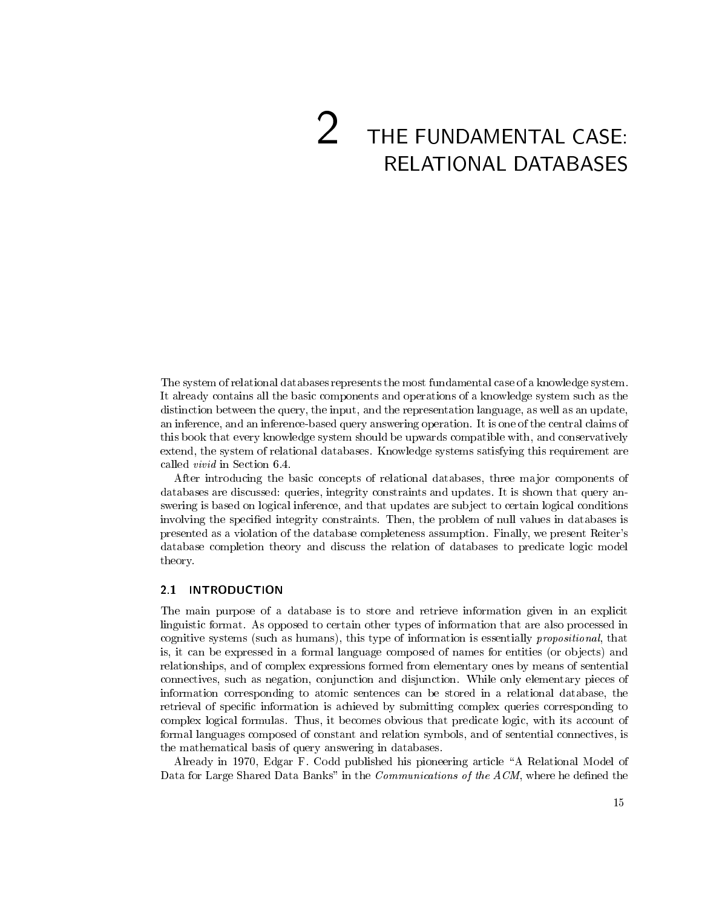# 2 THE FUNDAMENTAL CASE: RELATIONAL DATABASES

The system of relational databases represents the most fundamental case of a knowledge system. It already contains all the basic components and operations of a knowledge system such as the distinction between the query, the input, and the representation language, as well as an update, an inference, and an inference-based query answering operation. It is one of the central claims of this book that every knowledge system should be upwards compatible with, and conservatively extend, the system of relational databases. Knowledge systems satisfying this requirement are called *vivid* in Section 6.4.

After introducing the basic concepts of relational databases, three major components of databases are discussed: queries, integrity constraints and updates. It is shown that query answering is based on logical inference, and that updates are subject to certain logical conditions involving the specified integrity constraints. Then, the problem of null values in databases is presented as a violation of the database completeness assumption. Finally, we present Reiter's database completion theory and discuss the relation of databases to predicate logic model theory.

## 2.1 INTRODUCTION

The main purpose of a database is to store and retrieve information given in an explicit linguistic format. As opposed to certain other types of information that are also processed in cognitive systems (such as humans), this type of information is essentially *propositional*, that is, it can be expressed in a formal language composed of names for entities (or objects) and relationships, and of complex expressions formed from elementary ones by means of sentential connectives, such as negation, conjunction and disjunction. While only elementary pieces of information corresponding to atomic sentences can be stored in a relational database, the retrieval of specific information is achieved by submitting complex queries corresponding to complex logical formulas. Thus, it becomes obvious that predicate logic, with its account of formal languages composed of constant and relation symbols, and of sentential connectives, is the mathematical basis of query answering in databases.

Already in 1970, Edgar F. Codd published his pioneering article "A Relational Model of Data for Large Shared Data Banks" in the *Communications of the ACM*, where he defined the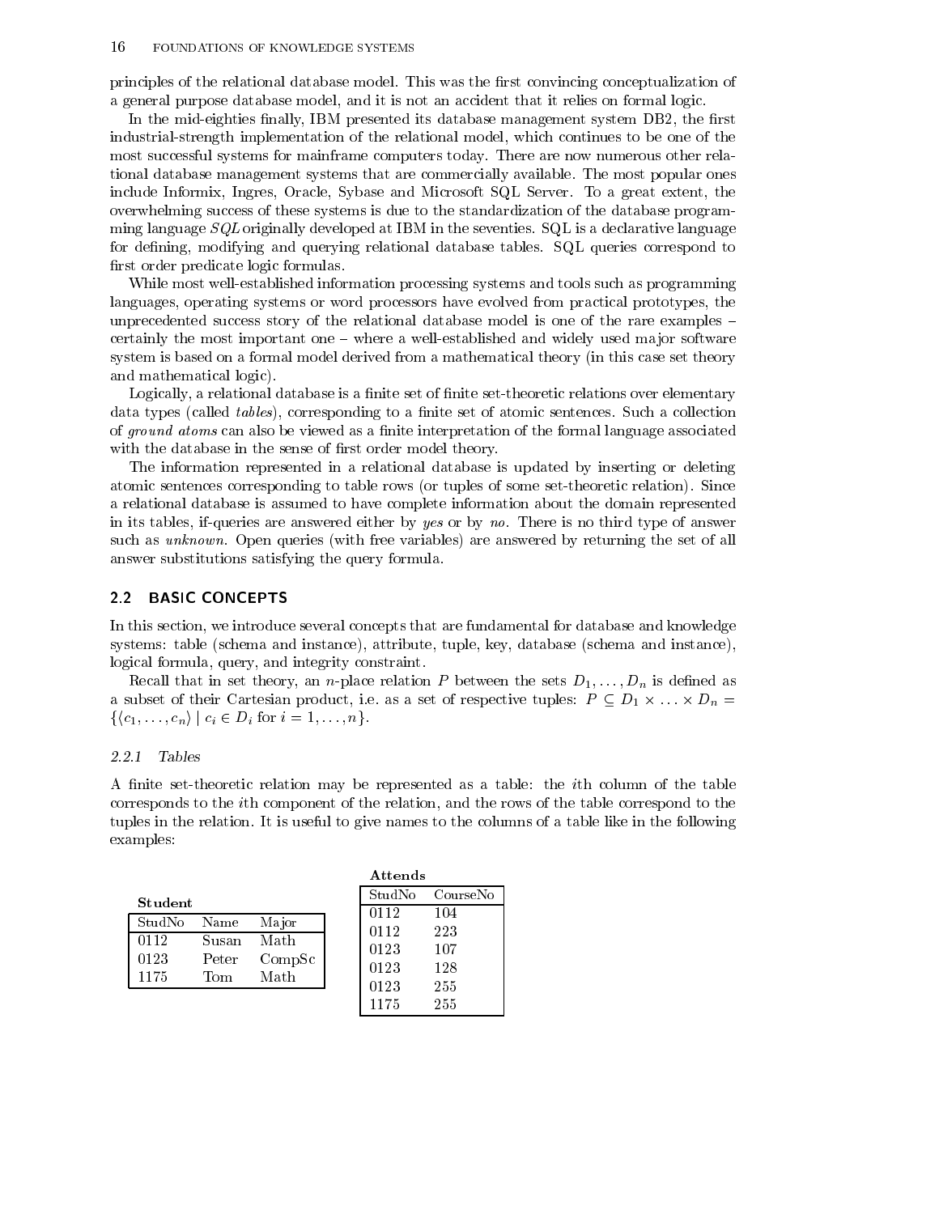principles of the relational database model. This was the first convincing conceptualization of a general purpose database model, and it is not an accident that it relies on formal logic.

In the mid-eighties finally, IBM presented its database management system DB2, the first industrial-strength implementation of the relational model, which continues to be one of the most successful systems for mainframe computers today. There are now numerous other relational database management systems that are commercially available. The most popular ones include Informix, Ingres, Oracle, Sybase and Microsoft SQL Server. To a great extent, the overwhelming success of these systems is due to the standardization of the database programming language *SQL* originally developed at IBM in the seventies. SQL is a declarative language for defining, modifying and querying relational database tables. SQL queries correspond to first order predicate logic formulas.

While most well-established information processing systems and tools such as programming languages, operating systems or word processors have evolved from practical prototypes, the unprecedented success story of the relational database model is one of the rare examples – certainly the most important one – where a well-established and widely used major software system is based on a formal model derived from a mathematical theory (in this case set theory and mathematical logic).

Logically, a relational database is a finite set of finite set-theoretic relations over elementary data types (called *tables*), corresponding to a finite set of atomic sentences. Such a collection of *ground atoms* can also be viewed as a finite interpretation of the formal language associated with the database in the sense of first order model theory.

The information represented in a relational database is updated by inserting or deleting atomic sentences corresponding to table rows (or tuples of some set-theoretic relation). Since a relational database is assumed to have complete information about the domain represented in its tables, if-queries are answered either by *yes* or by *no*. There is no third type of answer such as *unknown*. Open queries (with free variables) are answered by returning the set of all answer substitutions satisfying the query formula.

## 2.2 BASIC CONCEPTS

In this section, we introduce several concepts that are fundamental for database and knowledge systems: table (schema and instance), attribute, tuple, key, database (schema and instance), logical formula, query, and integrity constraint.

Recall that in set theory, an $n$-place relation $P$ between the sets $D_1, \ldots, D_n$ is defined as a subset of their Cartesian product, i.e. as a set of respective tuples: $P \subseteq D_1 \times \ldots \times D_n = \{\langle c_1, \ldots, c_n \rangle \mid c_i \in D_i \text{ for } i = 1, \ldots, n\}$.

### 2.2.1 Tables

A finite set-theoretic relation may be represented as a table: the $i$th column of the table corresponds to the $i$th component of the relation, and the rows of the table correspond to the tuples in the relation. It is useful to give names to the columns of a table like in the following examples:

**Student**

| StudNo | Name | Major |
|---|---|---|
| 0112 | Susan | Math |
| 0123 | Peter | CompSc |
| 1175 | Tom | Math |

**Attends**

| StudNo | CourseNo |
|---|---|
| 0112 | 104 |
| 0112 | 223 |
| 0123 | 107 |
| 0123 | 128 |
| 0123 | 255 |
| 1175 | 255 |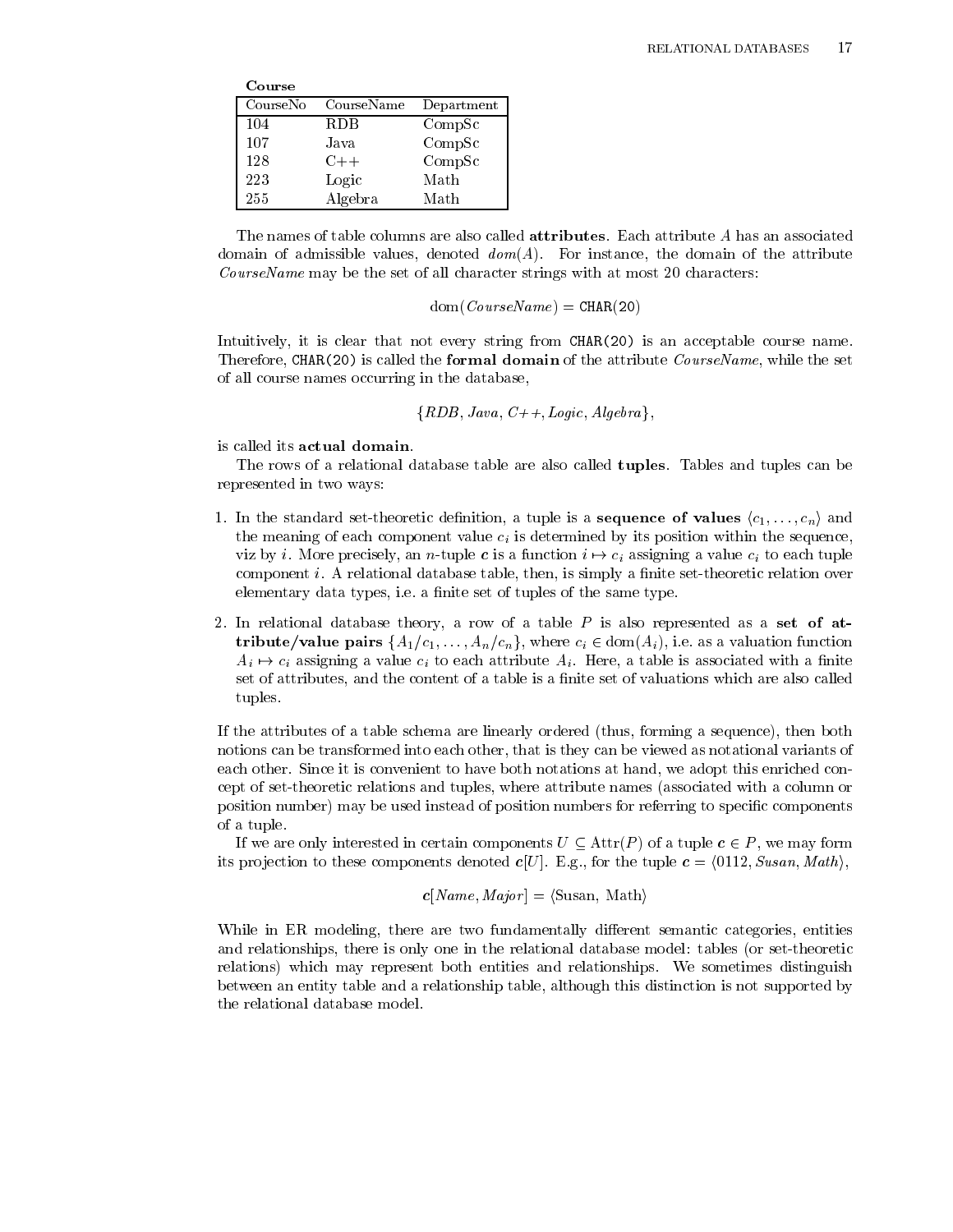**Course**

| CourseNo | CourseName | Department |
|---|---|---|
| 104 | RDB | CompSc |
| 107 | Java | CompSc |
| 128 | C++ | CompSc |
| 223 | Logic | Math |
| 255 | Algebra | Math |

The names of table columns are also called **attributes**. Each attribute $A$ has an associated domain of admissible values, denoted $dom(A)$. For instance, the domain of the attribute *CourseName* may be the set of all character strings with at most 20 characters:

$$\text{dom}(\textit{CourseName}) = \texttt{CHAR(20)}$$

Intuitively, it is clear that not every string from `CHAR(20)` is an acceptable course name. Therefore, `CHAR(20)` is called the **formal domain** of the attribute *CourseName*, while the set of all course names occurring in the database,

$$\{\textit{RDB}, \textit{Java}, \textit{C++}, \textit{Logic}, \textit{Algebra}\},$$

is called its **actual domain**.

The rows of a relational database table are also called **tuples**. Tables and tuples can be represented in two ways:

1. In the standard set-theoretic definition, a tuple is a **sequence of values** $\langle c_1, \ldots, c_n \rangle$ and the meaning of each component value $c_i$ is determined by its position within the sequence, viz by $i$. More precisely, an $n$-tuple $\boldsymbol{c}$ is a function $i \mapsto c_i$ assigning a value $c_i$ to each tuple component $i$. A relational database table, then, is simply a finite set-theoretic relation over elementary data types, i.e. a finite set of tuples of the same type.

2. In relational database theory, a row of a table $P$ is also represented as a **set of attribute/value pairs** $\{A_1/c_1, \ldots, A_n/c_n\}$, where $c_i \in \text{dom}(A_i)$, i.e. as a valuation function $A_i \mapsto c_i$ assigning a value $c_i$ to each attribute $A_i$. Here, a table is associated with a finite set of attributes, and the content of a table is a finite set of valuations which are also called tuples.

If the attributes of a table schema are linearly ordered (thus, forming a sequence), then both notions can be transformed into each other, that is they can be viewed as notational variants of each other. Since it is convenient to have both notations at hand, we adopt this enriched concept of set-theoretic relations and tuples, where attribute names (associated with a column or position number) may be used instead of position numbers for referring to specific components of a tuple.

If we are only interested in certain components $U \subseteq \text{Attr}(P)$ of a tuple $\boldsymbol{c} \in P$, we may form its projection to these components denoted $\boldsymbol{c}[U]$. E.g., for the tuple $\boldsymbol{c} = \langle 0112, \textit{Susan}, \textit{Math} \rangle$,

$$\boldsymbol{c}[\textit{Name}, \textit{Major}] = \langle \text{Susan, Math} \rangle$$

While in ER modeling, there are two fundamentally different semantic categories, entities and relationships, there is only one in the relational database model: tables (or set-theoretic relations) which may represent both entities and relationships. We sometimes distinguish between an entity table and a relationship table, although this distinction is not supported by the relational database model.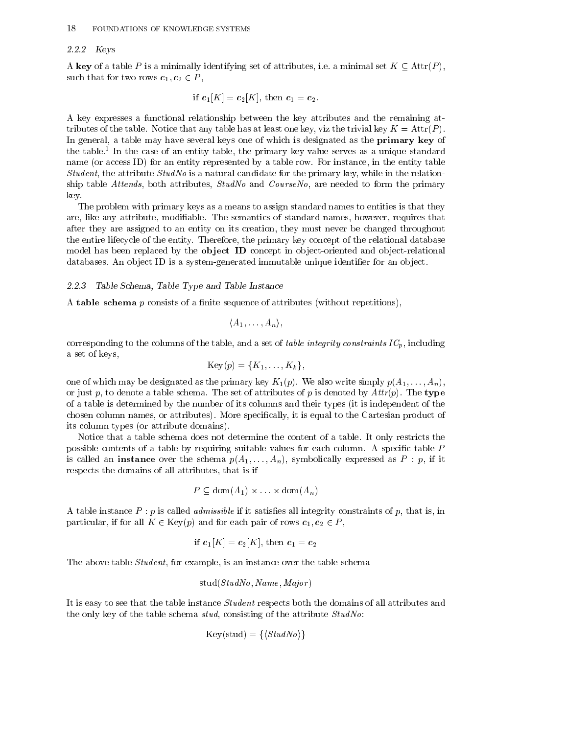### 2.2.2 Keys

A **key** of a table $P$ is a minimally identifying set of attributes, i.e. a minimal set $K \subseteq \text{Attr}(P)$, such that for two rows $\boldsymbol{c}_1, \boldsymbol{c}_2 \in P$,

$$\text{if } \boldsymbol{c}_1[K] = \boldsymbol{c}_2[K], \text{ then } \boldsymbol{c}_1 = \boldsymbol{c}_2.$$

A key expresses a functional relationship between the key attributes and the remaining attributes of the table. Notice that any table has at least one key, viz the trivial key $K = \text{Attr}(P)$. In general, a table may have several keys one of which is designated as the **primary key** of the table.[1] In the case of an entity table, the primary key value serves as a unique standard name (or access ID) for an entity represented by a table row. For instance, in the entity table *Student*, the attribute *StudNo* is a natural candidate for the primary key, while in the relationship table *Attends*, both attributes, *StudNo* and *CourseNo*, are needed to form the primary key.

The problem with primary keys as a means to assign standard names to entities is that they are, like any attribute, modifiable. The semantics of standard names, however, requires that after they are assigned to an entity on its creation, they must never be changed throughout the entire lifecycle of the entity. Therefore, the primary key concept of the relational database model has been replaced by the **object ID** concept in object-oriented and object-relational databases. An object ID is a system-generated immutable unique identifier for an object.

### 2.2.3 Table Schema, Table Type and Table Instance

A **table schema** $p$ consists of a finite sequence of attributes (without repetitions),

$$\langle A_1, \ldots, A_n \rangle,$$

corresponding to the columns of the table, and a set of *table integrity constraints* $IC_p$, including a set of keys,

$$\text{Key}(p) = \{K_1, \ldots, K_k\},$$

one of which may be designated as the primary key $K_1(p)$. We also write simply $p(A_1, \ldots, A_n)$, or just $p$, to denote a table schema. The set of attributes of $p$ is denoted by $Attr(p)$. The **type** of a table is determined by the number of its columns and their types (it is independent of the chosen column names, or attributes). More specifically, it is equal to the Cartesian product of its column types (or attribute domains).

Notice that a table schema does not determine the content of a table. It only restricts the possible contents of a table by requiring suitable values for each column. A specific table $P$ is called an **instance** over the schema $p(A_1, \ldots, A_n)$, symbolically expressed as $P : p$, if it respects the domains of all attributes, that is if

$$P \subseteq \text{dom}(A_1) \times \ldots \times \text{dom}(A_n)$$

A table instance $P : p$ is called *admissible* if it satisfies all integrity constraints of $p$, that is, in particular, if for all $K \in \text{Key}(p)$ and for each pair of rows $\boldsymbol{c}_1, \boldsymbol{c}_2 \in P$,

$$\text{if } \boldsymbol{c}_1[K] = \boldsymbol{c}_2[K], \text{ then } \boldsymbol{c}_1 = \boldsymbol{c}_2$$

The above table *Student*, for example, is an instance over the table schema

$$\text{stud}(\mathit{StudNo}, \mathit{Name}, \mathit{Major})$$

It is easy to see that the table instance *Student* respects both the domains of all attributes and the only key of the table schema *stud*, consisting of the attribute *StudNo*:

$$\text{Key(stud)} = \{\langle \mathit{StudNo} \rangle\}$$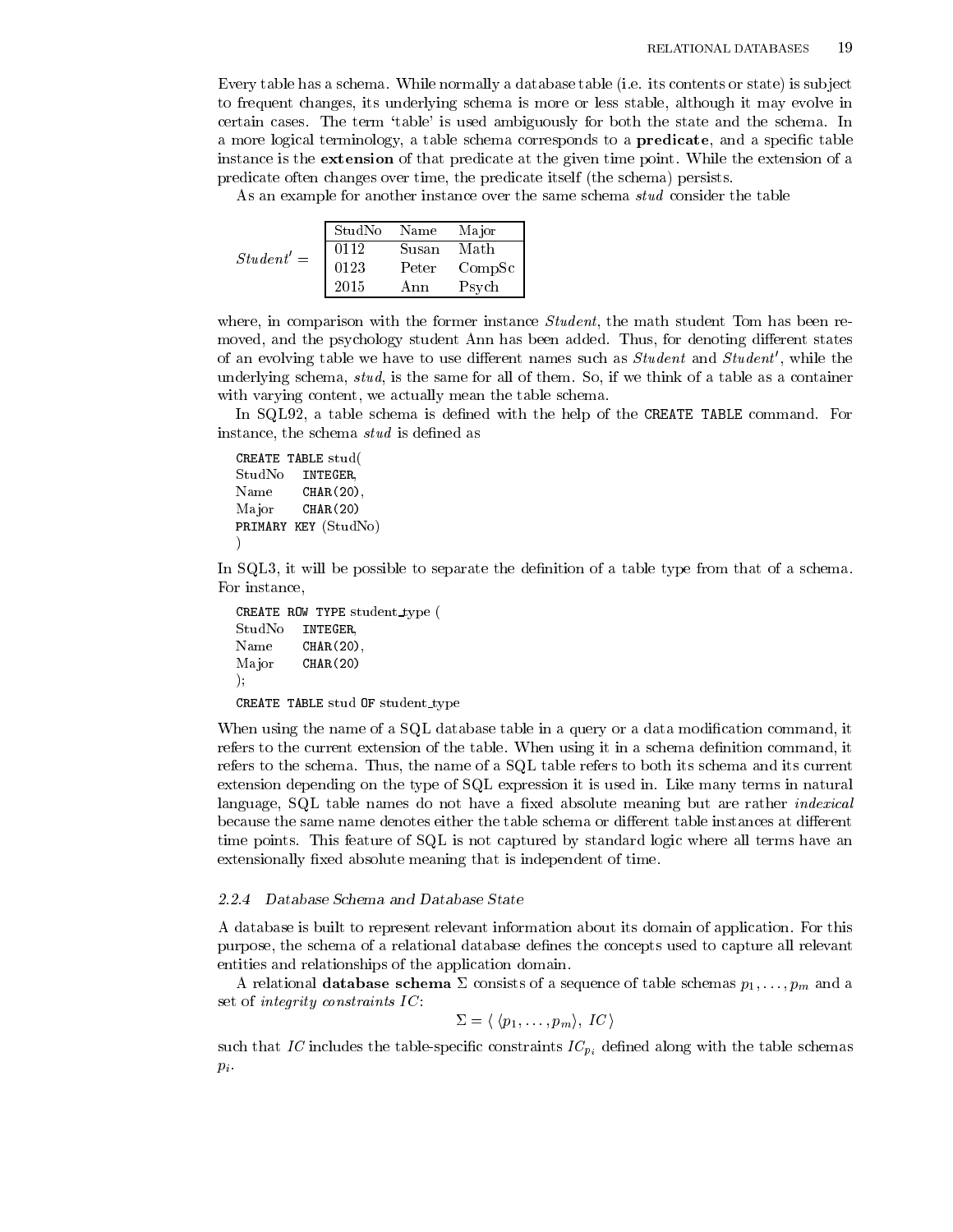Every table has a schema. While normally a database table (i.e. its contents or state) is subject to frequent changes, its underlying schema is more or less stable, although it may evolve in certain cases. The term 'table' is used ambiguously for both the state and the schema. In a more logical terminology, a table schema corresponds to a **predicate**, and a specific table instance is the **extension** of that predicate at the given time point. While the extension of a predicate often changes over time, the predicate itself (the schema) persists.

As an example for another instance over the same schema *stud* consider the table

$Student' =$

| StudNo | Name | Major |
|---|---|---|
| 0112 | Susan | Math |
| 0123 | Peter | CompSc |
| 2015 | Ann | Psych |

where, in comparison with the former instance *Student*, the math student Tom has been removed, and the psychology student Ann has been added. Thus, for denoting different states of an evolving table we have to use different names such as *Student* and *Student'*, while the underlying schema, *stud*, is the same for all of them. So, if we think of a table as a container with varying content, we actually mean the table schema.

In SQL92, a table schema is defined with the help of the `CREATE TABLE` command. For instance, the schema *stud* is defined as

```
CREATE TABLE stud(
StudNo    INTEGER,
Name      CHAR(20),
Major     CHAR(20)
PRIMARY KEY (StudNo)
)
```

In SQL3, it will be possible to separate the definition of a table type from that of a schema. For instance,

```
CREATE ROW TYPE student_type (
StudNo    INTEGER,
Name      CHAR(20),
Major     CHAR(20)
);

CREATE TABLE stud OF student_type
```

When using the name of a SQL database table in a query or a data modification command, it refers to the current extension of the table. When using it in a schema definition command, it refers to the schema. Thus, the name of a SQL table refers to both its schema and its current extension depending on the type of SQL expression it is used in. Like many terms in natural language, SQL table names do not have a fixed absolute meaning but are rather *indexical* because the same name denotes either the table schema or different table instances at different time points. This feature of SQL is not captured by standard logic where all terms have an extensionally fixed absolute meaning that is independent of time.

### 2.2.4 Database Schema and Database State

A database is built to represent relevant information about its domain of application. For this purpose, the schema of a relational database defines the concepts used to capture all relevant entities and relationships of the application domain.

A relational **database schema** $\Sigma$ consists of a sequence of table schemas $p_1, \ldots, p_m$ and a set of *integrity constraints* $IC$:

$$\Sigma = \langle \, \langle p_1, \ldots, p_m \rangle, \; IC \, \rangle$$

such that $IC$ includes the table-specific constraints $IC_{p_i}$ defined along with the table schemas $p_i$.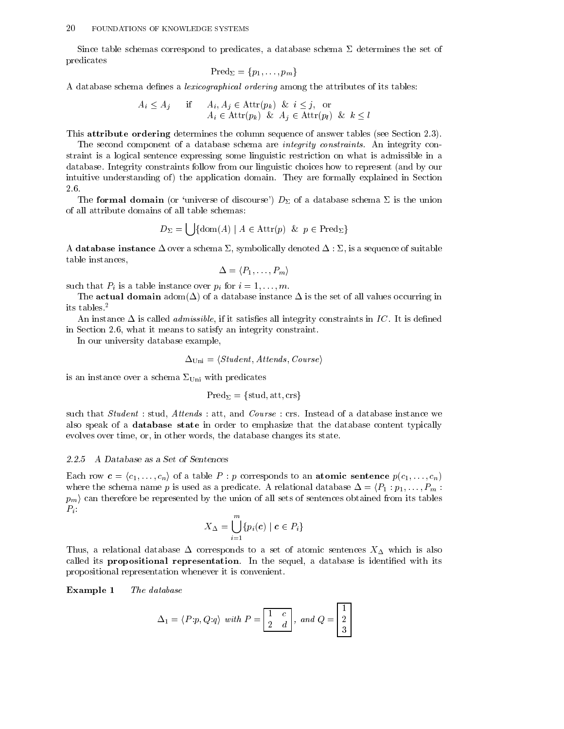Since table schemas correspond to predicates, a database schema $\Sigma$ determines the set of predicates

$$\mathrm{Pred}_\Sigma = \{p_1, \ldots, p_m\}$$

A database schema defines a *lexicographical ordering* among the attributes of its tables:

$$A_i \leq A_j \quad \text{if} \quad \begin{array}{l} A_i, A_j \in \mathrm{Attr}(p_k) \ \& \ i \leq j, \ \text{or} \\ A_i \in \mathrm{Attr}(p_k) \ \& \ A_j \in \mathrm{Attr}(p_l) \ \& \ k \leq l \end{array}$$

This **attribute ordering** determines the column sequence of answer tables (see Section 2.3).

The second component of a database schema are *integrity constraints*. An integrity constraint is a logical sentence expressing some linguistic restriction on what is admissible in a database. Integrity constraints follow from our linguistic choices how to represent (and by our intuitive understanding of) the application domain. They are formally explained in Section 2.6.

The **formal domain** (or 'universe of discourse') $D_\Sigma$ of a database schema $\Sigma$ is the union of all attribute domains of all table schemas:

$$D_\Sigma = \bigcup \{\mathrm{dom}(A) \mid A \in \mathrm{Attr}(p) \ \& \ p \in \mathrm{Pred}_\Sigma\}$$

A **database instance** $\Delta$ over a schema $\Sigma$, symbolically denoted $\Delta : \Sigma$, is a sequence of suitable table instances,

$$\Delta = \langle P_1, \ldots, P_m \rangle$$

such that $P_i$ is a table instance over $p_i$ for $i = 1, \ldots, m$.

The **actual domain** $\mathrm{adom}(\Delta)$ of a database instance $\Delta$ is the set of all values occurring in its tables.[2]

An instance $\Delta$ is called *admissible*, if it satisfies all integrity constraints in $IC$. It is defined in Section 2.6, what it means to satisfy an integrity constraint.

In our university database example,

$$\Delta_{\mathrm{Uni}} = \langle \mathit{Student}, \mathit{Attends}, \mathit{Course} \rangle$$

is an instance over a schema $\Sigma_{\mathrm{Uni}}$ with predicates

$$\mathrm{Pred}_\Sigma = \{\mathrm{stud}, \mathrm{att}, \mathrm{crs}\}$$

such that $\mathit{Student} : \mathrm{stud}$, $\mathit{Attends} : \mathrm{att}$, and $\mathit{Course} : \mathrm{crs}$. Instead of a database instance we also speak of a **database state** in order to emphasize that the database content typically evolves over time, or, in other words, the database changes its state.

### 2.2.5 A Database as a Set of Sentences

Each row $\boldsymbol{c} = \langle c_1, \ldots, c_n \rangle$ of a table $P : p$ corresponds to an **atomic sentence** $p(c_1, \ldots, c_n)$ where the schema name $p$ is used as a predicate. A relational database $\Delta = \langle P_1 : p_1, \ldots, P_m : p_m \rangle$ can therefore be represented by the union of all sets of sentences obtained from its tables $P_i$:

$$X_\Delta = \bigcup_{i=1}^{m} \{p_i(\boldsymbol{c}) \mid \boldsymbol{c} \in P_i\}$$

Thus, a relational database $\Delta$ corresponds to a set of atomic sentences $X_\Delta$ which is also called its **propositional representation**. In the sequel, a database is identified with its propositional representation whenever it is convenient.

**Example 1** *The database*

$$\Delta_1 = \langle P{:}p, Q{:}q \rangle \ \textit{with} \ P = \boxed{\begin{array}{cc} 1 & c \\ 2 & d \end{array}}, \ \textit{and} \ Q = \boxed{\begin{array}{c} 1 \\ 2 \\ 3 \end{array}}$$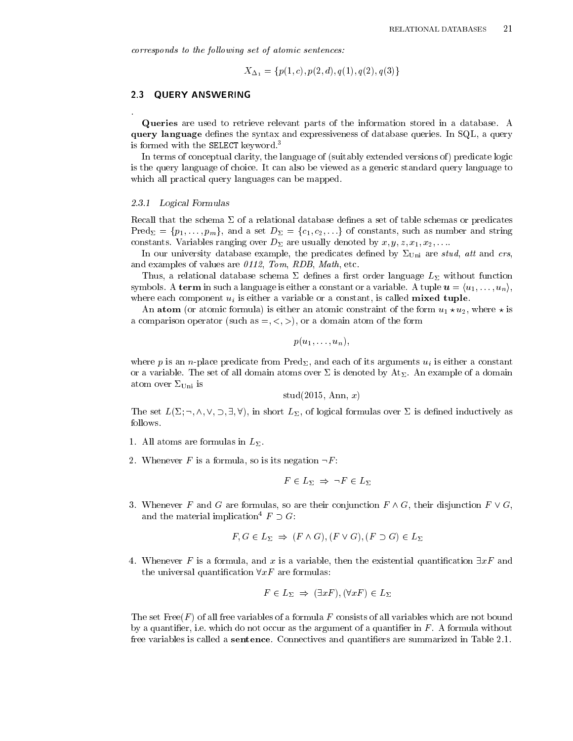*corresponds to the following set of atomic sentences:*

$$X_{\Delta_1} = \{p(1,c), p(2,d), q(1), q(2), q(3)\}$$

## 2.3 QUERY ANSWERING

.

**Queries** are used to retrieve relevant parts of the information stored in a database. A **query language** defines the syntax and expressiveness of database queries. In SQL, a query is formed with the `SELECT` keyword.[3]

In terms of conceptual clarity, the language of (suitably extended versions of) predicate logic is the query language of choice. It can also be viewed as a generic standard query language to which all practical query languages can be mapped.

### 2.3.1 *Logical Formulas*

Recall that the schema $\Sigma$ of a relational database defines a set of table schemas or predicates $\text{Pred}_\Sigma = \{p_1, \ldots, p_m\}$, and a set $D_\Sigma = \{c_1, c_2, \ldots\}$ of constants, such as number and string constants. Variables ranging over $D_\Sigma$ are usually denoted by $x, y, z, x_1, x_2, \ldots$.

In our university database example, the predicates defined by $\Sigma_{\text{Uni}}$ are *stud*, *att* and *crs*, and examples of values are *0112*, *Tom*, *RDB*, *Math*, etc.

Thus, a relational database schema $\Sigma$ defines a first order language $L_\Sigma$ without function symbols. A **term** in such a language is either a constant or a variable. A tuple $\boldsymbol{u} = \langle u_1, \ldots, u_n \rangle$, where each component $u_i$ is either a variable or a constant, is called **mixed tuple**.

An **atom** (or atomic formula) is either an atomic constraint of the form $u_1 \star u_2$, where $\star$ is a comparison operator (such as $=, <, >$), or a domain atom of the form

$$p(u_1, \ldots, u_n),$$

where $p$ is an $n$-place predicate from $\text{Pred}_\Sigma$, and each of its arguments $u_i$ is either a constant or a variable. The set of all domain atoms over $\Sigma$ is denoted by $\text{At}_\Sigma$. An example of a domain atom over $\Sigma_{\text{Uni}}$ is

$$\text{stud}(2015, \text{Ann}, x)$$

The set $L(\Sigma; \neg, \wedge, \vee, \supset, \exists, \forall)$, in short $L_\Sigma$, of logical formulas over $\Sigma$ is defined inductively as follows.

1. All atoms are formulas in $L_\Sigma$.

2. Whenever $F$ is a formula, so is its negation $\neg F$:

$$F \in L_\Sigma \;\Rightarrow\; \neg F \in L_\Sigma$$

3. Whenever $F$ and $G$ are formulas, so are their conjunction $F \wedge G$, their disjunction $F \vee G$, and the material implication[4] $F \supset G$:

$$F, G \in L_\Sigma \;\Rightarrow\; (F \wedge G), (F \vee G), (F \supset G) \in L_\Sigma$$

4. Whenever $F$ is a formula, and $x$ is a variable, then the existential quantification $\exists x F$ and the universal quantification $\forall x F$ are formulas:

$$F \in L_\Sigma \;\Rightarrow\; (\exists x F), (\forall x F) \in L_\Sigma$$

The set $\text{Free}(F)$ of all free variables of a formula $F$ consists of all variables which are not bound by a quantifier, i.e. which do not occur as the argument of a quantifier in $F$. A formula without free variables is called a **sentence**. Connectives and quantifiers are summarized in Table 2.1.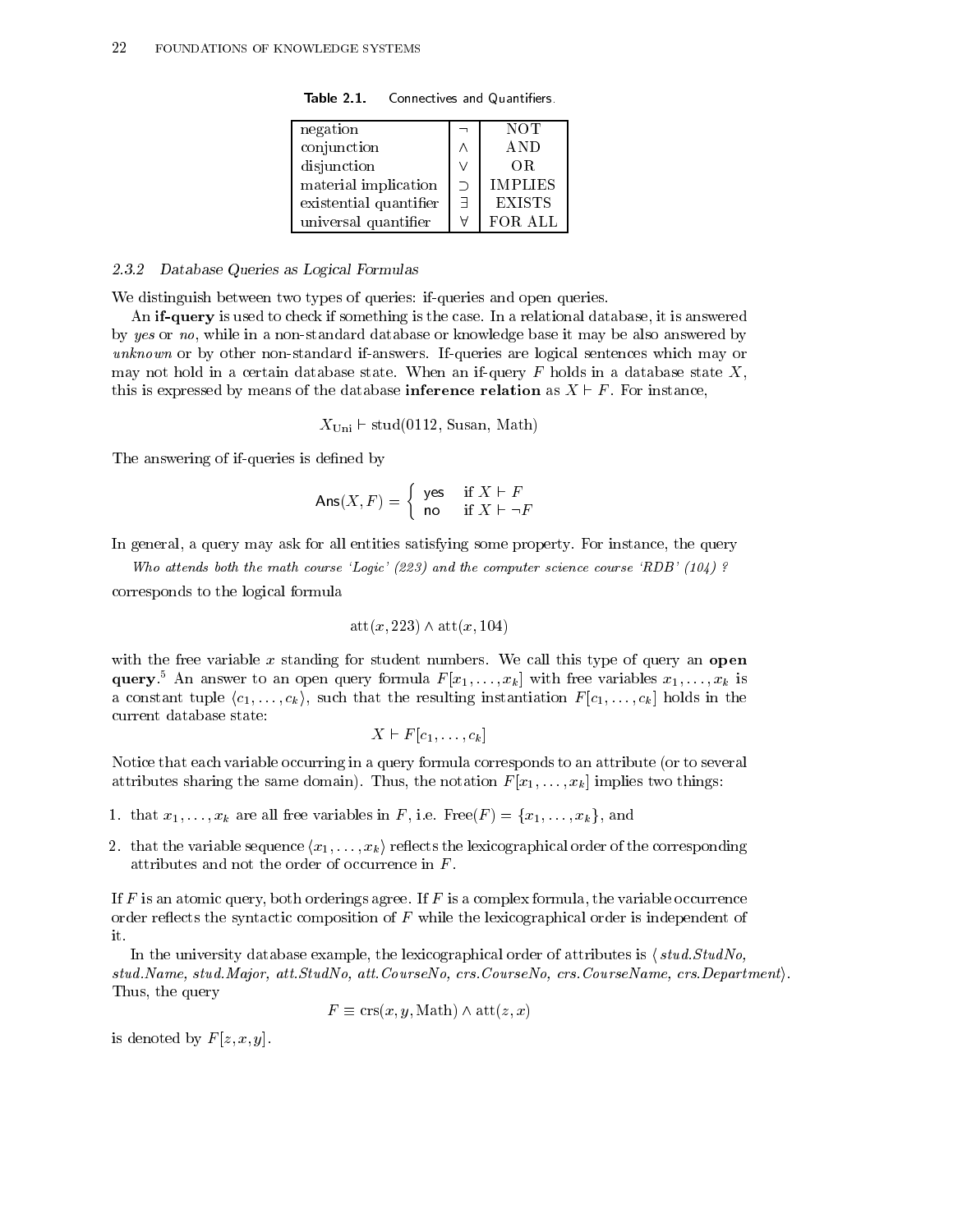**Table 2.1.** Connectives and Quantifiers.

| | | |
|---|---|---|
| negation | $\neg$ | NOT |
| conjunction | $\wedge$ | AND |
| disjunction | $\vee$ | OR |
| material implication | $\supset$ | IMPLIES |
| existential quantifier | $\exists$ | EXISTS |
| universal quantifier | $\forall$ | FOR ALL |

### 2.3.2 Database Queries as Logical Formulas

We distinguish between two types of queries: if-queries and open queries.

An **if-query** is used to check if something is the case. In a relational database, it is answered by *yes* or *no*, while in a non-standard database or knowledge base it may be also answered by *unknown* or by other non-standard if-answers. If-queries are logical sentences which may or may not hold in a certain database state. When an if-query $F$ holds in a database state $X$, this is expressed by means of the database **inference relation** as $X \vdash F$. For instance,

$$X_{\text{Uni}} \vdash \text{stud}(0112, \text{Susan}, \text{Math})$$

The answering of if-queries is defined by

$$\mathsf{Ans}(X, F) = \begin{cases} \mathsf{yes} & \text{if } X \vdash F \\ \mathsf{no} & \text{if } X \vdash \neg F \end{cases}$$

In general, a query may ask for all entities satisfying some property. For instance, the query

*Who attends both the math course 'Logic' (223) and the computer science course 'RDB' (104) ?*

corresponds to the logical formula

$$\text{att}(x, 223) \wedge \text{att}(x, 104)$$

with the free variable $x$ standing for student numbers. We call this type of query an **open query**.[5] An answer to an open query formula $F[x_1, \ldots, x_k]$ with free variables $x_1, \ldots, x_k$ is a constant tuple $\langle c_1, \ldots, c_k \rangle$, such that the resulting instantiation $F[c_1, \ldots, c_k]$ holds in the current database state:

$$X \vdash F[c_1, \ldots, c_k]$$

Notice that each variable occurring in a query formula corresponds to an attribute (or to several attributes sharing the same domain). Thus, the notation $F[x_1, \ldots, x_k]$ implies two things:

1. that $x_1, \ldots, x_k$ are all free variables in $F$, i.e. $\text{Free}(F) = \{x_1, \ldots, x_k\}$, and
2. that the variable sequence $\langle x_1, \ldots, x_k \rangle$ reflects the lexicographical order of the corresponding attributes and not the order of occurrence in $F$.

If $F$ is an atomic query, both orderings agree. If $F$ is a complex formula, the variable occurrence order reflects the syntactic composition of $F$ while the lexicographical order is independent of it.

In the university database example, the lexicographical order of attributes is $\langle$ *stud.StudNo, stud.Name, stud.Major, att.StudNo, att.CourseNo, crs.CourseNo, crs.CourseName, crs.Department*$\rangle$. Thus, the query

$$F \equiv \text{crs}(x, y, \text{Math}) \wedge \text{att}(z, x)$$

is denoted by $F[z, x, y]$.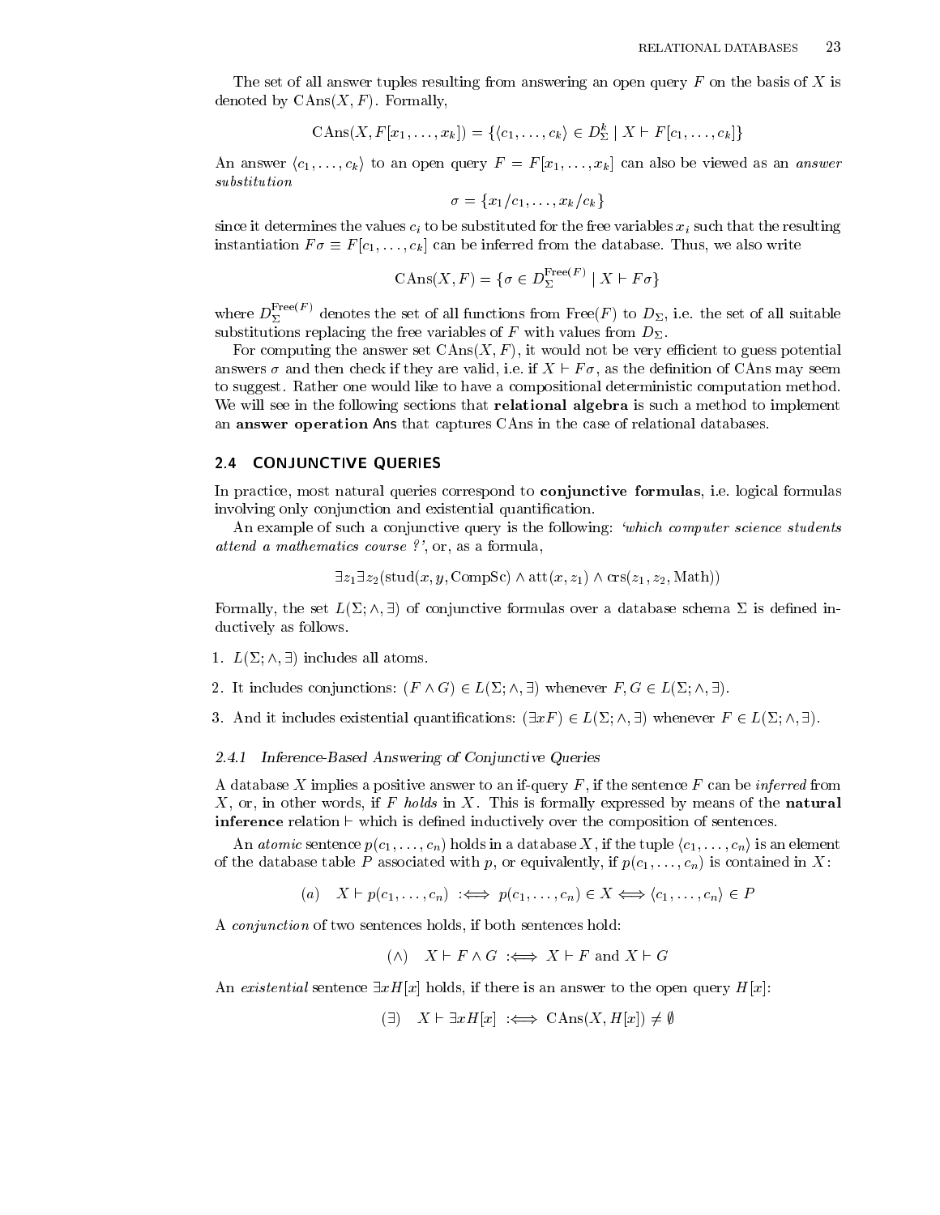The set of all answer tuples resulting from answering an open query $F$ on the basis of $X$ is denoted by $\mathrm{CAns}(X, F)$. Formally,

$$\mathrm{CAns}(X, F[x_1, \ldots, x_k]) = \{\langle c_1, \ldots, c_k \rangle \in D_\Sigma^k \mid X \vdash F[c_1, \ldots, c_k]\}$$

An answer $\langle c_1, \ldots, c_k \rangle$ to an open query $F = F[x_1, \ldots, x_k]$ can also be viewed as an *answer substitution*

$$\sigma = \{x_1/c_1, \ldots, x_k/c_k\}$$

since it determines the values $c_i$ to be substituted for the free variables $x_i$ such that the resulting instantiation $F\sigma \equiv F[c_1, \ldots, c_k]$ can be inferred from the database. Thus, we also write

$$\mathrm{CAns}(X, F) = \{\sigma \in D_\Sigma^{\mathrm{Free}(F)} \mid X \vdash F\sigma\}$$

where $D_\Sigma^{\mathrm{Free}(F)}$ denotes the set of all functions from $\mathrm{Free}(F)$ to $D_\Sigma$, i.e. the set of all suitable substitutions replacing the free variables of $F$ with values from $D_\Sigma$.

For computing the answer set $\mathrm{CAns}(X, F)$, it would not be very efficient to guess potential answers $\sigma$ and then check if they are valid, i.e. if $X \vdash F\sigma$, as the definition of CAns may seem to suggest. Rather one would like to have a compositional deterministic computation method. We will see in the following sections that **relational algebra** is such a method to implement an **answer operation** Ans that captures CAns in the case of relational databases.

## 2.4 CONJUNCTIVE QUERIES

In practice, most natural queries correspond to **conjunctive formulas**, i.e. logical formulas involving only conjunction and existential quantification.

An example of such a conjunctive query is the following: *'which computer science students attend a mathematics course ?'*, or, as a formula,

$$\exists z_1 \exists z_2 (\mathrm{stud}(x, y, \mathrm{CompSc}) \wedge \mathrm{att}(x, z_1) \wedge \mathrm{crs}(z_1, z_2, \mathrm{Math}))$$

Formally, the set $L(\Sigma; \wedge, \exists)$ of conjunctive formulas over a database schema $\Sigma$ is defined inductively as follows.

1. $L(\Sigma; \wedge, \exists)$ includes all atoms.
2. It includes conjunctions: $(F \wedge G) \in L(\Sigma; \wedge, \exists)$ whenever $F, G \in L(\Sigma; \wedge, \exists)$.
3. And it includes existential quantifications: $(\exists x F) \in L(\Sigma; \wedge, \exists)$ whenever $F \in L(\Sigma; \wedge, \exists)$.

### 2.4.1 *Inference-Based Answering of Conjunctive Queries*

A database $X$ implies a positive answer to an if-query $F$, if the sentence $F$ can be *inferred* from $X$, or, in other words, if $F$ *holds* in $X$. This is formally expressed by means of the **natural inference** relation $\vdash$ which is defined inductively over the composition of sentences.

An *atomic* sentence $p(c_1, \ldots, c_n)$ holds in a database $X$, if the tuple $\langle c_1, \ldots, c_n \rangle$ is an element of the database table $P$ associated with $p$, or equivalently, if $p(c_1, \ldots, c_n)$ is contained in $X$:

$$(a) \quad X \vdash p(c_1, \ldots, c_n) \;:\Longleftrightarrow\; p(c_1, \ldots, c_n) \in X \Longleftrightarrow \langle c_1, \ldots, c_n \rangle \in P$$

A *conjunction* of two sentences holds, if both sentences hold:

$$(\wedge) \quad X \vdash F \wedge G \;:\Longleftrightarrow\; X \vdash F \text{ and } X \vdash G$$

An *existential* sentence $\exists x H[x]$ holds, if there is an answer to the open query $H[x]$:

$$(\exists) \quad X \vdash \exists x H[x] \;:\Longleftrightarrow\; \mathrm{CAns}(X, H[x]) \neq \emptyset$$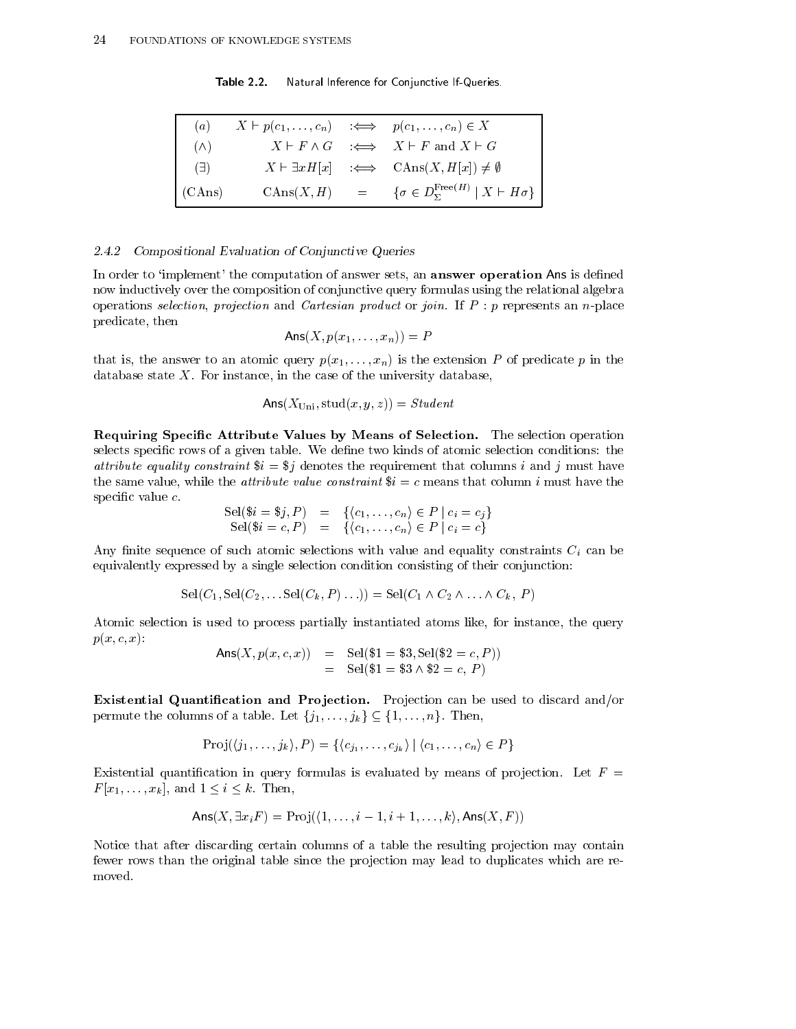**Table 2.2.** Natural Inference for Conjunctive If-Queries.

| | | | |
|---|---|---|---|
| $(a)$ | $X \vdash p(c_1, \ldots, c_n)$ | $:\Longleftrightarrow$ | $p(c_1, \ldots, c_n) \in X$ |
| $(\wedge)$ | $X \vdash F \wedge G$ | $:\Longleftrightarrow$ | $X \vdash F$ and $X \vdash G$ |
| $(\exists)$ | $X \vdash \exists x H[x]$ | $:\Longleftrightarrow$ | $\text{CAns}(X, H[x]) \neq \emptyset$ |
| $(\text{CAns})$ | $\text{CAns}(X, H)$ | $=$ | $\{\sigma \in D_\Sigma^{\text{Free}(H)} \mid X \vdash H\sigma\}$ |

### 2.4.2 *Compositional Evaluation of Conjunctive Queries*

In order to 'implement' the computation of answer sets, an **answer operation** Ans is defined now inductively over the composition of conjunctive query formulas using the relational algebra operations *selection*, *projection* and *Cartesian product* or *join*. If $P : p$ represents an $n$-place predicate, then

$$\mathsf{Ans}(X, p(x_1, \ldots, x_n)) = P$$

that is, the answer to an atomic query $p(x_1, \ldots, x_n)$ is the extension $P$ of predicate $p$ in the database state $X$. For instance, in the case of the university database,

$$\mathsf{Ans}(X_{\text{Uni}}, \text{stud}(x, y, z)) = \mathit{Student}$$

**Requiring Specific Attribute Values by Means of Selection.** The selection operation selects specific rows of a given table. We define two kinds of atomic selection conditions: the *attribute equality constraint* $\$i = \$j$ denotes the requirement that columns $i$ and $j$ must have the same value, while the *attribute value constraint* $\$i = c$ means that column $i$ must have the specific value $c$.

$$\begin{aligned} \text{Sel}(\$i = \$j, P) &= \{\langle c_1, \ldots, c_n \rangle \in P \mid c_i = c_j\} \\ \text{Sel}(\$i = c, P) &= \{\langle c_1, \ldots, c_n \rangle \in P \mid c_i = c\} \end{aligned}$$

Any finite sequence of such atomic selections with value and equality constraints $C_i$ can be equivalently expressed by a single selection condition consisting of their conjunction:

$$\text{Sel}(C_1, \text{Sel}(C_2, \ldots \text{Sel}(C_k, P) \ldots)) = \text{Sel}(C_1 \wedge C_2 \wedge \ldots \wedge C_k,\ P)$$

Atomic selection is used to process partially instantiated atoms like, for instance, the query $p(x, c, x)$:

$$\begin{aligned} \mathsf{Ans}(X, p(x, c, x)) &= \text{Sel}(\$1 = \$3, \text{Sel}(\$2 = c, P)) \\ &= \text{Sel}(\$1 = \$3 \wedge \$2 = c,\ P) \end{aligned}$$

**Existential Quantification and Projection.** Projection can be used to discard and/or permute the columns of a table. Let $\{j_1, \ldots, j_k\} \subseteq \{1, \ldots, n\}$. Then,

$$\text{Proj}(\langle j_1, \ldots, j_k \rangle, P) = \{\langle c_{j_1}, \ldots, c_{j_k} \rangle \mid \langle c_1, \ldots, c_n \rangle \in P\}$$

Existential quantification in query formulas is evaluated by means of projection. Let $F = F[x_1, \ldots, x_k]$, and $1 \leq i \leq k$. Then,

$$\mathsf{Ans}(X, \exists x_i F) = \text{Proj}(\langle 1, \ldots, i-1, i+1, \ldots, k \rangle, \mathsf{Ans}(X, F))$$

Notice that after discarding certain columns of a table the resulting projection may contain fewer rows than the original table since the projection may lead to duplicates which are removed.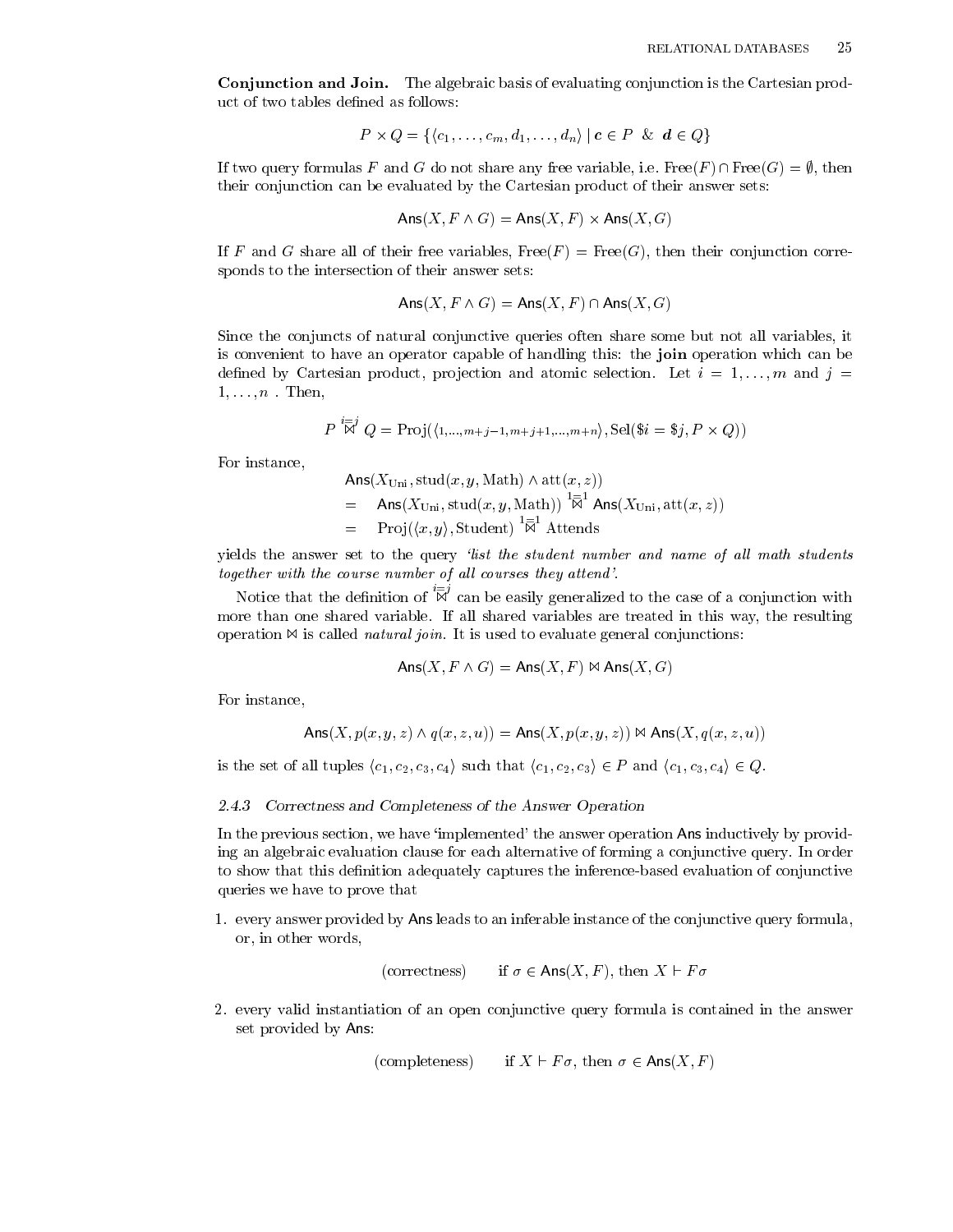**Conjunction and Join.** The algebraic basis of evaluating conjunction is the Cartesian product of two tables defined as follows:

$$P \times Q = \{\langle c_1, \ldots, c_m, d_1, \ldots, d_n \rangle \mid \boldsymbol{c} \in P \ \& \ \boldsymbol{d} \in Q\}$$

If two query formulas $F$ and $G$ do not share any free variable, i.e. $\text{Free}(F) \cap \text{Free}(G) = \emptyset$, then their conjunction can be evaluated by the Cartesian product of their answer sets:

$$\mathsf{Ans}(X, F \wedge G) = \mathsf{Ans}(X, F) \times \mathsf{Ans}(X, G)$$

If $F$ and $G$ share all of their free variables, $\text{Free}(F) = \text{Free}(G)$, then their conjunction corresponds to the intersection of their answer sets:

$$\mathsf{Ans}(X, F \wedge G) = \mathsf{Ans}(X, F) \cap \mathsf{Ans}(X, G)$$

Since the conjuncts of natural conjunctive queries often share some but not all variables, it is convenient to have an operator capable of handling this: the **join** operation which can be defined by Cartesian product, projection and atomic selection. Let $i = 1, \ldots, m$ and $j = 1, \ldots, n$ . Then,

$$P \overset{i=j}{\bowtie} Q = \text{Proj}(\langle 1, \ldots, m+j-1, m+j+1, \ldots, m+n \rangle, \text{Sel}(\$i = \$j, P \times Q))$$

For instance,

$$\begin{aligned}
&\mathsf{Ans}(X_{\text{Uni}}, \text{stud}(x, y, \text{Math}) \wedge \text{att}(x, z)) \\
=\ &\mathsf{Ans}(X_{\text{Uni}}, \text{stud}(x, y, \text{Math})) \overset{1=1}{\bowtie} \mathsf{Ans}(X_{\text{Uni}}, \text{att}(x, z)) \\
=\ &\text{Proj}(\langle x, y \rangle, \text{Student}) \overset{1=1}{\bowtie} \text{Attends}
\end{aligned}$$

yields the answer set to the query *'list the student number and name of all math students together with the course number of all courses they attend'*.

Notice that the definition of $\overset{i=j}{\bowtie}$ can be easily generalized to the case of a conjunction with more than one shared variable. If all shared variables are treated in this way, the resulting operation $\bowtie$ is called *natural join*. It is used to evaluate general conjunctions:

$$\mathsf{Ans}(X, F \wedge G) = \mathsf{Ans}(X, F) \bowtie \mathsf{Ans}(X, G)$$

For instance,

$$\mathsf{Ans}(X, p(x, y, z) \wedge q(x, z, u)) = \mathsf{Ans}(X, p(x, y, z)) \bowtie \mathsf{Ans}(X, q(x, z, u))$$

is the set of all tuples $\langle c_1, c_2, c_3, c_4 \rangle$ such that $\langle c_1, c_2, c_3 \rangle \in P$ and $\langle c_1, c_3, c_4 \rangle \in Q$.

### 2.4.3 *Correctness and Completeness of the Answer Operation*

In the previous section, we have 'implemented' the answer operation $\mathsf{Ans}$ inductively by providing an algebraic evaluation clause for each alternative of forming a conjunctive query. In order to show that this definition adequately captures the inference-based evaluation of conjunctive queries we have to prove that

1. every answer provided by $\mathsf{Ans}$ leads to an inferable instance of the conjunctive query formula, or, in other words,

$$\text{(correctness)} \qquad \text{if } \sigma \in \mathsf{Ans}(X, F), \text{ then } X \vdash F\sigma$$

2. every valid instantiation of an open conjunctive query formula is contained in the answer set provided by $\mathsf{Ans}$:

$$\text{(completeness)} \qquad \text{if } X \vdash F\sigma, \text{ then } \sigma \in \mathsf{Ans}(X, F)$$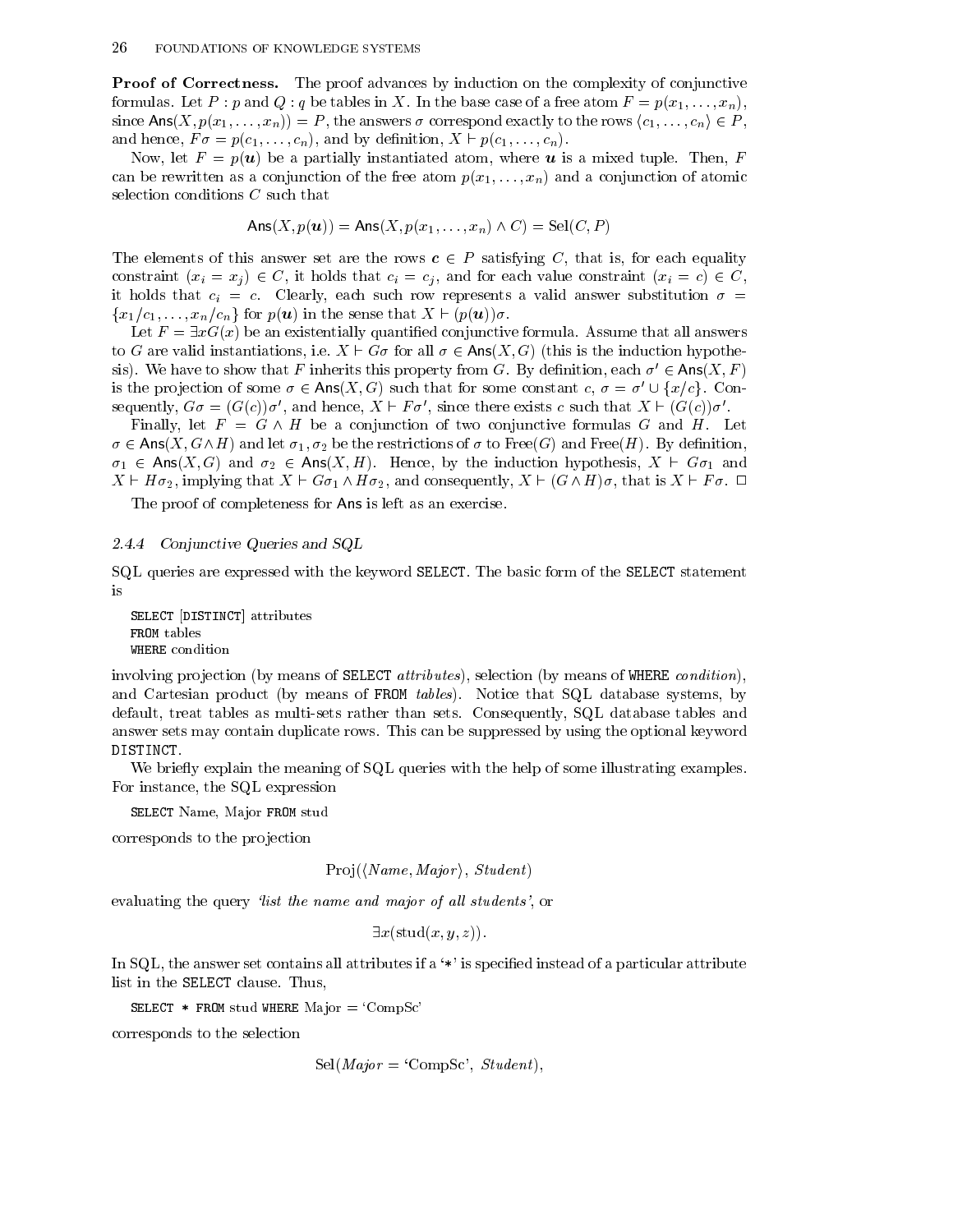**Proof of Correctness.** The proof advances by induction on the complexity of conjunctive formulas. Let $P : p$ and $Q : q$ be tables in $X$. In the base case of a free atom $F = p(x_1, \ldots, x_n)$, since $\mathsf{Ans}(X, p(x_1, \ldots, x_n)) = P$, the answers $\sigma$ correspond exactly to the rows $\langle c_1, \ldots, c_n \rangle \in P$, and hence, $F\sigma = p(c_1, \ldots, c_n)$, and by definition, $X \vdash p(c_1, \ldots, c_n)$.

Now, let $F = p(\boldsymbol{u})$ be a partially instantiated atom, where $\boldsymbol{u}$ is a mixed tuple. Then, $F$ can be rewritten as a conjunction of the free atom $p(x_1, \ldots, x_n)$ and a conjunction of atomic selection conditions $C$ such that

$$\mathsf{Ans}(X, p(\boldsymbol{u})) = \mathsf{Ans}(X, p(x_1, \ldots, x_n) \wedge C) = \mathrm{Sel}(C, P)$$

The elements of this answer set are the rows $\boldsymbol{c} \in P$ satisfying $C$, that is, for each equality constraint $(x_i = x_j) \in C$, it holds that $c_i = c_j$, and for each value constraint $(x_i = c) \in C$, it holds that $c_i = c$. Clearly, each such row represents a valid answer substitution $\sigma = \{x_1/c_1, \ldots, x_n/c_n\}$ for $p(\boldsymbol{u})$ in the sense that $X \vdash (p(\boldsymbol{u}))\sigma$.

Let $F = \exists x G(x)$ be an existentially quantified conjunctive formula. Assume that all answers to $G$ are valid instantiations, i.e. $X \vdash G\sigma$ for all $\sigma \in \mathsf{Ans}(X, G)$ (this is the induction hypothesis). We have to show that $F$ inherits this property from $G$. By definition, each $\sigma' \in \mathsf{Ans}(X, F)$ is the projection of some $\sigma \in \mathsf{Ans}(X, G)$ such that for some constant $c$, $\sigma = \sigma' \cup \{x/c\}$. Consequently, $G\sigma = (G(c))\sigma'$, and hence, $X \vdash F\sigma'$, since there exists $c$ such that $X \vdash (G(c))\sigma'$.

Finally, let $F = G \wedge H$ be a conjunction of two conjunctive formulas $G$ and $H$. Let $\sigma \in \mathsf{Ans}(X, G \wedge H)$ and let $\sigma_1, \sigma_2$ be the restrictions of $\sigma$ to $\mathrm{Free}(G)$ and $\mathrm{Free}(H)$. By definition, $\sigma_1 \in \mathsf{Ans}(X, G)$ and $\sigma_2 \in \mathsf{Ans}(X, H)$. Hence, by the induction hypothesis, $X \vdash G\sigma_1$ and $X \vdash H\sigma_2$, implying that $X \vdash G\sigma_1 \wedge H\sigma_2$, and consequently, $X \vdash (G \wedge H)\sigma$, that is $X \vdash F\sigma$. □

The proof of completeness for $\mathsf{Ans}$ is left as an exercise.

### 2.4.4 *Conjunctive Queries and SQL*

SQL queries are expressed with the keyword `SELECT`. The basic form of the `SELECT` statement is

```
SELECT [DISTINCT] attributes
FROM tables
WHERE condition
```

involving projection (by means of `SELECT` *attributes*), selection (by means of `WHERE` *condition*), and Cartesian product (by means of `FROM` *tables*). Notice that SQL database systems, by default, treat tables as multi-sets rather than sets. Consequently, SQL database tables and answer sets may contain duplicate rows. This can be suppressed by using the optional keyword `DISTINCT`.

We briefly explain the meaning of SQL queries with the help of some illustrating examples. For instance, the SQL expression

```
SELECT Name, Major FROM stud
```

corresponds to the projection

$$\mathrm{Proj}(\langle \mathit{Name}, \mathit{Major} \rangle,\ \mathit{Student})$$

evaluating the query *'list the name and major of all students'*, or

$$\exists x(\mathrm{stud}(x, y, z)).$$

In SQL, the answer set contains all attributes if a '*' is specified instead of a particular attribute list in the `SELECT` clause. Thus,

```
SELECT * FROM stud WHERE Major = 'CompSc'
```

corresponds to the selection

$$\mathrm{Sel}(\mathit{Major} = \text{'CompSc'},\ \mathit{Student}),$$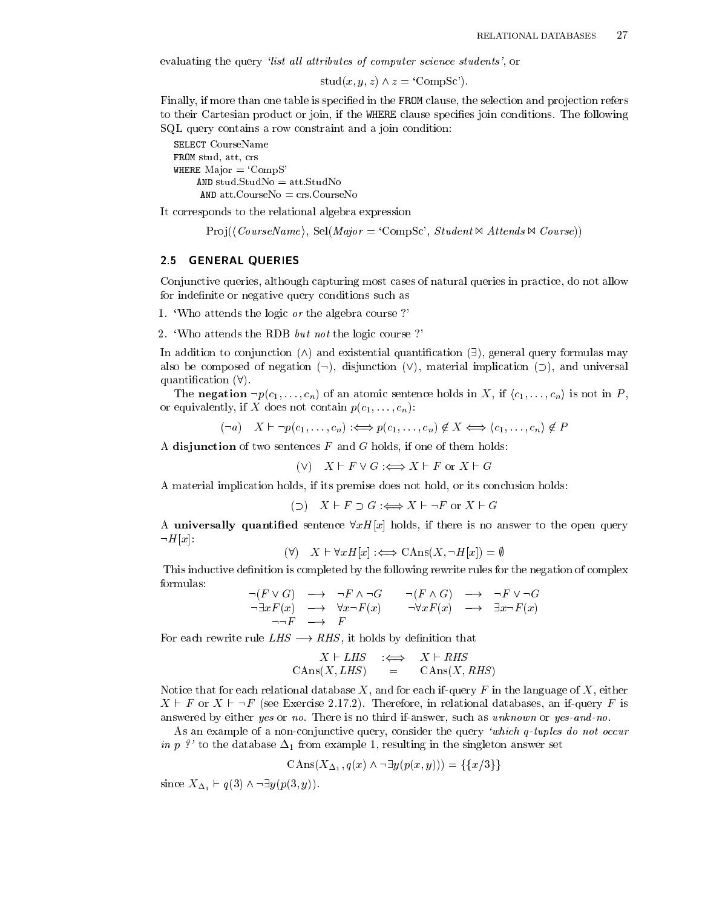evaluating the query *'list all attributes of computer science students'*, or

$$\text{stud}(x, y, z) \wedge z = \text{'CompSc'}).$$

Finally, if more than one table is specified in the FROM clause, the selection and projection refers to their Cartesian product or join, if the WHERE clause specifies join conditions. The following SQL query contains a row constraint and a join condition:

```
SELECT CourseName
FROM stud, att, crs
WHERE Major = 'CompS'
    AND stud.StudNo = att.StudNo
     AND att.CourseNo = crs.CourseNo
```

It corresponds to the relational algebra expression

$$\text{Proj}(\langle \mathit{CourseName} \rangle,\ \text{Sel}(\mathit{Major} = \text{'CompSc'},\ \mathit{Student} \bowtie \mathit{Attends} \bowtie \mathit{Course}))$$

## 2.5 GENERAL QUERIES

Conjunctive queries, although capturing most cases of natural queries in practice, do not allow for indefinite or negative query conditions such as

1. 'Who attends the logic *or* the algebra course ?'
2. 'Who attends the RDB *but not* the logic course ?'

In addition to conjunction ($\wedge$) and existential quantification ($\exists$), general query formulas may also be composed of negation ($\neg$), disjunction ($\vee$), material implication ($\supset$), and universal quantification ($\forall$).

The **negation** $\neg p(c_1, \ldots, c_n)$ of an atomic sentence holds in $X$, if $\langle c_1, \ldots, c_n \rangle$ is not in $P$, or equivalently, if $X$ does not contain $p(c_1, \ldots, c_n)$:

$$(\neg a) \quad X \vdash \neg p(c_1, \ldots, c_n) :\Longleftrightarrow p(c_1, \ldots, c_n) \notin X \Longleftrightarrow \langle c_1, \ldots, c_n \rangle \notin P$$

A **disjunction** of two sentences $F$ and $G$ holds, if one of them holds:

$$(\vee) \quad X \vdash F \vee G :\Longleftrightarrow X \vdash F \text{ or } X \vdash G$$

A material implication holds, if its premise does not hold, or its conclusion holds:

$$(\supset) \quad X \vdash F \supset G :\Longleftrightarrow X \vdash \neg F \text{ or } X \vdash G$$

A **universally quantified** sentence $\forall x H[x]$ holds, if there is no answer to the open query $\neg H[x]$:

$$(\forall) \quad X \vdash \forall x H[x] :\Longleftrightarrow \text{CAns}(X, \neg H[x]) = \emptyset$$

This inductive definition is completed by the following rewrite rules for the negation of complex formulas:

$$\begin{array}{rclcrcl}
\neg(F \vee G) & \longrightarrow & \neg F \wedge \neg G & \quad & \neg(F \wedge G) & \longrightarrow & \neg F \vee \neg G \\
\neg \exists x F(x) & \longrightarrow & \forall x \neg F(x) & \quad & \neg \forall x F(x) & \longrightarrow & \exists x \neg F(x) \\
\neg\neg F & \longrightarrow & F & & & &
\end{array}$$

For each rewrite rule $\mathit{LHS} \longrightarrow \mathit{RHS}$, it holds by definition that

$$\begin{array}{rcl}
X \vdash \mathit{LHS} & :\Longleftrightarrow & X \vdash \mathit{RHS} \\
\text{CAns}(X, \mathit{LHS}) & = & \text{CAns}(X, \mathit{RHS})
\end{array}$$

Notice that for each relational database $X$, and for each if-query $F$ in the language of $X$, either $X \vdash F$ or $X \vdash \neg F$ (see Exercise 2.17.2). Therefore, in relational databases, an if-query $F$ is answered by either *yes* or *no*. There is no third if-answer, such as *unknown* or *yes-and-no*.

As an example of a non-conjunctive query, consider the query *'which q-tuples do not occur in p ?'* to the database $\Delta_1$ from example 1, resulting in the singleton answer set

$$\text{CAns}(X_{\Delta_1}, q(x) \wedge \neg \exists y (p(x, y))) = \{\{x/3\}\}$$

since $X_{\Delta_1} \vdash q(3) \wedge \neg \exists y (p(3, y))$.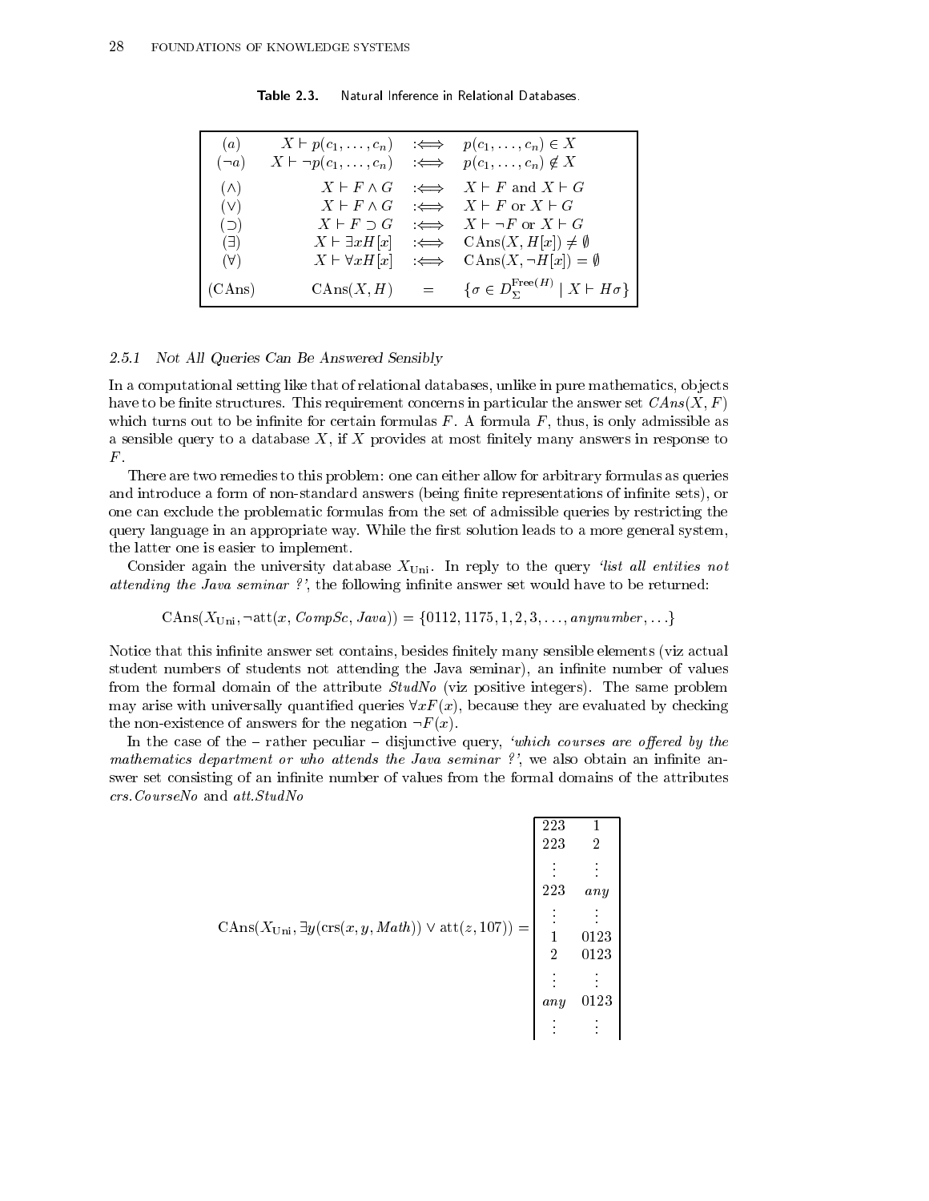**Table 2.3.** Natural Inference in Relational Databases.

| | | | |
|---|---|---|---|
| $(a)$ | $X \vdash p(c_1, \ldots, c_n)$ | $:\Longleftrightarrow$ | $p(c_1, \ldots, c_n) \in X$ |
| $(\neg a)$ | $X \vdash \neg p(c_1, \ldots, c_n)$ | $:\Longleftrightarrow$ | $p(c_1, \ldots, c_n) \notin X$ |
| $(\wedge)$ | $X \vdash F \wedge G$ | $:\Longleftrightarrow$ | $X \vdash F$ and $X \vdash G$ |
| $(\vee)$ | $X \vdash F \wedge G$ | $:\Longleftrightarrow$ | $X \vdash F$ or $X \vdash G$ |
| $(\supset)$ | $X \vdash F \supset G$ | $:\Longleftrightarrow$ | $X \vdash \neg F$ or $X \vdash G$ |
| $(\exists)$ | $X \vdash \exists x H[x]$ | $:\Longleftrightarrow$ | $\mathrm{CAns}(X, H[x]) \neq \emptyset$ |
| $(\forall)$ | $X \vdash \forall x H[x]$ | $:\Longleftrightarrow$ | $\mathrm{CAns}(X, \neg H[x]) = \emptyset$ |
| (CAns) | $\mathrm{CAns}(X, H)$ | $=$ | $\{\sigma \in D_\Sigma^{\mathrm{Free}(H)} \mid X \vdash H\sigma\}$ |

### 2.5.1 Not All Queries Can Be Answered Sensibly

In a computational setting like that of relational databases, unlike in pure mathematics, objects have to be finite structures. This requirement concerns in particular the answer set $CAns(X, F)$ which turns out to be infinite for certain formulas $F$. A formula $F$, thus, is only admissible as a sensible query to a database $X$, if $X$ provides at most finitely many answers in response to $F$.

There are two remedies to this problem: one can either allow for arbitrary formulas as queries and introduce a form of non-standard answers (being finite representations of infinite sets), or one can exclude the problematic formulas from the set of admissible queries by restricting the query language in an appropriate way. While the first solution leads to a more general system, the latter one is easier to implement.

Consider again the university database $X_{\mathrm{Uni}}$. In reply to the query *'list all entities not attending the Java seminar ?'*, the following infinite answer set would have to be returned:

$$\mathrm{CAns}(X_{\mathrm{Uni}}, \neg \mathrm{att}(x, \mathit{CompSc}, \mathit{Java})) = \{0112, 1175, 1, 2, 3, \ldots, \mathit{anynumber}, \ldots\}$$

Notice that this infinite answer set contains, besides finitely many sensible elements (viz actual student numbers of students not attending the Java seminar), an infinite number of values from the formal domain of the attribute *StudNo* (viz positive integers). The same problem may arise with universally quantified queries $\forall x F(x)$, because they are evaluated by checking the non-existence of answers for the negation $\neg F(x)$.

In the case of the – rather peculiar – disjunctive query, *'which courses are offered by the mathematics department or who attends the Java seminar ?'*, we also obtain an infinite answer set consisting of an infinite number of values from the formal domains of the attributes *crs.CourseNo* and *att.StudNo*

$$\mathrm{CAns}(X_{\mathrm{Uni}}, \exists y(\mathrm{crs}(x, y, \mathit{Math})) \vee \mathrm{att}(z, 107)) = \begin{array}{|cc|} 223 & 1 \\ 223 & 2 \\ \vdots & \vdots \\ 223 & \mathit{any} \\ \vdots & \vdots \\ 1 & 0123 \\ 2 & 0123 \\ \vdots & \vdots \\ \mathit{any} & 0123 \\ \vdots & \vdots \end{array}$$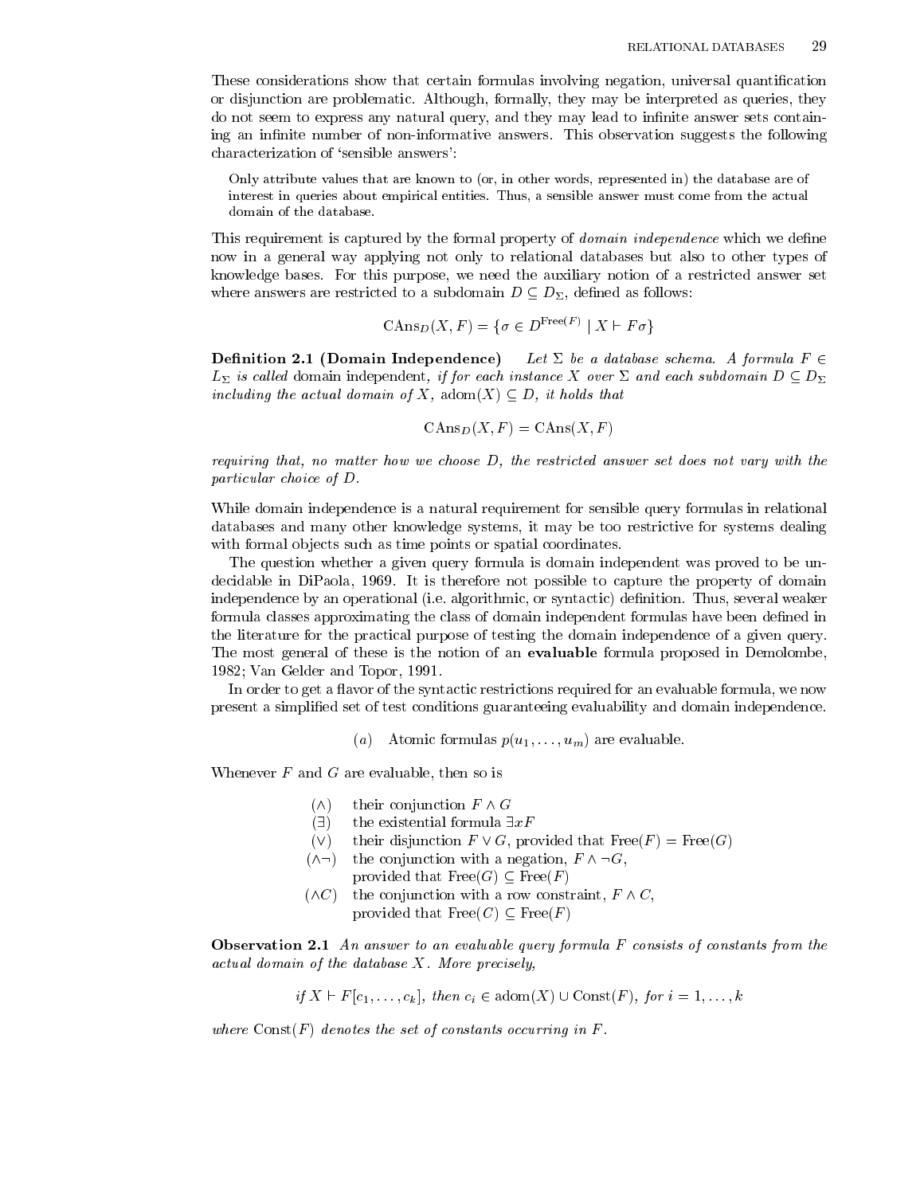These considerations show that certain formulas involving negation, universal quantification or disjunction are problematic. Although, formally, they may be interpreted as queries, they do not seem to express any natural query, and they may lead to infinite answer sets containing an infinite number of non-informative answers. This observation suggests the following characterization of 'sensible answers':

> Only attribute values that are known to (or, in other words, represented in) the database are of interest in queries about empirical entities. Thus, a sensible answer must come from the actual domain of the database.

This requirement is captured by the formal property of *domain independence* which we define now in a general way applying not only to relational databases but also to other types of knowledge bases. For this purpose, we need the auxiliary notion of a restricted answer set where answers are restricted to a subdomain $D \subseteq D_\Sigma$, defined as follows:

$$\text{CAns}_D(X, F) = \{\sigma \in D^{\text{Free}(F)} \mid X \vdash F\sigma\}$$

**Definition 2.1 (Domain Independence)** *Let $\Sigma$ be a database schema. A formula $F \in L_\Sigma$ is called* domain independent*, if for each instance $X$ over $\Sigma$ and each subdomain $D \subseteq D_\Sigma$ including the actual domain of $X$, $\text{adom}(X) \subseteq D$, it holds that*

$$\text{CAns}_D(X, F) = \text{CAns}(X, F)$$

*requiring that, no matter how we choose $D$, the restricted answer set does not vary with the particular choice of $D$.*

While domain independence is a natural requirement for sensible query formulas in relational databases and many other knowledge systems, it may be too restrictive for systems dealing with formal objects such as time points or spatial coordinates.

The question whether a given query formula is domain independent was proved to be undecidable in DiPaola, 1969. It is therefore not possible to capture the property of domain independence by an operational (i.e. algorithmic, or syntactic) definition. Thus, several weaker formula classes approximating the class of domain independent formulas have been defined in the literature for the practical purpose of testing the domain independence of a given query. The most general of these is the notion of an **evaluable** formula proposed in Demolombe, 1982; Van Gelder and Topor, 1991.

In order to get a flavor of the syntactic restrictions required for an evaluable formula, we now present a simplified set of test conditions guaranteeing evaluability and domain independence.

$(a)$ Atomic formulas $p(u_1, \ldots, u_m)$ are evaluable.

Whenever $F$ and $G$ are evaluable, then so is

- $(\wedge)$ their conjunction $F \wedge G$
- $(\exists)$ the existential formula $\exists x F$
- $(\vee)$ their disjunction $F \vee G$, provided that $\text{Free}(F) = \text{Free}(G)$
- $(\wedge\neg)$ the conjunction with a negation, $F \wedge \neg G$, provided that $\text{Free}(G) \subseteq \text{Free}(F)$
- $(\wedge C)$ the conjunction with a row constraint, $F \wedge C$, provided that $\text{Free}(C) \subseteq \text{Free}(F)$

**Observation 2.1** *An answer to an evaluable query formula $F$ consists of constants from the actual domain of the database $X$. More precisely,*

$$\textit{if } X \vdash F[c_1, \ldots, c_k], \textit{ then } c_i \in \text{adom}(X) \cup \text{Const}(F), \textit{ for } i = 1, \ldots, k$$

*where $\text{Const}(F)$ denotes the set of constants occurring in $F$.*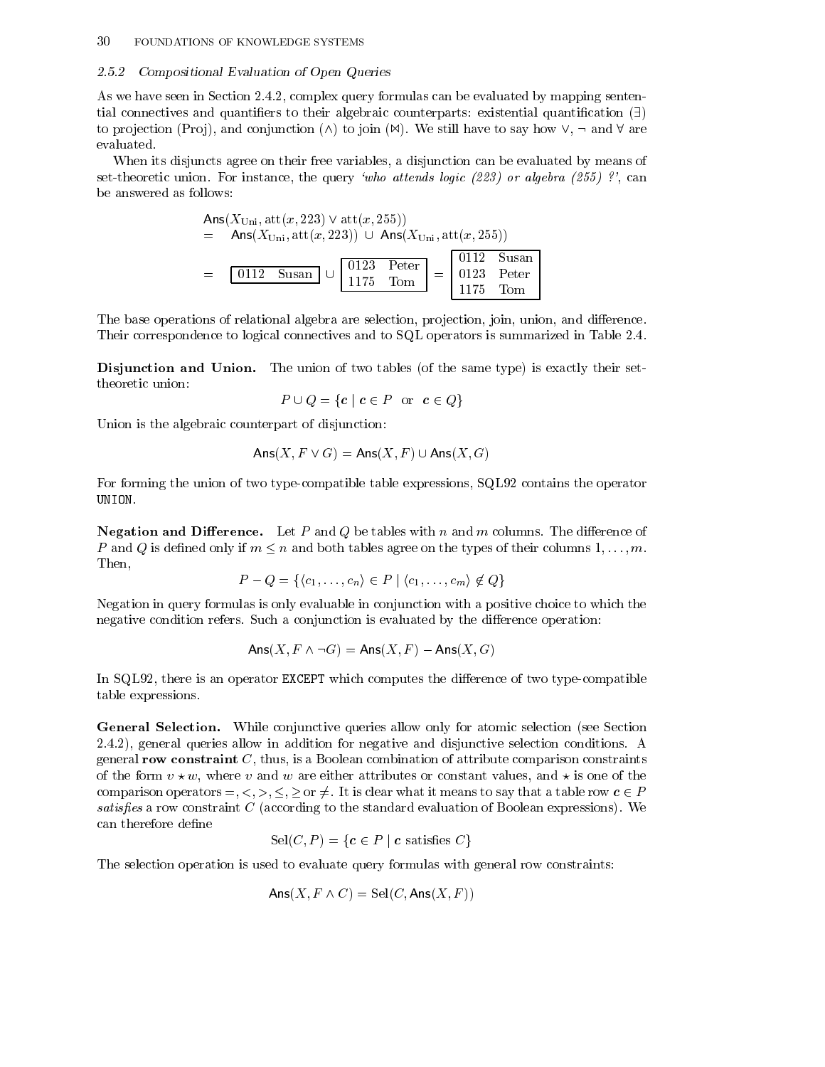### 2.5.2 Compositional Evaluation of Open Queries

As we have seen in Section 2.4.2, complex query formulas can be evaluated by mapping sentential connectives and quantifiers to their algebraic counterparts: existential quantification ($\exists$) to projection (Proj), and conjunction ($\wedge$) to join ($\bowtie$). We still have to say how $\vee$, $\neg$ and $\forall$ are evaluated.

When its disjuncts agree on their free variables, a disjunction can be evaluated by means of set-theoretic union. For instance, the query *'who attends logic (223) or algebra (255) ?'*, can be answered as follows:

$$\begin{aligned}
&\mathsf{Ans}(X_{\text{Uni}}, \text{att}(x, 223) \vee \text{att}(x, 255)) \\
&= \quad \mathsf{Ans}(X_{\text{Uni}}, \text{att}(x, 223)) \;\cup\; \mathsf{Ans}(X_{\text{Uni}}, \text{att}(x, 255)) \\
&= \quad \boxed{\begin{array}{ll} 0112 & \text{Susan} \end{array}} \cup \boxed{\begin{array}{ll} 0123 & \text{Peter} \\ 1175 & \text{Tom} \end{array}} = \boxed{\begin{array}{ll} 0112 & \text{Susan} \\ 0123 & \text{Peter} \\ 1175 & \text{Tom} \end{array}}
\end{aligned}$$

The base operations of relational algebra are selection, projection, join, union, and difference. Their correspondence to logical connectives and to SQL operators is summarized in Table 2.4.

**Disjunction and Union.** The union of two tables (of the same type) is exactly their set-theoretic union:

$$P \cup Q = \{\boldsymbol{c} \mid \boldsymbol{c} \in P \quad \text{or} \quad \boldsymbol{c} \in Q\}$$

Union is the algebraic counterpart of disjunction:

$$\mathsf{Ans}(X, F \vee G) = \mathsf{Ans}(X, F) \cup \mathsf{Ans}(X, G)$$

For forming the union of two type-compatible table expressions, SQL92 contains the operator UNION.

**Negation and Difference.** Let $P$ and $Q$ be tables with $n$ and $m$ columns. The difference of $P$ and $Q$ is defined only if $m \leq n$ and both tables agree on the types of their columns $1, \ldots, m$. Then,

$$P - Q = \{\langle c_1, \ldots, c_n \rangle \in P \mid \langle c_1, \ldots, c_m \rangle \notin Q\}$$

Negation in query formulas is only evaluable in conjunction with a positive choice to which the negative condition refers. Such a conjunction is evaluated by the difference operation:

$$\mathsf{Ans}(X, F \wedge \neg G) = \mathsf{Ans}(X, F) - \mathsf{Ans}(X, G)$$

In SQL92, there is an operator EXCEPT which computes the difference of two type-compatible table expressions.

**General Selection.** While conjunctive queries allow only for atomic selection (see Section 2.4.2), general queries allow in addition for negative and disjunctive selection conditions. A general **row constraint** $C$, thus, is a Boolean combination of attribute comparison constraints of the form $v \star w$, where $v$ and $w$ are either attributes or constant values, and $\star$ is one of the comparison operators $=, <, >, \leq, \geq$ or $\neq$. It is clear what it means to say that a table row $\boldsymbol{c} \in P$ *satisfies* a row constraint $C$ (according to the standard evaluation of Boolean expressions). We can therefore define

$$\text{Sel}(C, P) = \{\boldsymbol{c} \in P \mid \boldsymbol{c} \text{ satisfies } C\}$$

The selection operation is used to evaluate query formulas with general row constraints:

$$\mathsf{Ans}(X, F \wedge C) = \text{Sel}(C, \mathsf{Ans}(X, F))$$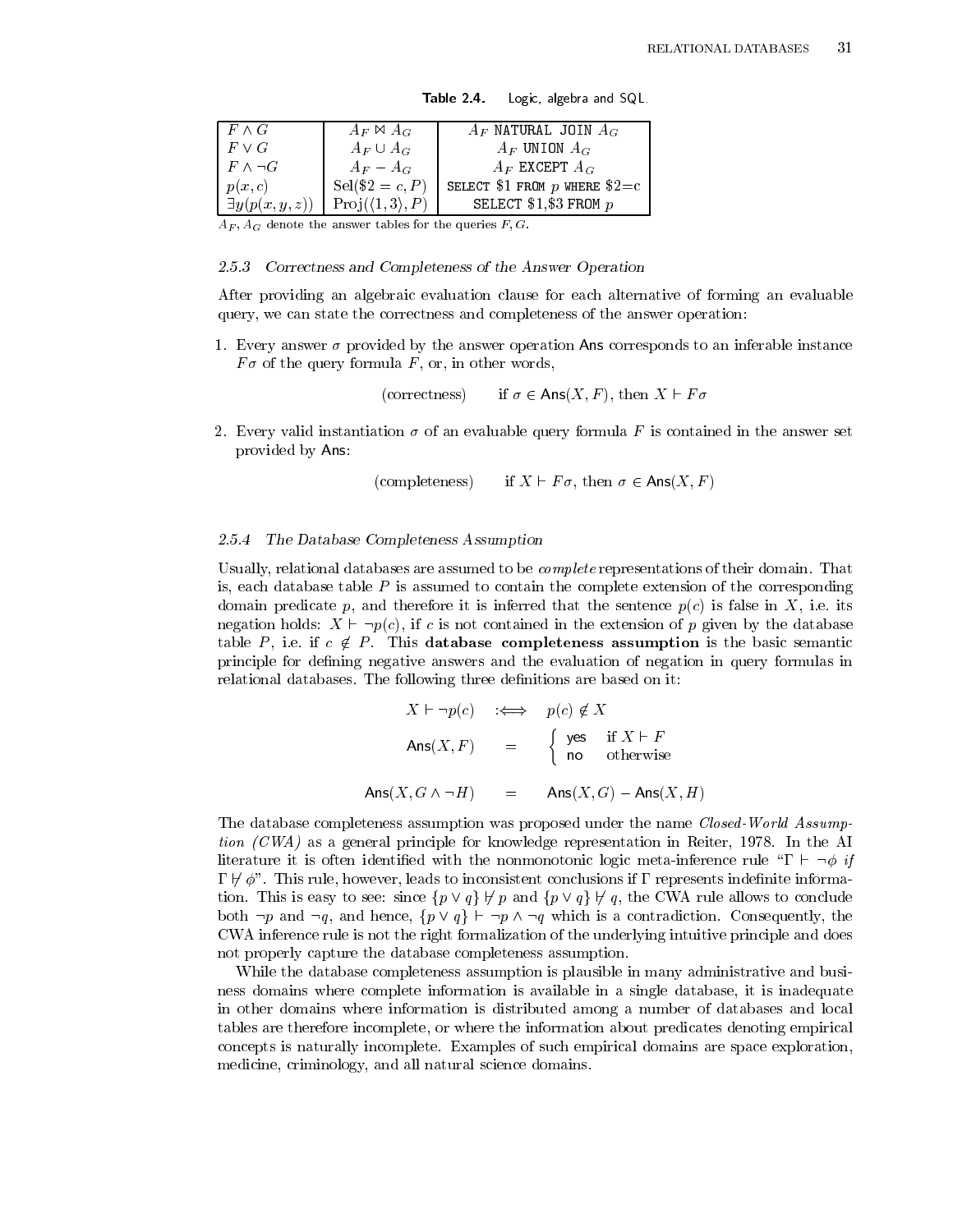**Table 2.4.** Logic, algebra and SQL.

| | | |
|---|---|---|
| $F \wedge G$ | $A_F \bowtie A_G$ | $A_F$ NATURAL JOIN $A_G$ |
| $F \vee G$ | $A_F \cup A_G$ | $A_F$ UNION $A_G$ |
| $F \wedge \neg G$ | $A_F - A_G$ | $A_F$ EXCEPT $A_G$ |
| $p(x, c)$ | $\mathrm{Sel}(\$2 = c, P)$ | SELECT \$1 FROM $p$ WHERE \$2=c |
| $\exists y(p(x, y, z))$ | $\mathrm{Proj}(\langle 1, 3\rangle, P)$ | SELECT \$1,\$3 FROM $p$ |

$A_F, A_G$ denote the answer tables for the queries $F, G$.

### 2.5.3 Correctness and Completeness of the Answer Operation

After providing an algebraic evaluation clause for each alternative of forming an evaluable query, we can state the correctness and completeness of the answer operation:

1. Every answer $\sigma$ provided by the answer operation Ans corresponds to an inferable instance $F\sigma$ of the query formula $F$, or, in other words,

$$\text{(correctness)} \qquad \text{if } \sigma \in \mathsf{Ans}(X, F)\text{, then } X \vdash F\sigma$$

2. Every valid instantiation $\sigma$ of an evaluable query formula $F$ is contained in the answer set provided by Ans:

$$\text{(completeness)} \qquad \text{if } X \vdash F\sigma\text{, then } \sigma \in \mathsf{Ans}(X, F)$$

### 2.5.4 The Database Completeness Assumption

Usually, relational databases are assumed to be *complete* representations of their domain. That is, each database table $P$ is assumed to contain the complete extension of the corresponding domain predicate $p$, and therefore it is inferred that the sentence $p(c)$ is false in $X$, i.e. its negation holds: $X \vdash \neg p(c)$, if $c$ is not contained in the extension of $p$ given by the database table $P$, i.e. if $c \notin P$. This **database completeness assumption** is the basic semantic principle for defining negative answers and the evaluation of negation in query formulas in relational databases. The following three definitions are based on it:

$$X \vdash \neg p(c) \quad :\Longleftrightarrow \quad p(c) \notin X$$

$$\mathsf{Ans}(X, F) \quad = \quad \begin{cases} \mathsf{yes} & \text{if } X \vdash F \\ \mathsf{no} & \text{otherwise} \end{cases}$$

$$\mathsf{Ans}(X, G \wedge \neg H) \quad = \quad \mathsf{Ans}(X, G) - \mathsf{Ans}(X, H)$$

The database completeness assumption was proposed under the name *Closed-World Assumption (CWA)* as a general principle for knowledge representation in Reiter, 1978. In the AI literature it is often identified with the nonmonotonic logic meta-inference rule "$\Gamma \vdash \neg\phi$ *if* $\Gamma \not\vdash \phi$". This rule, however, leads to inconsistent conclusions if $\Gamma$ represents indefinite information. This is easy to see: since $\{p \vee q\} \not\vdash p$ and $\{p \vee q\} \not\vdash q$, the CWA rule allows to conclude both $\neg p$ and $\neg q$, and hence, $\{p \vee q\} \vdash \neg p \wedge \neg q$ which is a contradiction. Consequently, the CWA inference rule is not the right formalization of the underlying intuitive principle and does not properly capture the database completeness assumption.

While the database completeness assumption is plausible in many administrative and business domains where complete information is available in a single database, it is inadequate in other domains where information is distributed among a number of databases and local tables are therefore incomplete, or where the information about predicates denoting empirical concepts is naturally incomplete. Examples of such empirical domains are space exploration, medicine, criminology, and all natural science domains.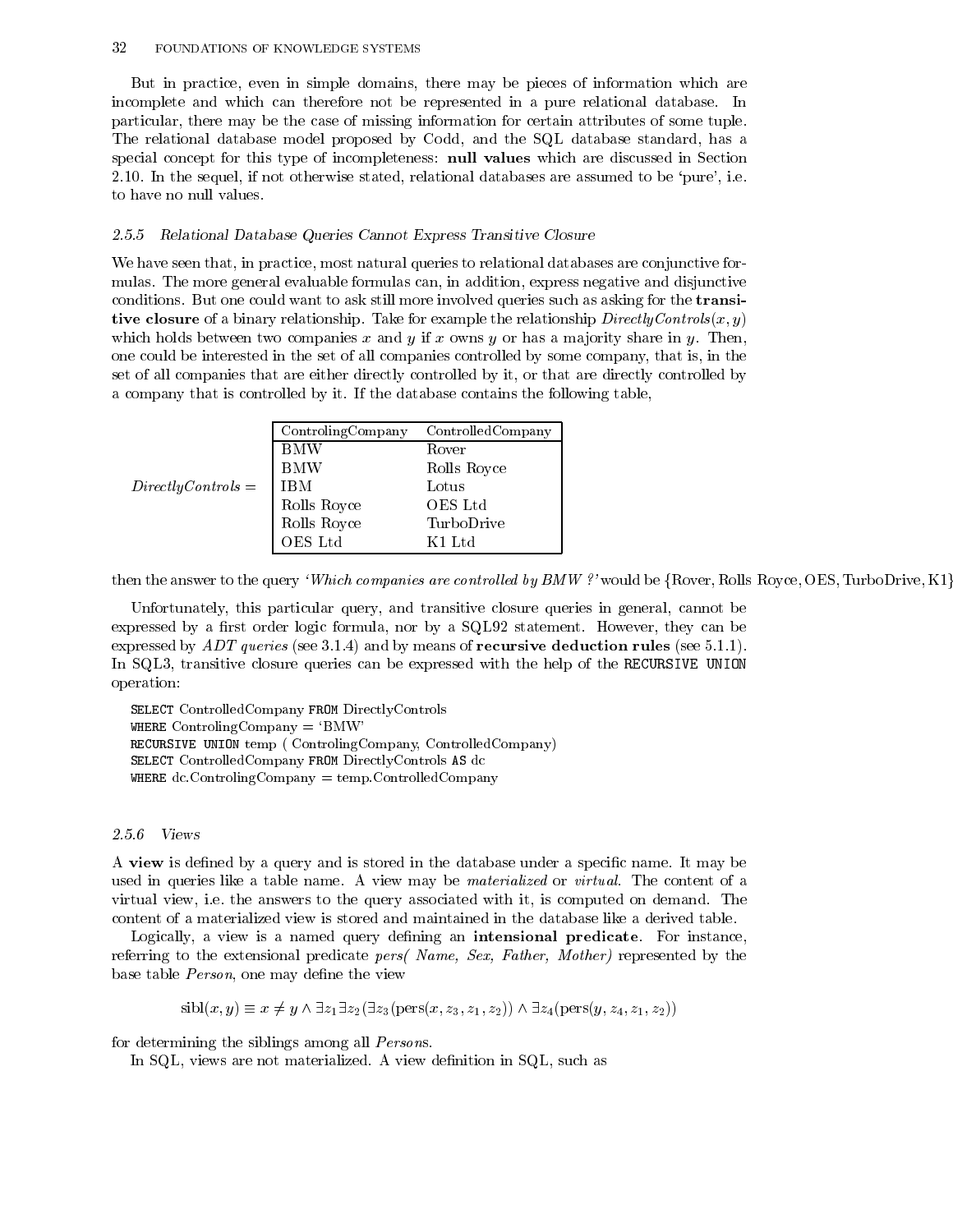But in practice, even in simple domains, there may be pieces of information which are incomplete and which can therefore not be represented in a pure relational database. In particular, there may be the case of missing information for certain attributes of some tuple. The relational database model proposed by Codd, and the SQL database standard, has a special concept for this type of incompleteness: **null values** which are discussed in Section 2.10. In the sequel, if not otherwise stated, relational databases are assumed to be 'pure', i.e. to have no null values.

### *2.5.5 Relational Database Queries Cannot Express Transitive Closure*

We have seen that, in practice, most natural queries to relational databases are conjunctive formulas. The more general evaluable formulas can, in addition, express negative and disjunctive conditions. But one could want to ask still more involved queries such as asking for the **transitive closure** of a binary relationship. Take for example the relationship $DirectlyControls(x, y)$ which holds between two companies $x$ and $y$ if $x$ owns $y$ or has a majority share in $y$. Then, one could be interested in the set of all companies controlled by some company, that is, in the set of all companies that are either directly controlled by it, or that are directly controlled by a company that is controlled by it. If the database contains the following table,

$DirectlyControls =$

| ControlingCompany | ControlledCompany |
|---|---|
| BMW | Rover |
| BMW | Rolls Royce |
| IBM | Lotus |
| Rolls Royce | OES Ltd |
| Rolls Royce | TurboDrive |
| OES Ltd | K1 Ltd |

then the answer to the query *'Which companies are controlled by BMW ?'* would be {Rover, Rolls Royce, OES, TurboDrive, K1}

Unfortunately, this particular query, and transitive closure queries in general, cannot be expressed by a first order logic formula, nor by a SQL92 statement. However, they can be expressed by *ADT queries* (see 3.1.4) and by means of **recursive deduction rules** (see 5.1.1). In SQL3, transitive closure queries can be expressed with the help of the `RECURSIVE UNION` operation:

```
SELECT ControlledCompany FROM DirectlyControls
WHERE ControlingCompany = 'BMW'
RECURSIVE UNION temp ( ControlingCompany, ControlledCompany)
SELECT ControlledCompany FROM DirectlyControls AS dc
WHERE dc.ControlingCompany = temp.ControlledCompany
```

### *2.5.6 Views*

A **view** is defined by a query and is stored in the database under a specific name. It may be used in queries like a table name. A view may be *materialized* or *virtual*. The content of a virtual view, i.e. the answers to the query associated with it, is computed on demand. The content of a materialized view is stored and maintained in the database like a derived table.

Logically, a view is a named query defining an **intensional predicate**. For instance, referring to the extensional predicate *pers( Name, Sex, Father, Mother)* represented by the base table *Person*, one may define the view

$$\text{sibl}(x, y) \equiv x \neq y \wedge \exists z_1 \exists z_2 (\exists z_3 (\text{pers}(x, z_3, z_1, z_2)) \wedge \exists z_4 (\text{pers}(y, z_4, z_1, z_2))$$

for determining the siblings among all *Person*s.

In SQL, views are not materialized. A view definition in SQL, such as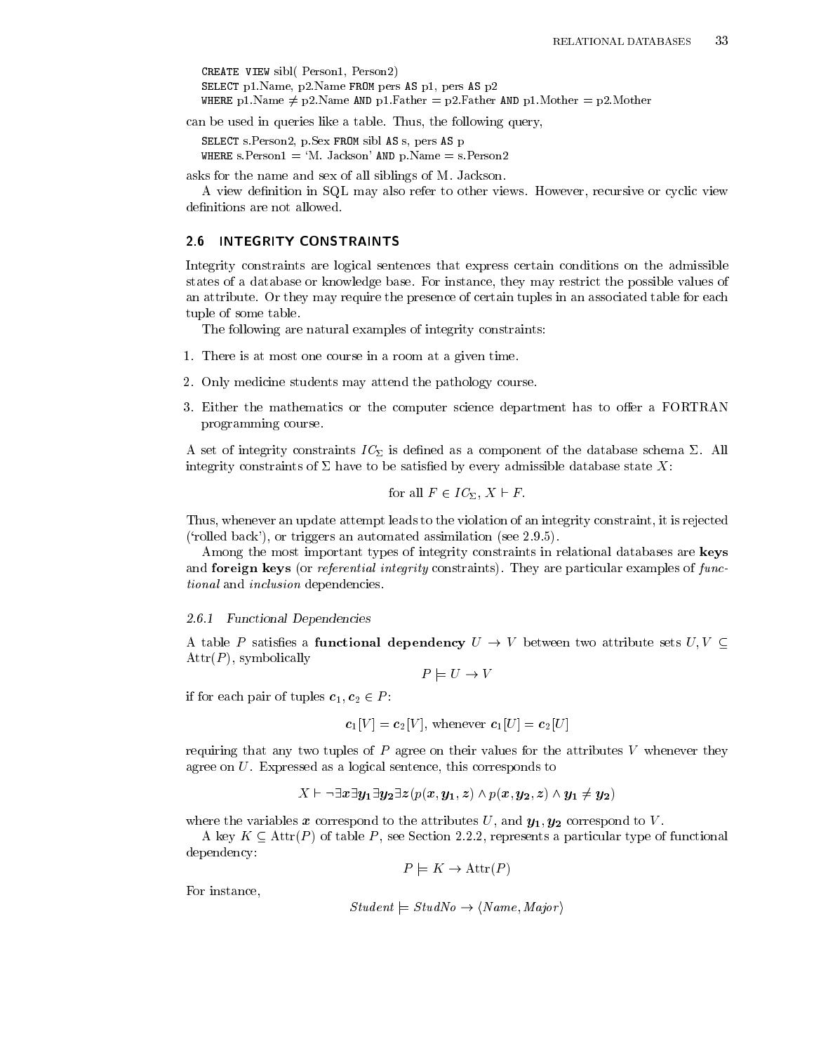```
CREATE VIEW sibl( Person1, Person2)
SELECT p1.Name, p2.Name FROM pers AS p1, pers AS p2
WHERE p1.Name ≠ p2.Name AND p1.Father = p2.Father AND p1.Mother = p2.Mother
```

can be used in queries like a table. Thus, the following query,

```
SELECT s.Person2, p.Sex FROM sibl AS s, pers AS p
WHERE s.Person1 = 'M. Jackson' AND p.Name = s.Person2
```

asks for the name and sex of all siblings of M. Jackson.

A view definition in SQL may also refer to other views. However, recursive or cyclic view definitions are not allowed.

## 2.6 INTEGRITY CONSTRAINTS

Integrity constraints are logical sentences that express certain conditions on the admissible states of a database or knowledge base. For instance, they may restrict the possible values of an attribute. Or they may require the presence of certain tuples in an associated table for each tuple of some table.

The following are natural examples of integrity constraints:

1. There is at most one course in a room at a given time.
2. Only medicine students may attend the pathology course.
3. Either the mathematics or the computer science department has to offer a FORTRAN programming course.

A set of integrity constraints $IC_\Sigma$ is defined as a component of the database schema $\Sigma$. All integrity constraints of $\Sigma$ have to be satisfied by every admissible database state $X$:

$$\text{for all } F \in IC_\Sigma,\ X \vdash F.$$

Thus, whenever an update attempt leads to the violation of an integrity constraint, it is rejected ('rolled back'), or triggers an automated assimilation (see 2.9.5).

Among the most important types of integrity constraints in relational databases are **keys** and **foreign keys** (or *referential integrity* constraints). They are particular examples of *functional* and *inclusion* dependencies.

### 2.6.1 Functional Dependencies

A table $P$ satisfies a **functional dependency** $U \to V$ between two attribute sets $U, V \subseteq \text{Attr}(P)$, symbolically

$$P \models U \to V$$

if for each pair of tuples $\boldsymbol{c}_1, \boldsymbol{c}_2 \in P$:

$$\boldsymbol{c}_1[V] = \boldsymbol{c}_2[V], \text{ whenever } \boldsymbol{c}_1[U] = \boldsymbol{c}_2[U]$$

requiring that any two tuples of $P$ agree on their values for the attributes $V$ whenever they agree on $U$. Expressed as a logical sentence, this corresponds to

$$X \vdash \neg\exists \boldsymbol{x} \exists \boldsymbol{y_1} \exists \boldsymbol{y_2} \exists \boldsymbol{z} (p(\boldsymbol{x}, \boldsymbol{y_1}, \boldsymbol{z}) \wedge p(\boldsymbol{x}, \boldsymbol{y_2}, \boldsymbol{z}) \wedge \boldsymbol{y_1} \neq \boldsymbol{y_2})$$

where the variables $\boldsymbol{x}$ correspond to the attributes $U$, and $\boldsymbol{y_1}, \boldsymbol{y_2}$ correspond to $V$.

A key $K \subseteq \text{Attr}(P)$ of table $P$, see Section 2.2.2, represents a particular type of functional dependency:

$$P \models K \to \text{Attr}(P)$$

For instance,

$$\mathit{Student} \models \mathit{StudNo} \to \langle \mathit{Name}, \mathit{Major} \rangle$$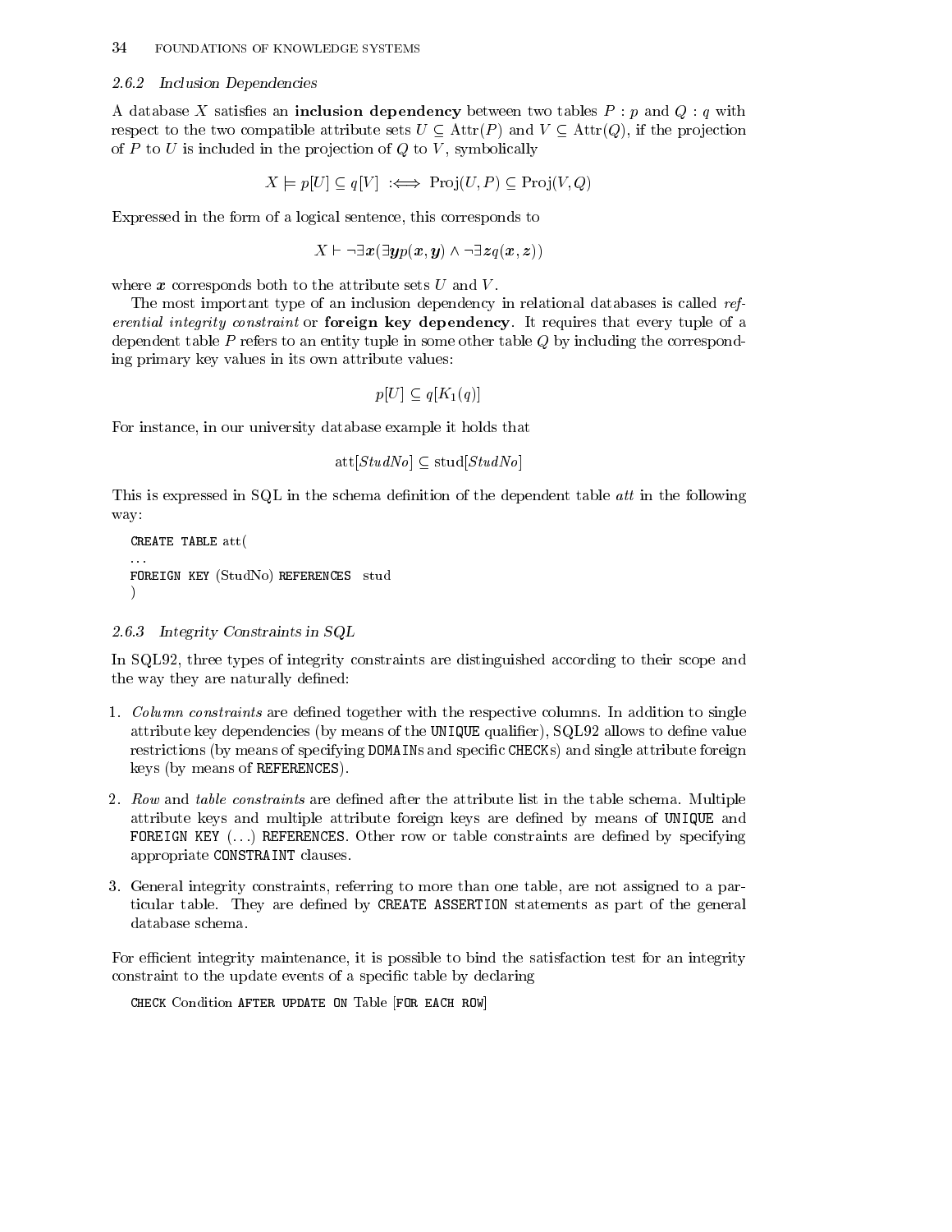### 2.6.2 Inclusion Dependencies

A database $X$ satisfies an **inclusion dependency** between two tables $P : p$ and $Q : q$ with respect to the two compatible attribute sets $U \subseteq \text{Attr}(P)$ and $V \subseteq \text{Attr}(Q)$, if the projection of $P$ to $U$ is included in the projection of $Q$ to $V$, symbolically

$$X \models p[U] \subseteq q[V] \;:\Longleftrightarrow\; \text{Proj}(U, P) \subseteq \text{Proj}(V, Q)$$

Expressed in the form of a logical sentence, this corresponds to

$$X \vdash \neg\exists \boldsymbol{x}(\exists \boldsymbol{y} p(\boldsymbol{x}, \boldsymbol{y}) \wedge \neg\exists \boldsymbol{z} q(\boldsymbol{x}, \boldsymbol{z}))$$

where $\boldsymbol{x}$ corresponds both to the attribute sets $U$ and $V$.

The most important type of an inclusion dependency in relational databases is called *referential integrity constraint* or **foreign key dependency**. It requires that every tuple of a dependent table $P$ refers to an entity tuple in some other table $Q$ by including the corresponding primary key values in its own attribute values:

$$p[U] \subseteq q[K_1(q)]$$

For instance, in our university database example it holds that

$$\text{att}[StudNo] \subseteq \text{stud}[StudNo]$$

This is expressed in SQL in the schema definition of the dependent table *att* in the following way:

```
CREATE TABLE att(
...
FOREIGN KEY (StudNo) REFERENCES  stud
)
```

### 2.6.3 Integrity Constraints in SQL

In SQL92, three types of integrity constraints are distinguished according to their scope and the way they are naturally defined:

1. *Column constraints* are defined together with the respective columns. In addition to single attribute key dependencies (by means of the `UNIQUE` qualifier), SQL92 allows to define value restrictions (by means of specifying `DOMAIN`s and specific `CHECK`s) and single attribute foreign keys (by means of `REFERENCES`).

2. *Row* and *table constraints* are defined after the attribute list in the table schema. Multiple attribute keys and multiple attribute foreign keys are defined by means of `UNIQUE` and `FOREIGN KEY (...) REFERENCES`. Other row or table constraints are defined by specifying appropriate `CONSTRAINT` clauses.

3. General integrity constraints, referring to more than one table, are not assigned to a particular table. They are defined by `CREATE ASSERTION` statements as part of the general database schema.

For efficient integrity maintenance, it is possible to bind the satisfaction test for an integrity constraint to the update events of a specific table by declaring

```
CHECK Condition AFTER UPDATE ON Table [FOR EACH ROW]
```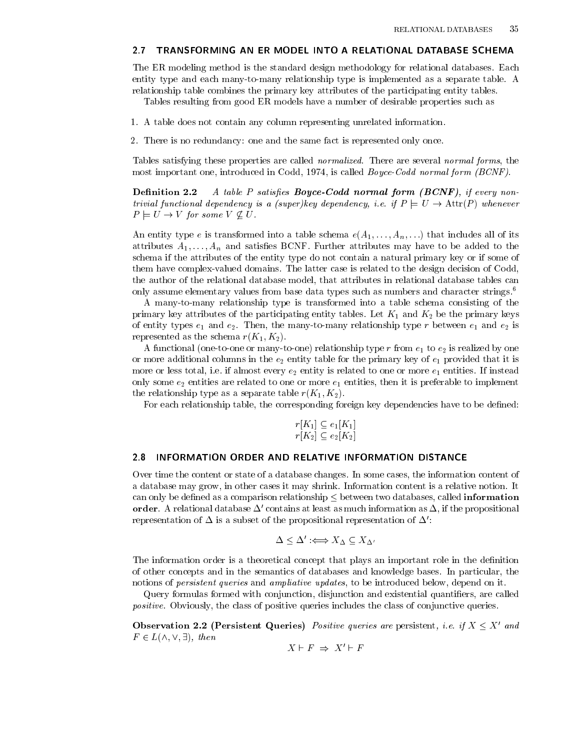## 2.7 TRANSFORMING AN ER MODEL INTO A RELATIONAL DATABASE SCHEMA

The ER modeling method is the standard design methodology for relational databases. Each entity type and each many-to-many relationship type is implemented as a separate table. A relationship table combines the primary key attributes of the participating entity tables.

Tables resulting from good ER models have a number of desirable properties such as

1. A table does not contain any column representing unrelated information.
2. There is no redundancy: one and the same fact is represented only once.

Tables satisfying these properties are called *normalized*. There are several *normal forms*, the most important one, introduced in Codd, 1974, is called *Boyce-Codd normal form (BCNF)*.

**Definition 2.2** *A table $P$ satisfies* ***Boyce-Codd normal form (BCNF)****, if every non-trivial functional dependency is a (super)key dependency, i.e. if $P \models U \rightarrow \mathrm{Attr}(P)$ whenever $P \models U \rightarrow V$ for some $V \not\subseteq U$.*

An entity type $e$ is transformed into a table schema $e(A_1, \ldots, A_n, \ldots)$ that includes all of its attributes $A_1, \ldots, A_n$ and satisfies BCNF. Further attributes may have to be added to the schema if the attributes of the entity type do not contain a natural primary key or if some of them have complex-valued domains. The latter case is related to the design decision of Codd, the author of the relational database model, that attributes in relational database tables can only assume elementary values from base data types such as numbers and character strings.[6]

A many-to-many relationship type is transformed into a table schema consisting of the primary key attributes of the participating entity tables. Let $K_1$ and $K_2$ be the primary keys of entity types $e_1$ and $e_2$. Then, the many-to-many relationship type $r$ between $e_1$ and $e_2$ is represented as the schema $r(K_1, K_2)$.

A functional (one-to-one or many-to-one) relationship type $r$ from $e_1$ to $e_2$ is realized by one or more additional columns in the $e_2$ entity table for the primary key of $e_1$ provided that it is more or less total, i.e. if almost every $e_2$ entity is related to one or more $e_1$ entities. If instead only some $e_2$ entities are related to one or more $e_1$ entities, then it is preferable to implement the relationship type as a separate table $r(K_1, K_2)$.

For each relationship table, the corresponding foreign key dependencies have to be defined:

$$r[K_1] \subseteq e_1[K_1]$$
$$r[K_2] \subseteq e_2[K_2]$$

## 2.8 INFORMATION ORDER AND RELATIVE INFORMATION DISTANCE

Over time the content or state of a database changes. In some cases, the information content of a database may grow, in other cases it may shrink. Information content is a relative notion. It can only be defined as a comparison relationship $\leq$ between two databases, called **information order**. A relational database $\Delta'$ contains at least as much information as $\Delta$, if the propositional representation of $\Delta$ is a subset of the propositional representation of $\Delta'$:

$$\Delta \leq \Delta' :\Longleftrightarrow X_\Delta \subseteq X_{\Delta'}$$

The information order is a theoretical concept that plays an important role in the definition of other concepts and in the semantics of databases and knowledge bases. In particular, the notions of *persistent queries* and *ampliative updates*, to be introduced below, depend on it.

Query formulas formed with conjunction, disjunction and existential quantifiers, are called *positive*. Obviously, the class of positive queries includes the class of conjunctive queries.

**Observation 2.2 (Persistent Queries)** *Positive queries are* persistent*, i.e. if $X \leq X'$ and $F \in L(\wedge, \vee, \exists)$, then*

$$X \vdash F \;\Rightarrow\; X' \vdash F$$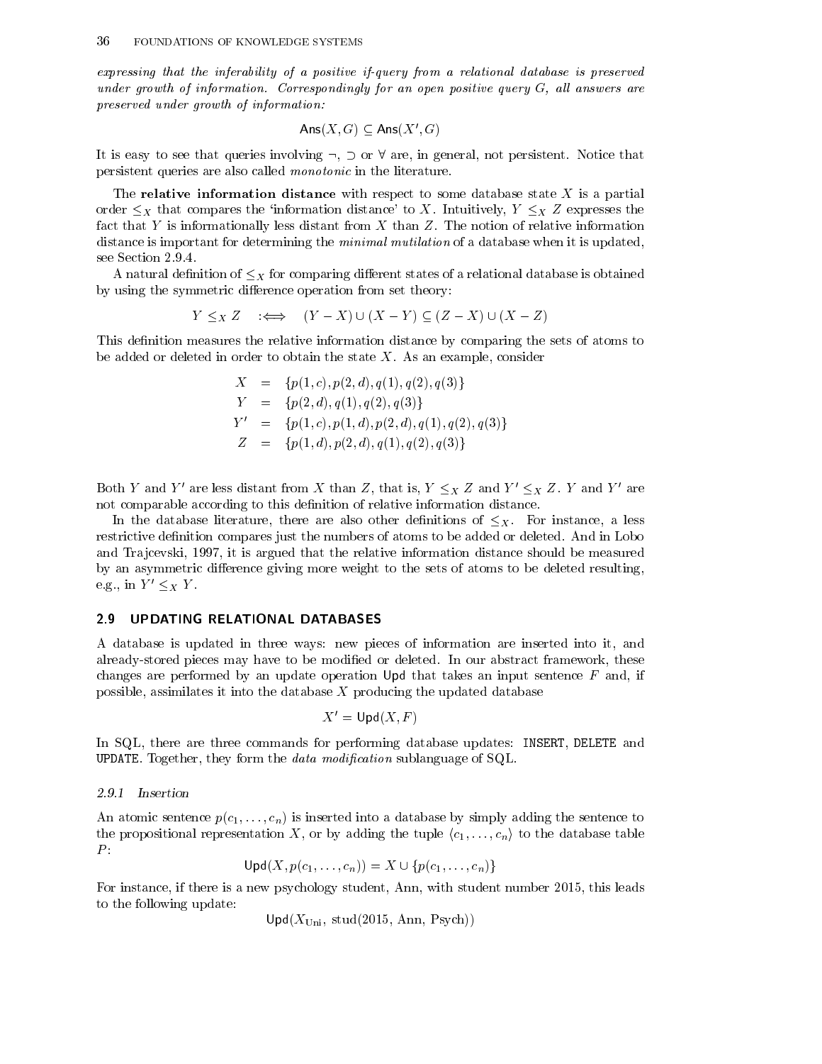*expressing that the inferability of a positive if-query from a relational database is preserved under growth of information. Correspondingly for an open positive query $G$, all answers are preserved under growth of information:*

$$\mathsf{Ans}(X, G) \subseteq \mathsf{Ans}(X', G)$$

It is easy to see that queries involving $\neg$, $\supset$ or $\forall$ are, in general, not persistent. Notice that persistent queries are also called *monotonic* in the literature.

The **relative information distance** with respect to some database state $X$ is a partial order $\leq_X$ that compares the 'information distance' to $X$. Intuitively, $Y \leq_X Z$ expresses the fact that $Y$ is informationally less distant from $X$ than $Z$. The notion of relative information distance is important for determining the *minimal mutilation* of a database when it is updated, see Section 2.9.4.

A natural definition of $\leq_X$ for comparing different states of a relational database is obtained by using the symmetric difference operation from set theory:

$$Y \leq_X Z \quad :\Longleftrightarrow \quad (Y - X) \cup (X - Y) \subseteq (Z - X) \cup (X - Z)$$

This definition measures the relative information distance by comparing the sets of atoms to be added or deleted in order to obtain the state $X$. As an example, consider

$$\begin{aligned}
X &= \{p(1,c), p(2,d), q(1), q(2), q(3)\} \\
Y &= \{p(2,d), q(1), q(2), q(3)\} \\
Y' &= \{p(1,c), p(1,d), p(2,d), q(1), q(2), q(3)\} \\
Z &= \{p(1,d), p(2,d), q(1), q(2), q(3)\}
\end{aligned}$$

Both $Y$ and $Y'$ are less distant from $X$ than $Z$, that is, $Y \leq_X Z$ and $Y' \leq_X Z$. $Y$ and $Y'$ are not comparable according to this definition of relative information distance.

In the database literature, there are also other definitions of $\leq_X$. For instance, a less restrictive definition compares just the numbers of atoms to be added or deleted. And in Lobo and Trajcevski, 1997, it is argued that the relative information distance should be measured by an asymmetric difference giving more weight to the sets of atoms to be deleted resulting, e.g., in $Y' \leq_X Y$.

## 2.9 UPDATING RELATIONAL DATABASES

A database is updated in three ways: new pieces of information are inserted into it, and already-stored pieces may have to be modified or deleted. In our abstract framework, these changes are performed by an update operation $\mathsf{Upd}$ that takes an input sentence $F$ and, if possible, assimilates it into the database $X$ producing the updated database

$$X' = \mathsf{Upd}(X, F)$$

In SQL, there are three commands for performing database updates: `INSERT`, `DELETE` and `UPDATE`. Together, they form the *data modification* sublanguage of SQL.

### 2.9.1 Insertion

An atomic sentence $p(c_1, \ldots, c_n)$ is inserted into a database by simply adding the sentence to the propositional representation $X$, or by adding the tuple $\langle c_1, \ldots, c_n \rangle$ to the database table $P$:

$$\mathsf{Upd}(X, p(c_1, \ldots, c_n)) = X \cup \{p(c_1, \ldots, c_n)\}$$

For instance, if there is a new psychology student, Ann, with student number 2015, this leads to the following update:

$$\mathsf{Upd}(X_{\mathrm{Uni}},\ \mathrm{stud}(2015,\ \mathrm{Ann},\ \mathrm{Psych}))$$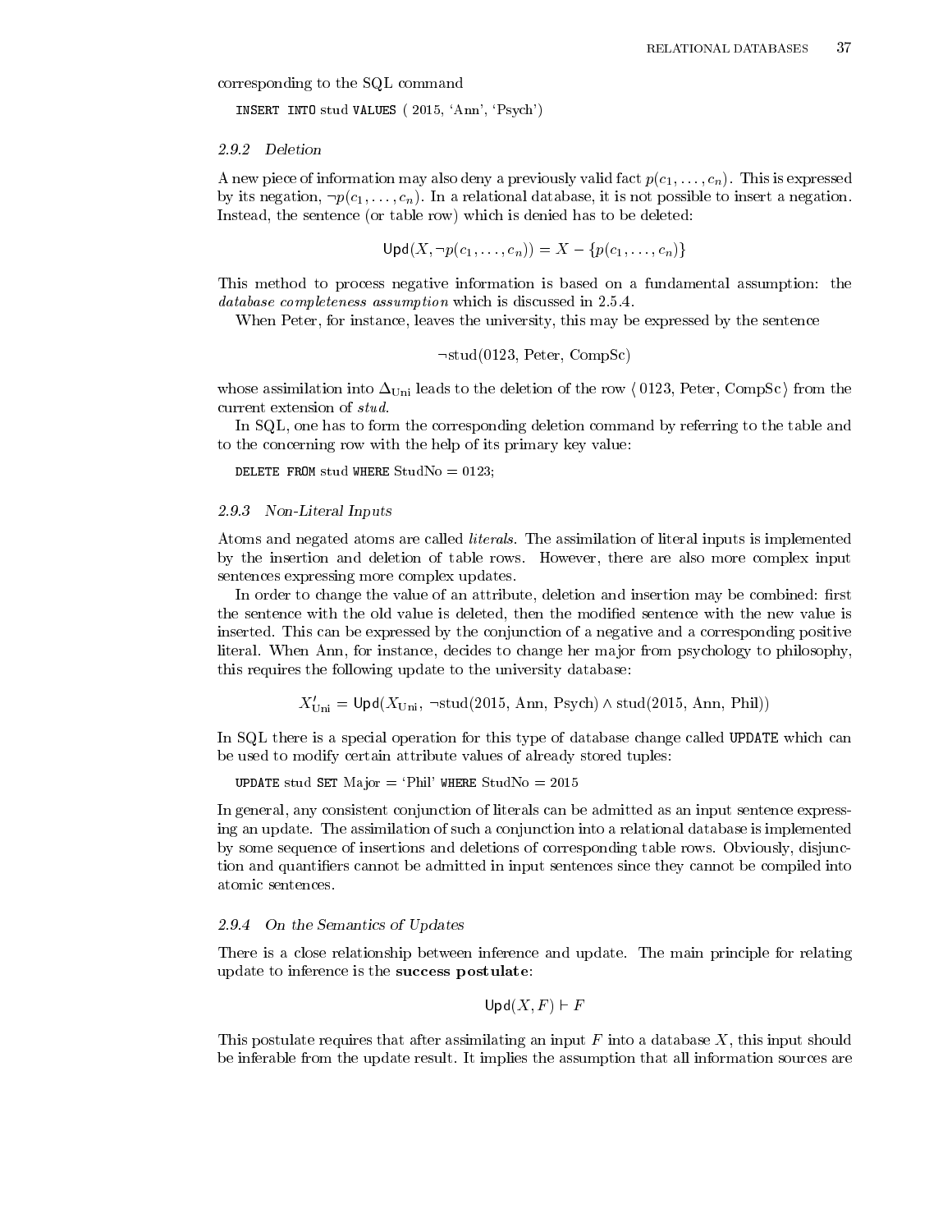corresponding to the SQL command

```
INSERT INTO stud VALUES ( 2015, 'Ann', 'Psych')
```

### 2.9.2 Deletion

A new piece of information may also deny a previously valid fact $p(c_1, \ldots, c_n)$. This is expressed by its negation, $\neg p(c_1, \ldots, c_n)$. In a relational database, it is not possible to insert a negation. Instead, the sentence (or table row) which is denied has to be deleted:

$$\mathsf{Upd}(X, \neg p(c_1, \ldots, c_n)) = X - \{p(c_1, \ldots, c_n)\}$$

This method to process negative information is based on a fundamental assumption: the *database completeness assumption* which is discussed in 2.5.4.

When Peter, for instance, leaves the university, this may be expressed by the sentence

$$\neg \text{stud}(0123, \text{Peter}, \text{CompSc})$$

whose assimilation into $\Delta_{\text{Uni}}$ leads to the deletion of the row $\langle$ 0123, Peter, CompSc$\rangle$ from the current extension of *stud*.

In SQL, one has to form the corresponding deletion command by referring to the table and to the concerning row with the help of its primary key value:

```
DELETE FROM stud WHERE StudNo = 0123;
```

### 2.9.3 Non-Literal Inputs

Atoms and negated atoms are called *literals*. The assimilation of literal inputs is implemented by the insertion and deletion of table rows. However, there are also more complex input sentences expressing more complex updates.

In order to change the value of an attribute, deletion and insertion may be combined: first the sentence with the old value is deleted, then the modified sentence with the new value is inserted. This can be expressed by the conjunction of a negative and a corresponding positive literal. When Ann, for instance, decides to change her major from psychology to philosophy, this requires the following update to the university database:

$$X'_{\text{Uni}} = \mathsf{Upd}(X_{\text{Uni}}, \neg\text{stud}(2015, \text{Ann}, \text{Psych}) \wedge \text{stud}(2015, \text{Ann}, \text{Phil}))$$

In SQL there is a special operation for this type of database change called UPDATE which can be used to modify certain attribute values of already stored tuples:

```
UPDATE stud SET Major = 'Phil' WHERE StudNo = 2015
```

In general, any consistent conjunction of literals can be admitted as an input sentence expressing an update. The assimilation of such a conjunction into a relational database is implemented by some sequence of insertions and deletions of corresponding table rows. Obviously, disjunction and quantifiers cannot be admitted in input sentences since they cannot be compiled into atomic sentences.

### 2.9.4 On the Semantics of Updates

There is a close relationship between inference and update. The main principle for relating update to inference is the **success postulate**:

$$\mathsf{Upd}(X, F) \vdash F$$

This postulate requires that after assimilating an input $F$ into a database $X$, this input should be inferable from the update result. It implies the assumption that all information sources are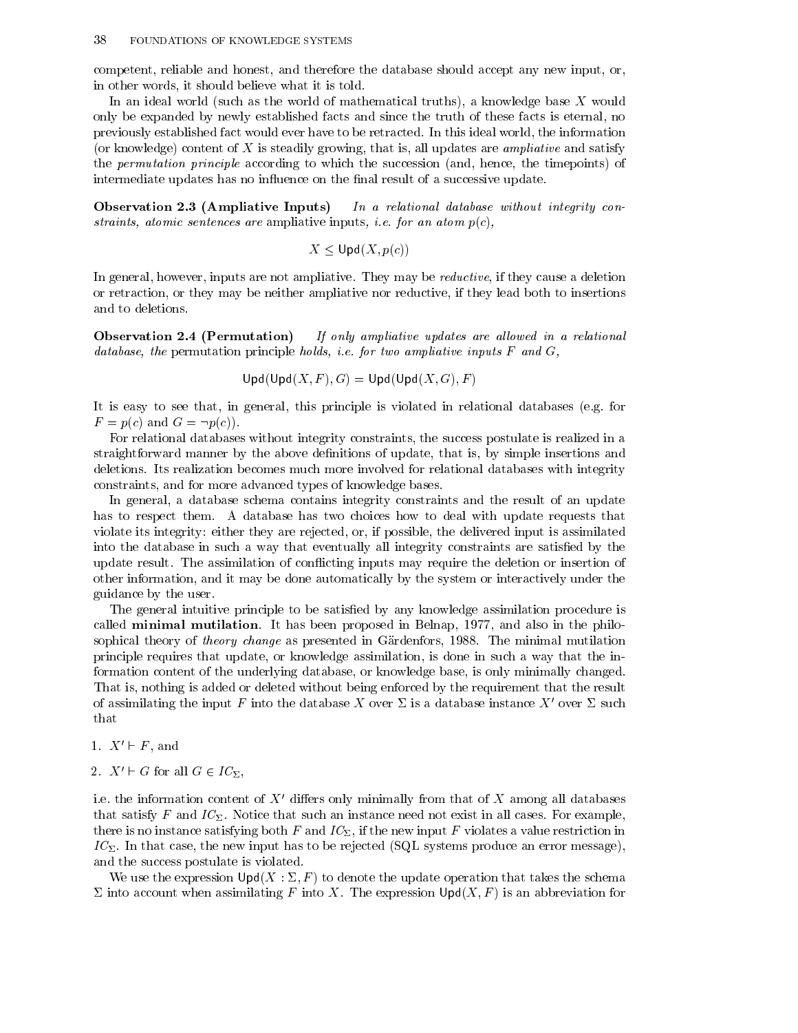competent, reliable and honest, and therefore the database should accept any new input, or, in other words, it should believe what it is told.

In an ideal world (such as the world of mathematical truths), a knowledge base $X$ would only be expanded by newly established facts and since the truth of these facts is eternal, no previously established fact would ever have to be retracted. In this ideal world, the information (or knowledge) content of $X$ is steadily growing, that is, all updates are *ampliative* and satisfy the *permutation principle* according to which the succession (and, hence, the timepoints) of intermediate updates has no influence on the final result of a successive update.

**Observation 2.3 (Ampliative Inputs)** *In a relational database without integrity constraints, atomic sentences are* ampliative inputs, *i.e. for an atom $p(c)$,*

$$X \leq \mathsf{Upd}(X, p(c))$$

In general, however, inputs are not ampliative. They may be *reductive*, if they cause a deletion or retraction, or they may be neither ampliative nor reductive, if they lead both to insertions and to deletions.

**Observation 2.4 (Permutation)** *If only ampliative updates are allowed in a relational database, the* permutation principle *holds, i.e. for two ampliative inputs $F$ and $G$,*

$$\mathsf{Upd}(\mathsf{Upd}(X, F), G) = \mathsf{Upd}(\mathsf{Upd}(X, G), F)$$

It is easy to see that, in general, this principle is violated in relational databases (e.g. for $F = p(c)$ and $G = \neg p(c)$).

For relational databases without integrity constraints, the success postulate is realized in a straightforward manner by the above definitions of update, that is, by simple insertions and deletions. Its realization becomes much more involved for relational databases with integrity constraints, and for more advanced types of knowledge bases.

In general, a database schema contains integrity constraints and the result of an update has to respect them. A database has two choices how to deal with update requests that violate its integrity: either they are rejected, or, if possible, the delivered input is assimilated into the database in such a way that eventually all integrity constraints are satisfied by the update result. The assimilation of conflicting inputs may require the deletion or insertion of other information, and it may be done automatically by the system or interactively under the guidance by the user.

The general intuitive principle to be satisfied by any knowledge assimilation procedure is called **minimal mutilation**. It has been proposed in Belnap, 1977, and also in the philosophical theory of *theory change* as presented in Gärdenfors, 1988. The minimal mutilation principle requires that update, or knowledge assimilation, is done in such a way that the information content of the underlying database, or knowledge base, is only minimally changed. That is, nothing is added or deleted without being enforced by the requirement that the result of assimilating the input $F$ into the database $X$ over $\Sigma$ is a database instance $X'$ over $\Sigma$ such that

1. $X' \vdash F$, and
2. $X' \vdash G$ for all $G \in IC_\Sigma$,

i.e. the information content of $X'$ differs only minimally from that of $X$ among all databases that satisfy $F$ and $IC_\Sigma$. Notice that such an instance need not exist in all cases. For example, there is no instance satisfying both $F$ and $IC_\Sigma$, if the new input $F$ violates a value restriction in $IC_\Sigma$. In that case, the new input has to be rejected (SQL systems produce an error message), and the success postulate is violated.

We use the expression $\mathsf{Upd}(X : \Sigma, F)$ to denote the update operation that takes the schema $\Sigma$ into account when assimilating $F$ into $X$. The expression $\mathsf{Upd}(X, F)$ is an abbreviation for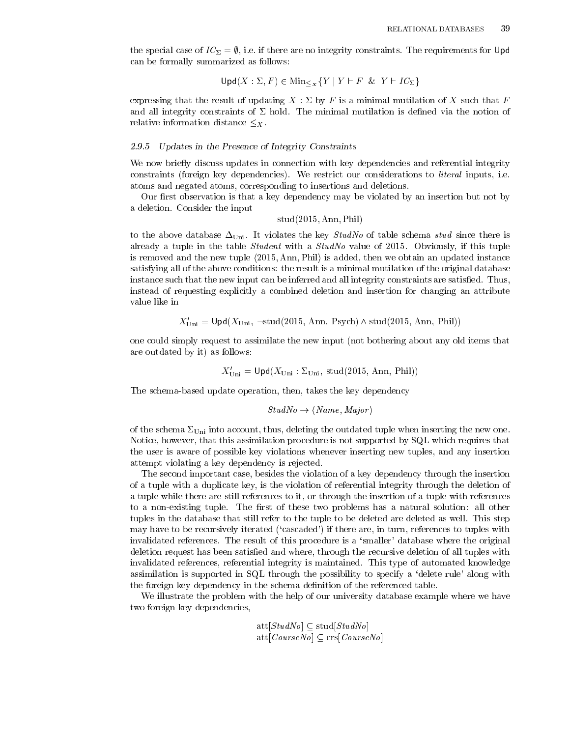the special case of $IC_\Sigma = \emptyset$, i.e. if there are no integrity constraints. The requirements for $\mathsf{Upd}$ can be formally summarized as follows:

$$\mathsf{Upd}(X : \Sigma, F) \in \mathrm{Min}_{\leq_X}\{Y \mid Y \vdash F \ \ \& \ \ Y \vdash IC_\Sigma\}$$

expressing that the result of updating $X : \Sigma$ by $F$ is a minimal mutilation of $X$ such that $F$ and all integrity constraints of $\Sigma$ hold. The minimal mutilation is defined via the notion of relative information distance $\leq_X$.

### 2.9.5 Updates in the Presence of Integrity Constraints

We now briefly discuss updates in connection with key dependencies and referential integrity constraints (foreign key dependencies). We restrict our considerations to *literal* inputs, i.e. atoms and negated atoms, corresponding to insertions and deletions.

Our first observation is that a key dependency may be violated by an insertion but not by a deletion. Consider the input

$$\mathrm{stud}(2015, \mathrm{Ann}, \mathrm{Phil})$$

to the above database $\Delta_{\mathrm{Uni}}$. It violates the key *StudNo* of table schema *stud* since there is already a tuple in the table *Student* with a *StudNo* value of 2015. Obviously, if this tuple is removed and the new tuple $\langle 2015, \mathrm{Ann}, \mathrm{Phil}\rangle$ is added, then we obtain an updated instance satisfying all of the above conditions: the result is a minimal mutilation of the original database instance such that the new input can be inferred and all integrity constraints are satisfied. Thus, instead of requesting explicitly a combined deletion and insertion for changing an attribute value like in

$$X'_{\mathrm{Uni}} = \mathsf{Upd}(X_{\mathrm{Uni}}, \neg\mathrm{stud}(2015, \mathrm{Ann}, \mathrm{Psych}) \wedge \mathrm{stud}(2015, \mathrm{Ann}, \mathrm{Phil}))$$

one could simply request to assimilate the new input (not bothering about any old items that are outdated by it) as follows:

$$X'_{\mathrm{Uni}} = \mathsf{Upd}(X_{\mathrm{Uni}} : \Sigma_{\mathrm{Uni}}, \mathrm{stud}(2015, \mathrm{Ann}, \mathrm{Phil}))$$

The schema-based update operation, then, takes the key dependency

$$\mathit{StudNo} \rightarrow \langle \mathit{Name}, \mathit{Major}\rangle$$

of the schema $\Sigma_{\mathrm{Uni}}$ into account, thus, deleting the outdated tuple when inserting the new one. Notice, however, that this assimilation procedure is not supported by SQL which requires that the user is aware of possible key violations whenever inserting new tuples, and any insertion attempt violating a key dependency is rejected.

The second important case, besides the violation of a key dependency through the insertion of a tuple with a duplicate key, is the violation of referential integrity through the deletion of a tuple while there are still references to it, or through the insertion of a tuple with references to a non-existing tuple. The first of these two problems has a natural solution: all other tuples in the database that still refer to the tuple to be deleted are deleted as well. This step may have to be recursively iterated ('cascaded') if there are, in turn, references to tuples with invalidated references. The result of this procedure is a 'smaller' database where the original deletion request has been satisfied and where, through the recursive deletion of all tuples with invalidated references, referential integrity is maintained. This type of automated knowledge assimilation is supported in SQL through the possibility to specify a 'delete rule' along with the foreign key dependency in the schema definition of the referenced table.

We illustrate the problem with the help of our university database example where we have two foreign key dependencies,

$$\mathrm{att}[\mathit{StudNo}] \subseteq \mathrm{stud}[\mathit{StudNo}]$$
$$\mathrm{att}[\mathit{CourseNo}] \subseteq \mathrm{crs}[\mathit{CourseNo}]$$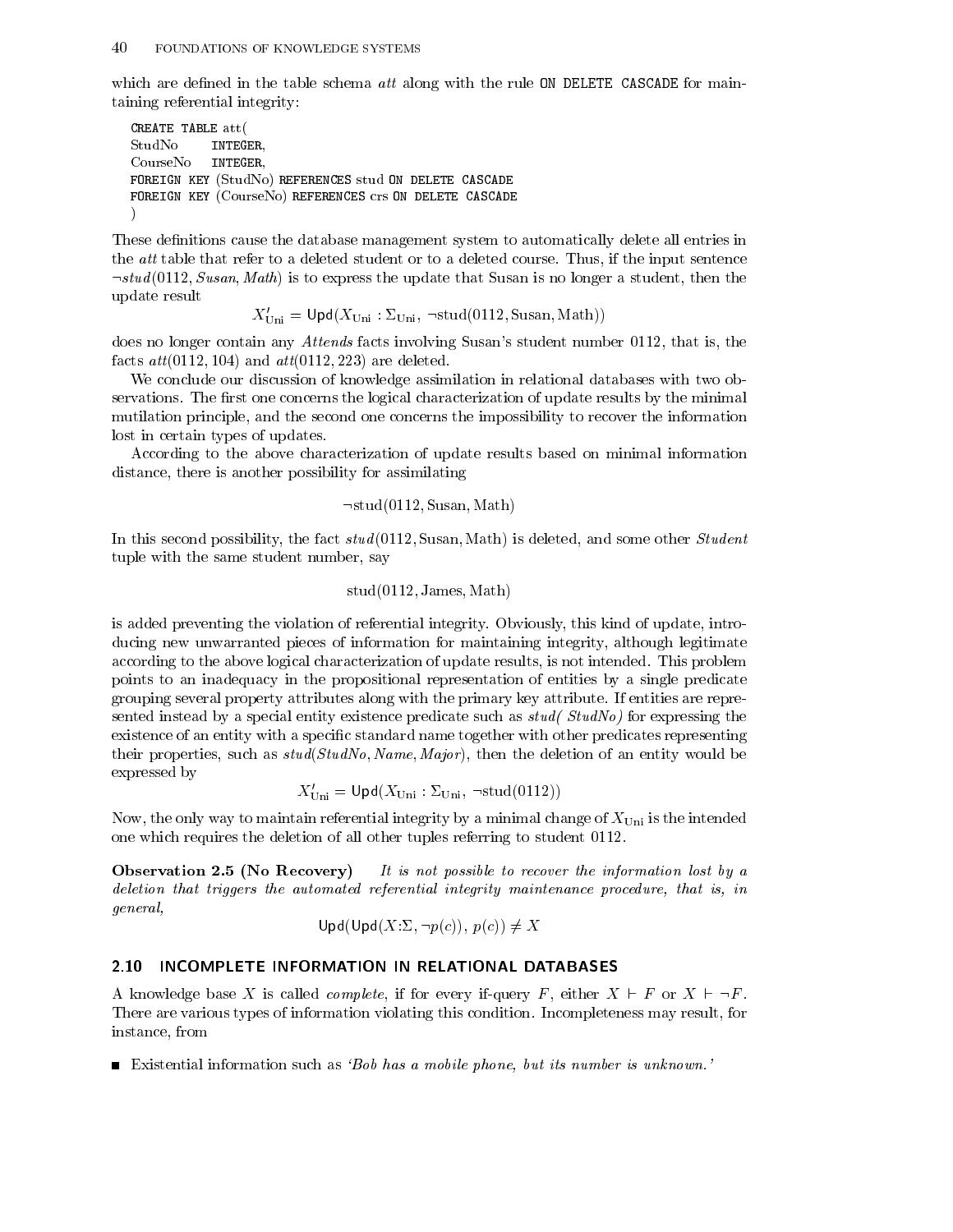which are defined in the table schema *att* along with the rule `ON DELETE CASCADE` for maintaining referential integrity:

```
CREATE TABLE att(
StudNo      INTEGER,
CourseNo    INTEGER,
FOREIGN KEY (StudNo) REFERENCES stud ON DELETE CASCADE
FOREIGN KEY (CourseNo) REFERENCES crs ON DELETE CASCADE
)
```

These definitions cause the database management system to automatically delete all entries in the *att* table that refer to a deleted student or to a deleted course. Thus, if the input sentence $\neg stud(0112, Susan, Math)$ is to express the update that Susan is no longer a student, then the update result

$$X'_{\mathrm{Uni}} = \mathsf{Upd}(X_{\mathrm{Uni}} : \Sigma_{\mathrm{Uni}},\ \neg\mathrm{stud}(0112, \mathrm{Susan}, \mathrm{Math}))$$

does no longer contain any *Attends* facts involving Susan's student number 0112, that is, the facts $att(0112, 104)$ and $att(0112, 223)$ are deleted.

We conclude our discussion of knowledge assimilation in relational databases with two observations. The first one concerns the logical characterization of update results by the minimal mutilation principle, and the second one concerns the impossibility to recover the information lost in certain types of updates.

According to the above characterization of update results based on minimal information distance, there is another possibility for assimilating

$$\neg\mathrm{stud}(0112, \mathrm{Susan}, \mathrm{Math})$$

In this second possibility, the fact $stud(0112, \mathrm{Susan}, \mathrm{Math})$ is deleted, and some other *Student* tuple with the same student number, say

$$\mathrm{stud}(0112, \mathrm{James}, \mathrm{Math})$$

is added preventing the violation of referential integrity. Obviously, this kind of update, introducing new unwarranted pieces of information for maintaining integrity, although legitimate according to the above logical characterization of update results, is not intended. This problem points to an inadequacy in the propositional representation of entities by a single predicate grouping several property attributes along with the primary key attribute. If entities are represented instead by a special entity existence predicate such as *stud( StudNo)* for expressing the existence of an entity with a specific standard name together with other predicates representing their properties, such as *stud*(*StudNo*, *Name*, *Major*), then the deletion of an entity would be expressed by

$$X'_{\mathrm{Uni}} = \mathsf{Upd}(X_{\mathrm{Uni}} : \Sigma_{\mathrm{Uni}},\ \neg\mathrm{stud}(0112))$$

Now, the only way to maintain referential integrity by a minimal change of $X_{\mathrm{Uni}}$ is the intended one which requires the deletion of all other tuples referring to student 0112.

**Observation 2.5 (No Recovery)** *It is not possible to recover the information lost by a deletion that triggers the automated referential integrity maintenance procedure, that is, in general,*

$$\mathsf{Upd}(\mathsf{Upd}(X{:}\Sigma, \neg p(c)),\ p(c)) \neq X$$

## 2.10 INCOMPLETE INFORMATION IN RELATIONAL DATABASES

A knowledge base $X$ is called *complete*, if for every if-query $F$, either $X \vdash F$ or $X \vdash \neg F$. There are various types of information violating this condition. Incompleteness may result, for instance, from

- Existential information such as *'Bob has a mobile phone, but its number is unknown.'*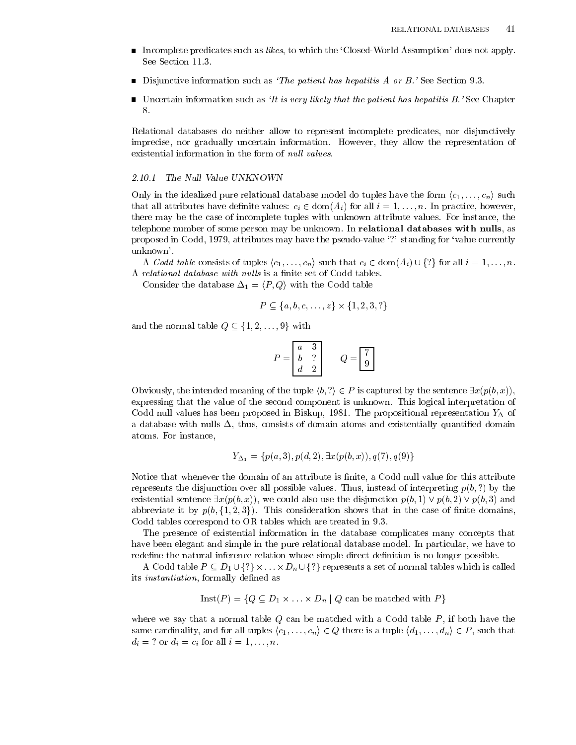- Incomplete predicates such as *likes*, to which the 'Closed-World Assumption' does not apply. See Section 11.3.
- Disjunctive information such as *'The patient has hepatitis A or B.'* See Section 9.3.
- Uncertain information such as *'It is very likely that the patient has hepatitis B.'* See Chapter 8.

Relational databases do neither allow to represent incomplete predicates, nor disjunctively imprecise, nor gradually uncertain information. However, they allow the representation of existential information in the form of *null values*.

### 2.10.1 The Null Value UNKNOWN

Only in the idealized pure relational database model do tuples have the form $\langle c_1, \ldots, c_n \rangle$ such that all attributes have definite values: $c_i \in \mathrm{dom}(A_i)$ for all $i = 1, \ldots, n$. In practice, however, there may be the case of incomplete tuples with unknown attribute values. For instance, the telephone number of some person may be unknown. In **relational databases with nulls**, as proposed in Codd, 1979, attributes may have the pseudo-value '?' standing for 'value currently unknown'.

A *Codd table* consists of tuples $\langle c_1, \ldots, c_n \rangle$ such that $c_i \in \mathrm{dom}(A_i) \cup \{?\}$ for all $i = 1, \ldots, n$. A *relational database with nulls* is a finite set of Codd tables.

Consider the database $\Delta_1 = \langle P, Q \rangle$ with the Codd table

$$P \subseteq \{a, b, c, \ldots, z\} \times \{1, 2, 3, ?\}$$

and the normal table $Q \subseteq \{1, 2, \ldots, 9\}$ with

$$P = \begin{array}{|cc|} \hline a & 3 \\ b & ? \\ d & 2 \\ \hline \end{array} \qquad Q = \begin{array}{|c|} \hline 7 \\ 9 \\ \hline \end{array}$$

Obviously, the intended meaning of the tuple $\langle b, ? \rangle \in P$ is captured by the sentence $\exists x(p(b, x))$, expressing that the value of the second component is unknown. This logical interpretation of Codd null values has been proposed in Biskup, 1981. The propositional representation $Y_\Delta$ of a database with nulls $\Delta$, thus, consists of domain atoms and existentially quantified domain atoms. For instance,

$$Y_{\Delta_1} = \{p(a, 3), p(d, 2), \exists x(p(b, x)), q(7), q(9)\}$$

Notice that whenever the domain of an attribute is finite, a Codd null value for this attribute represents the disjunction over all possible values. Thus, instead of interpreting $p(b, ?)$ by the existential sentence $\exists x(p(b, x))$, we could also use the disjunction $p(b, 1) \vee p(b, 2) \vee p(b, 3)$ and abbreviate it by $p(b, \{1, 2, 3\})$. This consideration shows that in the case of finite domains, Codd tables correspond to OR tables which are treated in 9.3.

The presence of existential information in the database complicates many concepts that have been elegant and simple in the pure relational database model. In particular, we have to redefine the natural inference relation whose simple direct definition is no longer possible.

A Codd table $P \subseteq D_1 \cup \{?\} \times \ldots \times D_n \cup \{?\}$ represents a set of normal tables which is called its *instantiation*, formally defined as

$$\mathrm{Inst}(P) = \{Q \subseteq D_1 \times \ldots \times D_n \mid Q \text{ can be matched with } P\}$$

where we say that a normal table $Q$ can be matched with a Codd table $P$, if both have the same cardinality, and for all tuples $\langle c_1, \ldots, c_n \rangle \in Q$ there is a tuple $\langle d_1, \ldots, d_n \rangle \in P$, such that $d_i = ?$ or $d_i = c_i$ for all $i = 1, \ldots, n$.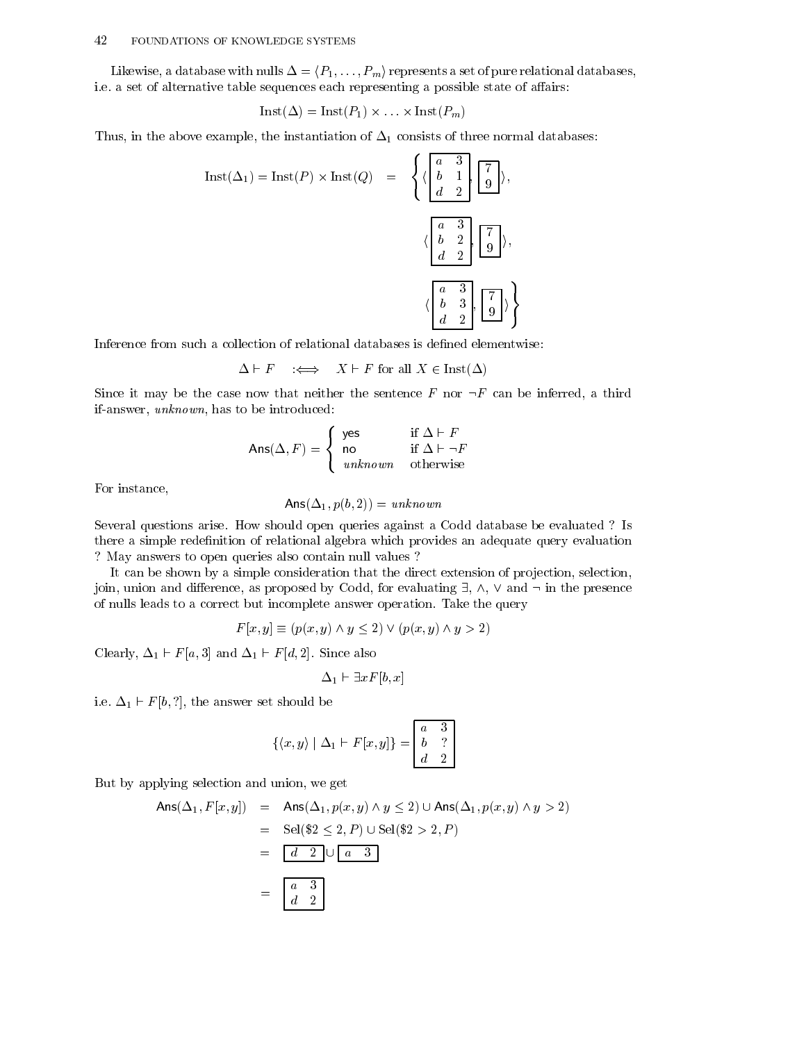Likewise, a database with nulls $\Delta = \langle P_1, \ldots, P_m \rangle$ represents a set of pure relational databases, i.e. a set of alternative table sequences each representing a possible state of affairs:

$$\text{Inst}(\Delta) = \text{Inst}(P_1) \times \ldots \times \text{Inst}(P_m)$$

Thus, in the above example, the instantiation of $\Delta_1$ consists of three normal databases:

$$\text{Inst}(\Delta_1) = \text{Inst}(P) \times \text{Inst}(Q) \quad = \quad \left\{ \langle \begin{array}{|cc|} \hline a & 3 \\ b & 1 \\ d & 2 \\ \hline \end{array}, \begin{array}{|c|} \hline 7 \\ 9 \\ \hline \end{array} \rangle, \quad \langle \begin{array}{|cc|} \hline a & 3 \\ b & 2 \\ d & 2 \\ \hline \end{array}, \begin{array}{|c|} \hline 7 \\ 9 \\ \hline \end{array} \rangle, \quad \langle \begin{array}{|cc|} \hline a & 3 \\ b & 3 \\ d & 2 \\ \hline \end{array}, \begin{array}{|c|} \hline 7 \\ 9 \\ \hline \end{array} \rangle \right\}$$

Inference from such a collection of relational databases is defined elementwise:

$$\Delta \vdash F \quad :\Longleftrightarrow \quad X \vdash F \text{ for all } X \in \text{Inst}(\Delta)$$

Since it may be the case now that neither the sentence $F$ nor $\neg F$ can be inferred, a third if-answer, *unknown*, has to be introduced:

$$\mathsf{Ans}(\Delta, F) = \begin{cases} \mathsf{yes} & \text{if } \Delta \vdash F \\ \mathsf{no} & \text{if } \Delta \vdash \neg F \\ \textit{unknown} & \text{otherwise} \end{cases}$$

For instance,

$$\mathsf{Ans}(\Delta_1, p(b, 2)) = \textit{unknown}$$

Several questions arise. How should open queries against a Codd database be evaluated ? Is there a simple redefinition of relational algebra which provides an adequate query evaluation ? May answers to open queries also contain null values ?

It can be shown by a simple consideration that the direct extension of projection, selection, join, union and difference, as proposed by Codd, for evaluating $\exists$, $\wedge$, $\vee$ and $\neg$ in the presence of nulls leads to a correct but incomplete answer operation. Take the query

$$F[x, y] \equiv (p(x, y) \wedge y \leq 2) \vee (p(x, y) \wedge y > 2)$$

Clearly, $\Delta_1 \vdash F[a, 3]$ and $\Delta_1 \vdash F[d, 2]$. Since also

$$\Delta_1 \vdash \exists x F[b, x]$$

i.e. $\Delta_1 \vdash F[b, ?]$, the answer set should be

$$\{\langle x, y \rangle \mid \Delta_1 \vdash F[x, y]\} = \begin{array}{|cc|} \hline a & 3 \\ b & ? \\ d & 2 \\ \hline \end{array}$$

But by applying selection and union, we get

$$\begin{aligned} \mathsf{Ans}(\Delta_1, F[x, y]) &= \mathsf{Ans}(\Delta_1, p(x, y) \wedge y \leq 2) \cup \mathsf{Ans}(\Delta_1, p(x, y) \wedge y > 2) \\ &= \text{Sel}(\$2 \leq 2, P) \cup \text{Sel}(\$2 > 2, P) \\ &= \begin{array}{|cc|} \hline d & 2 \\ \hline \end{array} \cup \begin{array}{|cc|} \hline a & 3 \\ \hline \end{array} \\ &= \begin{array}{|cc|} \hline a & 3 \\ d & 2 \\ \hline \end{array} \end{aligned}$$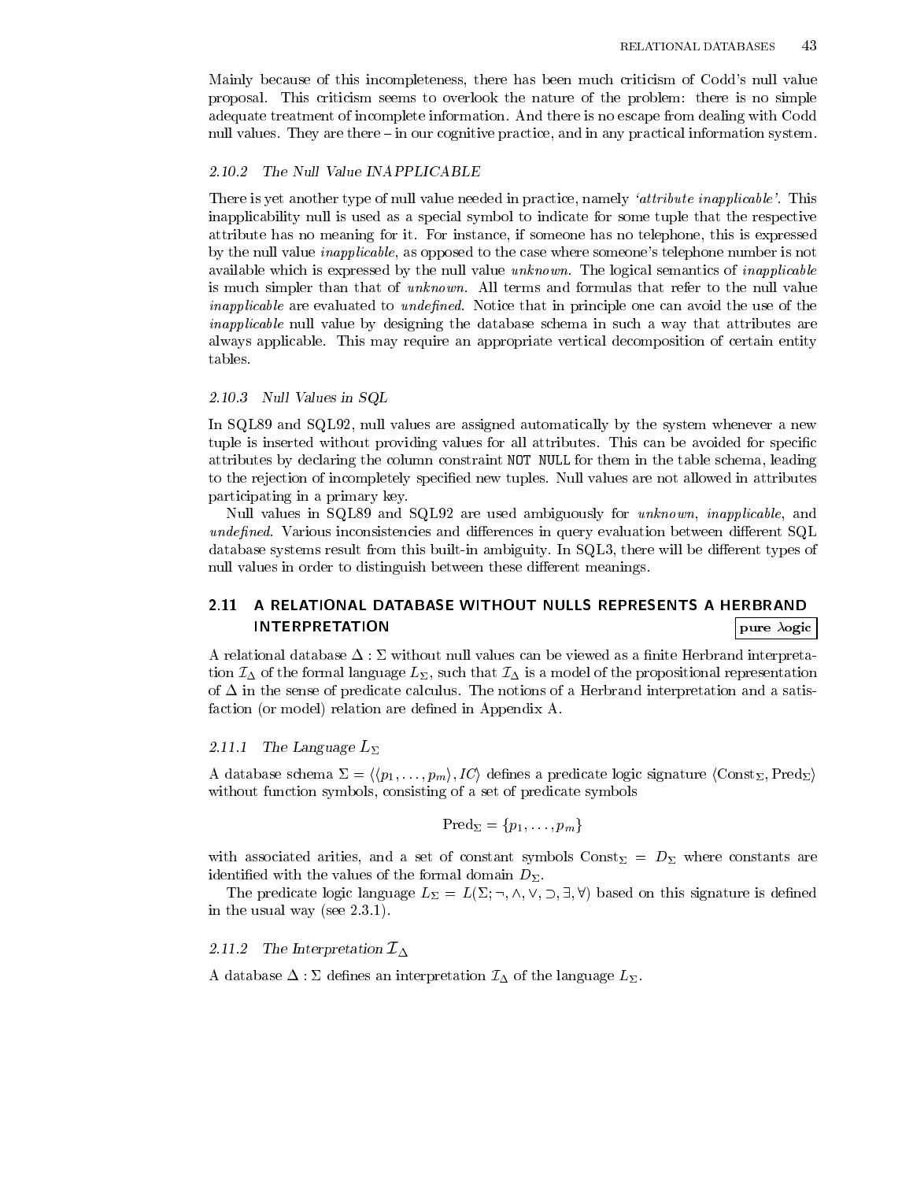Mainly because of this incompleteness, there has been much criticism of Codd's null value proposal. This criticism seems to overlook the nature of the problem: there is no simple adequate treatment of incomplete information. And there is no escape from dealing with Codd null values. They are there – in our cognitive practice, and in any practical information system.

### 2.10.2 The Null Value INAPPLICABLE

There is yet another type of null value needed in practice, namely *'attribute inapplicable'*. This inapplicability null is used as a special symbol to indicate for some tuple that the respective attribute has no meaning for it. For instance, if someone has no telephone, this is expressed by the null value *inapplicable*, as opposed to the case where someone's telephone number is not available which is expressed by the null value *unknown*. The logical semantics of *inapplicable* is much simpler than that of *unknown*. All terms and formulas that refer to the null value *inapplicable* are evaluated to *undefined*. Notice that in principle one can avoid the use of the *inapplicable* null value by designing the database schema in such a way that attributes are always applicable. This may require an appropriate vertical decomposition of certain entity tables.

### 2.10.3 Null Values in SQL

In SQL89 and SQL92, null values are assigned automatically by the system whenever a new tuple is inserted without providing values for all attributes. This can be avoided for specific attributes by declaring the column constraint `NOT NULL` for them in the table schema, leading to the rejection of incompletely specified new tuples. Null values are not allowed in attributes participating in a primary key.

Null values in SQL89 and SQL92 are used ambiguously for *unknown*, *inapplicable*, and *undefined*. Various inconsistencies and differences in query evaluation between different SQL database systems result from this built-in ambiguity. In SQL3, there will be different types of null values in order to distinguish between these different meanings.

## 2.11 A RELATIONAL DATABASE WITHOUT NULLS REPRESENTS A HERBRAND INTERPRETATION

**pure $\lambda$ogic**

A relational database $\Delta : \Sigma$ without null values can be viewed as a finite Herbrand interpretation $\mathcal{I}_\Delta$ of the formal language $L_\Sigma$, such that $\mathcal{I}_\Delta$ is a model of the propositional representation of $\Delta$ in the sense of predicate calculus. The notions of a Herbrand interpretation and a satisfaction (or model) relation are defined in Appendix A.

### 2.11.1 The Language $L_\Sigma$

A database schema $\Sigma = \langle\langle p_1, \ldots, p_m\rangle, IC\rangle$ defines a predicate logic signature $\langle \mathrm{Const}_\Sigma, \mathrm{Pred}_\Sigma\rangle$ without function symbols, consisting of a set of predicate symbols

$$\mathrm{Pred}_\Sigma = \{p_1, \ldots, p_m\}$$

with associated arities, and a set of constant symbols $\mathrm{Const}_\Sigma = D_\Sigma$ where constants are identified with the values of the formal domain $D_\Sigma$.

The predicate logic language $L_\Sigma = L(\Sigma; \neg, \wedge, \vee, \supset, \exists, \forall)$ based on this signature is defined in the usual way (see 2.3.1).

### 2.11.2 The Interpretation $\mathcal{I}_\Delta$

A database $\Delta : \Sigma$ defines an interpretation $\mathcal{I}_\Delta$ of the language $L_\Sigma$.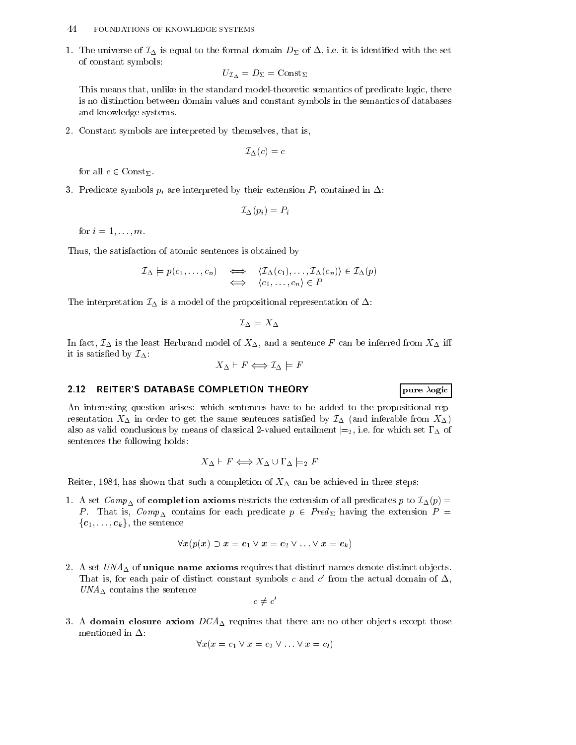1. The universe of $\mathcal{I}_\Delta$ is equal to the formal domain $D_\Sigma$ of $\Delta$, i.e. it is identified with the set of constant symbols:

$$U_{\mathcal{I}_\Delta} = D_\Sigma = \text{Const}_\Sigma$$

   This means that, unlike in the standard model-theoretic semantics of predicate logic, there is no distinction between domain values and constant symbols in the semantics of databases and knowledge systems.

2. Constant symbols are interpreted by themselves, that is,

$$\mathcal{I}_\Delta(c) = c$$

   for all $c \in \text{Const}_\Sigma$.

3. Predicate symbols $p_i$ are interpreted by their extension $P_i$ contained in $\Delta$:

$$\mathcal{I}_\Delta(p_i) = P_i$$

   for $i = 1, \ldots, m$.

Thus, the satisfaction of atomic sentences is obtained by

$$\begin{aligned} \mathcal{I}_\Delta \models p(c_1, \ldots, c_n) \quad &\Longleftrightarrow \quad \langle \mathcal{I}_\Delta(c_1), \ldots, \mathcal{I}_\Delta(c_n) \rangle \in \mathcal{I}_\Delta(p) \\ &\Longleftrightarrow \quad \langle c_1, \ldots, c_n \rangle \in P \end{aligned}$$

The interpretation $\mathcal{I}_\Delta$ is a model of the propositional representation of $\Delta$:

$$\mathcal{I}_\Delta \models X_\Delta$$

In fact, $\mathcal{I}_\Delta$ is the least Herbrand model of $X_\Delta$, and a sentence $F$ can be inferred from $X_\Delta$ iff it is satisfied by $\mathcal{I}_\Delta$:

$$X_\Delta \vdash F \Longleftrightarrow \mathcal{I}_\Delta \models F$$

## 2.12 REITER'S DATABASE COMPLETION THEORY

**pure $\lambda$ogic**

An interesting question arises: which sentences have to be added to the representation $X_\Delta$ in order to get the same sentences satisfied by $\mathcal{I}_\Delta$ (and inferable from $X_\Delta$) also as valid conclusions by means of classical 2-valued entailment $\models_2$, i.e. for which set $\Gamma_\Delta$ of sentences the following holds:

$$X_\Delta \vdash F \Longleftrightarrow X_\Delta \cup \Gamma_\Delta \models_2 F$$

Reiter, 1984, has shown that such a completion of $X_\Delta$ can be achieved in three steps:

1. A set $Comp_\Delta$ of **completion axioms** restricts the extension of all predicates $p$ to $\mathcal{I}_\Delta(p) = P$. That is, $Comp_\Delta$ contains for each predicate $p \in Pred_\Sigma$ having the extension $P = \{\boldsymbol{c}_1, \ldots, \boldsymbol{c}_k\}$, the sentence

$$\forall \boldsymbol{x}(p(\boldsymbol{x}) \supset \boldsymbol{x} = \boldsymbol{c}_1 \vee \boldsymbol{x} = \boldsymbol{c}_2 \vee \ldots \vee \boldsymbol{x} = \boldsymbol{c}_k)$$

2. A set $UNA_\Delta$ of **unique name axioms** requires that distinct names denote distinct objects. That is, for each pair of distinct constant symbols $c$ and $c'$ from the actual domain of $\Delta$, $UNA_\Delta$ contains the sentence

$$c \neq c'$$

3. A **domain closure axiom** $DCA_\Delta$ requires that there are no other objects except those mentioned in $\Delta$:

$$\forall x(x = c_1 \vee x = c_2 \vee \ldots \vee x = c_l)$$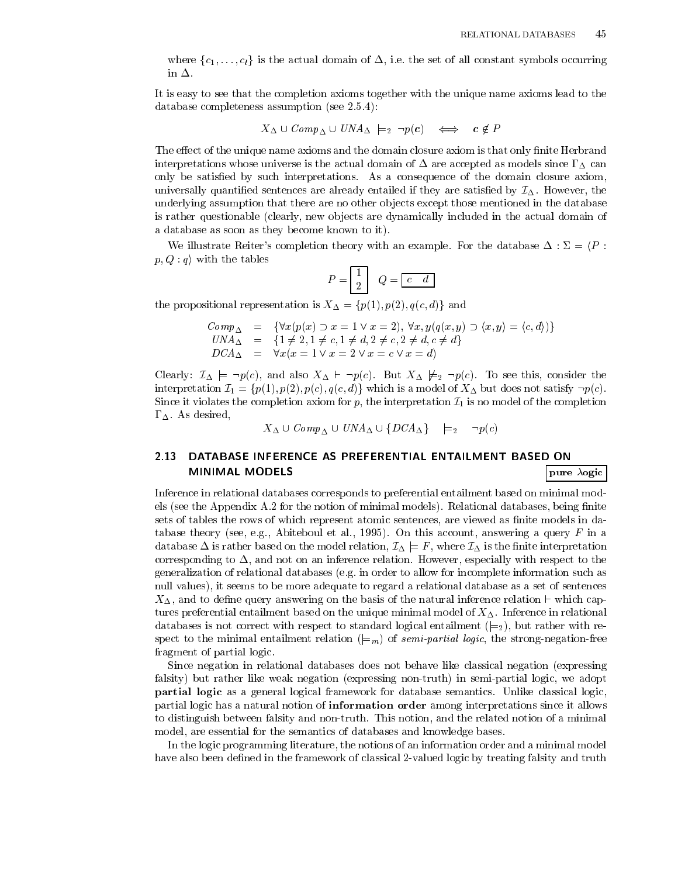where $\{c_1, \ldots, c_l\}$ is the actual domain of $\Delta$, i.e. the set of all constant symbols occurring in $\Delta$.

It is easy to see that the completion axioms together with the unique name axioms lead to the database completeness assumption (see 2.5.4):

$$X_\Delta \cup Comp_\Delta \cup UNA_\Delta \models_2 \neg p(\boldsymbol{c}) \iff \boldsymbol{c} \notin P$$

The effect of the unique name axioms and the domain closure axiom is that only finite Herbrand interpretations whose universe is the actual domain of $\Delta$ are accepted as models since $\Gamma_\Delta$ can only be satisfied by such interpretations. As a consequence of the domain closure axiom, universally quantified sentences are already entailed if they are satisfied by $\mathcal{I}_\Delta$. However, the underlying assumption that there are no other objects except those mentioned in the database is rather questionable (clearly, new objects are dynamically included in the actual domain of a database as soon as they become known to it).

We illustrate Reiter's completion theory with an example. For the database $\Delta : \Sigma = \langle P : p, Q : q \rangle$ with the tables

$$P = \boxed{\begin{array}{c} 1 \\ 2 \end{array}} \quad Q = \boxed{\begin{array}{cc} c & d \end{array}}$$

the propositional representation is $X_\Delta = \{p(1), p(2), q(c,d)\}$ and

$$\begin{array}{rcl} Comp_\Delta & = & \{\forall x(p(x) \supset x = 1 \vee x = 2),\ \forall x,y(q(x,y) \supset \langle x,y \rangle = \langle c,d \rangle)\} \\ UNA_\Delta & = & \{1 \neq 2, 1 \neq c, 1 \neq d, 2 \neq c, 2 \neq d, c \neq d\} \\ DCA_\Delta & = & \forall x(x = 1 \vee x = 2 \vee x = c \vee x = d) \end{array}$$

Clearly: $\mathcal{I}_\Delta \models \neg p(c)$, and also $X_\Delta \vdash \neg p(c)$. But $X_\Delta \not\models_2 \neg p(c)$. To see this, consider the interpretation $\mathcal{I}_1 = \{p(1), p(2), p(c), q(c,d)\}$ which is a model of $X_\Delta$ but does not satisfy $\neg p(c)$. Since it violates the completion axiom for $p$, the interpretation $\mathcal{I}_1$ is no model of the completion $\Gamma_\Delta$. As desired,

$$X_\Delta \cup Comp_\Delta \cup UNA_\Delta \cup \{DCA_\Delta\} \quad \models_2 \quad \neg p(c)$$

## 2.13 DATABASE INFERENCE AS PREFERENTIAL ENTAILMENT BASED ON MINIMAL MODELS

**pure λogic**

Inference in relational databases corresponds to preferential entailment based on minimal models (see the Appendix A.2 for the notion of minimal models). Relational databases, being finite sets of tables the rows of which represent atomic sentences, are viewed as finite models in database theory (see, e.g., Abiteboul et al., 1995). On this account, answering a query $F$ in a database $\Delta$ is rather based on the model relation, $\mathcal{I}_\Delta \models F$, where $\mathcal{I}_\Delta$ is the finite interpretation corresponding to $\Delta$, and not on an inference relation. However, especially with respect to the generalization of relational databases (e.g. in order to allow for incomplete information such as null values), it seems to be more adequate to regard a relational database as a set of sentences $X_\Delta$, and to define query answering on the basis of the natural inference relation $\vdash$ which captures preferential entailment based on the unique minimal model of $X_\Delta$. Inference in relational databases is not correct with respect to standard logical entailment ($\models_2$), but rather with respect to the minimal entailment relation ($\models_m$) of *semi-partial logic*, the strong-negation-free fragment of partial logic.

Since negation in relational databases does not behave like classical negation (expressing falsity) but rather like weak negation (expressing non-truth) in semi-partial logic, we adopt **partial logic** as a general logical framework for database semantics. Unlike classical logic, partial logic has a natural notion of **information order** among interpretations since it allows to distinguish between falsity and non-truth. This notion, and the related notion of a minimal model, are essential for the semantics of databases and knowledge bases.

In the logic programming literature, the notions of an information order and a minimal model have also been defined in the framework of classical 2-valued logic by treating falsity and truth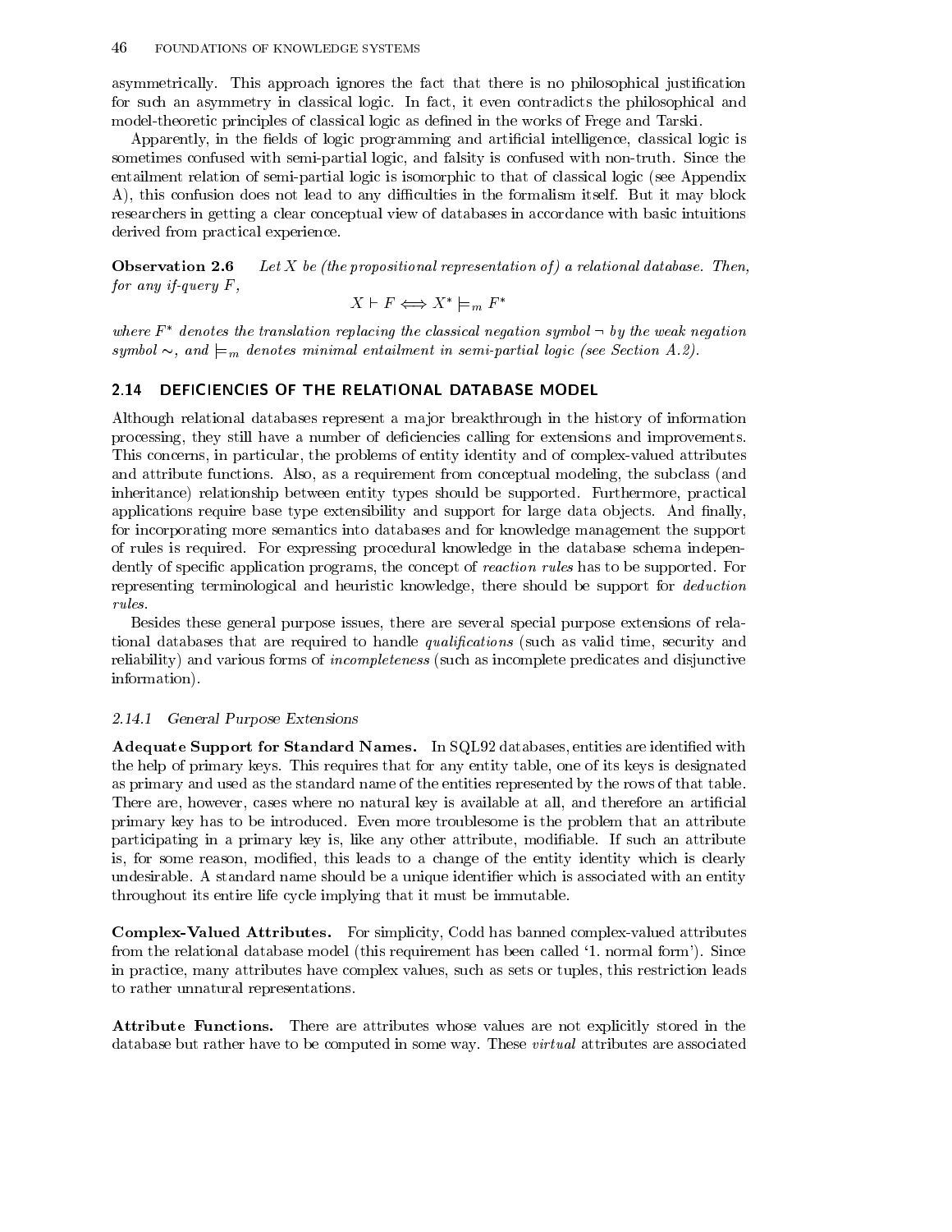asymmetrically. This approach ignores the fact that there is no philosophical justification for such an asymmetry in classical logic. In fact, it even contradicts the philosophical and model-theoretic principles of classical logic as defined in the works of Frege and Tarski.

Apparently, in the fields of logic programming and artificial intelligence, classical logic is sometimes confused with semi-partial logic, and falsity is confused with non-truth. Since the entailment relation of semi-partial logic is isomorphic to that of classical logic (see Appendix A), this confusion does not lead to any difficulties in the formalism itself. But it may block researchers in getting a clear conceptual view of databases in accordance with basic intuitions derived from practical experience.

**Observation 2.6** *Let $X$ be (the propositional representation of) a relational database. Then, for any if-query $F$,*

$$X \vdash F \Longleftrightarrow X^* \models_m F^*$$

*where $F^*$ denotes the translation replacing the classical negation symbol $\neg$ by the weak negation symbol $\sim$, and $\models_m$ denotes minimal entailment in semi-partial logic (see Section A.2).*

## 2.14 DEFICIENCIES OF THE RELATIONAL DATABASE MODEL

Although relational databases represent a major breakthrough in the history of information processing, they still have a number of deficiencies calling for extensions and improvements. This concerns, in particular, the problems of entity identity and of complex-valued attributes and attribute functions. Also, as a requirement from conceptual modeling, the subclass (and inheritance) relationship between entity types should be supported. Furthermore, practical applications require base type extensibility and support for large data objects. And finally, for incorporating more semantics into databases and for knowledge management the support of rules is required. For expressing procedural knowledge in the database schema independently of specific application programs, the concept of *reaction rules* has to be supported. For representing terminological and heuristic knowledge, there should be support for *deduction rules*.

Besides these general purpose issues, there are several special purpose extensions of relational databases that are required to handle *qualifications* (such as valid time, security and reliability) and various forms of *incompleteness* (such as incomplete predicates and disjunctive information).

### *2.14.1 General Purpose Extensions*

**Adequate Support for Standard Names.** In SQL92 databases, entities are identified with the help of primary keys. This requires that for any entity table, one of its keys is designated as primary and used as the standard name of the entities represented by the rows of that table. There are, however, cases where no natural key is available at all, and therefore an artificial primary key has to be introduced. Even more troublesome is the problem that an attribute participating in a primary key is, like any other attribute, modifiable. If such an attribute is, for some reason, modified, this leads to a change of the entity identity which is clearly undesirable. A standard name should be a unique identifier which is associated with an entity throughout its entire life cycle implying that it must be immutable.

**Complex-Valued Attributes.** For simplicity, Codd has banned complex-valued attributes from the relational database model (this requirement has been called '1. normal form'). Since in practice, many attributes have complex values, such as sets or tuples, this restriction leads to rather unnatural representations.

**Attribute Functions.** There are attributes whose values are not explicitly stored in the database but rather have to be computed in some way. These *virtual* attributes are associated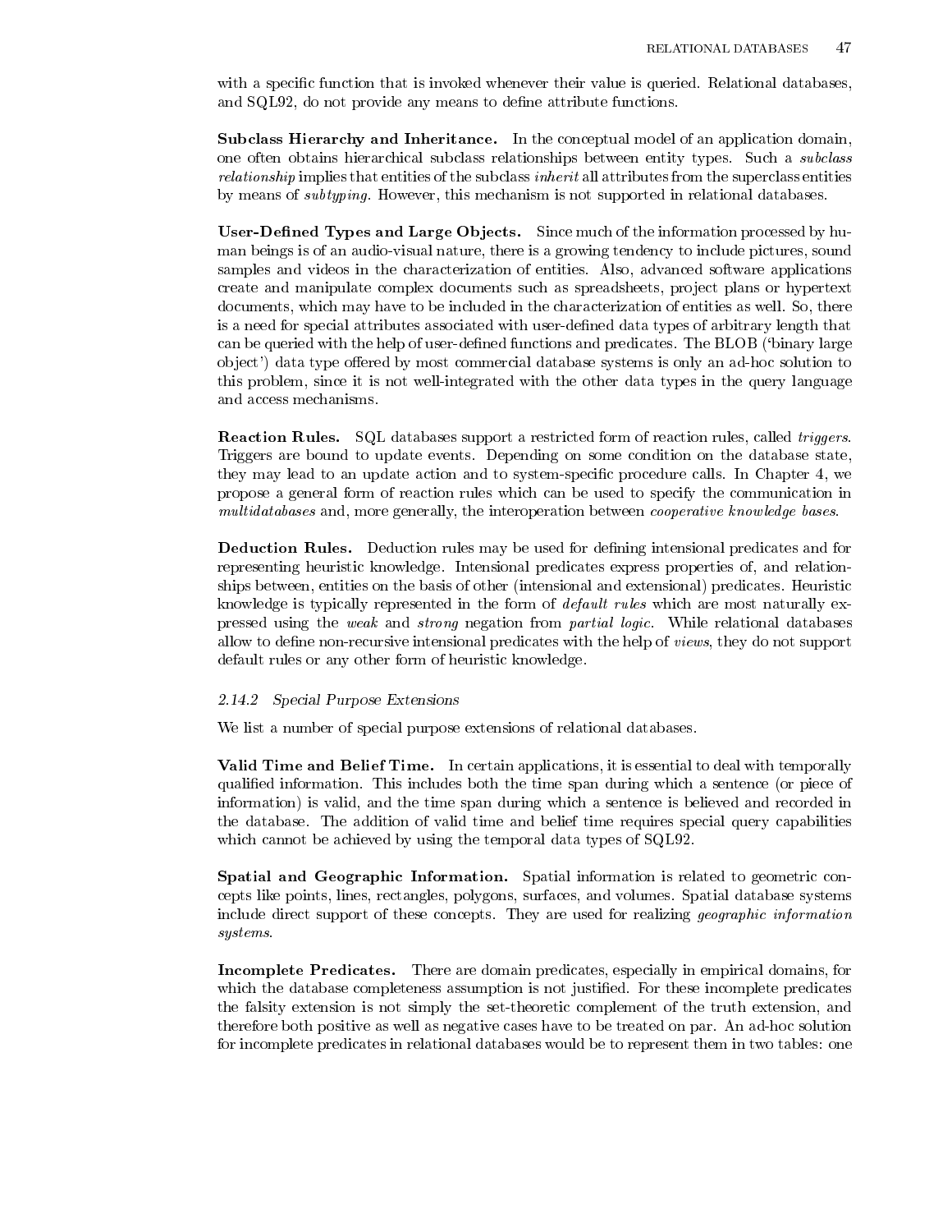with a specific function that is invoked whenever their value is queried. Relational databases, and SQL92, do not provide any means to define attribute functions.

**Subclass Hierarchy and Inheritance.** In the conceptual model of an application domain, one often obtains hierarchical subclass relationships between entity types. Such a *subclass relationship* implies that entities of the subclass *inherit* all attributes from the superclass entities by means of *subtyping*. However, this mechanism is not supported in relational databases.

**User-Defined Types and Large Objects.** Since much of the information processed by human beings is of an audio-visual nature, there is a growing tendency to include pictures, sound samples and videos in the characterization of entities. Also, advanced software applications create and manipulate complex documents such as spreadsheets, project plans or hypertext documents, which may have to be included in the characterization of entities as well. So, there is a need for special attributes associated with user-defined data types of arbitrary length that can be queried with the help of user-defined functions and predicates. The BLOB ('binary large object') data type offered by most commercial database systems is only an ad-hoc solution to this problem, since it is not well-integrated with the other data types in the query language and access mechanisms.

**Reaction Rules.** SQL databases support a restricted form of reaction rules, called *triggers*. Triggers are bound to update events. Depending on some condition on the database state, they may lead to an update action and to system-specific procedure calls. In Chapter 4, we propose a general form of reaction rules which can be used to specify the communication in *multidatabases* and, more generally, the interoperation between *cooperative knowledge bases*.

**Deduction Rules.** Deduction rules may be used for defining intensional predicates and for representing heuristic knowledge. Intensional predicates express properties of, and relationships between, entities on the basis of other (intensional and extensional) predicates. Heuristic knowledge is typically represented in the form of *default rules* which are most naturally expressed using the *weak* and *strong* negation from *partial logic*. While relational databases allow to define non-recursive intensional predicates with the help of *views*, they do not support default rules or any other form of heuristic knowledge.

### *2.14.2 Special Purpose Extensions*

We list a number of special purpose extensions of relational databases.

**Valid Time and Belief Time.** In certain applications, it is essential to deal with temporally qualified information. This includes both the time span during which a sentence (or piece of information) is valid, and the time span during which a sentence is believed and recorded in the database. The addition of valid time and belief time requires special query capabilities which cannot be achieved by using the temporal data types of SQL92.

**Spatial and Geographic Information.** Spatial information is related to geometric concepts like points, lines, rectangles, polygons, surfaces, and volumes. Spatial database systems include direct support of these concepts. They are used for realizing *geographic information systems*.

**Incomplete Predicates.** There are domain predicates, especially in empirical domains, for which the database completeness assumption is not justified. For these incomplete predicates the falsity extension is not simply the set-theoretic complement of the truth extension, and therefore both positive as well as negative cases have to be treated on par. An ad-hoc solution for incomplete predicates in relational databases would be to represent them in two tables: one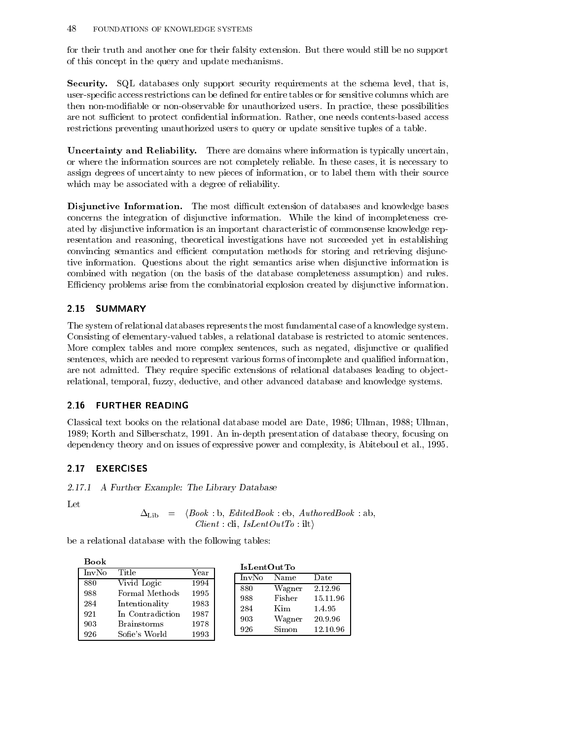for their truth and another one for their falsity extension. But there would still be no support of this concept in the query and update mechanisms.

**Security.** SQL databases only support security requirements at the schema level, that is, user-specific access restrictions can be defined for entire tables or for sensitive columns which are then non-modifiable or non-observable for unauthorized users. In practice, these possibilities are not sufficient to protect confidential information. Rather, one needs contents-based access restrictions preventing unauthorized users to query or update sensitive tuples of a table.

**Uncertainty and Reliability.** There are domains where information is typically uncertain, or where the information sources are not completely reliable. In these cases, it is necessary to assign degrees of uncertainty to new pieces of information, or to label them with their source which may be associated with a degree of reliability.

**Disjunctive Information.** The most difficult extension of databases and knowledge bases concerns the integration of disjunctive information. While the kind of incompleteness created by disjunctive information is an important characteristic of commonsense knowledge representation and reasoning, theoretical investigations have not succeeded yet in establishing convincing semantics and efficient computation methods for storing and retrieving disjunctive information. Questions about the right semantics arise when disjunctive information is combined with negation (on the basis of the database completeness assumption) and rules. Efficiency problems arise from the combinatorial explosion created by disjunctive information.

## 2.15 SUMMARY

The system of relational databases represents the most fundamental case of a knowledge system. Consisting of elementary-valued tables, a relational database is restricted to atomic sentences. More complex tables and more complex sentences, such as negated, disjunctive or qualified sentences, which are needed to represent various forms of incomplete and qualified information, are not admitted. They require specific extensions of relational databases leading to object-relational, temporal, fuzzy, deductive, and other advanced database and knowledge systems.

## 2.16 FURTHER READING

Classical text books on the relational database model are Date, 1986; Ullman, 1988; Ullman, 1989; Korth and Silberschatz, 1991. An in-depth presentation of database theory, focusing on dependency theory and on issues of expressive power and complexity, is Abiteboul et al., 1995.

## 2.17 EXERCISES

### *2.17.1 A Further Example: The Library Database*

Let

$$\Delta_{\text{Lib}} = \langle \mathit{Book} : \text{b},\ \mathit{EditedBook} : \text{eb},\ \mathit{AuthoredBook} : \text{ab},\ \mathit{Client} : \text{cli},\ \mathit{IsLentOutTo} : \text{ilt} \rangle$$

be a relational database with the following tables:

**Book**

| InvNo | Title | Year |
|---|---|---|
| 880 | Vivid Logic | 1994 |
| 988 | Formal Methods | 1995 |
| 284 | Intentionality | 1983 |
| 921 | In Contradiction | 1987 |
| 903 | Brainstorms | 1978 |
| 926 | Sofie's World | 1993 |

**IsLentOutTo**

| InvNo | Name | Date |
|---|---|---|
| 880 | Wagner | 2.12.96 |
| 988 | Fisher | 15.11.96 |
| 284 | Kim | 1.4.95 |
| 903 | Wagner | 20.9.96 |
| 926 | Simon | 12.10.96 |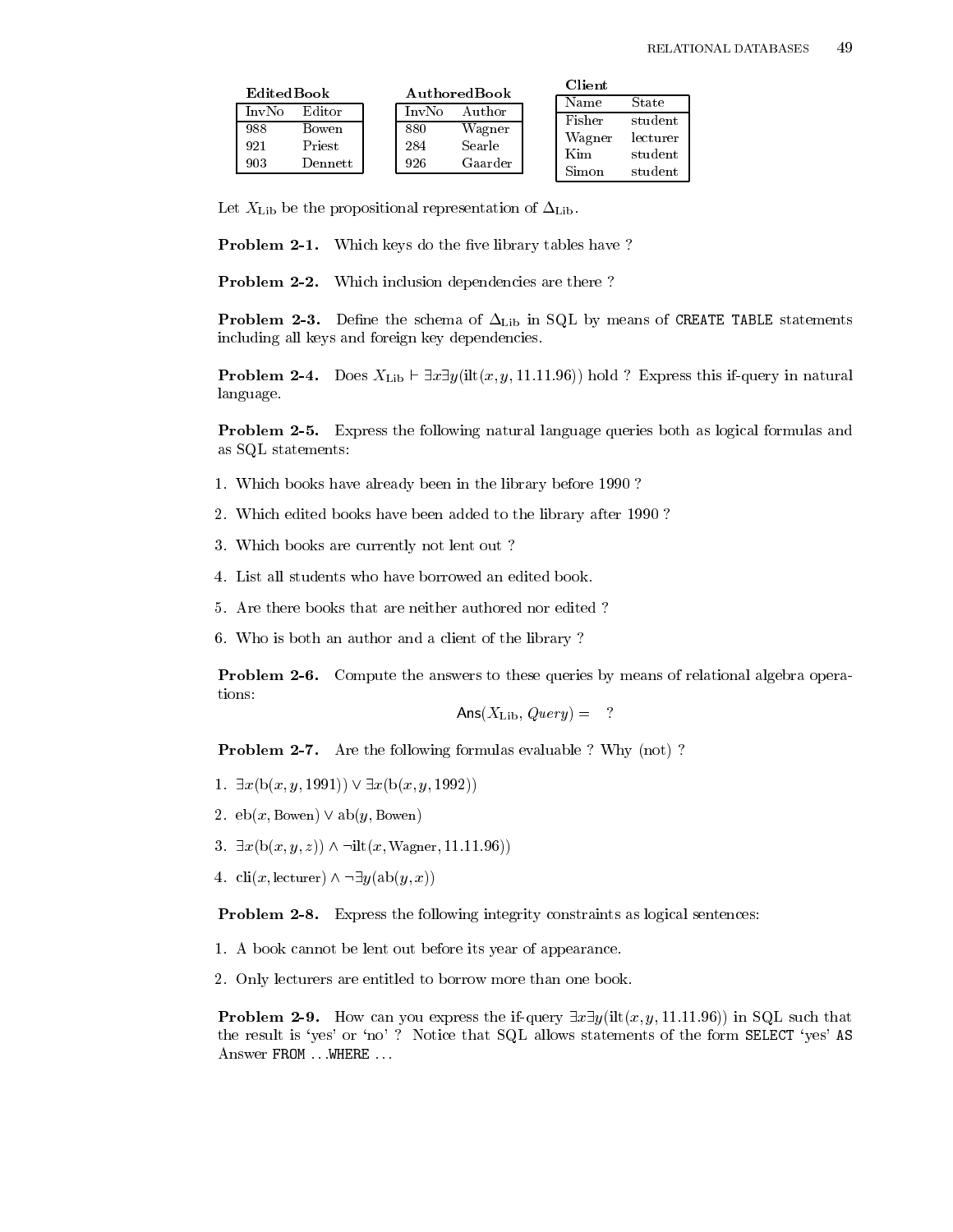**EditedBook**

| InvNo | Editor |
|---|---|
| 988 | Bowen |
| 921 | Priest |
| 903 | Dennett |

**AuthoredBook**

| InvNo | Author |
|---|---|
| 880 | Wagner |
| 284 | Searle |
| 926 | Gaarder |

**Client**

| Name | State |
|---|---|
| Fisher | student |
| Wagner | lecturer |
| Kim | student |
| Simon | student |

Let $X_{\text{Lib}}$ be the propositional representation of $\Delta_{\text{Lib}}$.

**Problem 2-1.** Which keys do the five library tables have ?

**Problem 2-2.** Which inclusion dependencies are there ?

**Problem 2-3.** Define the schema of $\Delta_{\text{Lib}}$ in SQL by means of `CREATE TABLE` statements including all keys and foreign key dependencies.

**Problem 2-4.** Does $X_{\text{Lib}} \vdash \exists x \exists y(\text{ilt}(x, y, 11.11.96))$ hold ? Express this if-query in natural language.

**Problem 2-5.** Express the following natural language queries both as logical formulas and as SQL statements:

1. Which books have already been in the library before 1990 ?
2. Which edited books have been added to the library after 1990 ?
3. Which books are currently not lent out ?
4. List all students who have borrowed an edited book.
5. Are there books that are neither authored nor edited ?
6. Who is both an author and a client of the library ?

**Problem 2-6.** Compute the answers to these queries by means of relational algebra operations:

$$\mathsf{Ans}(X_{\text{Lib}}, \textit{Query}) = \quad ?$$

**Problem 2-7.** Are the following formulas evaluable ? Why (not) ?

1. $\exists x(\text{b}(x, y, 1991)) \vee \exists x(\text{b}(x, y, 1992))$
2. $\text{eb}(x, \text{Bowen}) \vee \text{ab}(y, \text{Bowen})$
3. $\exists x(\text{b}(x, y, z)) \wedge \neg\text{ilt}(x, \text{Wagner}, 11.11.96))$
4. $\text{cli}(x, \text{lecturer}) \wedge \neg\exists y(\text{ab}(y, x))$

**Problem 2-8.** Express the following integrity constraints as logical sentences:

1. A book cannot be lent out before its year of appearance.
2. Only lecturers are entitled to borrow more than one book.

**Problem 2-9.** How can you express the if-query $\exists x \exists y(\text{ilt}(x, y, 11.11.96))$ in SQL such that the result is 'yes' or 'no' ? Notice that SQL allows statements of the form `SELECT` 'yes' `AS` Answer `FROM` ... `WHERE` ...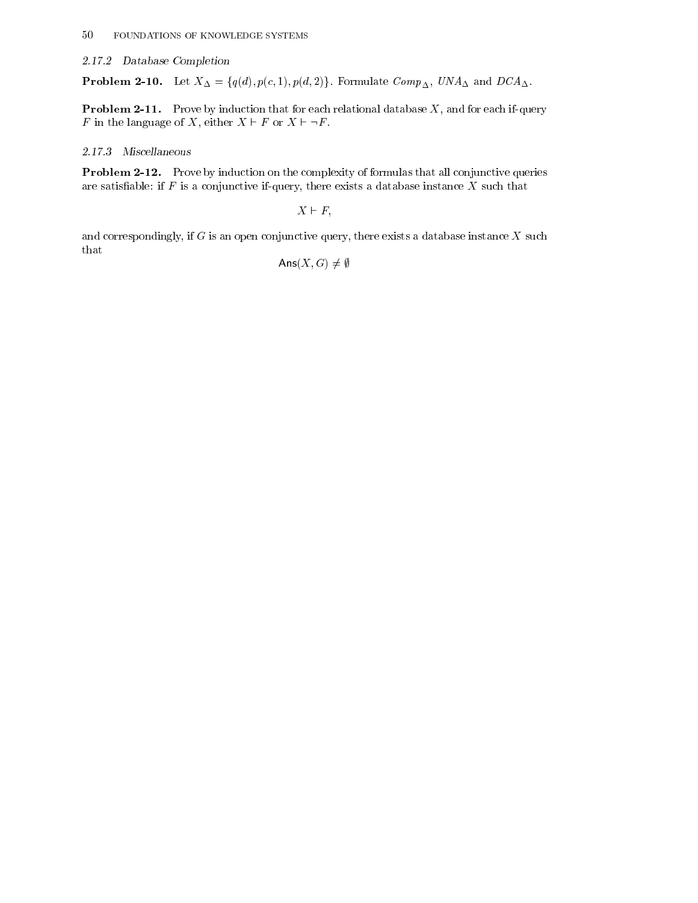### 2.17.2 Database Completion

**Problem 2-10.** Let $X_\Delta = \{q(d), p(c,1), p(d,2)\}$. Formulate $Comp_\Delta$, $UNA_\Delta$ and $DCA_\Delta$.

**Problem 2-11.** Prove by induction that for each relational database $X$, and for each if-query $F$ in the language of $X$, either $X \vdash F$ or $X \vdash \neg F$.

### 2.17.3 Miscellaneous

**Problem 2-12.** Prove by induction on the complexity of formulas that all conjunctive queries are satisfiable: if $F$ is a conjunctive if-query, there exists a database instance $X$ such that

$$X \vdash F,$$

and correspondingly, if $G$ is an open conjunctive query, there exists a database instance $X$ such that

$$\mathsf{Ans}(X, G) \neq \emptyset$$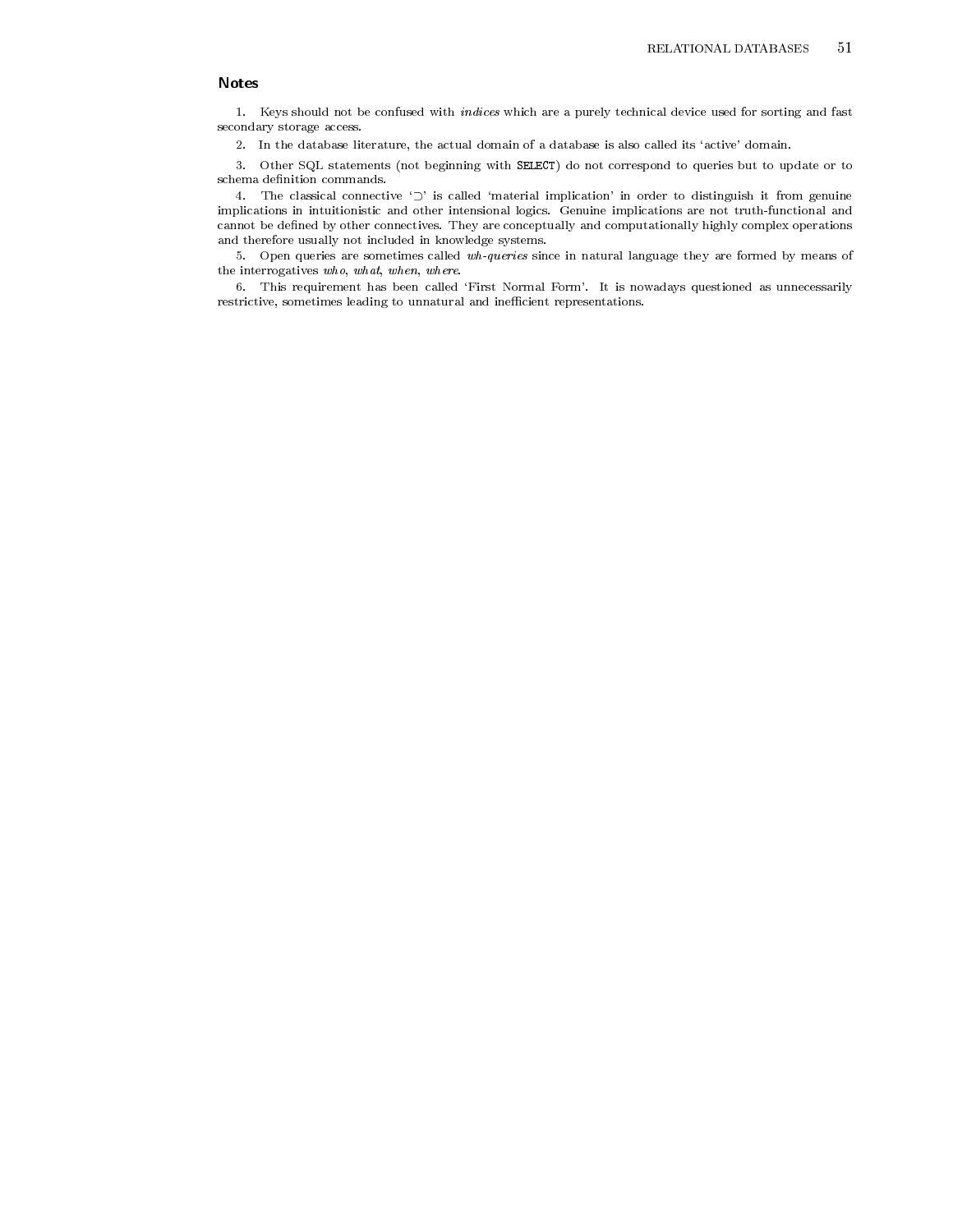## Notes

1. Keys should not be confused with *indices* which are a purely technical device used for sorting and fast secondary storage access.

2. In the database literature, the actual domain of a database is also called its 'active' domain.

3. Other SQL statements (not beginning with `SELECT`) do not correspond to queries but to update or to schema definition commands.

4. The classical connective '$\supset$' is called 'material implication' in order to distinguish it from genuine implications in intuitionistic and other intensional logics. Genuine implications are not truth-functional and cannot be defined by other connectives. They are conceptually and computationally highly complex operations and therefore usually not included in knowledge systems.

5. Open queries are sometimes called *wh-queries* since in natural language they are formed by means of the interrogatives *who*, *what*, *when*, *where*.

6. This requirement has been called 'First Normal Form'. It is nowadays questioned as unnecessarily restrictive, sometimes leading to unnatural and inefficient representations.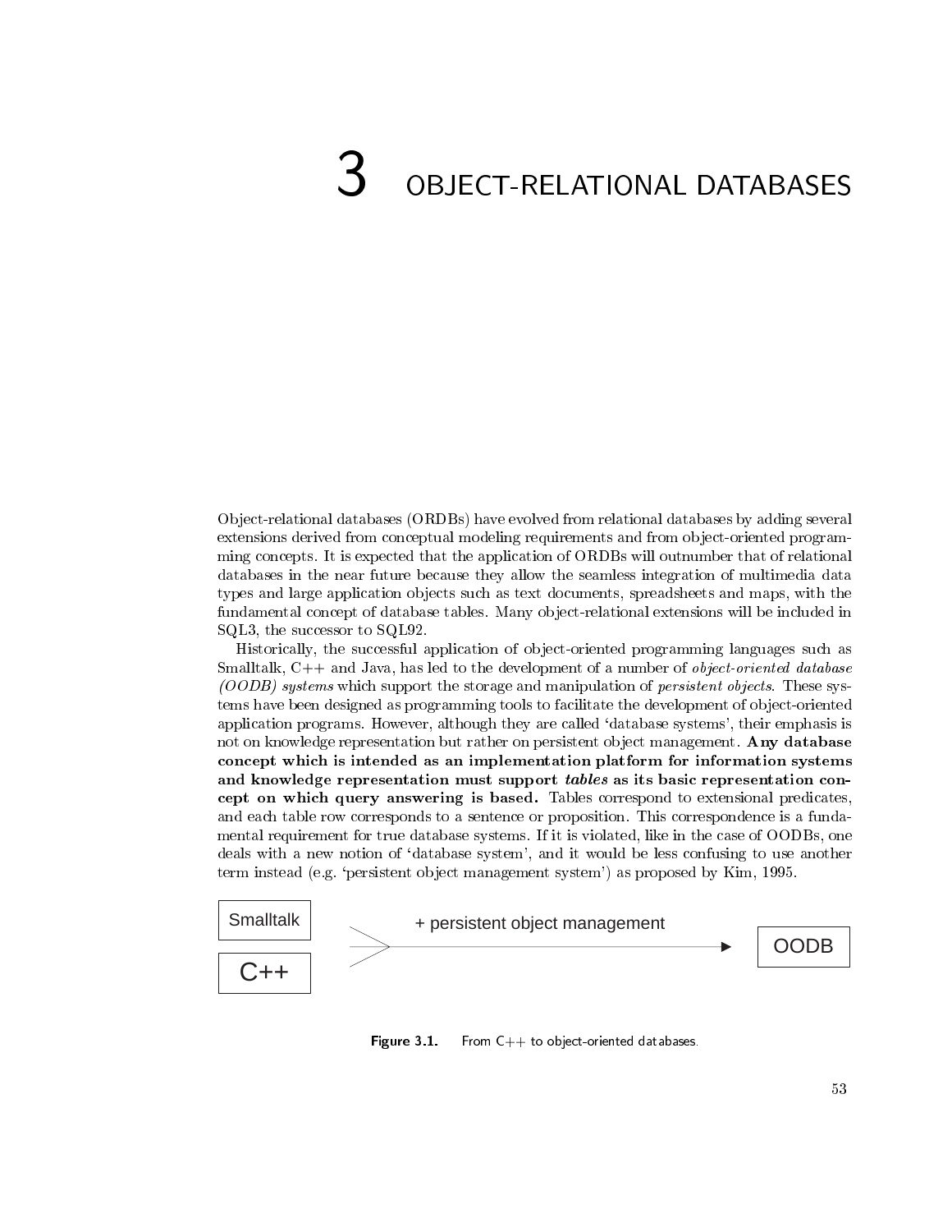# 3 OBJECT-RELATIONAL DATABASES

Object-relational databases (ORDBs) have evolved from relational databases by adding several extensions derived from conceptual modeling requirements and from object-oriented programming concepts. It is expected that the application of ORDBs will outnumber that of relational databases in the near future because they allow the seamless integration of multimedia data types and large application objects such as text documents, spreadsheets and maps, with the fundamental concept of database tables. Many object-relational extensions will be included in SQL3, the successor to SQL92.

Historically, the successful application of object-oriented programming languages such as Smalltalk, C++ and Java, has led to the development of a number of *object-oriented database (OODB) systems* which support the storage and manipulation of *persistent objects*. These systems have been designed as programming tools to facilitate the development of object-oriented application programs. However, although they are called 'database systems', their emphasis is not on knowledge representation but rather on persistent object management. **Any database concept which is intended as an implementation platform for information systems and knowledge representation must support *tables* as its basic representation concept on which query answering is based.** Tables correspond to extensional predicates, and each table row corresponds to a sentence or proposition. This correspondence is a fundamental requirement for true database systems. If it is violated, like in the case of OODBs, one deals with a new notion of 'database system', and it would be less confusing to use another term instead (e.g. 'persistent object management system') as proposed by Kim, 1995.

Smalltalk, C++ → + persistent object management → OODB

**Figure 3.1.** From C++ to object-oriented databases.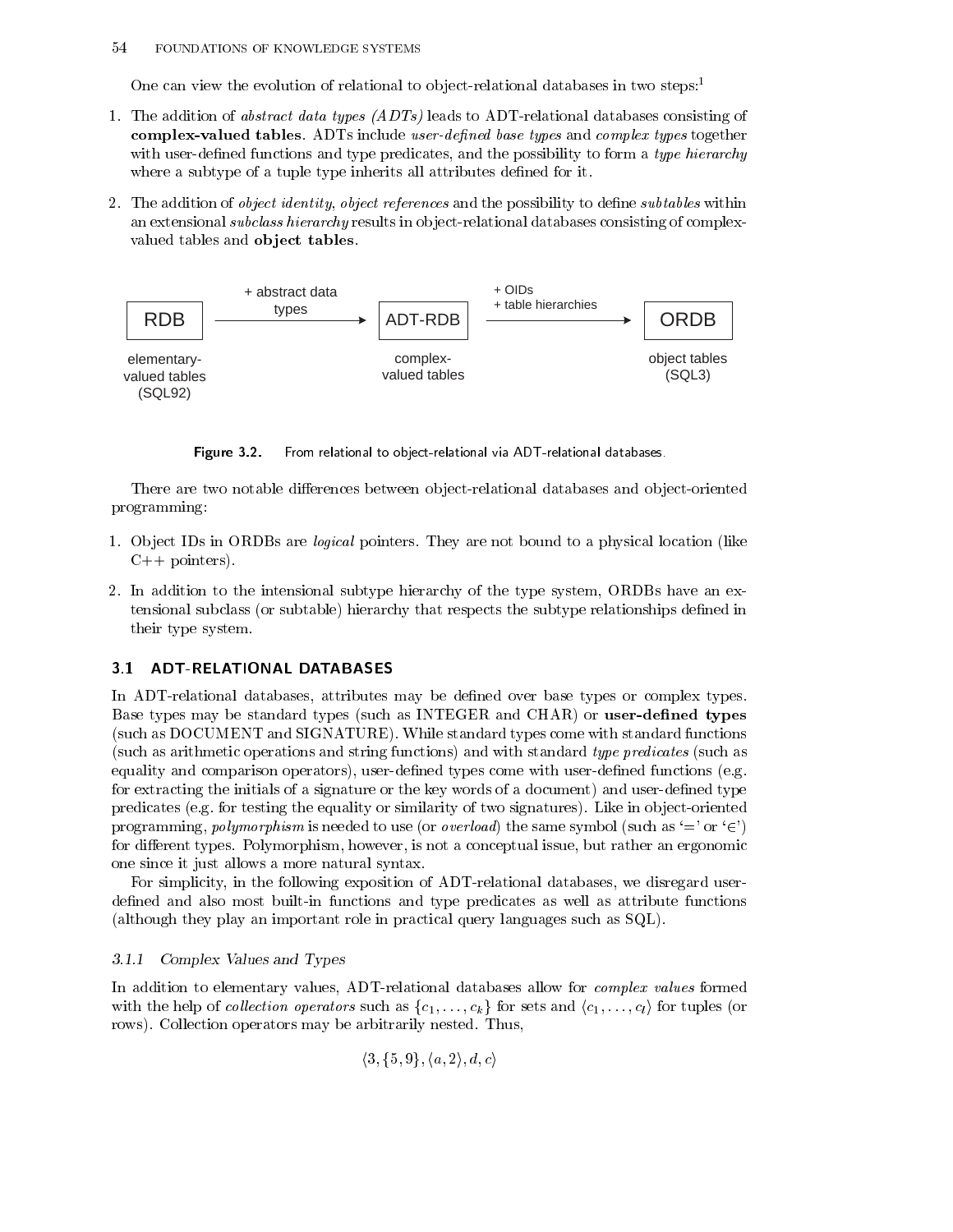One can view the evolution of relational to object-relational databases in two steps:[1]

1. The addition of *abstract data types (ADTs)* leads to ADT-relational databases consisting of **complex-valued tables**. ADTs include *user-defined base types* and *complex types* together with user-defined functions and type predicates, and the possibility to form a *type hierarchy* where a subtype of a tuple type inherits all attributes defined for it.

2. The addition of *object identity*, *object references* and the possibility to define *subtables* within an extensional *subclass hierarchy* results in object-relational databases consisting of complex-valued tables and **object tables**.

RDB —(+ abstract data types)→ ADT-RDB —(+ OIDs + table hierarchies)→ ORDB

elementary-valued tables (SQL92) | complex-valued tables | object tables (SQL3)

**Figure 3.2.** From relational to object-relational via ADT-relational databases.

There are two notable differences between object-relational databases and object-oriented programming:

1. Object IDs in ORDBs are *logical* pointers. They are not bound to a physical location (like C++ pointers).

2. In addition to the intensional subtype hierarchy of the type system, ORDBs have an extensional subclass (or subtable) hierarchy that respects the subtype relationships defined in their type system.

## 3.1 ADT-RELATIONAL DATABASES

In ADT-relational databases, attributes may be defined over base types or complex types. Base types may be standard types (such as INTEGER and CHAR) or **user-defined types** (such as DOCUMENT and SIGNATURE). While standard types come with standard functions (such as arithmetic operations and string functions) and with standard *type predicates* (such as equality and comparison operators), user-defined types come with user-defined functions (e.g. for extracting the initials of a signature or the key words of a document) and user-defined type predicates (e.g. for testing the equality or similarity of two signatures). Like in object-oriented programming, *polymorphism* is needed to use (or *overload*) the same symbol (such as '$=$' or '$\in$') for different types. Polymorphism, however, is not a conceptual issue, but rather an ergonomic one since it just allows a more natural syntax.

For simplicity, in the following exposition of ADT-relational databases, we disregard user-defined and also most built-in functions and type predicates as well as attribute functions (although they play an important role in practical query languages such as SQL).

### 3.1.1 *Complex Values and Types*

In addition to elementary values, ADT-relational databases allow for *complex values* formed with the help of *collection operators* such as $\{c_1, \ldots, c_k\}$ for sets and $\langle c_1, \ldots, c_l \rangle$ for tuples (or rows). Collection operators may be arbitrarily nested. Thus,

$$\langle 3, \{5, 9\}, \langle a, 2 \rangle, d, c \rangle$$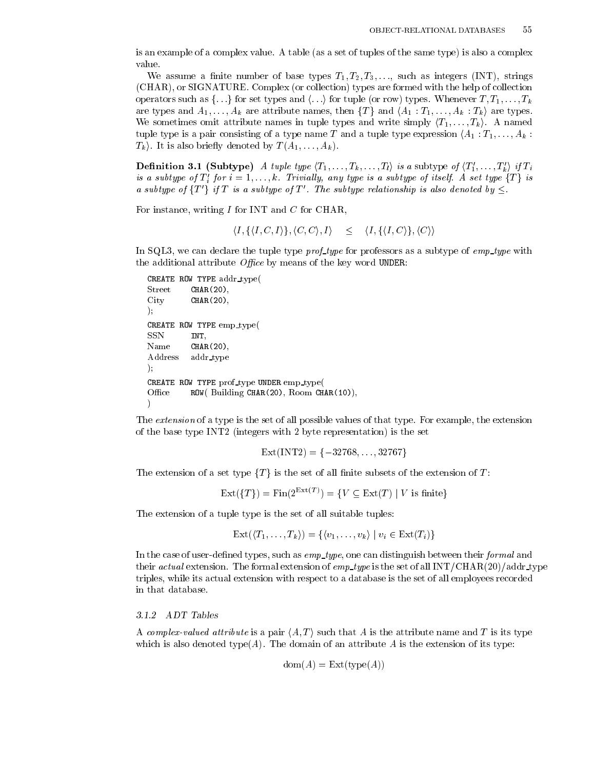is an example of a complex value. A table (as a set of tuples of the same type) is also a complex value.

We assume a finite number of base types $T_1, T_2, T_3, \ldots$, such as integers (INT), strings (CHAR), or SIGNATURE. Complex (or collection) types are formed with the help of collection operators such as $\{\ldots\}$ for set types and $\langle \ldots \rangle$ for tuple (or row) types. Whenever $T, T_1, \ldots, T_k$ are types and $A_1, \ldots, A_k$ are attribute names, then $\{T\}$ and $\langle A_1 : T_1, \ldots, A_k : T_k \rangle$ are types. We sometimes omit attribute names in tuple types and write simply $\langle T_1, \ldots, T_k \rangle$. A named tuple type is a pair consisting of a type name $T$ and a tuple type expression $\langle A_1 : T_1, \ldots, A_k : T_k \rangle$. It is also briefly denoted by $T(A_1, \ldots, A_k)$.

**Definition 3.1 (Subtype)** *A tuple type $\langle T_1, \ldots, T_k, \ldots, T_l \rangle$ is a* subtype *of $\langle T'_1, \ldots, T'_k \rangle$ if $T_i$ is a subtype of $T'_i$ for $i = 1, \ldots, k$. Trivially, any type is a subtype of itself. A set type $\{T\}$ is a subtype of $\{T'\}$ if $T$ is a subtype of $T'$. The subtype relationship is also denoted by $\leq$.*

For instance, writing $I$ for INT and $C$ for CHAR,

$$\langle I, \{\langle I, C, I \rangle\}, \langle C, C \rangle, I \rangle \quad \leq \quad \langle I, \{\langle I, C \rangle\}, \langle C \rangle \rangle$$

In SQL3, we can declare the tuple type *prof_type* for professors as a subtype of *emp_type* with the additional attribute *Office* by means of the key word UNDER:

```
CREATE ROW TYPE addr_type(
Street      CHAR(20),
City        CHAR(20),
);
CREATE ROW TYPE emp_type(
SSN         INT,
Name        CHAR(20),
Address     addr_type
);
CREATE ROW TYPE prof_type UNDER emp_type(
Office      ROW( Building CHAR(20), Room CHAR(10)),
)
```

The *extension* of a type is the set of all possible values of that type. For example, the extension of the base type INT2 (integers with 2 byte representation) is the set

$$\text{Ext}(\text{INT2}) = \{-32768, \ldots, 32767\}$$

The extension of a set type $\{T\}$ is the set of all finite subsets of the extension of $T$:

$$\text{Ext}(\{T\}) = \text{Fin}(2^{\text{Ext}(T)}) = \{V \subseteq \text{Ext}(T) \mid V \text{ is finite}\}$$

The extension of a tuple type is the set of all suitable tuples:

$$\text{Ext}(\langle T_1, \ldots, T_k \rangle) = \{\langle v_1, \ldots, v_k \rangle \mid v_i \in \text{Ext}(T_i)\}$$

In the case of user-defined types, such as *emp_type*, one can distinguish between their *formal* and their *actual* extension. The formal extension of *emp_type* is the set of all INT/CHAR(20)/addr_type triples, while its actual extension with respect to a database is the set of all employees recorded in that database.

### *3.1.2 ADT Tables*

A *complex-valued attribute* is a pair $\langle A, T \rangle$ such that $A$ is the attribute name and $T$ is its type which is also denoted type($A$). The domain of an attribute $A$ is the extension of its type:

$$\text{dom}(A) = \text{Ext}(\text{type}(A))$$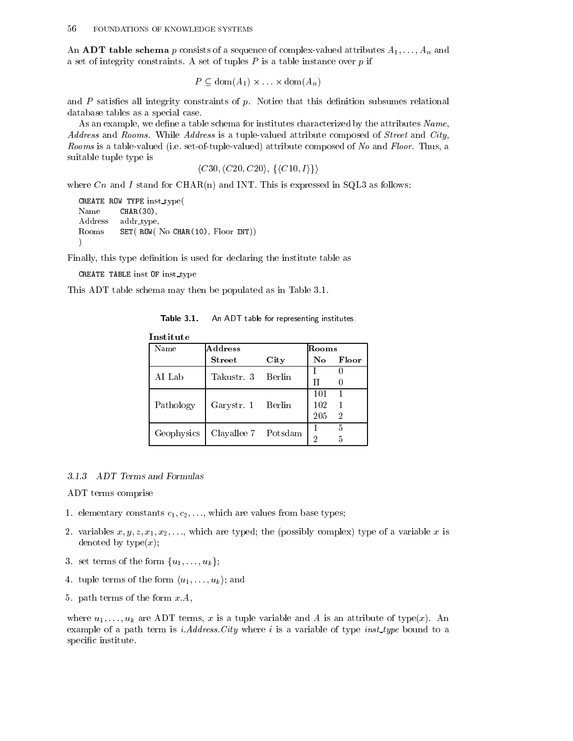An **ADT table schema** $p$ consists of a sequence of complex-valued attributes $A_1, \ldots, A_n$ and a set of integrity constraints. A set of tuples $P$ is a table instance over $p$ if

$$P \subseteq \text{dom}(A_1) \times \ldots \times \text{dom}(A_n)$$

and $P$ satisfies all integrity constraints of $p$. Notice that this definition subsumes relational database tables as a special case.

As an example, we define a table schema for institutes characterized by the attributes *Name*, *Address* and *Rooms*. While *Address* is a tuple-valued attribute composed of *Street* and *City*, *Rooms* is a table-valued (i.e. set-of-tuple-valued) attribute composed of *No* and *Floor*. Thus, a suitable tuple type is

$$\langle C30, \langle C20, C20 \rangle, \{\langle C10, I \rangle\} \rangle$$

where $Cn$ and $I$ stand for CHAR(n) and INT. This is expressed in SQL3 as follows:

```
CREATE ROW TYPE inst_type(
Name      CHAR(30),
Address   addr_type,
Rooms     SET( ROW( No CHAR(10), Floor INT))
)
```

Finally, this type definition is used for declaring the institute table as

```
CREATE TABLE inst OF inst_type
```

This ADT table schema may then be populated as in Table 3.1.

**Table 3.1.** An ADT table for representing institutes.

**Institute**

| Name | Address | | Rooms | |
|---|---|---|---|---|
| | **Street** | **City** | **No** | **Floor** |
| AI Lab | Takustr. 3 | Berlin | I | 0 |
| | | | II | 0 |
| Pathology | Garystr. 1 | Berlin | 101 | 1 |
| | | | 102 | 1 |
| | | | 205 | 2 |
| Geophysics | Clayallee 7 | Potsdam | 1 | 5 |
| | | | 2 | 5 |

### *3.1.3 ADT Terms and Formulas*

ADT terms comprise

1. elementary constants $c_1, c_2, \ldots$, which are values from base types;
2. variables $x, y, z, x_1, x_2, \ldots$, which are typed; the (possibly complex) type of a variable $x$ is denoted by type($x$);
3. set terms of the form $\{u_1, \ldots, u_k\}$;
4. tuple terms of the form $\langle u_1, \ldots, u_k \rangle$; and
5. path terms of the form $x.A$,

where $u_1, \ldots, u_k$ are ADT terms, $x$ is a tuple variable and $A$ is an attribute of type($x$). An example of a path term is *i.Address.City* where $i$ is a variable of type *inst_type* bound to a specific institute.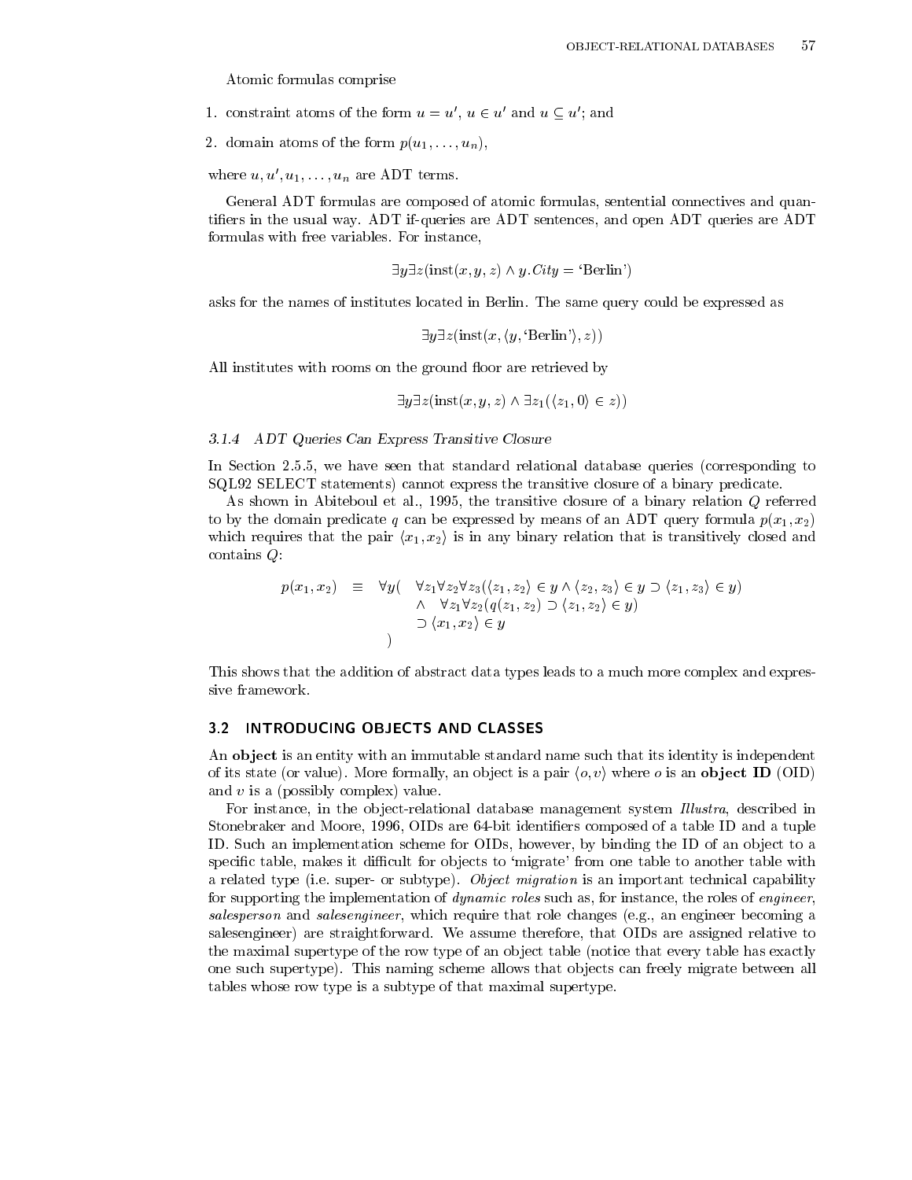Atomic formulas comprise

1. constraint atoms of the form $u = u'$, $u \in u'$ and $u \subseteq u'$; and
2. domain atoms of the form $p(u_1, \ldots, u_n)$,

where $u, u', u_1, \ldots, u_n$ are ADT terms.

General ADT formulas are composed of atomic formulas, sentential connectives and quantifiers in the usual way. ADT if-queries are ADT sentences, and open ADT queries are ADT formulas with free variables. For instance,

$$\exists y \exists z(\text{inst}(x, y, z) \wedge y.City = \text{`Berlin'})$$

asks for the names of institutes located in Berlin. The same query could be expressed as

$$\exists y \exists z(\text{inst}(x, \langle y, \text{`Berlin'}\rangle, z))$$

All institutes with rooms on the ground floor are retrieved by

$$\exists y \exists z(\text{inst}(x, y, z) \wedge \exists z_1(\langle z_1, 0\rangle \in z))$$

### 3.1.4 ADT Queries Can Express Transitive Closure

In Section 2.5.5, we have seen that standard relational database queries (corresponding to SQL92 SELECT statements) cannot express the transitive closure of a binary predicate.

As shown in Abiteboul et al., 1995, the transitive closure of a binary relation $Q$ referred to by the domain predicate $q$ can be expressed by means of an ADT query formula $p(x_1, x_2)$ which requires that the pair $\langle x_1, x_2\rangle$ is in any binary relation that is transitively closed and contains $Q$:

$$\begin{array}{lll} p(x_1, x_2) & \equiv & \forall y( \quad \forall z_1 \forall z_2 \forall z_3(\langle z_1, z_2\rangle \in y \wedge \langle z_2, z_3\rangle \in y \supset \langle z_1, z_3\rangle \in y) \\ & & \qquad\quad \wedge \quad \forall z_1 \forall z_2(q(z_1, z_2) \supset \langle z_1, z_2\rangle \in y) \\ & & \qquad\quad \supset \langle x_1, x_2\rangle \in y \\ & & \quad ) \end{array}$$

This shows that the addition of abstract data types leads to a much more complex and expressive framework.

## 3.2 INTRODUCING OBJECTS AND CLASSES

An **object** is an entity with an immutable standard name such that its identity is independent of its state (or value). More formally, an object is a pair $\langle o, v\rangle$ where $o$ is an **object ID** (OID) and $v$ is a (possibly complex) value.

For instance, in the object-relational database management system *Illustra*, described in Stonebraker and Moore, 1996, OIDs are 64-bit identifiers composed of a table ID and a tuple ID. Such an implementation scheme for OIDs, however, by binding the ID of an object to a specific table, makes it difficult for objects to 'migrate' from one table to another table with a related type (i.e. super- or subtype). *Object migration* is an important technical capability for supporting the implementation of *dynamic roles* such as, for instance, the roles of *engineer*, *salesperson* and *salesengineer*, which require that role changes (e.g., an engineer becoming a salesengineer) are straightforward. We assume therefore, that OIDs are assigned relative to the maximal supertype of the row type of an object table (notice that every table has exactly one such supertype). This naming scheme allows that objects can freely migrate between all tables whose row type is a subtype of that maximal supertype.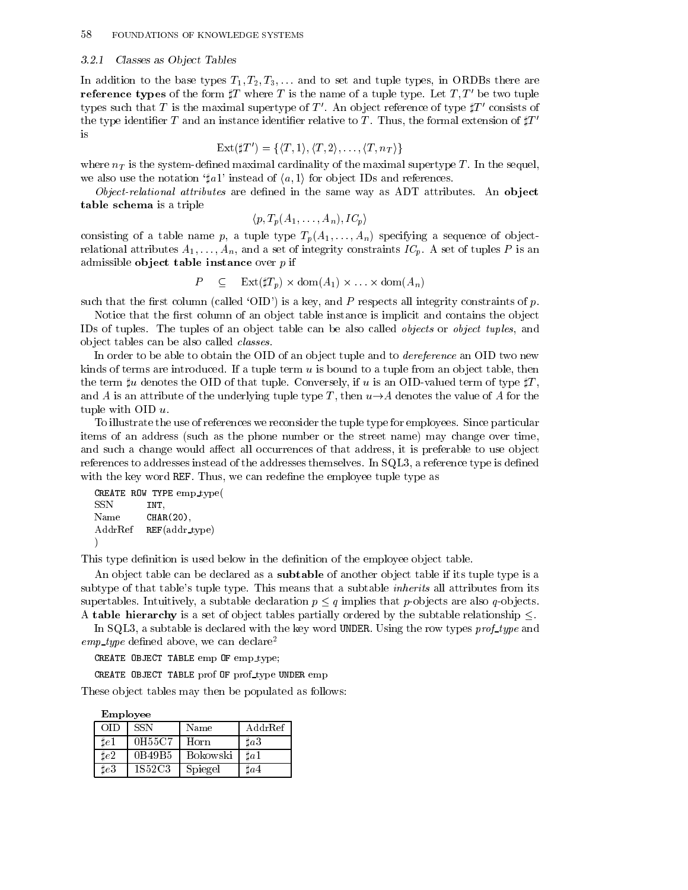### 3.2.1 Classes as Object Tables

In addition to the base types $T_1, T_2, T_3, \ldots$ and to set and tuple types, in ORDBs there are **reference types** of the form $\sharp T$ where $T$ is the name of a tuple type. Let $T, T'$ be two tuple types such that $T$ is the maximal supertype of $T'$. An object reference of type $\sharp T'$ consists of the type identifier $T$ and an instance identifier relative to $T$. Thus, the formal extension of $\sharp T'$ is

$$\mathrm{Ext}(\sharp T') = \{\langle T, 1\rangle, \langle T, 2\rangle, \ldots, \langle T, n_T\rangle\}$$

where $n_T$ is the system-defined maximal cardinality of the maximal supertype $T$. In the sequel, we also use the notation '$\sharp a1$' instead of $\langle a, 1\rangle$ for object IDs and references.

*Object-relational attributes* are defined in the same way as ADT attributes. An **object table schema** is a triple

$$\langle p, T_p(A_1, \ldots, A_n), IC_p\rangle$$

consisting of a table name $p$, a tuple type $T_p(A_1, \ldots, A_n)$ specifying a sequence of object-relational attributes $A_1, \ldots, A_n$, and a set of integrity constraints $IC_p$. A set of tuples $P$ is an admissible **object table instance** over $p$ if

$$P \quad \subseteq \quad \mathrm{Ext}(\sharp T_p) \times \mathrm{dom}(A_1) \times \ldots \times \mathrm{dom}(A_n)$$

such that the first column (called 'OID') is a key, and $P$ respects all integrity constraints of $p$.

Notice that the first column of an object table instance is implicit and contains the object IDs of tuples. The tuples of an object table can be also called *objects* or *object tuples*, and object tables can be also called *classes*.

In order to be able to obtain the OID of an object tuple and to *dereference* an OID two new kinds of terms are introduced. If a tuple term $u$ is bound to a tuple from an object table, then the term $\sharp u$ denotes the OID of that tuple. Conversely, if $u$ is an OID-valued term of type $\sharp T$, and $A$ is an attribute of the underlying tuple type $T$, then $u \rightarrow A$ denotes the value of $A$ for the tuple with OID $u$.

To illustrate the use of references we reconsider the tuple type for employees. Since particular items of an address (such as the phone number or the street name) may change over time, and such a change would affect all occurrences of that address, it is preferable to use object references to addresses instead of the addresses themselves. In SQL3, a reference type is defined with the key word REF. Thus, we can redefine the employee tuple type as

```
CREATE ROW TYPE emp_type(
SSN       INT,
Name      CHAR(20),
AddrRef   REF(addr_type)
)
```

This type definition is used below in the definition of the employee object table.

An object table can be declared as a **subtable** of another object table if its tuple type is a subtype of that table's tuple type. This means that a subtable *inherits* all attributes from its supertables. Intuitively, a subtable declaration $p \leq q$ implies that $p$-objects are also $q$-objects. A **table hierarchy** is a set of object tables partially ordered by the subtable relationship $\leq$.

In SQL3, a subtable is declared with the key word UNDER. Using the row types *prof_type* and *emp_type* defined above, we can declare[2]

```
CREATE OBJECT TABLE emp OF emp_type;
CREATE OBJECT TABLE prof OF prof_type UNDER emp
```

These object tables may then be populated as follows:

**Employee**

| OID | SSN | Name | AddrRef |
|---|---|---|---|
| $\sharp e1$ | 0H55C7 | Horn | $\sharp a3$ |
| $\sharp e2$ | 0B49B5 | Bokowski | $\sharp a1$ |
| $\sharp e3$ | 1S52C3 | Spiegel | $\sharp a4$ |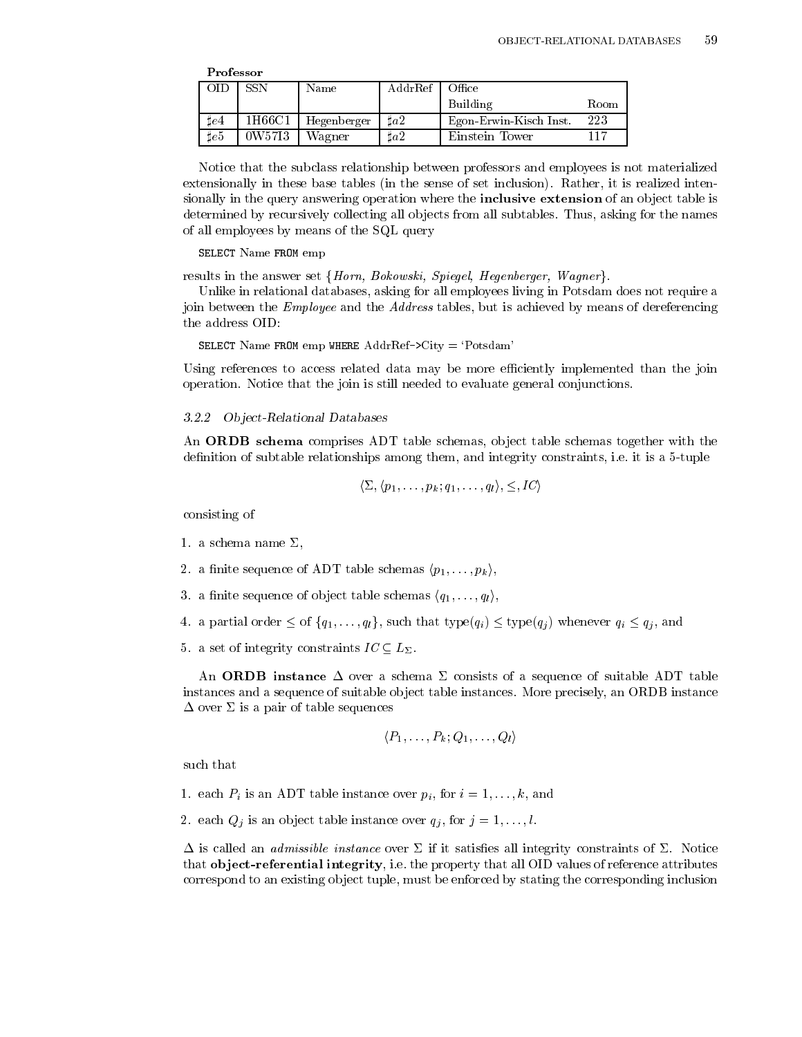**Professor**

| OID | SSN | Name | AddrRef | Office | |
|---|---|---|---|---|---|
| | | | | Building | Room |
| $\sharp e4$ | 1H66C1 | Hegenberger | $\sharp a2$ | Egon-Erwin-Kisch Inst. | 223 |
| $\sharp e5$ | 0W57I3 | Wagner | $\sharp a2$ | Einstein Tower | 117 |

Notice that the subclass relationship between professors and employees is not materialized extensionally in these base tables (in the sense of set inclusion). Rather, it is realized intensionally in the query answering operation where the **inclusive extension** of an object table is determined by recursively collecting all objects from all subtables. Thus, asking for the names of all employees by means of the SQL query

```
SELECT Name FROM emp
```

results in the answer set {*Horn, Bokowski, Spiegel, Hegenberger, Wagner*}.

Unlike in relational databases, asking for all employees living in Potsdam does not require a join between the *Employee* and the *Address* tables, but is achieved by means of dereferencing the address OID:

```
SELECT Name FROM emp WHERE AddrRef->City = 'Potsdam'
```

Using references to access related data may be more efficiently implemented than the join operation. Notice that the join is still needed to evaluate general conjunctions.

### 3.2.2 Object-Relational Databases

An **ORDB schema** comprises ADT table schemas, object table schemas together with the definition of subtable relationships among them, and integrity constraints, i.e. it is a 5-tuple

$$\langle \Sigma, \langle p_1, \ldots, p_k; q_1, \ldots, q_l \rangle, \leq, IC \rangle$$

consisting of

1. a schema name $\Sigma$,
2. a finite sequence of ADT table schemas $\langle p_1, \ldots, p_k \rangle$,
3. a finite sequence of object table schemas $\langle q_1, \ldots, q_l \rangle$,
4. a partial order $\leq$ of $\{q_1, \ldots, q_l\}$, such that type$(q_i) \leq$ type$(q_j)$ whenever $q_i \leq q_j$, and
5. a set of integrity constraints $IC \subseteq L_\Sigma$.

An **ORDB instance** $\Delta$ over a schema $\Sigma$ consists of a sequence of suitable ADT table instances and a sequence of suitable object table instances. More precisely, an ORDB instance $\Delta$ over $\Sigma$ is a pair of table sequences

$$\langle P_1, \ldots, P_k; Q_1, \ldots, Q_l \rangle$$

such that

1. each $P_i$ is an ADT table instance over $p_i$, for $i = 1, \ldots, k$, and
2. each $Q_j$ is an object table instance over $q_j$, for $j = 1, \ldots, l$.

$\Delta$ is called an *admissible instance* over $\Sigma$ if it satisfies all integrity constraints of $\Sigma$. Notice that **object-referential integrity**, i.e. the property that all OID values of reference attributes correspond to an existing object tuple, must be enforced by stating the corresponding inclusion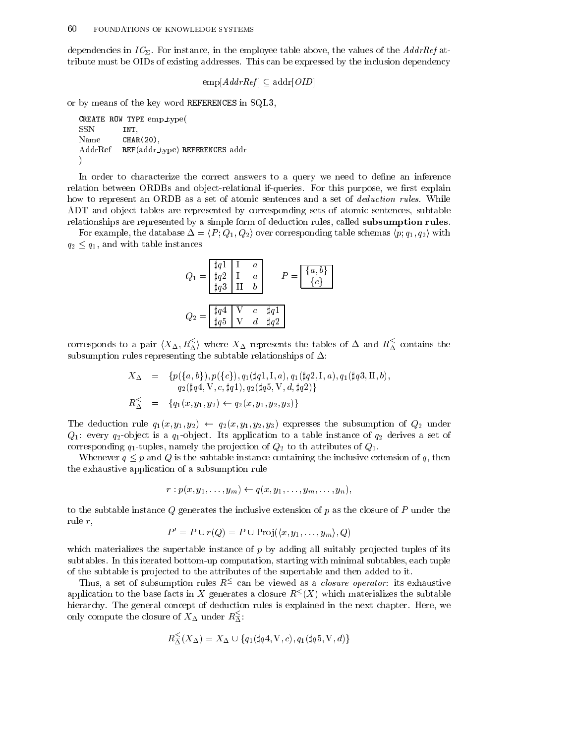dependencies in $IC_\Sigma$. For instance, in the employee table above, the values of the *AddrRef* attribute must be OIDs of existing addresses. This can be expressed by the inclusion dependency

$$\text{emp}[\mathit{AddrRef}] \subseteq \text{addr}[\mathit{OID}]$$

or by means of the key word REFERENCES in SQL3,

```
CREATE ROW TYPE emp_type(
SSN       INT,
Name      CHAR(20),
AddrRef   REF(addr_type) REFERENCES addr
)
```

In order to characterize the correct answers to a query we need to define an inference relation between ORDBs and object-relational if-queries. For this purpose, we first explain how to represent an ORDB as a set of atomic sentences and a set of *deduction rules*. While ADT and object tables are represented by corresponding sets of atomic sentences, subtable relationships are represented by a simple form of deduction rules, called **subsumption rules**.

For example, the database $\Delta = \langle P; Q_1, Q_2 \rangle$ over corresponding table schemas $\langle p; q_1, q_2 \rangle$ with $q_2 \leq q_1$, and with table instances

$Q_1 =$

| | | |
|---|---|---|
| $\sharp q1$ | I | $a$ |
| $\sharp q2$ | I | $a$ |
| $\sharp q3$ | II | $b$ |

$P =$

| |
|---|
| $\{a, b\}$ |
| $\{c\}$ |

$Q_2 =$

| | | | |
|---|---|---|---|
| $\sharp q4$ | V | $c$ | $\sharp q1$ |
| $\sharp q5$ | V | $d$ | $\sharp q2$ |

corresponds to a pair $\langle X_\Delta, R^{\leq}_\Delta \rangle$ where $X_\Delta$ represents the tables of $\Delta$ and $R^{\leq}_\Delta$ contains the subsumption rules representing the subtable relationships of $\Delta$:

$$\begin{aligned} X_\Delta &= \{p(\{a,b\}), p(\{c\}), q_1(\sharp q1, \text{I}, a), q_1(\sharp q2, \text{I}, a), q_1(\sharp q3, \text{II}, b), \\ &\quad\; q_2(\sharp q4, \text{V}, c, \sharp q1), q_2(\sharp q5, \text{V}, d, \sharp q2)\} \\ R^{\leq}_\Delta &= \{q_1(x, y_1, y_2) \leftarrow q_2(x, y_1, y_2, y_3)\} \end{aligned}$$

The deduction rule $q_1(x, y_1, y_2) \leftarrow q_2(x, y_1, y_2, y_3)$ expresses the subsumption of $Q_2$ under $Q_1$: every $q_2$-object is a $q_1$-object. Its application to a table instance of $q_2$ derives a set of corresponding $q_1$-tuples, namely the projection of $Q_2$ to th attributes of $Q_1$.

Whenever $q \leq p$ and $Q$ is the subtable instance containing the inclusive extension of $q$, then the exhaustive application of a subsumption rule

$$r : p(x, y_1, \ldots, y_m) \leftarrow q(x, y_1, \ldots, y_m, \ldots, y_n),$$

to the subtable instance $Q$ generates the inclusive extension of $p$ as the closure of $P$ under the rule $r$,

$$P' = P \cup r(Q) = P \cup \text{Proj}(\langle x, y_1, \ldots, y_m \rangle, Q)$$

which materializes the supertable instance of $p$ by adding all suitably projected tuples of its subtables. In this iterated bottom-up computation, starting with minimal subtables, each tuple of the subtable is projected to the attributes of the supertable and then added to it.

Thus, a set of subsumption rules $R^{\leq}$ can be viewed as a *closure operator*: its exhaustive application to the base facts in $X$ generates a closure $R^{\leq}(X)$ which materializes the subtable hierarchy. The general concept of deduction rules is explained in the next chapter. Here, we only compute the closure of $X_\Delta$ under $R^{\leq}_\Delta$:

$$R^{\leq}_\Delta(X_\Delta) = X_\Delta \cup \{q_1(\sharp q4, \text{V}, c), q_1(\sharp q5, \text{V}, d)\}$$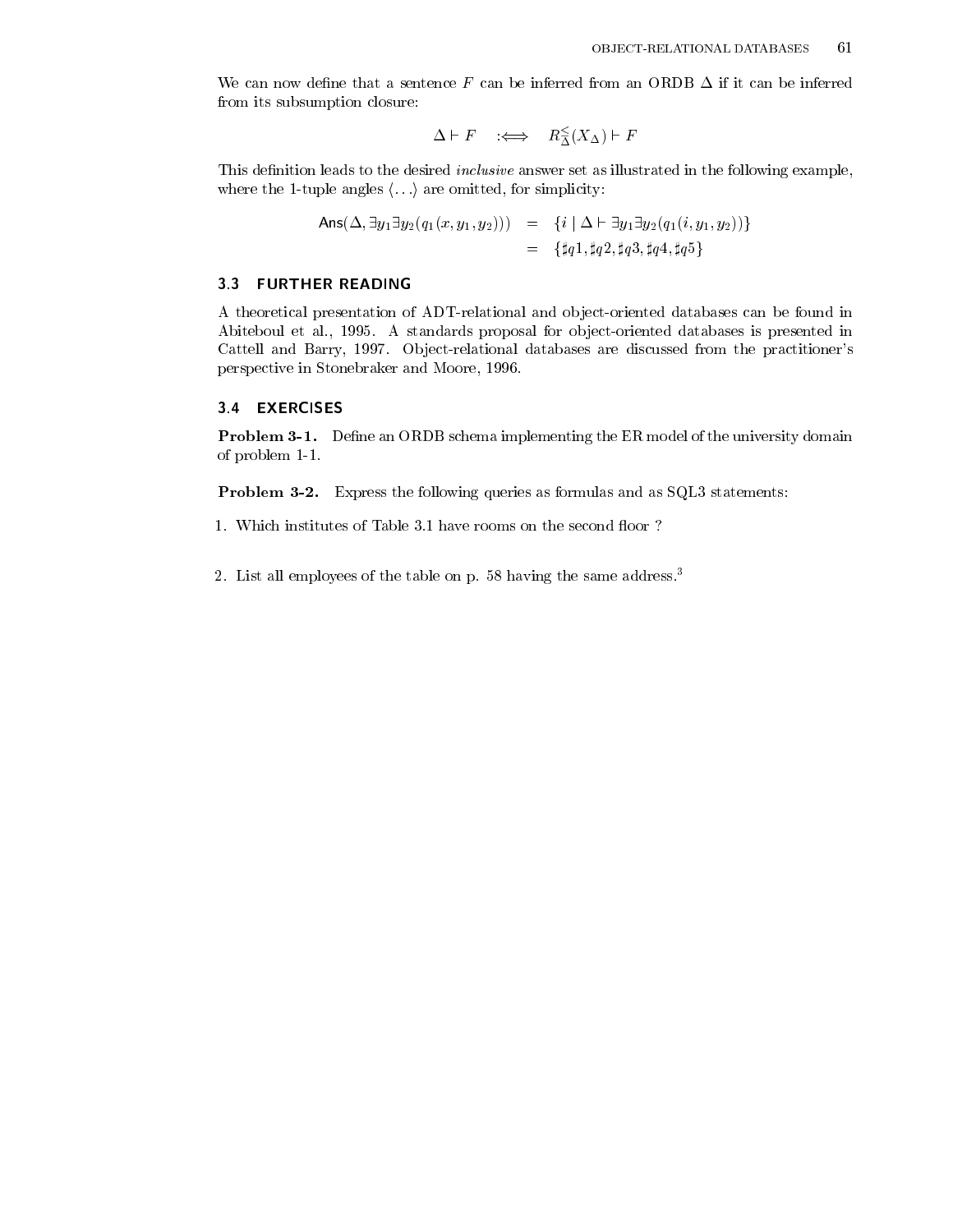We can now define that a sentence $F$ can be inferred from an ORDB $\Delta$ if it can be inferred from its subsumption closure:

$$\Delta \vdash F \quad :\Longleftrightarrow \quad R^{\leq}_{\Delta}(X_\Delta) \vdash F$$

This definition leads to the desired *inclusive* answer set as illustrated in the following example, where the 1-tuple angles $\langle \ldots \rangle$ are omitted, for simplicity:

$$\begin{aligned} \mathsf{Ans}(\Delta, \exists y_1 \exists y_2 (q_1(x, y_1, y_2))) &= \{ i \mid \Delta \vdash \exists y_1 \exists y_2 (q_1(i, y_1, y_2)) \} \\ &= \{ \sharp q1, \sharp q2, \sharp q3, \sharp q4, \sharp q5 \} \end{aligned}$$

## 3.3 FURTHER READING

A theoretical presentation of ADT-relational and object-oriented databases can be found in Abiteboul et al., 1995. A standards proposal for object-oriented databases is presented in Cattell and Barry, 1997. Object-relational databases are discussed from the practitioner's perspective in Stonebraker and Moore, 1996.

## 3.4 EXERCISES

**Problem 3-1.** Define an ORDB schema implementing the ER model of the university domain of problem 1-1.

**Problem 3-2.** Express the following queries as formulas and as SQL3 statements:

1. Which institutes of Table 3.1 have rooms on the second floor ?

2. List all employees of the table on p. 58 having the same address.[3]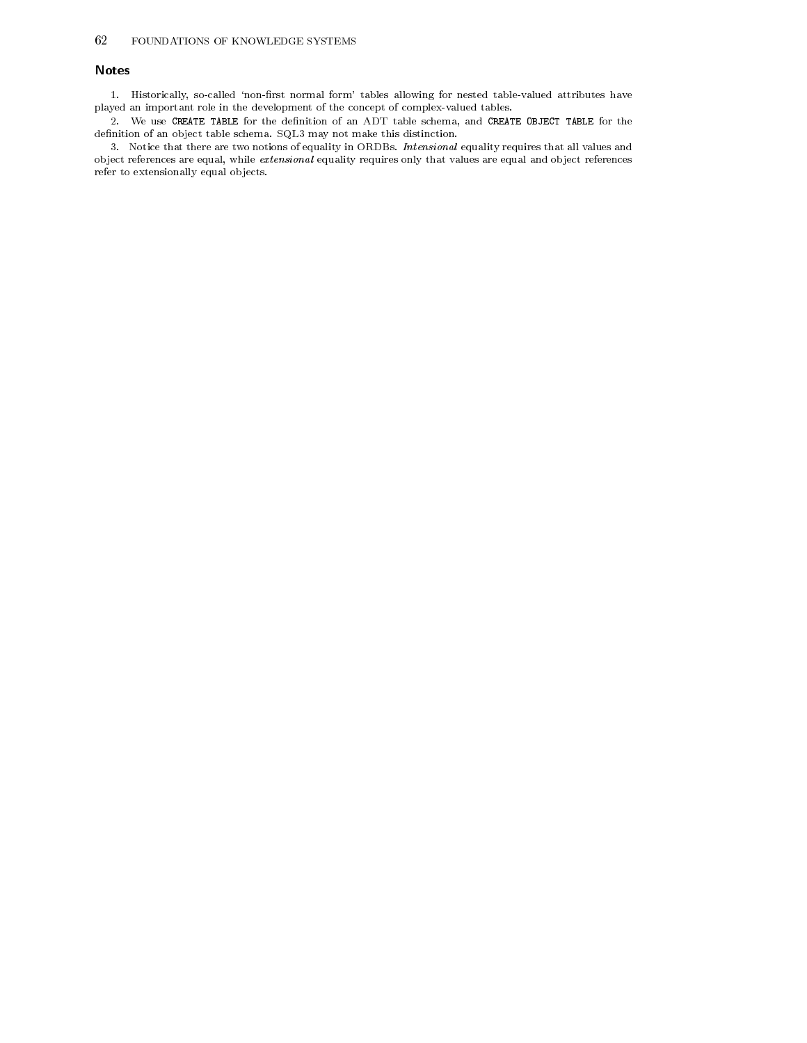## Notes

1. Historically, so-called 'non-first normal form' tables allowing for nested table-valued attributes have played an important role in the development of the concept of complex-valued tables.

2. We use `CREATE TABLE` for the definition of an ADT table schema, and `CREATE OBJECT TABLE` for the definition of an object table schema. SQL3 may not make this distinction.

3. Notice that there are two notions of equality in ORDBs. *Intensional* equality requires that all values and object references are equal, while *extensional* equality requires only that values are equal and object references refer to extensionally equal objects.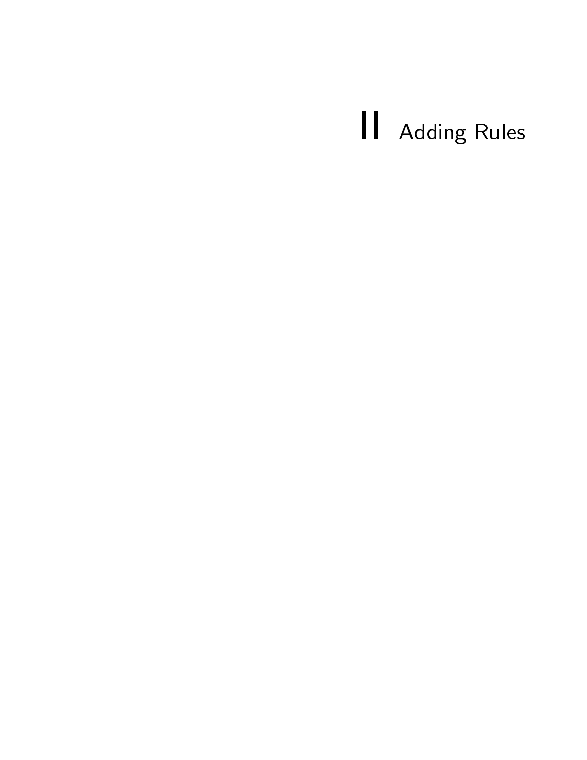# II Adding Rules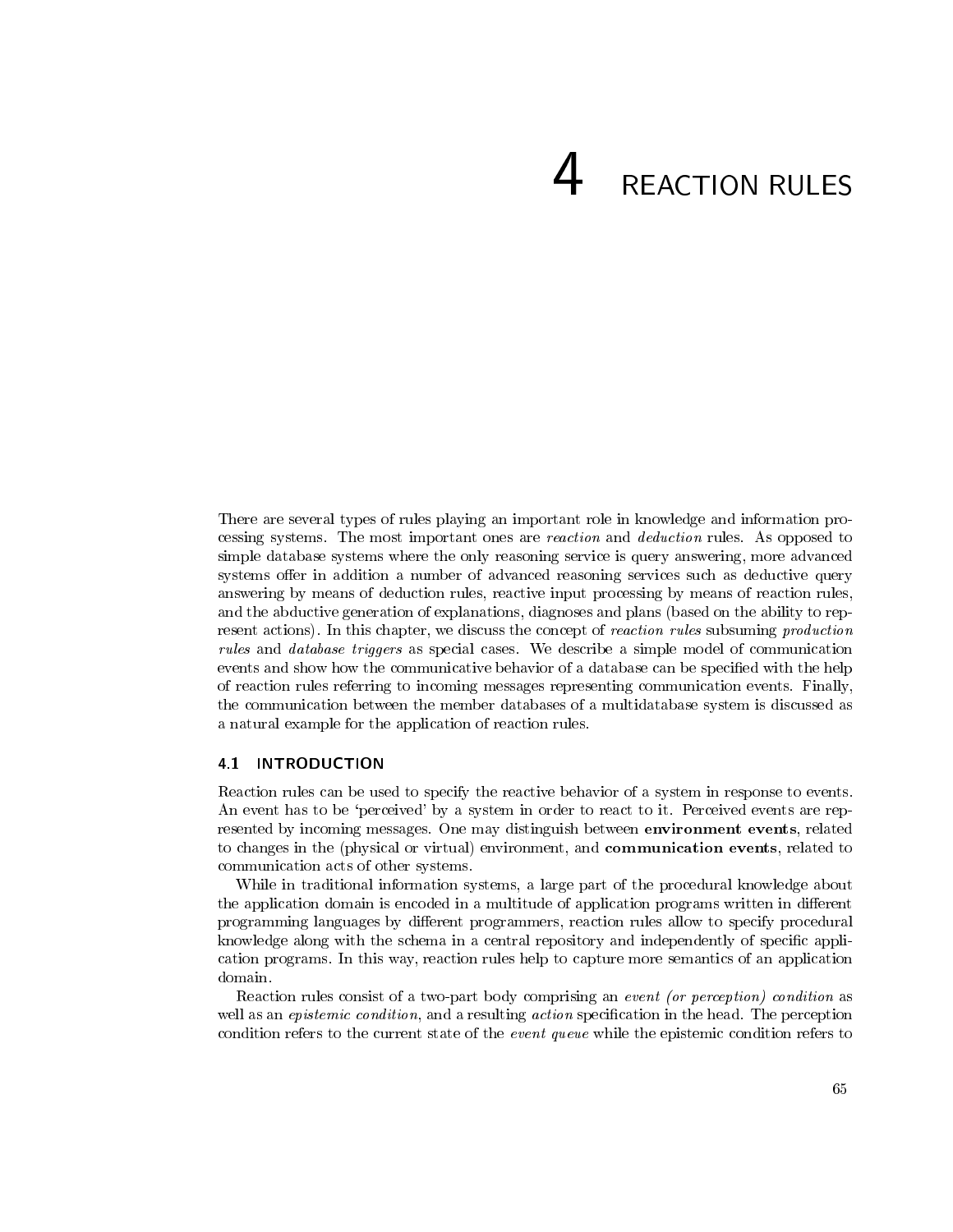# 4 REACTION RULES

There are several types of rules playing an important role in knowledge and information processing systems. The most important ones are *reaction* and *deduction* rules. As opposed to simple database systems where the only reasoning service is query answering, more advanced systems offer in addition a number of advanced reasoning services such as deductive query answering by means of deduction rules, reactive input processing by means of reaction rules, and the abductive generation of explanations, diagnoses and plans (based on the ability to represent actions). In this chapter, we discuss the concept of *reaction rules* subsuming *production rules* and *database triggers* as special cases. We describe a simple model of communication events and show how the communicative behavior of a database can be specified with the help of reaction rules referring to incoming messages representing communication events. Finally, the communication between the member databases of a multidatabase system is discussed as a natural example for the application of reaction rules.

## 4.1 INTRODUCTION

Reaction rules can be used to specify the reactive behavior of a system in response to events. An event has to be 'perceived' by a system in order to react to it. Perceived events are represented by incoming messages. One may distinguish between **environment events**, related to changes in the (physical or virtual) environment, and **communication events**, related to communication acts of other systems.

While in traditional information systems, a large part of the procedural knowledge about the application domain is encoded in a multitude of application programs written in different programming languages by different programmers, reaction rules allow to specify procedural knowledge along with the schema in a central repository and independently of specific application programs. In this way, reaction rules help to capture more semantics of an application domain.

Reaction rules consist of a two-part body comprising an *event (or perception) condition* as well as an *epistemic condition*, and a resulting *action* specification in the head. The perception condition refers to the current state of the *event queue* while the epistemic condition refers to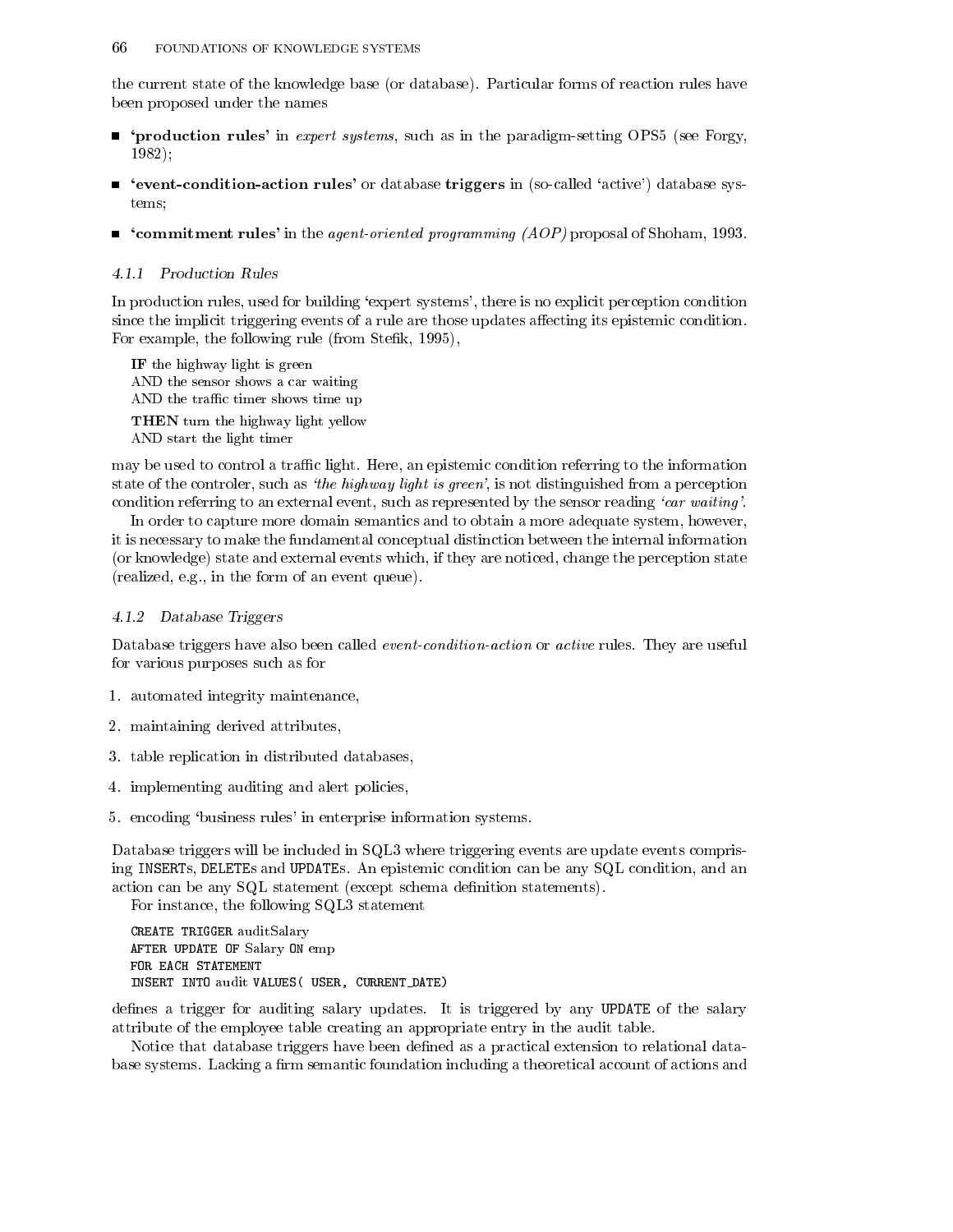the current state of the knowledge base (or database). Particular forms of reaction rules have been proposed under the names

- **'production rules'** in *expert systems*, such as in the paradigm-setting OPS5 (see Forgy, 1982);
- **'event-condition-action rules'** or database **triggers** in (so-called 'active') database systems;
- **'commitment rules'** in the *agent-oriented programming (AOP)* proposal of Shoham, 1993.

### *4.1.1 Production Rules*

In production rules, used for building 'expert systems', there is no explicit perception condition since the implicit triggering events of a rule are those updates affecting its epistemic condition. For example, the following rule (from Stefik, 1995),

> **IF** the highway light is green
> AND the sensor shows a car waiting
> AND the traffic timer shows time up
> **THEN** turn the highway light yellow
> AND start the light timer

may be used to control a traffic light. Here, an epistemic condition referring to the information state of the controler, such as *'the highway light is green'*, is not distinguished from a perception condition referring to an external event, such as represented by the sensor reading *'car waiting'*.

In order to capture more domain semantics and to obtain a more adequate system, however, it is necessary to make the fundamental conceptual distinction between the internal information (or knowledge) state and external events which, if they are noticed, change the perception state (realized, e.g., in the form of an event queue).

### *4.1.2 Database Triggers*

Database triggers have also been called *event-condition-action* or *active* rules. They are useful for various purposes such as for

1. automated integrity maintenance,
2. maintaining derived attributes,
3. table replication in distributed databases,
4. implementing auditing and alert policies,
5. encoding 'business rules' in enterprise information systems.

Database triggers will be included in SQL3 where triggering events are update events comprising `INSERT`s, `DELETE`s and `UPDATE`s. An epistemic condition can be any SQL condition, and an action can be any SQL statement (except schema definition statements).

For instance, the following SQL3 statement

```
CREATE TRIGGER auditSalary
AFTER UPDATE OF Salary ON emp
FOR EACH STATEMENT
INSERT INTO audit VALUES( USER, CURRENT_DATE)
```

defines a trigger for auditing salary updates. It is triggered by any `UPDATE` of the salary attribute of the employee table creating an appropriate entry in the audit table.

Notice that database triggers have been defined as a practical extension to relational database systems. Lacking a firm semantic foundation including a theoretical account of actions and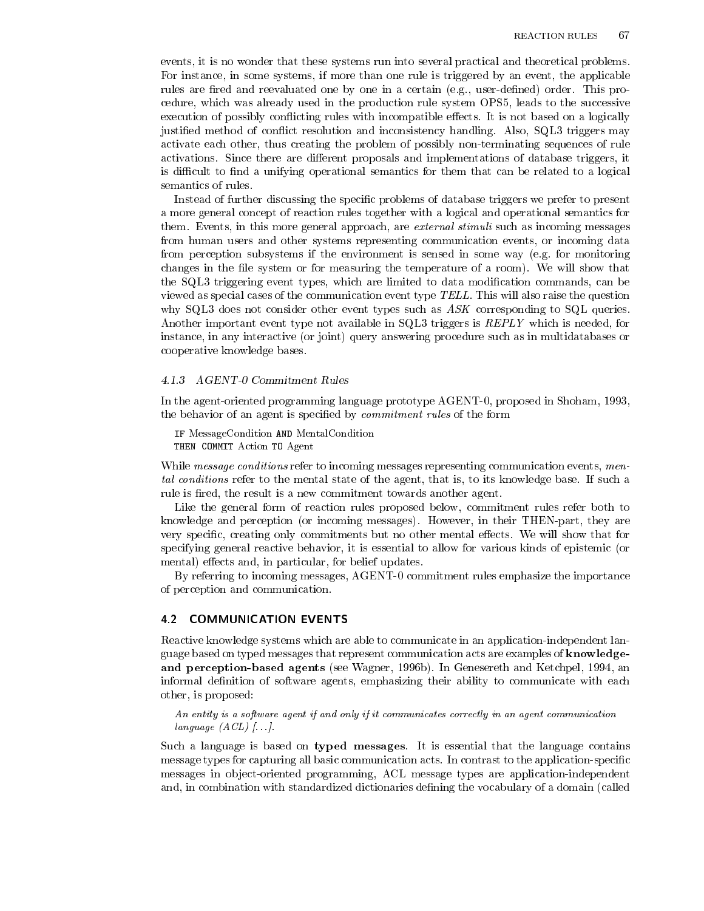events, it is no wonder that these systems run into several practical and theoretical problems. For instance, in some systems, if more than one rule is triggered by an event, the applicable rules are fired and reevaluated one by one in a certain (e.g., user-defined) order. This procedure, which was already used in the production rule system OPS5, leads to the successive execution of possibly conflicting rules with incompatible effects. It is not based on a logically justified method of conflict resolution and inconsistency handling. Also, SQL3 triggers may activate each other, thus creating the problem of possibly non-terminating sequences of rule activations. Since there are different proposals and implementations of database triggers, it is difficult to find a unifying operational semantics for them that can be related to a logical semantics of rules.

Instead of further discussing the specific problems of database triggers we prefer to present a more general concept of reaction rules together with a logical and operational semantics for them. Events, in this more general approach, are *external stimuli* such as incoming messages from human users and other systems representing communication events, or incoming data from perception subsystems if the environment is sensed in some way (e.g. for monitoring changes in the file system or for measuring the temperature of a room). We will show that the SQL3 triggering event types, which are limited to data modification commands, can be viewed as special cases of the communication event type *TELL*. This will also raise the question why SQL3 does not consider other event types such as *ASK* corresponding to SQL queries. Another important event type not available in SQL3 triggers is *REPLY* which is needed, for instance, in any interactive (or joint) query answering procedure such as in multidatabases or cooperative knowledge bases.

### 4.1.3 AGENT-0 Commitment Rules

In the agent-oriented programming language prototype AGENT-0, proposed in Shoham, 1993, the behavior of an agent is specified by *commitment rules* of the form

```
IF MessageCondition AND MentalCondition
THEN COMMIT Action TO Agent
```

While *message conditions* refer to incoming messages representing communication events, *mental conditions* refer to the mental state of the agent, that is, to its knowledge base. If such a rule is fired, the result is a new commitment towards another agent.

Like the general form of reaction rules proposed below, commitment rules refer both to knowledge and perception (or incoming messages). However, in their THEN-part, they are very specific, creating only commitments but no other mental effects. We will show that for specifying general reactive behavior, it is essential to allow for various kinds of epistemic (or mental) effects and, in particular, for belief updates.

By referring to incoming messages, AGENT-0 commitment rules emphasize the importance of perception and communication.

## 4.2 COMMUNICATION EVENTS

Reactive knowledge systems which are able to communicate in an application-independent language based on typed messages that represent communication acts are examples of **knowledge- and perception-based agents** (see Wagner, 1996b). In Genesereth and Ketchpel, 1994, an informal definition of software agents, emphasizing their ability to communicate with each other, is proposed:

> *An entity is a software agent if and only if it communicates correctly in an agent communication language (ACL) [...].*

Such a language is based on **typed messages**. It is essential that the language contains message types for capturing all basic communication acts. In contrast to the application-specific messages in object-oriented programming, ACL message types are application-independent and, in combination with standardized dictionaries defining the vocabulary of a domain (called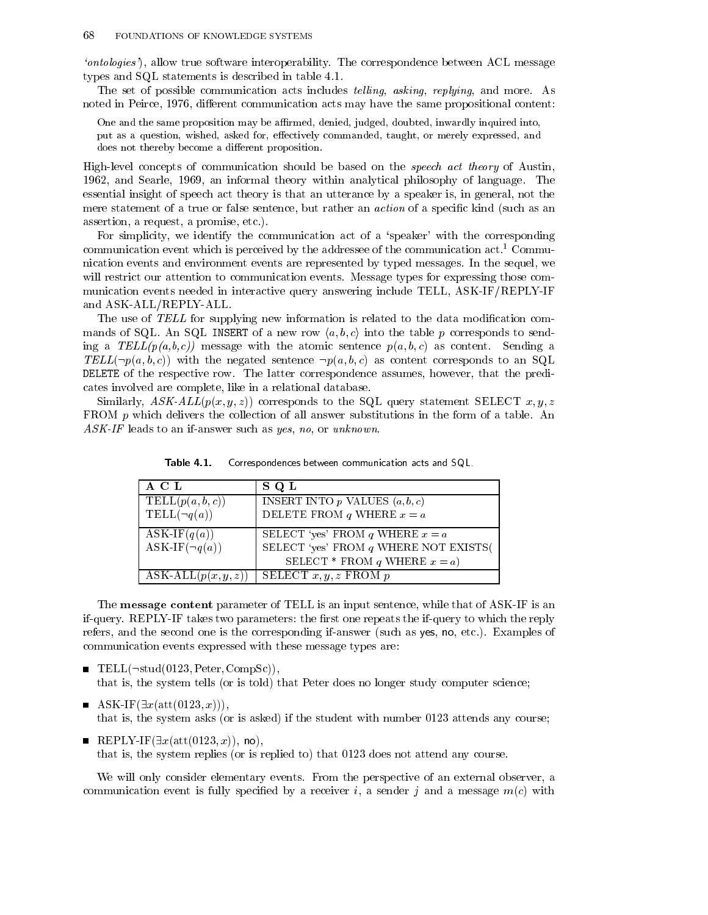*'ontologies'*), allow true software interoperability. The correspondence between ACL message types and SQL statements is described in table 4.1.

The set of possible communication acts includes *telling*, *asking*, *replying*, and more. As noted in Peirce, 1976, different communication acts may have the same propositional content:

> One and the same proposition may be affirmed, denied, judged, doubted, inwardly inquired into, put as a question, wished, asked for, effectively commanded, taught, or merely expressed, and does not thereby become a different proposition.

High-level concepts of communication should be based on the *speech act theory* of Austin, 1962, and Searle, 1969, an informal theory within analytical philosophy of language. The essential insight of speech act theory is that an utterance by a speaker is, in general, not the mere statement of a true or false sentence, but rather an *action* of a specific kind (such as an assertion, a request, a promise, etc.).

For simplicity, we identify the communication act of a 'speaker' with the corresponding communication event which is perceived by the addressee of the communication act.[1] Communication events and environment events are represented by typed messages. In the sequel, we will restrict our attention to communication events. Message types for expressing those communication events needed in interactive query answering include TELL, ASK-IF/REPLY-IF and ASK-ALL/REPLY-ALL.

The use of *TELL* for supplying new information is related to the data modification commands of SQL. An SQL `INSERT` of a new row $\langle a, b, c\rangle$ into the table $p$ corresponds to sending a *TELL*$(p(a,b,c))$ message with the atomic sentence $p(a,b,c)$ as content. Sending a *TELL*$(\neg p(a,b,c))$ with the negated sentence $\neg p(a,b,c)$ as content corresponds to an SQL `DELETE` of the respective row. The latter correspondence assumes, however, that the predicates involved are complete, like in a relational database.

Similarly, *ASK-ALL*$(p(x,y,z))$ corresponds to the SQL query statement SELECT $x, y, z$ FROM $p$ which delivers the collection of all answer substitutions in the form of a table. An *ASK-IF* leads to an if-answer such as *yes*, *no*, or *unknown*.

**Table 4.1.** Correspondences between communication acts and SQL.

| A C L | S Q L |
|---|---|
| TELL($p(a,b,c)$) | INSERT INTO $p$ VALUES $(a,b,c)$ |
| TELL($\neg q(a)$) | DELETE FROM $q$ WHERE $x = a$ |
| ASK-IF($q(a)$) | SELECT 'yes' FROM $q$ WHERE $x = a$ |
| ASK-IF($\neg q(a)$) | SELECT 'yes' FROM $q$ WHERE NOT EXISTS( SELECT * FROM $q$ WHERE $x = a$) |
| ASK-ALL($p(x,y,z)$) | SELECT $x, y, z$ FROM $p$ |

The **message content** parameter of TELL is an input sentence, while that of ASK-IF is an if-query. REPLY-IF takes two parameters: the first one repeats the if-query to which the reply refers, and the second one is the corresponding if-answer (such as yes, no, etc.). Examples of communication events expressed with these message types are:

- TELL($\neg$stud(0123, Peter, CompSc)),
  that is, the system tells (or is told) that Peter does no longer study computer science;
- ASK-IF($\exists x$(att(0123, $x$))),
  that is, the system asks (or is asked) if the student with number 0123 attends any course;
- REPLY-IF($\exists x$(att(0123, $x$)), no),
  that is, the system replies (or is replied to) that 0123 does not attend any course.

We will only consider elementary events. From the perspective of an external observer, a communication event is fully specified by a receiver $i$, a sender $j$ and a message $m(c)$ with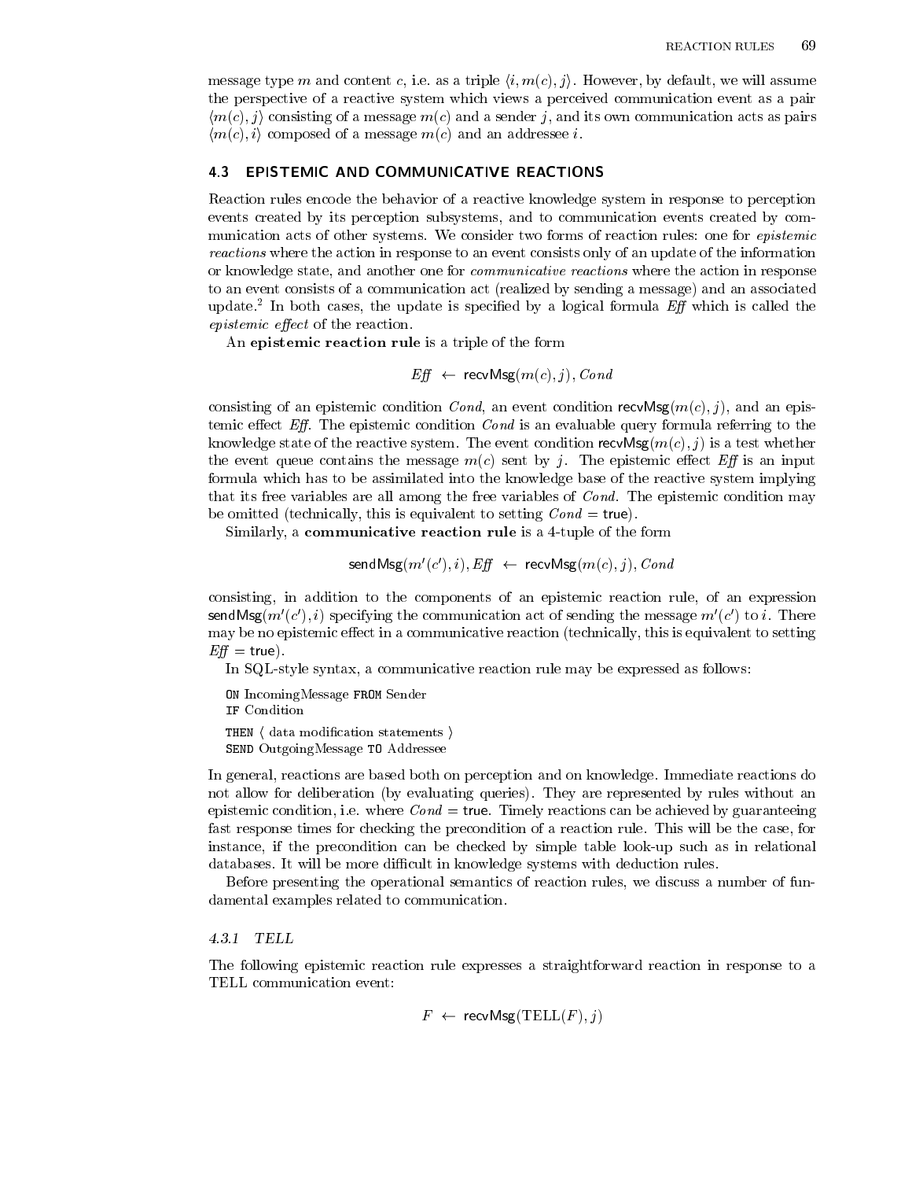message type $m$ and content $c$, i.e. as a triple $\langle i, m(c), j\rangle$. However, by default, we will assume the perspective of a reactive system which views a perceived communication event as a pair $\langle m(c), j\rangle$ consisting of a message $m(c)$ and a sender $j$, and its own communication acts as pairs $\langle m(c), i\rangle$ composed of a message $m(c)$ and an addressee $i$.

## 4.3 EPISTEMIC AND COMMUNICATIVE REACTIONS

Reaction rules encode the behavior of a reactive knowledge system in response to perception events created by its perception subsystems, and to communication events created by communication acts of other systems. We consider two forms of reaction rules: one for *epistemic reactions* where the action in response to an event consists only of an update of the information or knowledge state, and another one for *communicative reactions* where the action in response to an event consists of a communication act (realized by sending a message) and an associated update.[2] In both cases, the update is specified by a logical formula *Eff* which is called the *epistemic effect* of the reaction.

An **epistemic reaction rule** is a triple of the form

$$Eff \leftarrow \mathsf{recvMsg}(m(c), j), Cond$$

consisting of an epistemic condition $Cond$, an event condition $\mathsf{recvMsg}(m(c), j)$, and an epistemic effect *Eff*. The epistemic condition $Cond$ is an evaluable query formula referring to the knowledge state of the reactive system. The event condition $\mathsf{recvMsg}(m(c), j)$ is a test whether the event queue contains the message $m(c)$ sent by $j$. The epistemic effect *Eff* is an input formula which has to be assimilated into the knowledge base of the reactive system implying that its free variables are all among the free variables of $Cond$. The epistemic condition may be omitted (technically, this is equivalent to setting $Cond = \mathsf{true}$).

Similarly, a **communicative reaction rule** is a 4-tuple of the form

$$\mathsf{sendMsg}(m'(c'), i), Eff \leftarrow \mathsf{recvMsg}(m(c), j), Cond$$

consisting, in addition to the components of an epistemic reaction rule, of an expression $\mathsf{sendMsg}(m'(c'), i)$ specifying the communication act of sending the message $m'(c')$ to $i$. There may be no epistemic effect in a communicative reaction (technically, this is equivalent to setting $Eff = \mathsf{true}$).

In SQL-style syntax, a communicative reaction rule may be expressed as follows:

```
ON IncomingMessage FROM Sender
IF Condition
THEN ⟨ data modification statements ⟩
SEND OutgoingMessage TO Addressee
```

In general, reactions are based both on perception and on knowledge. Immediate reactions do not allow for deliberation (by evaluating queries). They are represented by rules without an epistemic condition, i.e. where $Cond = \mathsf{true}$. Timely reactions can be achieved by guaranteeing fast response times for checking the precondition of a reaction rule. This will be the case, for instance, if the precondition can be checked by simple table look-up such as in relational databases. It will be more difficult in knowledge systems with deduction rules.

Before presenting the operational semantics of reaction rules, we discuss a number of fundamental examples related to communication.

### *4.3.1 TELL*

The following epistemic reaction rule expresses a straightforward reaction in response to a TELL communication event:

$$F \leftarrow \mathsf{recvMsg}(\mathrm{TELL}(F), j)$$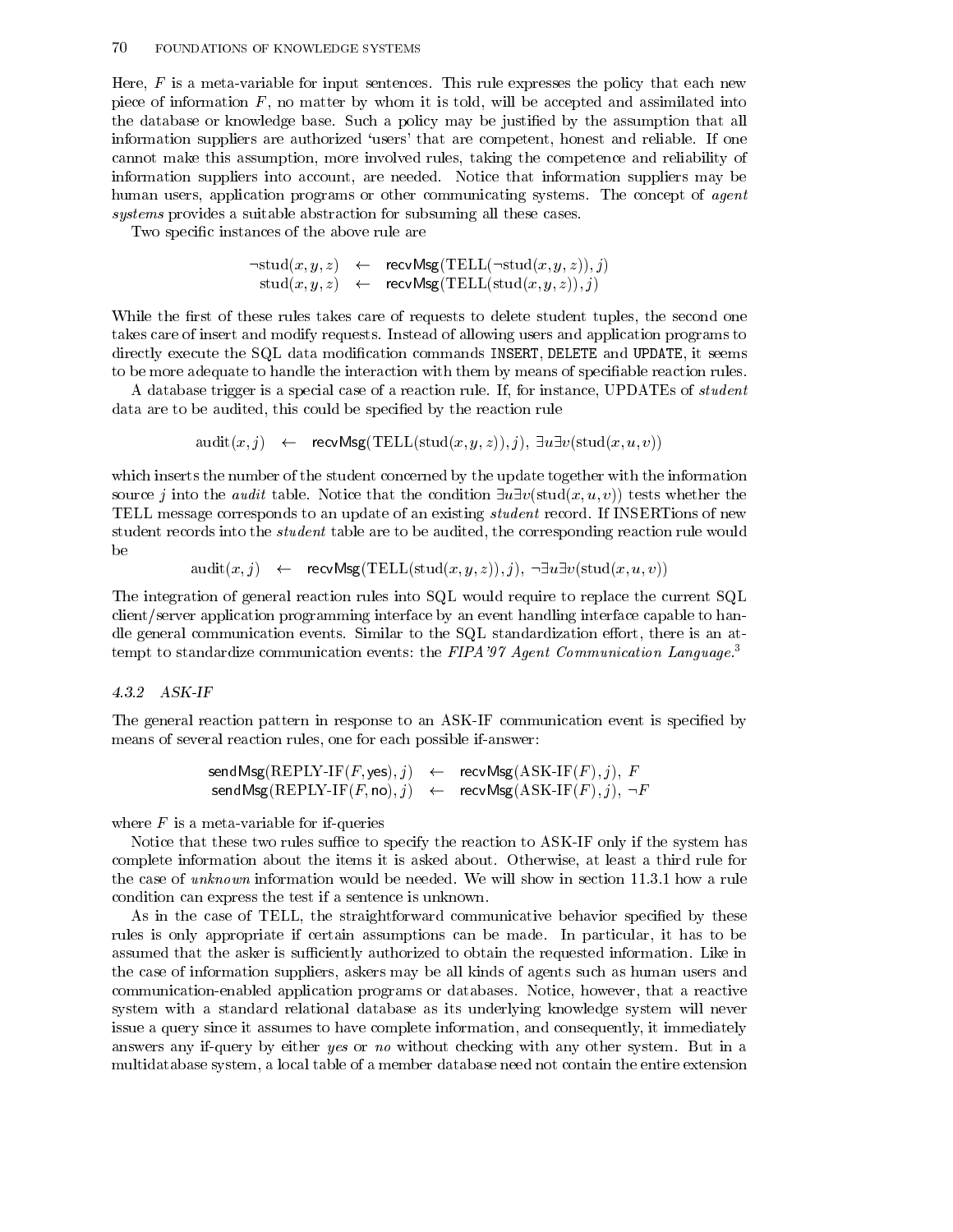Here, $F$ is a meta-variable for input sentences. This rule expresses the policy that each new piece of information $F$, no matter by whom it is told, will be accepted and assimilated into the database or knowledge base. Such a policy may be justified by the assumption that all information suppliers are authorized 'users' that are competent, honest and reliable. If one cannot make this assumption, more involved rules, taking the competence and reliability of information suppliers into account, are needed. Notice that information suppliers may be human users, application programs or other communicating systems. The concept of *agent systems* provides a suitable abstraction for subsuming all these cases.

Two specific instances of the above rule are

$$\begin{aligned} \neg\text{stud}(x,y,z) &\leftarrow \textsf{recvMsg}(\text{TELL}(\neg\text{stud}(x,y,z)),j) \\ \text{stud}(x,y,z) &\leftarrow \textsf{recvMsg}(\text{TELL}(\text{stud}(x,y,z)),j) \end{aligned}$$

While the first of these rules takes care of requests to delete student tuples, the second one takes care of insert and modify requests. Instead of allowing users and application programs to directly execute the SQL data modification commands `INSERT`, `DELETE` and `UPDATE`, it seems to be more adequate to handle the interaction with them by means of specifiable reaction rules.

A database trigger is a special case of a reaction rule. If, for instance, UPDATEs of *student* data are to be audited, this could be specified by the reaction rule

$$\text{audit}(x,j) \leftarrow \textsf{recvMsg}(\text{TELL}(\text{stud}(x,y,z)),j),\ \exists u \exists v(\text{stud}(x,u,v))$$

which inserts the number of the student concerned by the update together with the information source $j$ into the *audit* table. Notice that the condition $\exists u \exists v(\text{stud}(x,u,v))$ tests whether the TELL message corresponds to an update of an existing *student* record. If INSERTions of new student records into the *student* table are to be audited, the corresponding reaction rule would be

$$\text{audit}(x,j) \leftarrow \textsf{recvMsg}(\text{TELL}(\text{stud}(x,y,z)),j),\ \neg\exists u \exists v(\text{stud}(x,u,v))$$

The integration of general reaction rules into SQL would require to replace the current SQL client/server application programming interface by an event handling interface capable to handle general communication events. Similar to the SQL standardization effort, there is an attempt to standardize communication events: the *FIPA'97 Agent Communication Language*.[3]

### 4.3.2 ASK-IF

The general reaction pattern in response to an ASK-IF communication event is specified by means of several reaction rules, one for each possible if-answer:

$$\begin{aligned} \textsf{sendMsg}(\text{REPLY-IF}(F,\textsf{yes}),j) &\leftarrow \textsf{recvMsg}(\text{ASK-IF}(F),j),\ F \\ \textsf{sendMsg}(\text{REPLY-IF}(F,\textsf{no}),j) &\leftarrow \textsf{recvMsg}(\text{ASK-IF}(F),j),\ \neg F \end{aligned}$$

where $F$ is a meta-variable for if-queries

Notice that these two rules suffice to specify the reaction to ASK-IF only if the system has complete information about the items it is asked about. Otherwise, at least a third rule for the case of *unknown* information would be needed. We will show in section 11.3.1 how a rule condition can express the test if a sentence is unknown.

As in the case of TELL, the straightforward communicative behavior specified by these rules is only appropriate if certain assumptions can be made. In particular, it has to be assumed that the asker is sufficiently authorized to obtain the requested information. Like in the case of information suppliers, askers may be all kinds of agents such as human users and communication-enabled application programs or databases. Notice, however, that a reactive system with a standard relational database as its underlying knowledge system will never issue a query since it assumes to have complete information, and consequently, it immediately answers any if-query by either *yes* or *no* without checking with any other system. But in a multidatabase system, a local table of a member database need not contain the entire extension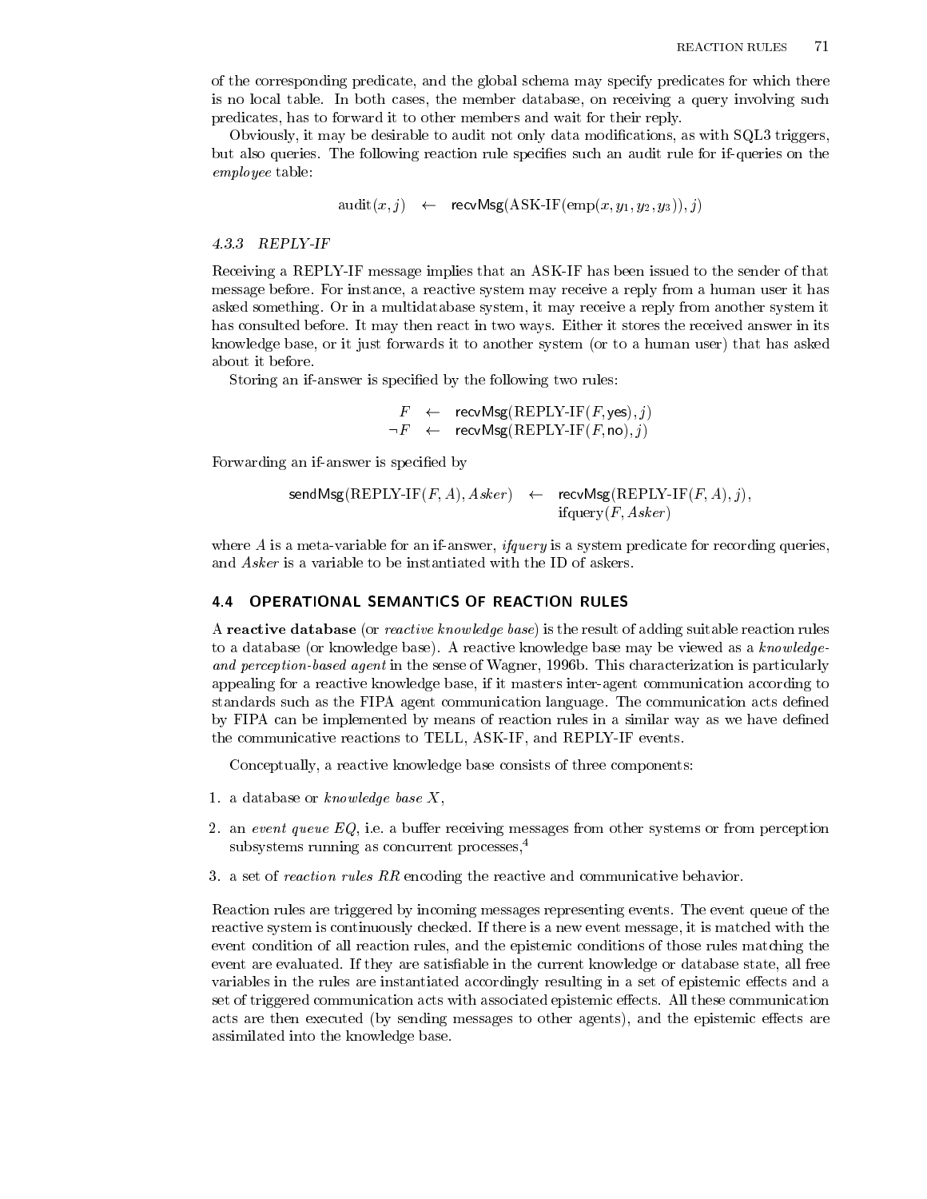of the corresponding predicate, and the global schema may specify predicates for which there is no local table. In both cases, the member database, on receiving a query involving such predicates, has to forward it to other members and wait for their reply.

Obviously, it may be desirable to audit not only data modifications, as with SQL3 triggers, but also queries. The following reaction rule specifies such an audit rule for if-queries on the *employee* table:

$$\text{audit}(x, j) \quad \leftarrow \quad \mathsf{recvMsg}(\text{ASK-IF}(\text{emp}(x, y_1, y_2, y_3)), j)$$

### 4.3.3 REPLY-IF

Receiving a REPLY-IF message implies that an ASK-IF has been issued to the sender of that message before. For instance, a reactive system may receive a reply from a human user it has asked something. Or in a multidatabase system, it may receive a reply from another system it has consulted before. It may then react in two ways. Either it stores the received answer in its knowledge base, or it just forwards it to another system (or to a human user) that has asked about it before.

Storing an if-answer is specified by the following two rules:

$$F \quad \leftarrow \quad \mathsf{recvMsg}(\text{REPLY-IF}(F, \mathsf{yes}), j)$$
$$\neg F \quad \leftarrow \quad \mathsf{recvMsg}(\text{REPLY-IF}(F, \mathsf{no}), j)$$

Forwarding an if-answer is specified by

$$\mathsf{sendMsg}(\text{REPLY-IF}(F, A), Asker) \quad \leftarrow \quad \mathsf{recvMsg}(\text{REPLY-IF}(F, A), j), \; \text{ifquery}(F, Asker)$$

where $A$ is a meta-variable for an if-answer, *ifquery* is a system predicate for recording queries, and $Asker$ is a variable to be instantiated with the ID of askers.

## 4.4 OPERATIONAL SEMANTICS OF REACTION RULES

A **reactive database** (or *reactive knowledge base*) is the result of adding suitable reaction rules to a database (or knowledge base). A reactive knowledge base may be viewed as a *knowledge- and perception-based agent* in the sense of Wagner, 1996b. This characterization is particularly appealing for a reactive knowledge base, if it masters inter-agent communication according to standards such as the FIPA agent communication language. The communication acts defined by FIPA can be implemented by means of reaction rules in a similar way as we have defined the communicative reactions to TELL, ASK-IF, and REPLY-IF events.

Conceptually, a reactive knowledge base consists of three components:

1. a database or *knowledge base* $X$,
2. an *event queue* $EQ$, i.e. a buffer receiving messages from other systems or from perception subsystems running as concurrent processes,[4]
3. a set of *reaction rules* $RR$ encoding the reactive and communicative behavior.

Reaction rules are triggered by incoming messages representing events. The event queue of the reactive system is continuously checked. If there is a new event message, it is matched with the event condition of all reaction rules, and the epistemic conditions of those rules matching the event are evaluated. If they are satisfiable in the current knowledge or database state, all free variables in the rules are instantiated accordingly resulting in a set of epistemic effects and a set of triggered communication acts with associated epistemic effects. All these communication acts are then executed (by sending messages to other agents), and the epistemic effects are assimilated into the knowledge base.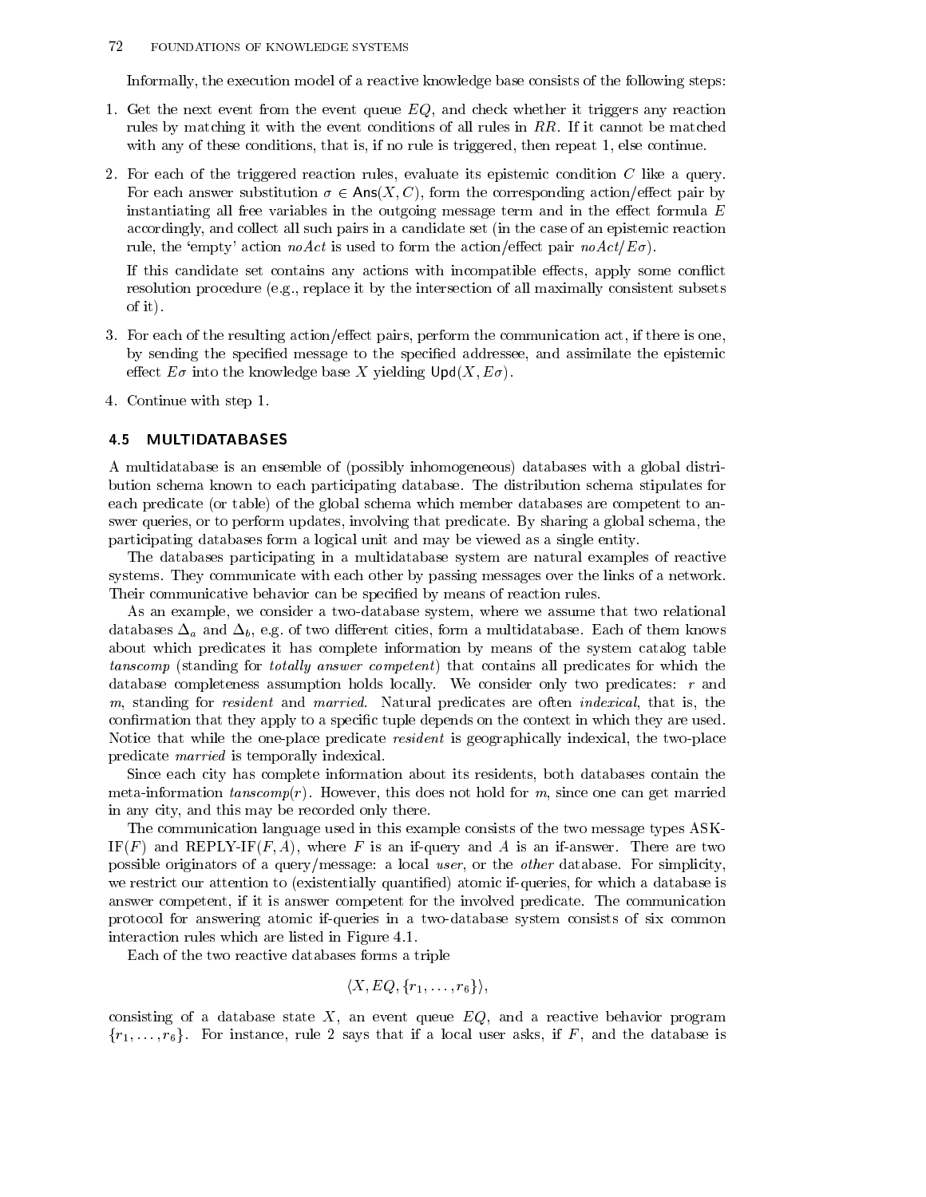Informally, the execution model of a reactive knowledge base consists of the following steps:

1. Get the next event from the event queue $EQ$, and check whether it triggers any reaction rules by matching it with the event conditions of all rules in $RR$. If it cannot be matched with any of these conditions, that is, if no rule is triggered, then repeat 1, else continue.

2. For each of the triggered reaction rules, evaluate its epistemic condition $C$ like a query. For each answer substitution $\sigma \in \mathsf{Ans}(X, C)$, form the corresponding action/effect pair by instantiating all free variables in the outgoing message term and in the effect formula $E$ accordingly, and collect all such pairs in a candidate set (in the case of an epistemic reaction rule, the 'empty' action *noAct* is used to form the action/effect pair $noAct/E\sigma$).

   If this candidate set contains any actions with incompatible effects, apply some conflict resolution procedure (e.g., replace it by the intersection of all maximally consistent subsets of it).

3. For each of the resulting action/effect pairs, perform the communication act, if there is one, by sending the specified message to the specified addressee, and assimilate the epistemic effect $E\sigma$ into the knowledge base $X$ yielding $\mathsf{Upd}(X, E\sigma)$.

4. Continue with step 1.

## 4.5 MULTIDATABASES

A multidatabase is an ensemble of (possibly inhomogeneous) databases with a global distribution schema known to each participating database. The distribution schema stipulates for each predicate (or table) of the global schema which member databases are competent to answer queries, or to perform updates, involving that predicate. By sharing a global schema, the participating databases form a logical unit and may be viewed as a single entity.

The databases participating in a multidatabase system are natural examples of reactive systems. They communicate with each other by passing messages over the links of a network. Their communicative behavior can be specified by means of reaction rules.

As an example, we consider a two-database system, where we assume that two relational databases $\Delta_a$ and $\Delta_b$, e.g. of two different cities, form a multidatabase. Each of them knows about which predicates it has complete information by means of the system catalog table *tanscomp* (standing for *totally answer competent*) that contains all predicates for which the database completeness assumption holds locally. We consider only two predicates: $r$ and $m$, standing for *resident* and *married*. Natural predicates are often *indexical*, that is, the confirmation that they apply to a specific tuple depends on the context in which they are used. Notice that while the one-place predicate *resident* is geographically indexical, the two-place predicate *married* is temporally indexical.

Since each city has complete information about its residents, both databases contain the meta-information $tanscomp(r)$. However, this does not hold for $m$, since one can get married in any city, and this may be recorded only there.

The communication language used in this example consists of the two message types ASK-IF($F$) and REPLY-IF($F, A$), where $F$ is an if-query and $A$ is an if-answer. There are two possible originators of a query/message: a local *user*, or the *other* database. For simplicity, we restrict our attention to (existentially quantified) atomic if-queries, for which a database is answer competent, if it is answer competent for the involved predicate. The communication protocol for answering atomic if-queries in a two-database system consists of six common interaction rules which are listed in Figure 4.1.

Each of the two reactive databases forms a triple

$$\langle X, EQ, \{r_1, \ldots, r_6\}\rangle,$$

consisting of a database state $X$, an event queue $EQ$, and a reactive behavior program $\{r_1, \ldots, r_6\}$. For instance, rule 2 says that if a local user asks, if $F$, and the database is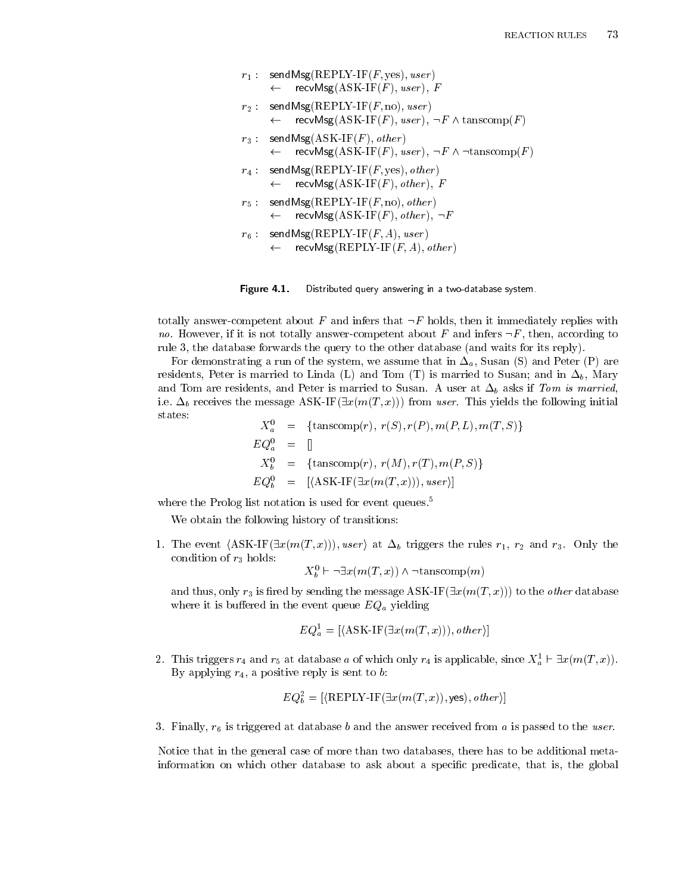$$
\begin{array}{ll}
r_1: & \mathsf{sendMsg}(\text{REPLY-IF}(F, \text{yes}), \mathit{user}) \\
 & \leftarrow \quad \mathsf{recvMsg}(\text{ASK-IF}(F), \mathit{user}),\ F \\
r_2: & \mathsf{sendMsg}(\text{REPLY-IF}(F, \text{no}), \mathit{user}) \\
 & \leftarrow \quad \mathsf{recvMsg}(\text{ASK-IF}(F), \mathit{user}),\ \neg F \wedge \text{tanscomp}(F) \\
r_3: & \mathsf{sendMsg}(\text{ASK-IF}(F), \mathit{other}) \\
 & \leftarrow \quad \mathsf{recvMsg}(\text{ASK-IF}(F), \mathit{user}),\ \neg F \wedge \neg\text{tanscomp}(F) \\
r_4: & \mathsf{sendMsg}(\text{REPLY-IF}(F, \text{yes}), \mathit{other}) \\
 & \leftarrow \quad \mathsf{recvMsg}(\text{ASK-IF}(F), \mathit{other}),\ F \\
r_5: & \mathsf{sendMsg}(\text{REPLY-IF}(F, \text{no}), \mathit{other}) \\
 & \leftarrow \quad \mathsf{recvMsg}(\text{ASK-IF}(F), \mathit{other}),\ \neg F \\
r_6: & \mathsf{sendMsg}(\text{REPLY-IF}(F, A), \mathit{user}) \\
 & \leftarrow \quad \mathsf{recvMsg}(\text{REPLY-IF}(F, A), \mathit{other})
\end{array}
$$

**Figure 4.1.** Distributed query answering in a two-database system.

totally answer-competent about $F$ and infers that $\neg F$ holds, then it immediately replies with *no*. However, if it is not totally answer-competent about $F$ and infers $\neg F$, then, according to rule 3, the database forwards the query to the other database (and waits for its reply).

For demonstrating a run of the system, we assume that in $\Delta_a$, Susan (S) and Peter (P) are residents, Peter is married to Linda (L) and Tom (T) is married to Susan; and in $\Delta_b$, Mary and Tom are residents, and Peter is married to Susan. A user at $\Delta_b$ asks if *Tom is married*, i.e. $\Delta_b$ receives the message ASK-IF($\exists x(m(T,x))$) from *user*. This yields the following initial states:

$$
\begin{array}{rcl}
X_a^0 & = & \{\text{tanscomp}(r),\ r(S), r(P), m(P,L), m(T,S)\} \\
EQ_a^0 & = & [] \\
X_b^0 & = & \{\text{tanscomp}(r),\ r(M), r(T), m(P,S)\} \\
EQ_b^0 & = & [\langle \text{ASK-IF}(\exists x(m(T,x))), \mathit{user}\rangle]
\end{array}
$$

where the Prolog list notation is used for event queues.[5]

We obtain the following history of transitions:

1. The event $\langle \text{ASK-IF}(\exists x(m(T,x))), \mathit{user}\rangle$ at $\Delta_b$ triggers the rules $r_1$, $r_2$ and $r_3$. Only the condition of $r_3$ holds:

   $$X_b^0 \vdash \neg\exists x(m(T,x)) \wedge \neg\text{tanscomp}(m)$$

   and thus, only $r_3$ is fired by sending the message ASK-IF($\exists x(m(T,x))$) to the *other* database where it is buffered in the event queue $EQ_a$ yielding

   $$EQ_a^1 = [\langle \text{ASK-IF}(\exists x(m(T,x))), \mathit{other}\rangle]$$

2. This triggers $r_4$ and $r_5$ at database $a$ of which only $r_4$ is applicable, since $X_a^1 \vdash \exists x(m(T,x))$. By applying $r_4$, a positive reply is sent to $b$:

   $$EQ_b^2 = [\langle \text{REPLY-IF}(\exists x(m(T,x)), \mathsf{yes}), \mathit{other}\rangle]$$

3. Finally, $r_6$ is triggered at database $b$ and the answer received from $a$ is passed to the *user*.

Notice that in the general case of more than two databases, there has to be additional meta-information on which other database to ask about a specific predicate, that is, the global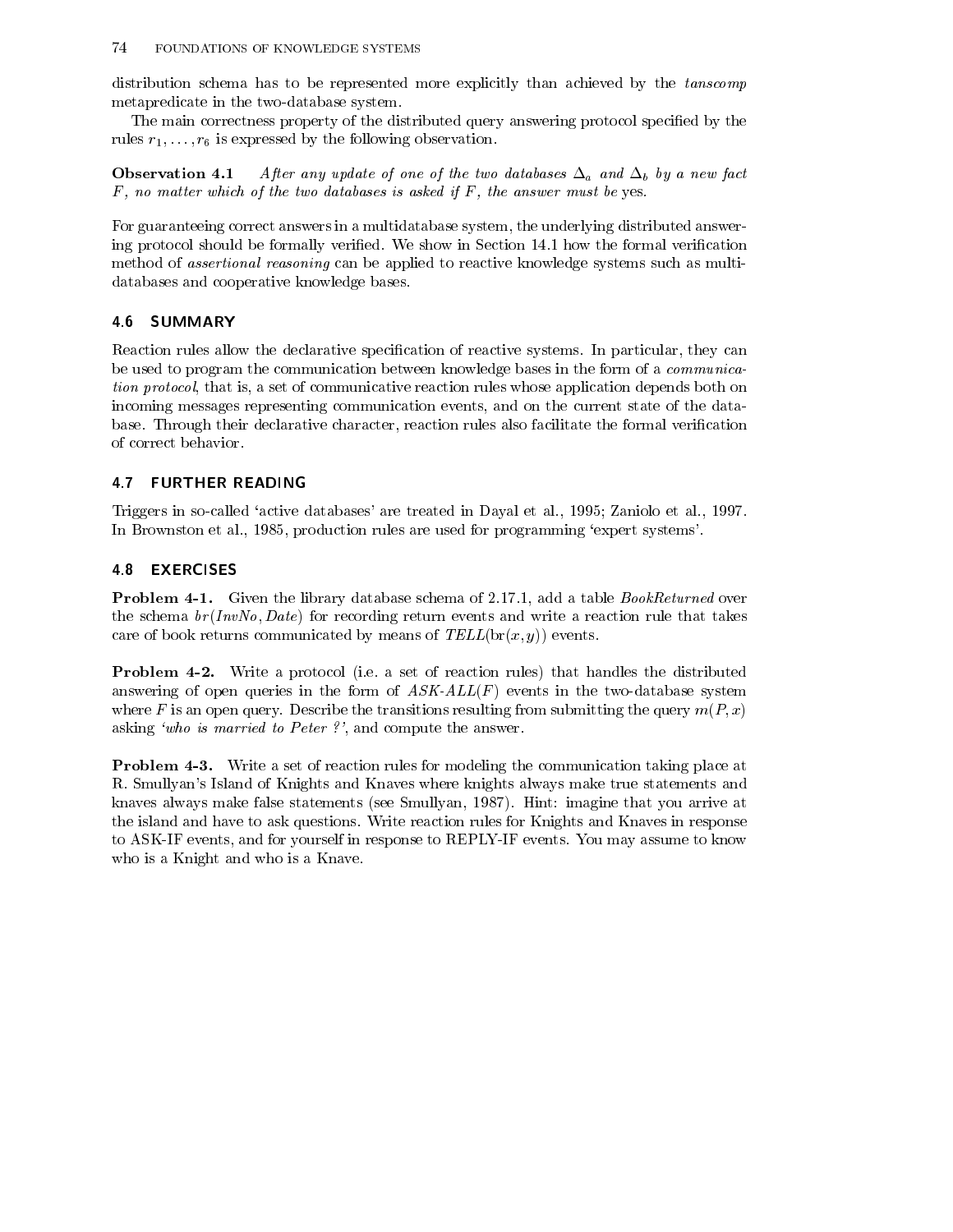distribution schema has to be represented more explicitly than achieved by the *tanscomp* metapredicate in the two-database system.

The main correctness property of the distributed query answering protocol specified by the rules $r_1, \ldots, r_6$ is expressed by the following observation.

**Observation 4.1** *After any update of one of the two databases $\Delta_a$ and $\Delta_b$ by a new fact $F$, no matter which of the two databases is asked if $F$, the answer must be* yes.

For guaranteeing correct answers in a multidatabase system, the underlying distributed answering protocol should be formally verified. We show in Section 14.1 how the formal verification method of *assertional reasoning* can be applied to reactive knowledge systems such as multidatabases and cooperative knowledge bases.

## 4.6 SUMMARY

Reaction rules allow the declarative specification of reactive systems. In particular, they can be used to program the communication between knowledge bases in the form of a *communication protocol*, that is, a set of communicative reaction rules whose application depends both on incoming messages representing communication events, and on the current state of the database. Through their declarative character, reaction rules also facilitate the formal verification of correct behavior.

## 4.7 FURTHER READING

Triggers in so-called 'active databases' are treated in Dayal et al., 1995; Zaniolo et al., 1997. In Brownston et al., 1985, production rules are used for programming 'expert systems'.

## 4.8 EXERCISES

**Problem 4-1.** Given the library database schema of 2.17.1, add a table *BookReturned* over the schema $br(InvNo, Date)$ for recording return events and write a reaction rule that takes care of book returns communicated by means of $TELL(\mathrm{br}(x,y))$ events.

**Problem 4-2.** Write a protocol (i.e. a set of reaction rules) that handles the distributed answering of open queries in the form of $ASK\text{-}ALL(F)$ events in the two-database system where $F$ is an open query. Describe the transitions resulting from submitting the query $m(P,x)$ asking *'who is married to Peter ?'*, and compute the answer.

**Problem 4-3.** Write a set of reaction rules for modeling the communication taking place at R. Smullyan's Island of Knights and Knaves where knights always make true statements and knaves always make false statements (see Smullyan, 1987). Hint: imagine that you arrive at the island and have to ask questions. Write reaction rules for Knights and Knaves in response to ASK-IF events, and for yourself in response to REPLY-IF events. You may assume to know who is a Knight and who is a Knave.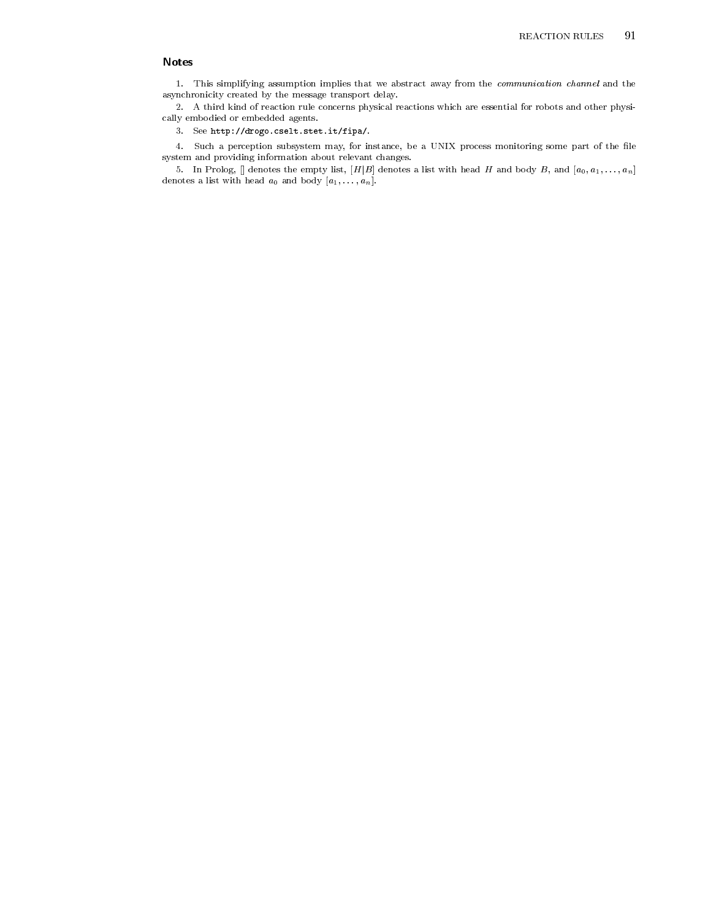## Notes

1. This simplifying assumption implies that we abstract away from the *communication channel* and the asynchronicity created by the message transport delay.

2. A third kind of reaction rule concerns physical reactions which are essential for robots and other physically embodied or embedded agents.

3. See `http://drogo.cselt.stet.it/fipa/`.

4. Such a perception subsystem may, for instance, be a UNIX process monitoring some part of the file system and providing information about relevant changes.

5. In Prolog, [] denotes the empty list, $[H|B]$ denotes a list with head $H$ and body $B$, and $[a_0, a_1, \ldots, a_n]$ denotes a list with head $a_0$ and body $[a_1, \ldots, a_n]$.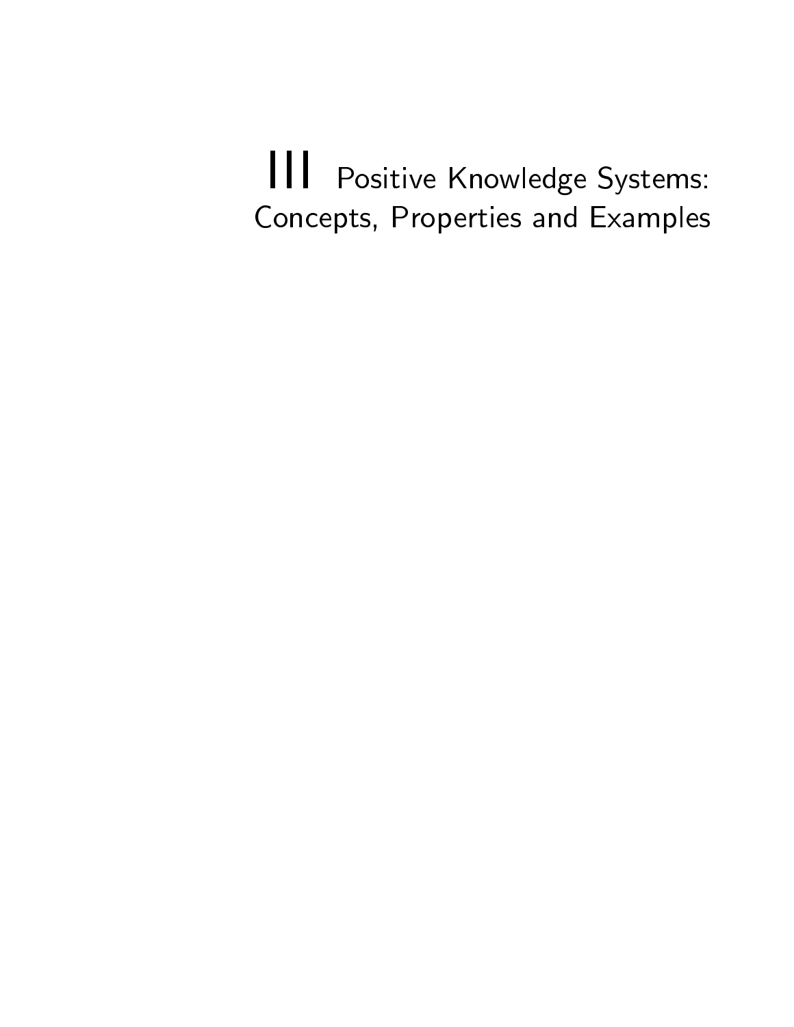# III Positive Knowledge Systems: Concepts, Properties and Examples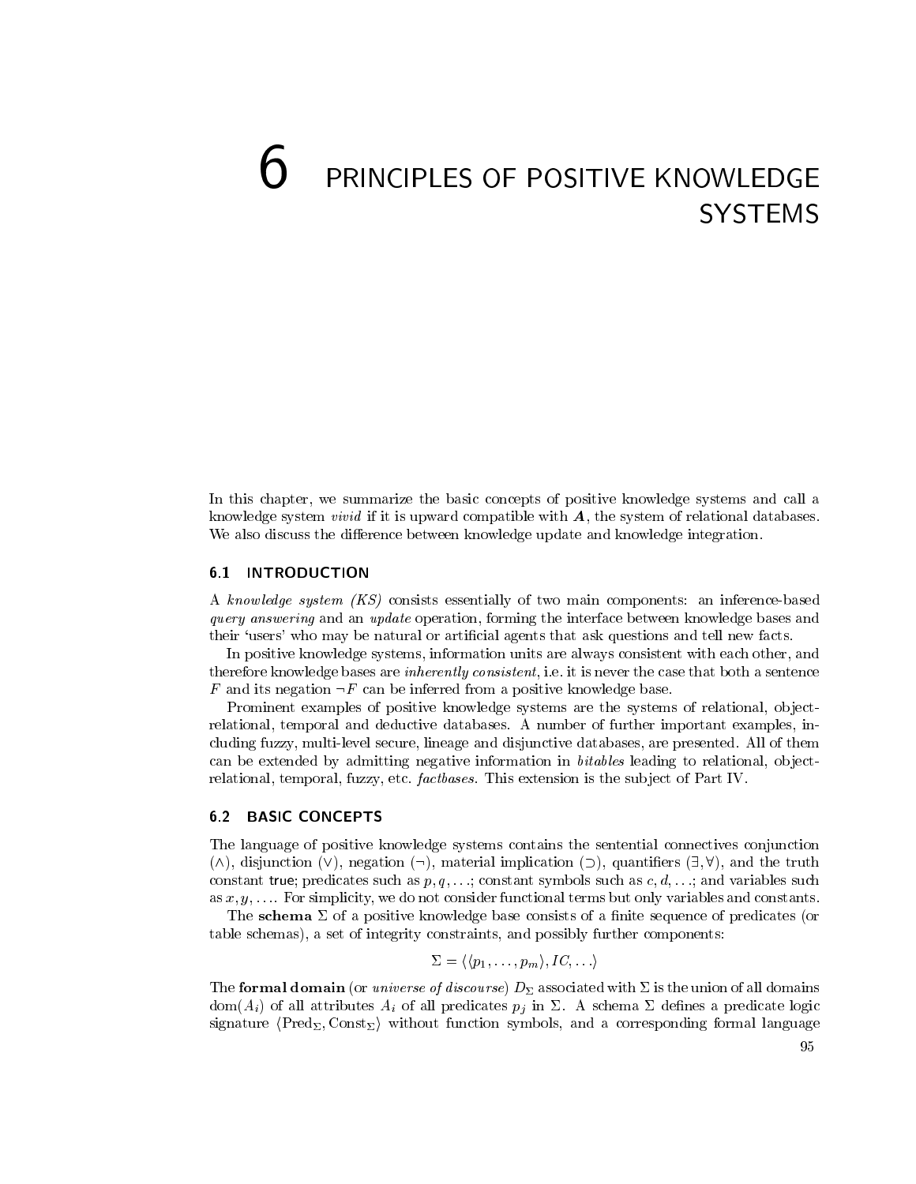# 6 PRINCIPLES OF POSITIVE KNOWLEDGE SYSTEMS

In this chapter, we summarize the basic concepts of positive knowledge systems and call a knowledge system *vivid* if it is upward compatible with $\boldsymbol{A}$, the system of relational databases. We also discuss the difference between knowledge update and knowledge integration.

## 6.1 INTRODUCTION

A *knowledge system (KS)* consists essentially of two main components: an inference-based *query answering* and an *update* operation, forming the interface between knowledge bases and their 'users' who may be natural or artificial agents that ask questions and tell new facts.

In positive knowledge systems, information units are always consistent with each other, and therefore knowledge bases are *inherently consistent*, i.e. it is never the case that both a sentence $F$ and its negation $\neg F$ can be inferred from a positive knowledge base.

Prominent examples of positive knowledge systems are the systems of relational, object-relational, temporal and deductive databases. A number of further important examples, including fuzzy, multi-level secure, lineage and disjunctive databases, are presented. All of them can be extended by admitting negative information in *bitables* leading to relational, object-relational, temporal, fuzzy, etc. *factbases*. This extension is the subject of Part IV.

## 6.2 BASIC CONCEPTS

The language of positive knowledge systems contains the sentential connectives conjunction ($\wedge$), disjunction ($\vee$), negation ($\neg$), material implication ($\supset$), quantifiers ($\exists, \forall$), and the truth constant true; predicates such as $p, q, \ldots$; constant symbols such as $c, d, \ldots$; and variables such as $x, y, \ldots$. For simplicity, we do not consider functional terms but only variables and constants.

The **schema** $\Sigma$ of a positive knowledge base consists of a finite sequence of predicates (or table schemas), a set of integrity constraints, and possibly further components:

$$\Sigma = \langle \langle p_1, \ldots, p_m \rangle, IC, \ldots \rangle$$

The **formal domain** (or *universe of discourse*) $D_\Sigma$ associated with $\Sigma$ is the union of all domains $\text{dom}(A_i)$ of all attributes $A_i$ of all predicates $p_j$ in $\Sigma$. A schema $\Sigma$ defines a predicate logic signature $\langle \text{Pred}_\Sigma, \text{Const}_\Sigma \rangle$ without function symbols, and a corresponding formal language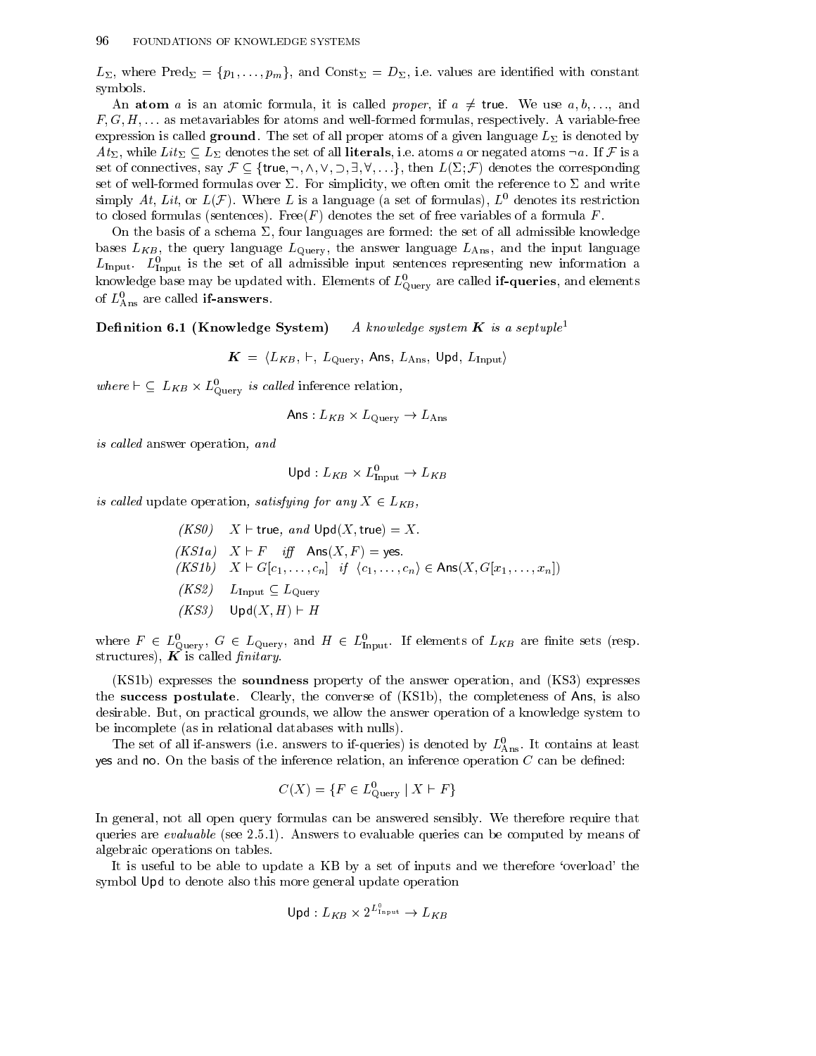$L_\Sigma$, where $\mathrm{Pred}_\Sigma = \{p_1, \ldots, p_m\}$, and $\mathrm{Const}_\Sigma = D_\Sigma$, i.e. values are identified with constant symbols.

An **atom** $a$ is an atomic formula, it is called *proper*, if $a \neq \mathsf{true}$. We use $a, b, \ldots$, and $F, G, H, \ldots$ as metavariables for atoms and well-formed formulas, respectively. A variable-free expression is called **ground**. The set of all proper atoms of a given language $L_\Sigma$ is denoted by $At_\Sigma$, while $Lit_\Sigma \subseteq L_\Sigma$ denotes the set of all **literals**, i.e. atoms $a$ or negated atoms $\neg a$. If $\mathcal{F}$ is a set of connectives, say $\mathcal{F} \subseteq \{\mathsf{true}, \neg, \wedge, \vee, \supset, \exists, \forall, \ldots\}$, then $L(\Sigma; \mathcal{F})$ denotes the corresponding set of well-formed formulas over $\Sigma$. For simplicity, we often omit the reference to $\Sigma$ and write simply $At$, $Lit$, or $L(\mathcal{F})$. Where $L$ is a language (a set of formulas), $L^0$ denotes its restriction to closed formulas (sentences). $\mathrm{Free}(F)$ denotes the set of free variables of a formula $F$.

On the basis of a schema $\Sigma$, four languages are formed: the set of all admissible knowledge bases $L_{KB}$, the query language $L_{\mathrm{Query}}$, the answer language $L_{\mathrm{Ans}}$, and the input language $L_{\mathrm{Input}}$. $L^0_{\mathrm{Input}}$ is the set of all admissible input sentences representing new information a knowledge base may be updated with. Elements of $L^0_{\mathrm{Query}}$ are called **if-queries**, and elements of $L^0_{\mathrm{Ans}}$ are called **if-answers**.

**Definition 6.1 (Knowledge System)** *A knowledge system* $\boldsymbol{K}$ *is a septuple*[1]

$$\boldsymbol{K} = \langle L_{KB}, \vdash, L_{\mathrm{Query}}, \mathsf{Ans}, L_{\mathrm{Ans}}, \mathsf{Upd}, L_{\mathrm{Input}} \rangle$$

*where* $\vdash \subseteq L_{KB} \times L^0_{\mathrm{Query}}$ *is called* inference relation,

$$\mathsf{Ans} : L_{KB} \times L_{\mathrm{Query}} \to L_{\mathrm{Ans}}$$

*is called* answer operation, *and*

$$\mathsf{Upd} : L_{KB} \times L^0_{\mathrm{Input}} \to L_{KB}$$

*is called* update operation, *satisfying for any* $X \in L_{KB}$,

(KS0) $X \vdash \mathsf{true}$, *and* $\mathsf{Upd}(X, \mathsf{true}) = X$.

(KS1a) $X \vdash F$ *iff* $\mathsf{Ans}(X, F) = \mathsf{yes}$.

(KS1b) $X \vdash G[c_1, \ldots, c_n]$ *if* $\langle c_1, \ldots, c_n \rangle \in \mathsf{Ans}(X, G[x_1, \ldots, x_n])$

(KS2) $L_{\mathrm{Input}} \subseteq L_{\mathrm{Query}}$

(KS3) $\mathsf{Upd}(X, H) \vdash H$

where $F \in L^0_{\mathrm{Query}}$, $G \in L_{\mathrm{Query}}$, and $H \in L^0_{\mathrm{Input}}$. If elements of $L_{KB}$ are finite sets (resp. structures), $\boldsymbol{K}$ is called *finitary*.

(KS1b) expresses the **soundness** property of the answer operation, and (KS3) expresses the **success postulate**. Clearly, the converse of (KS1b), the completeness of $\mathsf{Ans}$, is also desirable. But, on practical grounds, we allow the answer operation of a knowledge system to be incomplete (as in relational databases with nulls).

The set of all if-answers (i.e. answers to if-queries) is denoted by $L^0_{\mathrm{Ans}}$. It contains at least $\mathsf{yes}$ and $\mathsf{no}$. On the basis of the inference relation, an inference operation $C$ can be defined:

$$C(X) = \{F \in L^0_{\mathrm{Query}} \mid X \vdash F\}$$

In general, not all open query formulas can be answered sensibly. We therefore require that queries are *evaluable* (see 2.5.1). Answers to evaluable queries can be computed by means of algebraic operations on tables.

It is useful to be able to update a KB by a set of inputs and we therefore 'overload' the symbol $\mathsf{Upd}$ to denote also this more general update operation

$$\mathsf{Upd} : L_{KB} \times 2^{L^0_{\mathrm{Input}}} \to L_{KB}$$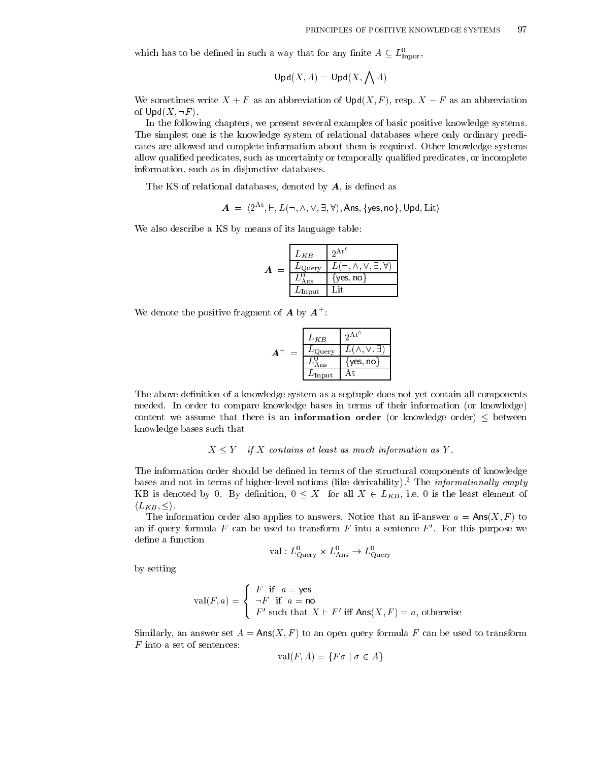which has to be defined in such a way that for any finite $A \subseteq L^0_{\text{Input}}$,

$$\mathsf{Upd}(X, A) = \mathsf{Upd}(X, \bigwedge A)$$

We sometimes write $X + F$ as an abbreviation of $\mathsf{Upd}(X, F)$, resp. $X - F$ as an abbreviation of $\mathsf{Upd}(X, \neg F)$.

In the following chapters, we present several examples of basic positive knowledge systems. The simplest one is the knowledge system of relational databases where only ordinary predicates are allowed and complete information about them is required. Other knowledge systems allow qualified predicates, such as uncertainty or temporally qualified predicates, or incomplete information, such as in disjunctive databases.

The KS of relational databases, denoted by $\boldsymbol{A}$, is defined as

$$\boldsymbol{A} = \langle 2^{\text{At}}, \vdash, L(\neg, \wedge, \vee, \exists, \forall), \mathsf{Ans}, \{\mathsf{yes}, \mathsf{no}\}, \mathsf{Upd}, \text{Lit}\rangle$$

We also describe a KS by means of its language table:

$\boldsymbol{A}$ =

| | |
|---|---|
| $L_{KB}$ | $2^{\text{At}^0}$ |
| $L_{\text{Query}}$ | $L(\neg, \wedge, \vee, \exists, \forall)$ |
| $L^0_{\text{Ans}}$ | $\{\mathsf{yes}, \mathsf{no}\}$ |
| $L_{\text{Input}}$ | Lit |

We denote the positive fragment of $\boldsymbol{A}$ by $\boldsymbol{A}^+$:

$\boldsymbol{A}^+$ =

| | |
|---|---|
| $L_{KB}$ | $2^{\text{At}^0}$ |
| $L_{\text{Query}}$ | $L(\wedge, \vee, \exists)$ |
| $L^0_{\text{Ans}}$ | $\{\mathsf{yes}, \mathsf{no}\}$ |
| $L_{\text{Input}}$ | At |

The above definition of a knowledge system as a septuple does not yet contain all components needed. In order to compare knowledge bases in terms of their information (or knowledge) content we assume that there is an **information order** (or knowledge order) $\leq$ between knowledge bases such that

$$X \leq Y \quad \textit{if } X \textit{ contains at least as much information as } Y.$$

The information order should be defined in terms of the structural components of knowledge bases and not in terms of higher-level notions (like derivability).[2] The *informationally empty* KB is denoted by 0. By definition, $0 \leq X$ for all $X \in L_{KB}$, i.e. 0 is the least element of $\langle L_{KB}, \leq\rangle$.

The information order also applies to answers. Notice that an if-answer $a = \mathsf{Ans}(X, F)$ to an if-query formula $F$ can be used to transform $F$ into a sentence $F'$. For this purpose we define a function

$$\text{val} : L^0_{\text{Query}} \times L^0_{\text{Ans}} \to L^0_{\text{Query}}$$

by setting

$$\text{val}(F, a) = \begin{cases} F & \text{if } \; a = \mathsf{yes} \\ \neg F & \text{if } \; a = \mathsf{no} \\ F' & \text{such that } X \vdash F' \text{ iff } \mathsf{Ans}(X, F) = a, \text{ otherwise} \end{cases}$$

Similarly, an answer set $A = \mathsf{Ans}(X, F)$ to an open query formula $F$ can be used to transform $F$ into a set of sentences:

$$\text{val}(F, A) = \{F\sigma \mid \sigma \in A\}$$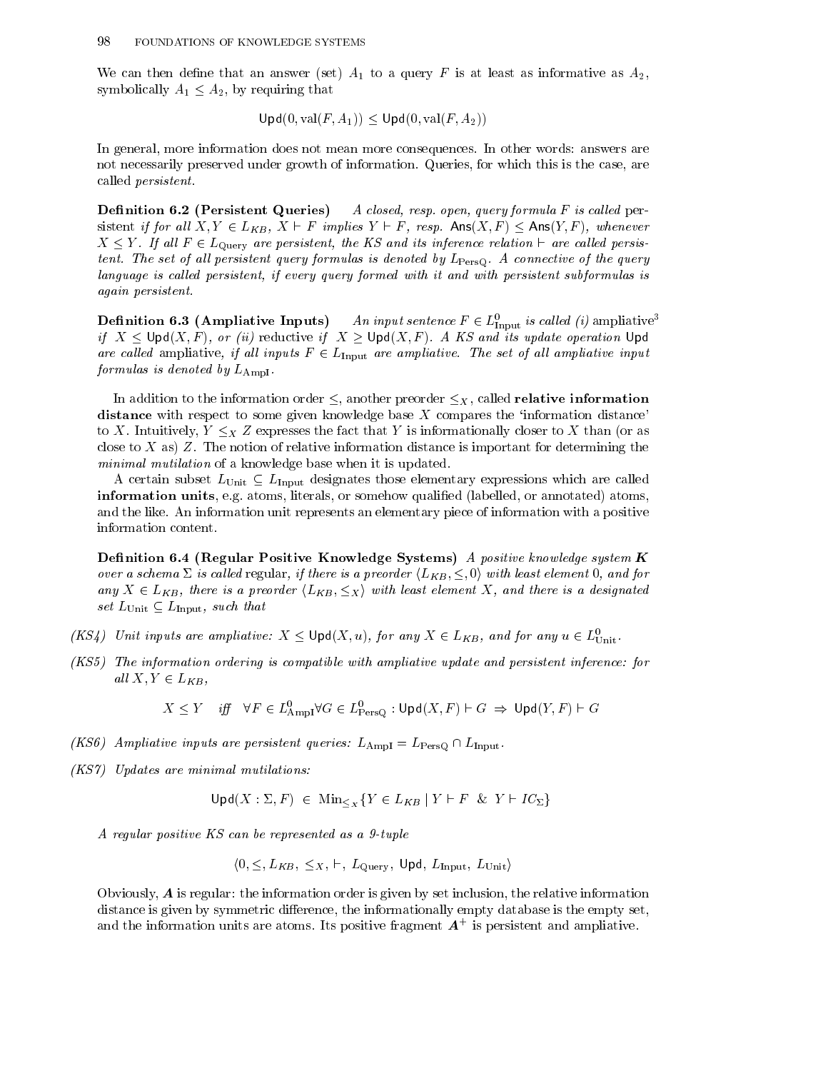We can then define that an answer (set) $A_1$ to a query $F$ is at least as informative as $A_2$, symbolically $A_1 \leq A_2$, by requiring that

$$\mathsf{Upd}(0, \mathrm{val}(F, A_1)) \leq \mathsf{Upd}(0, \mathrm{val}(F, A_2))$$

In general, more information does not mean more consequences. In other words: answers are not necessarily preserved under growth of information. Queries, for which this is the case, are called *persistent*.

**Definition 6.2 (Persistent Queries)** *A closed, resp. open, query formula $F$ is called* persistent *if for all $X, Y \in L_{KB}$, $X \vdash F$ implies $Y \vdash F$, resp. $\mathsf{Ans}(X, F) \leq \mathsf{Ans}(Y, F)$, whenever $X \leq Y$. If all $F \in L_{\mathrm{Query}}$ are persistent, the KS and its inference relation $\vdash$ are called persistent. The set of all persistent query formulas is denoted by $L_{\mathrm{PersQ}}$. A connective of the query language is called persistent, if every query formed with it and with persistent subformulas is again persistent.*

**Definition 6.3 (Ampliative Inputs)** *An input sentence $F \in L^0_{\mathrm{Input}}$ is called (i)* ampliative[3] *if $X \leq \mathsf{Upd}(X, F)$, or (ii)* reductive *if $X \geq \mathsf{Upd}(X, F)$. A KS and its update operation $\mathsf{Upd}$ are called* ampliative, *if all inputs $F \in L_{\mathrm{Input}}$ are ampliative. The set of all ampliative input formulas is denoted by $L_{\mathrm{AmpI}}$.*

In addition to the information order $\leq$, another preorder $\leq_X$, called **relative information distance** with respect to some given knowledge base $X$ compares the 'information distance' to $X$. Intuitively, $Y \leq_X Z$ expresses the fact that $Y$ is informationally closer to $X$ than (or as close to $X$ as) $Z$. The notion of relative information distance is important for determining the *minimal mutilation* of a knowledge base when it is updated.

A certain subset $L_{\mathrm{Unit}} \subseteq L_{\mathrm{Input}}$ designates those elementary expressions which are called **information units**, e.g. atoms, literals, or somehow qualified (labelled, or annotated) atoms, and the like. An information unit represents an elementary piece of information with a positive information content.

**Definition 6.4 (Regular Positive Knowledge Systems)** *A positive knowledge system $\boldsymbol{K}$ over a schema $\Sigma$ is called* regular, *if there is a preorder $\langle L_{KB}, \leq, 0\rangle$ with least element $0$, and for any $X \in L_{KB}$, there is a preorder $\langle L_{KB}, \leq_X\rangle$ with least element $X$, and there is a designated set $L_{\mathrm{Unit}} \subseteq L_{\mathrm{Input}}$, such that*

*(KS4) Unit inputs are ampliative: $X \leq \mathsf{Upd}(X, u)$, for any $X \in L_{KB}$, and for any $u \in L^0_{\mathrm{Unit}}$.*

*(KS5) The information ordering is compatible with ampliative update and persistent inference: for all $X, Y \in L_{KB}$,*

$$X \leq Y \quad \text{iff} \quad \forall F \in L^0_{\mathrm{AmpI}} \forall G \in L^0_{\mathrm{PersQ}} : \mathsf{Upd}(X, F) \vdash G \;\Rightarrow\; \mathsf{Upd}(Y, F) \vdash G$$

*(KS6) Ampliative inputs are persistent queries: $L_{\mathrm{AmpI}} = L_{\mathrm{PersQ}} \cap L_{\mathrm{Input}}$.*

*(KS7) Updates are minimal mutilations:*

$$\mathsf{Upd}(X : \Sigma, F) \;\in\; \mathrm{Min}_{\leq_X}\{Y \in L_{KB} \mid Y \vdash F \;\;\&\;\; Y \vdash IC_\Sigma\}$$

*A regular positive KS can be represented as a 9-tuple*

$$\langle 0, \leq, L_{KB},\; \leq_X, \vdash,\; L_{\mathrm{Query}},\; \mathsf{Upd},\; L_{\mathrm{Input}},\; L_{\mathrm{Unit}}\rangle$$

Obviously, $\boldsymbol{A}$ is regular: the information order is given by set inclusion, the relative information distance is given by symmetric difference, the informationally empty database is the empty set, and the information units are atoms. Its positive fragment $\boldsymbol{A}^+$ is persistent and ampliative.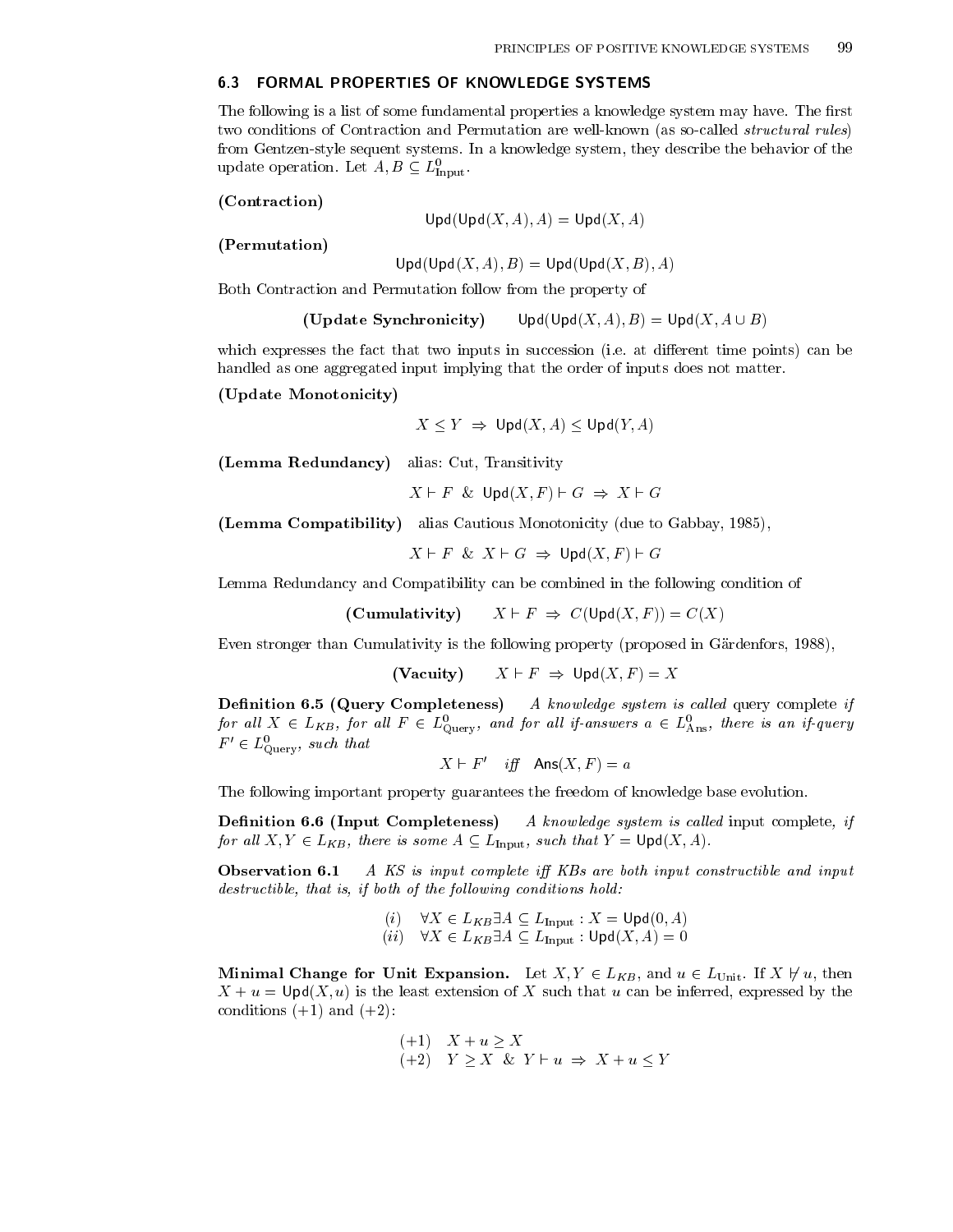## 6.3 FORMAL PROPERTIES OF KNOWLEDGE SYSTEMS

The following is a list of some fundamental properties a knowledge system may have. The first two conditions of Contraction and Permutation are well-known (as so-called *structural rules*) from Gentzen-style sequent systems. In a knowledge system, they describe the behavior of the update operation. Let $A, B \subseteq L^0_{\text{Input}}$.

**(Contraction)**

$$\mathsf{Upd}(\mathsf{Upd}(X, A), A) = \mathsf{Upd}(X, A)$$

**(Permutation)**

$$\mathsf{Upd}(\mathsf{Upd}(X, A), B) = \mathsf{Upd}(\mathsf{Upd}(X, B), A)$$

Both Contraction and Permutation follow from the property of

$$\textbf{(Update Synchronicity)} \qquad \mathsf{Upd}(\mathsf{Upd}(X, A), B) = \mathsf{Upd}(X, A \cup B)$$

which expresses the fact that two inputs in succession (i.e. at different time points) can be handled as one aggregated input implying that the order of inputs does not matter.

**(Update Monotonicity)**

$$X \leq Y \;\Rightarrow\; \mathsf{Upd}(X, A) \leq \mathsf{Upd}(Y, A)$$

**(Lemma Redundancy)** alias: Cut, Transitivity

$$X \vdash F \;\;\&\;\; \mathsf{Upd}(X, F) \vdash G \;\Rightarrow\; X \vdash G$$

**(Lemma Compatibility)** alias Cautious Monotonicity (due to Gabbay, 1985),

$$X \vdash F \;\;\&\;\; X \vdash G \;\Rightarrow\; \mathsf{Upd}(X, F) \vdash G$$

Lemma Redundancy and Compatibility can be combined in the following condition of

$$\textbf{(Cumulativity)} \qquad X \vdash F \;\Rightarrow\; C(\mathsf{Upd}(X, F)) = C(X)$$

Even stronger than Cumulativity is the following property (proposed in Gärdenfors, 1988),

$$\textbf{(Vacuity)} \qquad X \vdash F \;\Rightarrow\; \mathsf{Upd}(X, F) = X$$

**Definition 6.5 (Query Completeness)** *A knowledge system is called* query complete *if for all $X \in L_{KB}$, for all $F \in L^0_{\text{Query}}$, and for all if-answers $a \in L^0_{\text{Ans}}$, there is an if-query $F' \in L^0_{\text{Query}}$, such that*

$$X \vdash F' \quad \textit{iff} \quad \mathsf{Ans}(X, F) = a$$

The following important property guarantees the freedom of knowledge base evolution.

**Definition 6.6 (Input Completeness)** *A knowledge system is called* input complete, *if for all $X, Y \in L_{KB}$, there is some $A \subseteq L_{\text{Input}}$, such that $Y = \mathsf{Upd}(X, A)$.*

**Observation 6.1** *A KS is input complete iff KBs are both input constructible and input destructible, that is, if both of the following conditions hold:*

$$\begin{array}{ll} (i) & \forall X \in L_{KB} \exists A \subseteq L_{\text{Input}} : X = \mathsf{Upd}(0, A) \\ (ii) & \forall X \in L_{KB} \exists A \subseteq L_{\text{Input}} : \mathsf{Upd}(X, A) = 0 \end{array}$$

**Minimal Change for Unit Expansion.** Let $X, Y \in L_{KB}$, and $u \in L_{\text{Unit}}$. If $X \not\vdash u$, then $X + u = \mathsf{Upd}(X, u)$ is the least extension of $X$ such that $u$ can be inferred, expressed by the conditions $(+1)$ and $(+2)$:

$$\begin{array}{ll} (+1) & X + u \geq X \\ (+2) & Y \geq X \;\;\&\;\; Y \vdash u \;\Rightarrow\; X + u \leq Y \end{array}$$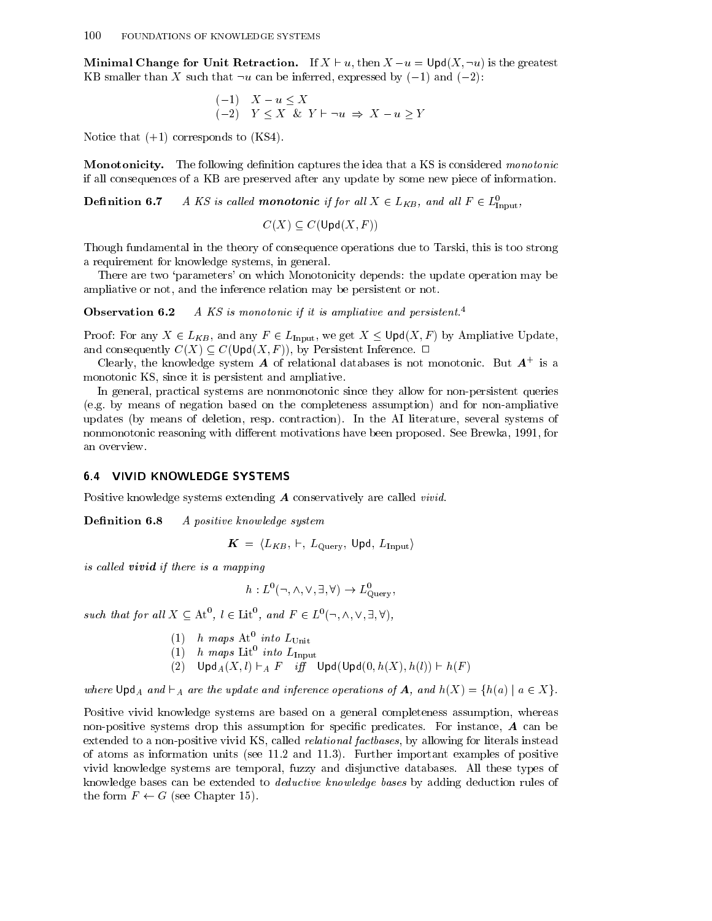**Minimal Change for Unit Retraction.** If $X \vdash u$, then $X - u = \mathsf{Upd}(X, \neg u)$ is the greatest KB smaller than $X$ such that $\neg u$ can be inferred, expressed by $(-1)$ and $(-2)$:

$$
\begin{array}{ll}
(-1) & X - u \leq X \\
(-2) & Y \leq X \;\;\&\;\; Y \vdash \neg u \;\Rightarrow\; X - u \geq Y
\end{array}
$$

Notice that $(+1)$ corresponds to (KS4).

**Monotonicity.** The following definition captures the idea that a KS is considered *monotonic* if all consequences of a KB are preserved after any update by some new piece of information.

**Definition 6.7** *A KS is called* ***monotonic*** *if for all* $X \in L_{KB}$*, and all* $F \in L^0_{\mathrm{Input}}$*,*

$$C(X) \subseteq C(\mathsf{Upd}(X, F))$$

Though fundamental in the theory of consequence operations due to Tarski, this is too strong a requirement for knowledge systems, in general.

There are two 'parameters' on which Monotonicity depends: the update operation may be ampliative or not, and the inference relation may be persistent or not.

**Observation 6.2** *A KS is monotonic if it is ampliative and persistent.*[4]

Proof: For any $X \in L_{KB}$, and any $F \in L_{\mathrm{Input}}$, we get $X \leq \mathsf{Upd}(X, F)$ by Ampliative Update, and consequently $C(X) \subseteq C(\mathsf{Upd}(X, F))$, by Persistent Inference. □

Clearly, the knowledge system $\boldsymbol{A}$ of relational databases is not monotonic. But $\boldsymbol{A}^+$ is a monotonic KS, since it is persistent and ampliative.

In general, practical systems are nonmonotonic since they allow for non-persistent queries (e.g. by means of negation based on the completeness assumption) and for non-ampliative updates (by means of deletion, resp. contraction). In the AI literature, several systems of nonmonotonic reasoning with different motivations have been proposed. See Brewka, 1991, for an overview.

## 6.4 VIVID KNOWLEDGE SYSTEMS

Positive knowledge systems extending $\boldsymbol{A}$ conservatively are called *vivid*.

**Definition 6.8** *A positive knowledge system*

$$\boldsymbol{K} \;=\; \langle L_{KB}, \vdash, L_{\mathrm{Query}}, \mathsf{Upd}, L_{\mathrm{Input}} \rangle$$

*is called* ***vivid*** *if there is a mapping*

$$h : L^0(\neg, \wedge, \vee, \exists, \forall) \rightarrow L^0_{\mathrm{Query}},$$

*such that for all* $X \subseteq \mathrm{At}^0$*,* $l \in \mathrm{Lit}^0$*, and* $F \in L^0(\neg, \wedge, \vee, \exists, \forall)$*,*

$$
\begin{array}{ll}
(1) & h \text{ maps } \mathrm{At}^0 \text{ into } L_{\mathrm{Unit}} \\
(1) & h \text{ maps } \mathrm{Lit}^0 \text{ into } L_{\mathrm{Input}} \\
(2) & \mathsf{Upd}_A(X, l) \vdash_A F \quad \text{iff} \quad \mathsf{Upd}(\mathsf{Upd}(0, h(X), h(l)) \vdash h(F)
\end{array}
$$

*where* $\mathsf{Upd}_A$ *and* $\vdash_A$ *are the update and inference operations of* $\boldsymbol{A}$*, and* $h(X) = \{h(a) \mid a \in X\}$*.*

Positive vivid knowledge systems are based on a general completeness assumption, whereas non-positive systems drop this assumption for specific predicates. For instance, $\boldsymbol{A}$ can be extended to a non-positive vivid KS, called *relational factbases*, by allowing for literals instead of atoms as information units (see 11.2 and 11.3). Further important examples of positive vivid knowledge systems are temporal, fuzzy and disjunctive databases. All these types of knowledge bases can be extended to *deductive knowledge bases* by adding deduction rules of the form $F \leftarrow G$ (see Chapter 15).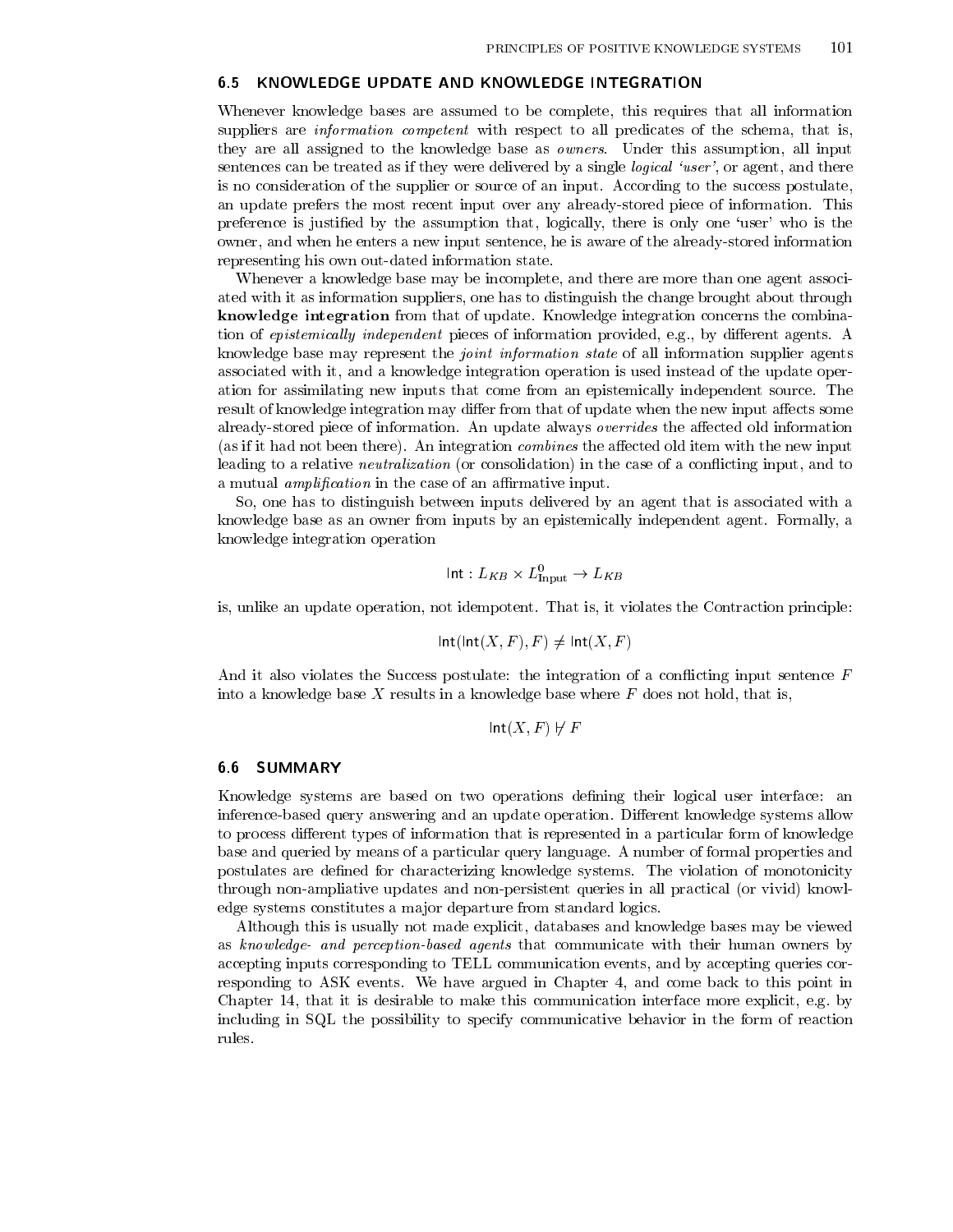## 6.5 KNOWLEDGE UPDATE AND KNOWLEDGE INTEGRATION

Whenever knowledge bases are assumed to be complete, this requires that all information suppliers are *information competent* with respect to all predicates of the schema, that is, they are all assigned to the knowledge base as *owners*. Under this assumption, all input sentences can be treated as if they were delivered by a single *logical 'user'*, or agent, and there is no consideration of the supplier or source of an input. According to the success postulate, an update prefers the most recent input over any already-stored piece of information. This preference is justified by the assumption that, logically, there is only one 'user' who is the owner, and when he enters a new input sentence, he is aware of the already-stored information representing his own out-dated information state.

Whenever a knowledge base may be incomplete, and there are more than one agent associated with it as information suppliers, one has to distinguish the change brought about through **knowledge integration** from that of update. Knowledge integration concerns the combination of *epistemically independent* pieces of information provided, e.g., by different agents. A knowledge base may represent the *joint information state* of all information supplier agents associated with it, and a knowledge integration operation is used instead of the update operation for assimilating new inputs that come from an epistemically independent source. The result of knowledge integration may differ from that of update when the new input affects some already-stored piece of information. An update always *overrides* the affected old information (as if it had not been there). An integration *combines* the affected old item with the new input leading to a relative *neutralization* (or consolidation) in the case of a conflicting input, and to a mutual *amplification* in the case of an affirmative input.

So, one has to distinguish between inputs delivered by an agent that is associated with a knowledge base as an owner from inputs by an epistemically independent agent. Formally, a knowledge integration operation

$$\mathsf{Int} : L_{KB} \times L^0_{\mathrm{Input}} \rightarrow L_{KB}$$

is, unlike an update operation, not idempotent. That is, it violates the Contraction principle:

$$\mathsf{Int}(\mathsf{Int}(X, F), F) \neq \mathsf{Int}(X, F)$$

And it also violates the Success postulate: the integration of a conflicting input sentence $F$ into a knowledge base $X$ results in a knowledge base where $F$ does not hold, that is,

$$\mathsf{Int}(X, F) \not\vdash F$$

## 6.6 SUMMARY

Knowledge systems are based on two operations defining their logical user interface: an inference-based query answering and an update operation. Different knowledge systems allow to process different types of information that is represented in a particular form of knowledge base and queried by means of a particular query language. A number of formal properties and postulates are defined for characterizing knowledge systems. The violation of monotonicity through non-ampliative updates and non-persistent queries in all practical (or vivid) knowledge systems constitutes a major departure from standard logics.

Although this is usually not made explicit, databases and knowledge bases may be viewed as *knowledge- and perception-based agents* that communicate with their human owners by accepting inputs corresponding to TELL communication events, and by accepting queries corresponding to ASK events. We have argued in Chapter 4, and come back to this point in Chapter 14, that it is desirable to make this communication interface more explicit, e.g. by including in SQL the possibility to specify communicative behavior in the form of reaction rules.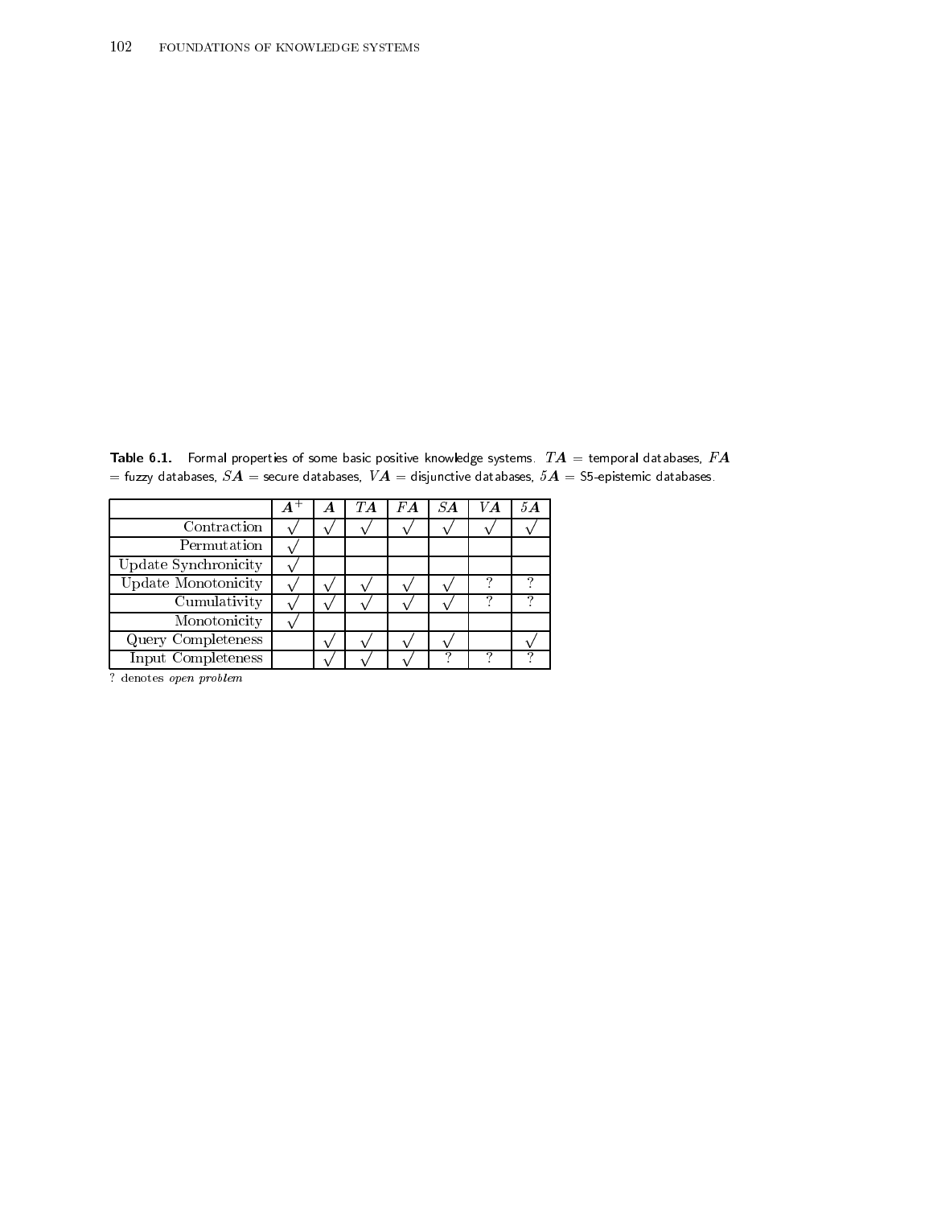**Table 6.1.** Formal properties of some basic positive knowledge systems. $TA$ = temporal databases, $FA$ = fuzzy databases, $SA$ = secure databases, $VA$ = disjunctive databases, $5A$ = S5-epistemic databases.

| | $A^+$ | $A$ | $TA$ | $FA$ | $SA$ | $VA$ | $5A$ |
|---|---|---|---|---|---|---|---|
| Contraction | √ | √ | √ | √ | √ | √ | √ |
| Permutation | √ | | | | | | |
| Update Synchronicity | √ | | | | | | |
| Update Monotonicity | √ | √ | √ | √ | √ | ? | ? |
| Cumulativity | √ | √ | √ | √ | √ | ? | ? |
| Monotonicity | √ | | | | | | |
| Query Completeness | | √ | √ | √ | √ | | √ |
| Input Completeness | | √ | √ | √ | ? | ? | ? |

? denotes *open problem*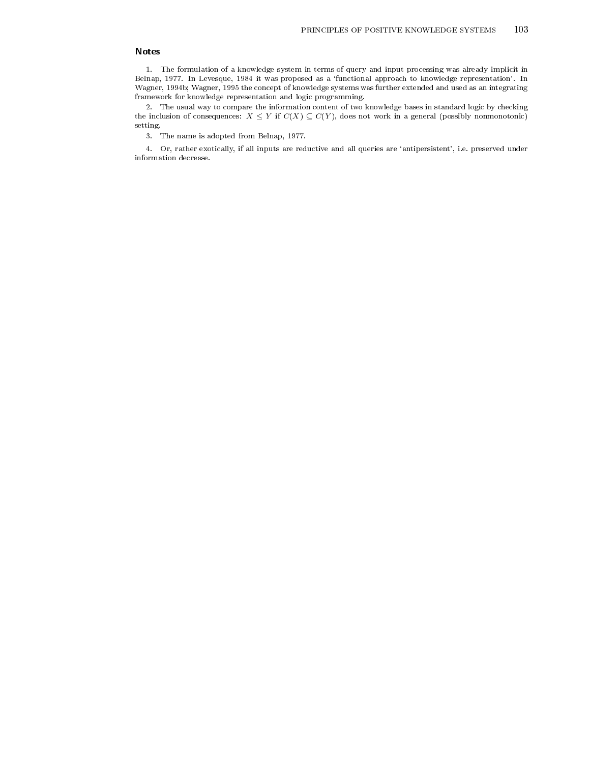## Notes

1. The formulation of a knowledge system in terms of query and input processing was already implicit in Belnap, 1977. In Levesque, 1984 it was proposed as a 'functional approach to knowledge representation'. In Wagner, 1994b; Wagner, 1995 the concept of knowledge systems was further extended and used as an integrating framework for knowledge representation and logic programming.

2. The usual way to compare the information content of two knowledge bases in standard logic by checking the inclusion of consequences: $X \leq Y$ if $C(X) \subseteq C(Y)$, does not work in a general (possibly nonmonotonic) setting.

3. The name is adopted from Belnap, 1977.

4. Or, rather exotically, if all inputs are reductive and all queries are 'antipersistent', i.e. preserved under information decrease.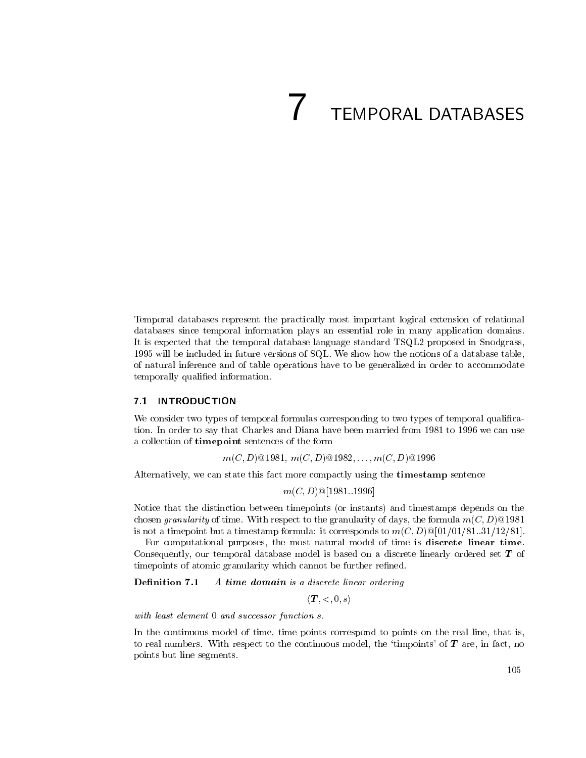# 7 TEMPORAL DATABASES

Temporal databases represent the practically most important logical extension of relational databases since temporal information plays an essential role in many application domains. It is expected that the temporal database language standard TSQL2 proposed in Snodgrass, 1995 will be included in future versions of SQL. We show how the notions of a database table, of natural inference and of table operations have to be generalized in order to accommodate temporally qualified information.

## 7.1 INTRODUCTION

We consider two types of temporal formulas corresponding to two types of temporal qualification. In order to say that Charles and Diana have been married from 1981 to 1996 we can use a collection of **timepoint** sentences of the form

$$m(C, D)@1981,\ m(C, D)@1982, \ldots, m(C, D)@1996$$

Alternatively, we can state this fact more compactly using the **timestamp** sentence

$$m(C, D)@[1981..1996]$$

Notice that the distinction between timepoints (or instants) and timestamps depends on the chosen *granularity* of time. With respect to the granularity of days, the formula $m(C, D)@1981$ is not a timepoint but a timestamp formula: it corresponds to $m(C, D)@[01/01/81..31/12/81]$.

For computational purposes, the most natural model of time is **discrete linear time**. Consequently, our temporal database model is based on a discrete linearly ordered set $\boldsymbol{T}$ of timepoints of atomic granularity which cannot be further refined.

**Definition 7.1** *A **time domain** is a discrete linear ordering*

$$\langle \boldsymbol{T}, <, 0, s \rangle$$

*with least element 0 and successor function s.*

In the continuous model of time, time points correspond to points on the real line, that is, to real numbers. With respect to the continuous model, the 'timpoints' of $\boldsymbol{T}$ are, in fact, no points but line segments.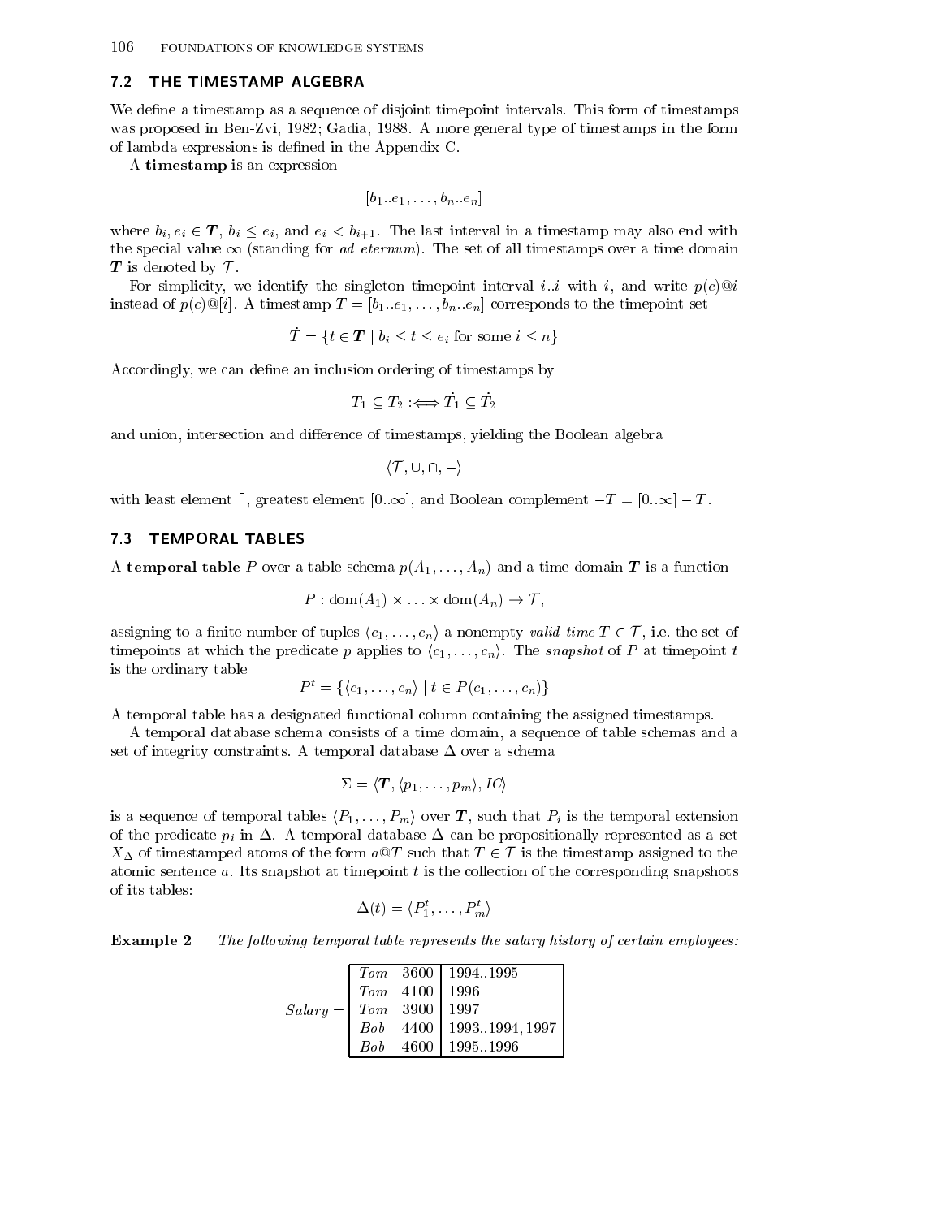## 7.2 THE TIMESTAMP ALGEBRA

We define a timestamp as a sequence of disjoint timepoint intervals. This form of timestamps was proposed in Ben-Zvi, 1982; Gadia, 1988. A more general type of timestamps in the form of lambda expressions is defined in the Appendix C.

A **timestamp** is an expression

$$[b_1..e_1, \ldots, b_n..e_n]$$

where $b_i, e_i \in \boldsymbol{T}$, $b_i \leq e_i$, and $e_i < b_{i+1}$. The last interval in a timestamp may also end with the special value $\infty$ (standing for *ad eternum*). The set of all timestamps over a time domain $\boldsymbol{T}$ is denoted by $\mathcal{T}$.

For simplicity, we identify the singleton timepoint interval $i..i$ with $i$, and write $p(c)@i$ instead of $p(c)@[i]$. A timestamp $T = [b_1..e_1, \ldots, b_n..e_n]$ corresponds to the timepoint set

$$\dot{T} = \{t \in \boldsymbol{T} \mid b_i \leq t \leq e_i \text{ for some } i \leq n\}$$

Accordingly, we can define an inclusion ordering of timestamps by

$$T_1 \subseteq T_2 :\Longleftrightarrow \dot{T}_1 \subseteq \dot{T}_2$$

and union, intersection and difference of timestamps, yielding the Boolean algebra

$$\langle \mathcal{T}, \cup, \cap, - \rangle$$

with least element $[]$, greatest element $[0..\infty]$, and Boolean complement $-T = [0..\infty] - T$.

## 7.3 TEMPORAL TABLES

A **temporal table** $P$ over a table schema $p(A_1, \ldots, A_n)$ and a time domain $\boldsymbol{T}$ is a function

$$P : \mathrm{dom}(A_1) \times \ldots \times \mathrm{dom}(A_n) \rightarrow \mathcal{T},$$

assigning to a finite number of tuples $\langle c_1, \ldots, c_n \rangle$ a nonempty *valid time* $T \in \mathcal{T}$, i.e. the set of timepoints at which the predicate $p$ applies to $\langle c_1, \ldots, c_n \rangle$. The *snapshot* of $P$ at timepoint $t$ is the ordinary table

$$P^t = \{\langle c_1, \ldots, c_n \rangle \mid t \in P(c_1, \ldots, c_n)\}$$

A temporal table has a designated functional column containing the assigned timestamps.

A temporal database schema consists of a time domain, a sequence of table schemas and a set of integrity constraints. A temporal database $\Delta$ over a schema

$$\Sigma = \langle \boldsymbol{T}, \langle p_1, \ldots, p_m \rangle, IC \rangle$$

is a sequence of temporal tables $\langle P_1, \ldots, P_m \rangle$ over $\boldsymbol{T}$, such that $P_i$ is the temporal extension of the predicate $p_i$ in $\Delta$. A temporal database $\Delta$ can be propositionally represented as a set $X_\Delta$ of timestamped atoms of the form $a@T$ such that $T \in \mathcal{T}$ is the timestamp assigned to the atomic sentence $a$. Its snapshot at timepoint $t$ is the collection of the corresponding snapshots of its tables:

$$\Delta(t) = \langle P_1^t, \ldots, P_m^t \rangle$$

**Example 2** *The following temporal table represents the salary history of certain employees:*

*Salary* =

| | | |
|---|---|---|
| *Tom* | 3600 | 1994..1995 |
| *Tom* | 4100 | 1996 |
| *Tom* | 3900 | 1997 |
| *Bob* | 4400 | 1993..1994, 1997 |
| *Bob* | 4600 | 1995..1996 |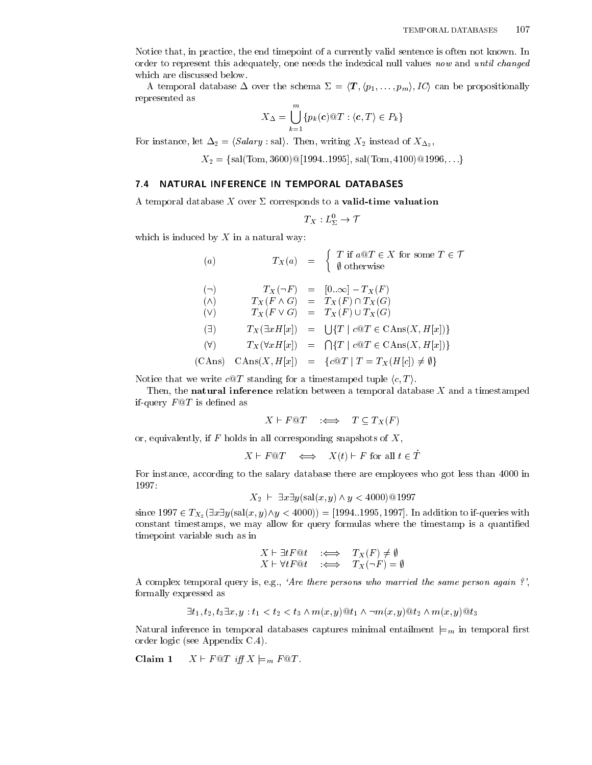Notice that, in practice, the end timepoint of a currently valid sentence is often not known. In order to represent this adequately, one needs the indexical null values *now* and *until changed* which are discussed below.

A temporal database $\Delta$ over the schema $\Sigma = \langle \boldsymbol{T}, \langle p_1, \ldots, p_m \rangle, IC \rangle$ can be propositionally represented as

$$X_\Delta = \bigcup_{k=1}^{m} \{ p_k(\boldsymbol{c})@T : \langle \boldsymbol{c}, T \rangle \in P_k \}$$

For instance, let $\Delta_2 = \langle Salary : \text{sal} \rangle$. Then, writing $X_2$ instead of $X_{\Delta_2}$,

$$X_2 = \{ \text{sal}(\text{Tom}, 3600)@[1994..1995],\ \text{sal}(\text{Tom}, 4100)@1996, \ldots \}$$

## 7.4 NATURAL INFERENCE IN TEMPORAL DATABASES

A temporal database $X$ over $\Sigma$ corresponds to a **valid-time valuation**

$$T_X : L^0_\Sigma \to \mathcal{T}$$

which is induced by $X$ in a natural way:

$$
\begin{array}{lrcl}
(a) & T_X(a) & = & \begin{cases} T \text{ if } a@T \in X \text{ for some } T \in \mathcal{T} \\ \emptyset \text{ otherwise} \end{cases} \\
(\neg) & T_X(\neg F) & = & [0..\infty] - T_X(F) \\
(\wedge) & T_X(F \wedge G) & = & T_X(F) \cap T_X(G) \\
(\vee) & T_X(F \vee G) & = & T_X(F) \cup T_X(G) \\
(\exists) & T_X(\exists x H[x]) & = & \bigcup \{ T \mid c@T \in \text{CAns}(X, H[x]) \} \\
(\forall) & T_X(\forall x H[x]) & = & \bigcap \{ T \mid c@T \in \text{CAns}(X, H[x]) \} \\
(\text{CAns}) & \text{CAns}(X, H[x]) & = & \{ c@T \mid T = T_X(H[c]) \neq \emptyset \}
\end{array}
$$

Notice that we write $c@T$ standing for a timestamped tuple $\langle c, T \rangle$.

Then, the **natural inference** relation between a temporal database $X$ and a timestamped if-query $F@T$ is defined as

$$X \vdash F@T \quad :\Longleftrightarrow \quad T \subseteq T_X(F)$$

or, equivalently, if $F$ holds in all corresponding snapshots of $X$,

$$X \vdash F@T \quad \Longleftrightarrow \quad X(t) \vdash F \text{ for all } t \in \dot{T}$$

For instance, according to the salary database there are employees who got less than 4000 in 1997:

$$X_2 \ \vdash \ \exists x \exists y (\text{sal}(x, y) \wedge y < 4000)@1997$$

since $1997 \in T_{X_2}(\exists x \exists y (\text{sal}(x, y) \wedge y < 4000)) = [1994..1995, 1997]$. In addition to if-queries with constant timestamps, we may allow for query formulas where the timestamp is a quantified timepoint variable such as in

$$
\begin{array}{lcl}
X \vdash \exists t F@t & :\Longleftrightarrow & T_X(F) \neq \emptyset \\
X \vdash \forall t F@t & :\Longleftrightarrow & T_X(\neg F) = \emptyset
\end{array}
$$

A complex temporal query is, e.g., *'Are there persons who married the same person again ?'*, formally expressed as

$$\exists t_1, t_2, t_3 \exists x, y : t_1 < t_2 < t_3 \wedge m(x, y)@t_1 \wedge \neg m(x, y)@t_2 \wedge m(x, y)@t_3$$

Natural inference in temporal databases captures minimal entailment $\models_m$ in temporal first order logic (see Appendix C.4).

**Claim 1** $\quad X \vdash F@T$ *iff* $X \models_m F@T$.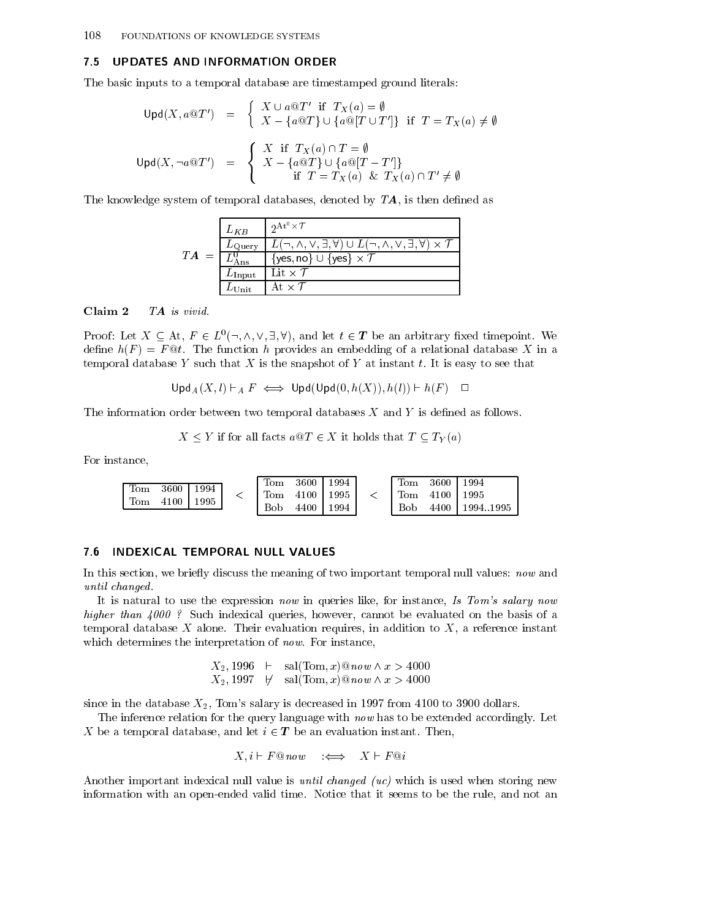## 7.5 UPDATES AND INFORMATION ORDER

The basic inputs to a temporal database are timestamped ground literals:

$$\mathsf{Upd}(X, a@T') \;=\; \begin{cases} X \cup a@T' & \text{if } T_X(a) = \emptyset \\ X - \{a@T\} \cup \{a@[T \cup T']\} & \text{if } T = T_X(a) \neq \emptyset \end{cases}$$

$$\mathsf{Upd}(X, \neg a@T') \;=\; \begin{cases} X & \text{if } T_X(a) \cap T = \emptyset \\ X - \{a@T\} \cup \{a@[T - T']\} & \\ \quad \text{if } T = T_X(a) \;\&\; T_X(a) \cap T' \neq \emptyset & \end{cases}$$

The knowledge system of temporal databases, denoted by $\boldsymbol{TA}$, is then defined as

$\boldsymbol{TA}$ =

| | |
|---|---|
| $L_{KB}$ | $2^{\mathrm{At}^0 \times \mathcal{T}}$ |
| $L_{\mathrm{Query}}$ | $L(\neg,\wedge,\vee,\exists,\forall) \cup L(\neg,\wedge,\vee,\exists,\forall) \times \mathcal{T}$ |
| $L^0_{\mathrm{Ans}}$ | $\{\mathsf{yes},\mathsf{no}\} \cup \{\mathsf{yes}\} \times \mathcal{T}$ |
| $L_{\mathrm{Input}}$ | $\mathrm{Lit} \times \mathcal{T}$ |
| $L_{\mathrm{Unit}}$ | $\mathrm{At} \times \mathcal{T}$ |

**Claim 2** *$\boldsymbol{TA}$ is vivid.*

Proof: Let $X \subseteq \mathrm{At}$, $F \in L^0(\neg,\wedge,\vee,\exists,\forall)$, and let $t \in \boldsymbol{T}$ be an arbitrary fixed timepoint. We define $h(F) = F@t$. The function $h$ provides an embedding of a relational database $X$ in a temporal database $Y$ such that $X$ is the snapshot of $Y$ at instant $t$. It is easy to see that

$$\mathsf{Upd}_A(X,l) \vdash_A F \iff \mathsf{Upd}(\mathsf{Upd}(0,h(X)),h(l)) \vdash h(F) \qquad \Box$$

The information order between two temporal databases $X$ and $Y$ is defined as follows.

$$X \leq Y \text{ if for all facts } a@T \in X \text{ it holds that } T \subseteq T_Y(a)$$

For instance,

| | | |
|---|---|---|
| Tom | 3600 | 1994 |
| Tom | 4100 | 1995 |

$<$

| | | |
|---|---|---|
| Tom | 3600 | 1994 |
| Tom | 4100 | 1995 |
| Bob | 4400 | 1994 |

$<$

| | | |
|---|---|---|
| Tom | 3600 | 1994 |
| Tom | 4100 | 1995 |
| Bob | 4400 | 1994..1995 |

## 7.6 INDEXICAL TEMPORAL NULL VALUES

In this section, we briefly discuss the meaning of two important temporal null values: *now* and *until changed*.

It is natural to use the expression *now* in queries like, for instance, *Is Tom's salary now higher than 4000 ?* Such indexical queries, however, cannot be evaluated on the basis of a temporal database $X$ alone. Their evaluation requires, in addition to $X$, a reference instant which determines the interpretation of *now*. For instance,

$$X_2, 1996 \;\vdash\; \mathrm{sal}(\mathrm{Tom},x)@now \wedge x > 4000$$
$$X_2, 1997 \;\not\vdash\; \mathrm{sal}(\mathrm{Tom},x)@now \wedge x > 4000$$

since in the database $X_2$, Tom's salary is decreased in 1997 from 4100 to 3900 dollars.

The inference relation for the query language with *now* has to be extended accordingly. Let $X$ be a temporal database, and let $i \in \boldsymbol{T}$ be an evaluation instant. Then,

$$X, i \vdash F@now \quad :\Longleftrightarrow \quad X \vdash F@i$$

Another important indexical null value is *until changed (uc)* which is used when storing new information with an open-ended valid time. Notice that it seems to be the rule, and not an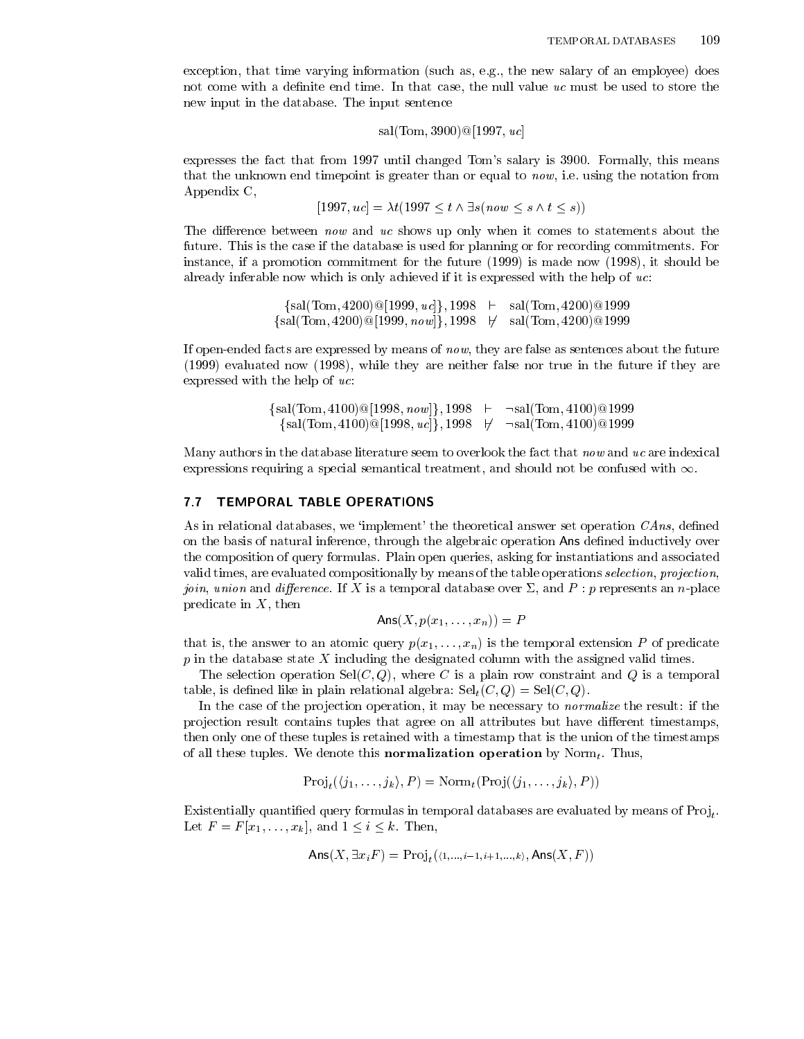exception, that time varying information (such as, e.g., the new salary of an employee) does not come with a definite end time. In that case, the null value $uc$ must be used to store the new input in the database. The input sentence

$$\text{sal}(\text{Tom}, 3900)@[1997, uc]$$

expresses the fact that from 1997 until changed Tom's salary is 3900. Formally, this means that the unknown end timepoint is greater than or equal to $now$, i.e. using the notation from Appendix C,

$$[1997, uc] = \lambda t(1997 \leq t \wedge \exists s(now \leq s \wedge t \leq s))$$

The difference between $now$ and $uc$ shows up only when it comes to statements about the future. This is the case if the database is used for planning or for recording commitments. For instance, if a promotion commitment for the future (1999) is made now (1998), it should be already inferable now which is only achieved if it is expressed with the help of $uc$:

$$\{\text{sal}(\text{Tom}, 4200)@[1999, uc]\}, 1998 \;\vdash\; \text{sal}(\text{Tom}, 4200)@1999$$
$$\{\text{sal}(\text{Tom}, 4200)@[1999, now]\}, 1998 \;\not\vdash\; \text{sal}(\text{Tom}, 4200)@1999$$

If open-ended facts are expressed by means of $now$, they are false as sentences about the future (1999) evaluated now (1998), while they are neither false nor true in the future if they are expressed with the help of $uc$:

$$\{\text{sal}(\text{Tom}, 4100)@[1998, now]\}, 1998 \;\vdash\; \neg\text{sal}(\text{Tom}, 4100)@1999$$
$$\{\text{sal}(\text{Tom}, 4100)@[1998, uc]\}, 1998 \;\not\vdash\; \neg\text{sal}(\text{Tom}, 4100)@1999$$

Many authors in the database literature seem to overlook the fact that $now$ and $uc$ are indexical expressions requiring a special semantical treatment, and should not be confused with $\infty$.

## 7.7 TEMPORAL TABLE OPERATIONS

As in relational databases, we 'implement' the theoretical answer set operation $CAns$, defined on the basis of natural inference, through the algebraic operation $\mathsf{Ans}$ defined inductively over the composition of query formulas. Plain open queries, asking for instantiations and associated valid times, are evaluated compositionally by means of the table operations *selection*, *projection*, *join*, *union* and *difference*. If $X$ is a temporal database over $\Sigma$, and $P : p$ represents an $n$-place predicate in $X$, then

$$\mathsf{Ans}(X, p(x_1, \ldots, x_n)) = P$$

that is, the answer to an atomic query $p(x_1, \ldots, x_n)$ is the temporal extension $P$ of predicate $p$ in the database state $X$ including the designated column with the assigned valid times.

The selection operation $\text{Sel}(C, Q)$, where $C$ is a plain row constraint and $Q$ is a temporal table, is defined like in plain relational algebra: $\text{Sel}_t(C, Q) = \text{Sel}(C, Q)$.

In the case of the projection operation, it may be necessary to *normalize* the result: if the projection result contains tuples that agree on all attributes but have different timestamps, then only one of these tuples is retained with a timestamp that is the union of the timestamps of all these tuples. We denote this **normalization operation** by $\text{Norm}_t$. Thus,

$$\text{Proj}_t(\langle j_1, \ldots, j_k\rangle, P) = \text{Norm}_t(\text{Proj}(\langle j_1, \ldots, j_k\rangle, P))$$

Existentially quantified query formulas in temporal databases are evaluated by means of $\text{Proj}_t$. Let $F = F[x_1, \ldots, x_k]$, and $1 \leq i \leq k$. Then,

$$\mathsf{Ans}(X, \exists x_i F) = \text{Proj}_t(\langle 1, \ldots, i-1, i+1, \ldots, k\rangle, \mathsf{Ans}(X, F))$$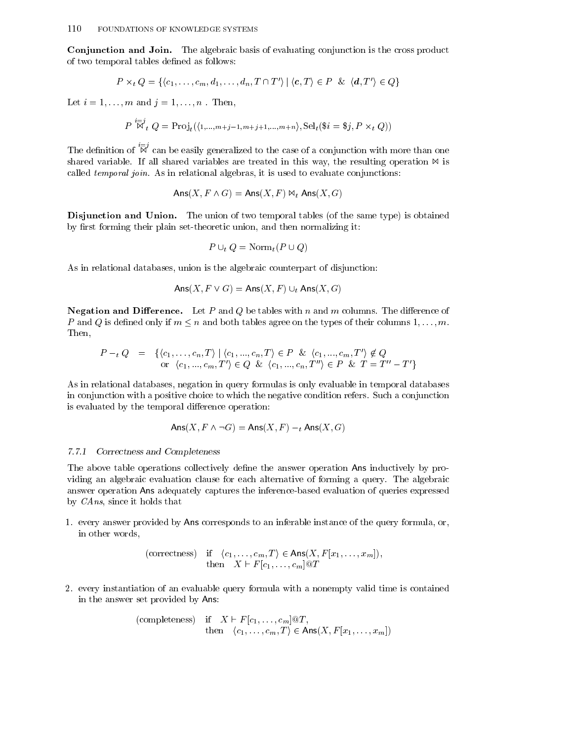**Conjunction and Join.** The algebraic basis of evaluating conjunction is the cross product of two temporal tables defined as follows:

$$P \times_t Q = \{\langle c_1, \ldots, c_m, d_1, \ldots, d_n, T \cap T' \rangle \mid \langle \boldsymbol{c}, T \rangle \in P \;\; \& \;\; \langle \boldsymbol{d}, T' \rangle \in Q\}$$

Let $i = 1, \ldots, m$ and $j = 1, \ldots, n$ . Then,

$$P \overset{i=j}{\bowtie}_t Q = \mathrm{Proj}_t(\langle 1, \ldots, m+j-1, m+j+1, \ldots, m+n \rangle, \mathrm{Sel}_t(\$i = \$j, P \times_t Q))$$

The definition of $\overset{i=j}{\bowtie}$ can be easily generalized to the case of a conjunction with more than one shared variable. If all shared variables are treated in this way, the resulting operation $\bowtie$ is called *temporal join*. As in relational algebras, it is used to evaluate conjunctions:

$$\mathsf{Ans}(X, F \wedge G) = \mathsf{Ans}(X, F) \bowtie_t \mathsf{Ans}(X, G)$$

**Disjunction and Union.** The union of two temporal tables (of the same type) is obtained by first forming their plain set-theoretic union, and then normalizing it:

$$P \cup_t Q = \mathrm{Norm}_t(P \cup Q)$$

As in relational databases, union is the algebraic counterpart of disjunction:

$$\mathsf{Ans}(X, F \vee G) = \mathsf{Ans}(X, F) \cup_t \mathsf{Ans}(X, G)$$

**Negation and Difference.** Let $P$ and $Q$ be tables with $n$ and $m$ columns. The difference of $P$ and $Q$ is defined only if $m \leq n$ and both tables agree on the types of their columns $1, \ldots, m$. Then,

$$\begin{array}{rcl} P -_t Q & = & \{\langle c_1, \ldots, c_n, T \rangle \mid \langle c_1, ..., c_n, T \rangle \in P \;\; \& \;\; \langle c_1, ..., c_m, T' \rangle \notin Q \\ & & \text{ or } \;\; \langle c_1, ..., c_m, T' \rangle \in Q \;\; \& \;\; \langle c_1, ..., c_n, T'' \rangle \in P \;\; \& \;\; T = T'' - T' \} \end{array}$$

As in relational databases, negation in query formulas is only evaluable in temporal databases in conjunction with a positive choice to which the negative condition refers. Such a conjunction is evaluated by the temporal difference operation:

$$\mathsf{Ans}(X, F \wedge \neg G) = \mathsf{Ans}(X, F) -_t \mathsf{Ans}(X, G)$$

### 7.7.1 *Correctness and Completeness*

The above table operations collectively define the answer operation $\mathsf{Ans}$ inductively by providing an algebraic evaluation clause for each alternative of forming a query. The algebraic answer operation $\mathsf{Ans}$ adequately captures the inference-based evaluation of queries expressed by *CAns*, since it holds that

1. every answer provided by $\mathsf{Ans}$ corresponds to an inferable instance of the query formula, or, in other words,

$$\begin{array}{ll} \text{(correctness)} & \text{if} \quad \langle c_1, \ldots, c_m, T \rangle \in \mathsf{Ans}(X, F[x_1, \ldots, x_m]), \\ & \text{then} \quad X \vdash F[c_1, \ldots, c_m]@T \end{array}$$

2. every instantiation of an evaluable query formula with a nonempty valid time is contained in the answer set provided by $\mathsf{Ans}$:

$$\begin{array}{ll} \text{(completeness)} & \text{if} \quad X \vdash F[c_1, \ldots, c_m]@T, \\ & \text{then} \quad \langle c_1, \ldots, c_m, T \rangle \in \mathsf{Ans}(X, F[x_1, \ldots, x_m]) \end{array}$$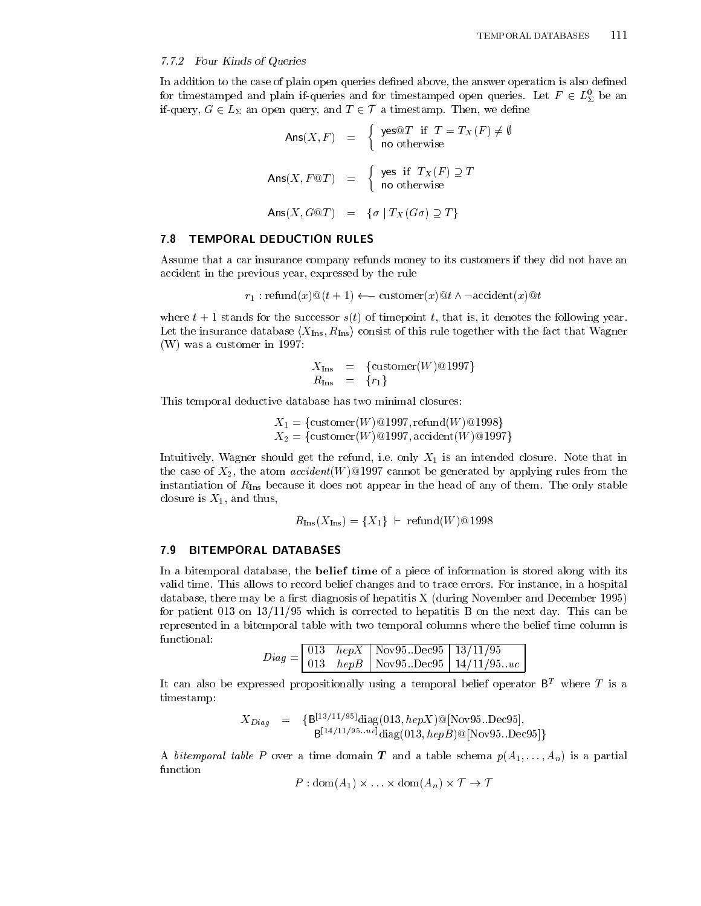### 7.7.2 Four Kinds of Queries

In addition to the case of plain open queries defined above, the answer operation is also defined for timestamped and plain if-queries and for timestamped open queries. Let $F \in L^0_\Sigma$ be an if-query, $G \in L_\Sigma$ an open query, and $T \in \mathcal{T}$ a timestamp. Then, we define

$$\mathsf{Ans}(X, F) \quad = \quad \begin{cases} \mathsf{yes}@T & \text{if } T = T_X(F) \neq \emptyset \\ \mathsf{no} & \text{otherwise} \end{cases}$$

$$\mathsf{Ans}(X, F@T) \quad = \quad \begin{cases} \mathsf{yes} & \text{if } T_X(F) \supseteq T \\ \mathsf{no} & \text{otherwise} \end{cases}$$

$$\mathsf{Ans}(X, G@T) \quad = \quad \{\sigma \mid T_X(G\sigma) \supseteq T\}$$

## 7.8 TEMPORAL DEDUCTION RULES

Assume that a car insurance company refunds money to its customers if they did not have an accident in the previous year, expressed by the rule

$$r_1 : \mathrm{refund}(x)@(t+1) \longleftarrow \mathrm{customer}(x)@t \wedge \neg\mathrm{accident}(x)@t$$

where $t+1$ stands for the successor $s(t)$ of timepoint $t$, that is, it denotes the following year. Let the insurance database $\langle X_{\mathrm{Ins}}, R_{\mathrm{Ins}}\rangle$ consist of this rule together with the fact that Wagner (W) was a customer in 1997:

$$\begin{aligned} X_{\mathrm{Ins}} &= \{\mathrm{customer}(W)@1997\} \\ R_{\mathrm{Ins}} &= \{r_1\} \end{aligned}$$

This temporal deductive database has two minimal closures:

$$X_1 = \{\mathrm{customer}(W)@1997, \mathrm{refund}(W)@1998\}$$
$$X_2 = \{\mathrm{customer}(W)@1997, \mathrm{accident}(W)@1997\}$$

Intuitively, Wagner should get the refund, i.e. only $X_1$ is an intended closure. Note that in the case of $X_2$, the atom $accident(W)@1997$ cannot be generated by applying rules from the instantiation of $R_{\mathrm{Ins}}$ because it does not appear in the head of any of them. The only stable closure is $X_1$, and thus,

$$R_{\mathrm{Ins}}(X_{\mathrm{Ins}}) = \{X_1\} \;\vdash\; \mathrm{refund}(W)@1998$$

## 7.9 BITEMPORAL DATABASES

In a bitemporal database, the **belief time** of a piece of information is stored along with its valid time. This allows to record belief changes and to trace errors. For instance, in a hospital database, there may be a first diagnosis of hepatitis X (during November and December 1995) for patient 013 on 13/11/95 which is corrected to hepatitis B on the next day. This can be represented in a bitemporal table with two temporal columns where the belief time column is functional:

*Diag* =

| | | | |
|---|---|---|---|
| 013 | *hepX* | Nov95..Dec95 | 13/11/95 |
| 013 | *hepB* | Nov95..Dec95 | 14/11/95..*uc* |

It can also be expressed propositionally using a temporal belief operator $\mathsf{B}^T$ where $T$ is a timestamp:

$$\begin{aligned} X_{Diag} \quad = \quad & \{\mathsf{B}^{[13/11/95]}\mathrm{diag}(013, hepX)@[\mathrm{Nov95..Dec95}], \\ & \;\mathsf{B}^{[14/11/95..uc]}\mathrm{diag}(013, hepB)@[\mathrm{Nov95..Dec95}]\} \end{aligned}$$

A *bitemporal table* $P$ over a time domain $\boldsymbol{T}$ and a table schema $p(A_1, \ldots, A_n)$ is a partial function

$$P : \mathrm{dom}(A_1) \times \ldots \times \mathrm{dom}(A_n) \times \mathcal{T} \rightarrow \mathcal{T}$$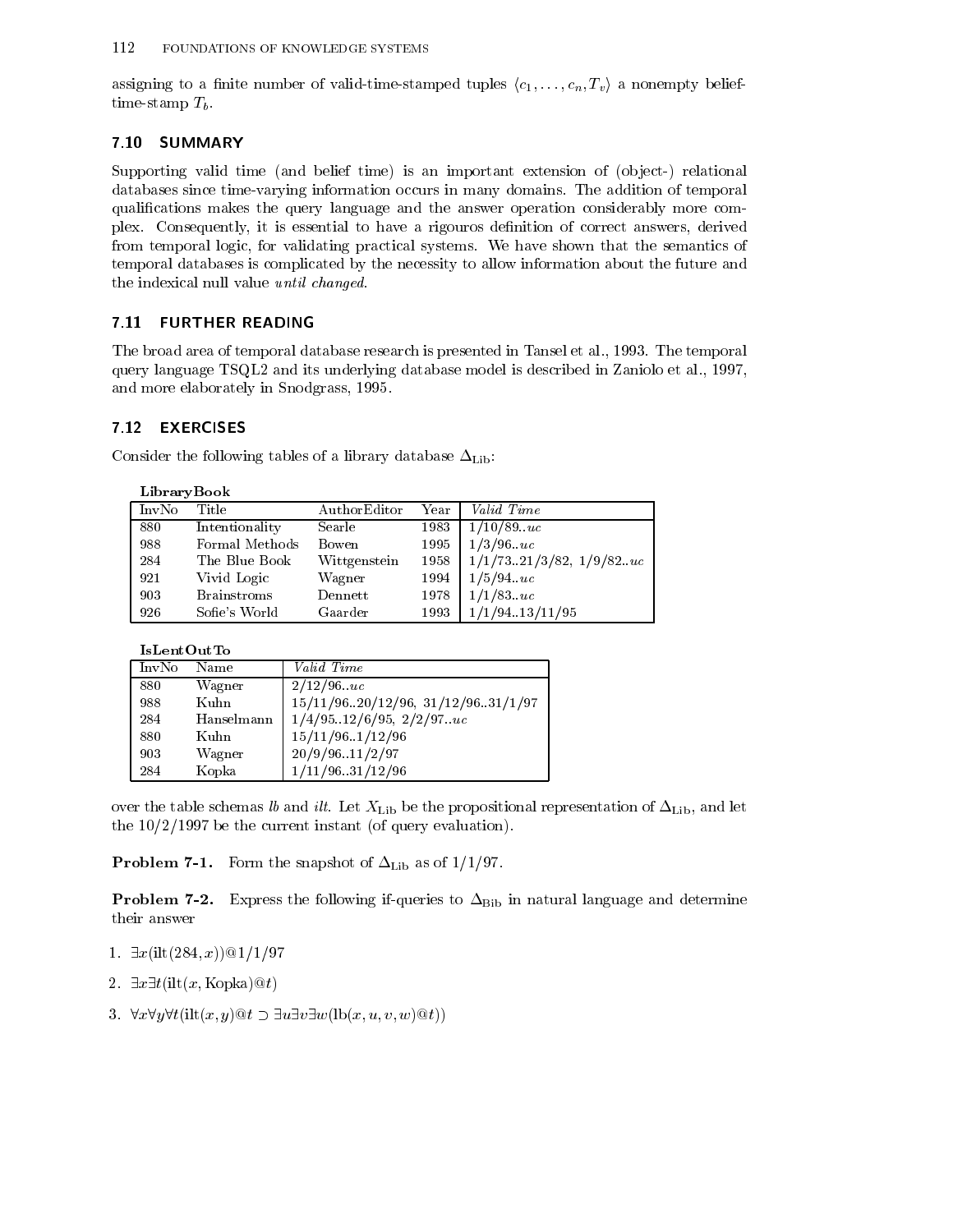assigning to a finite number of valid-time-stamped tuples $\langle c_1, \ldots, c_n, T_v \rangle$ a nonempty belief-time-stamp $T_b$.

## 7.10 SUMMARY

Supporting valid time (and belief time) is an important extension of (object-) relational databases since time-varying information occurs in many domains. The addition of temporal qualifications makes the query language and the answer operation considerably more complex. Consequently, it is essential to have a rigouros definition of correct answers, derived from temporal logic, for validating practical systems. We have shown that the semantics of temporal databases is complicated by the necessity to allow information about the future and the indexical null value *until changed*.

## 7.11 FURTHER READING

The broad area of temporal database research is presented in Tansel et al., 1993. The temporal query language TSQL2 and its underlying database model is described in Zaniolo et al., 1997, and more elaborately in Snodgrass, 1995.

## 7.12 EXERCISES

Consider the following tables of a library database $\Delta_{\text{Lib}}$:

**LibraryBook**

| InvNo | Title | AuthorEditor | Year | *Valid Time* |
|---|---|---|---|---|
| 880 | Intentionality | Searle | 1983 | 1/10/89..*uc* |
| 988 | Formal Methods | Bowen | 1995 | 1/3/96..*uc* |
| 284 | The Blue Book | Wittgenstein | 1958 | 1/1/73..21/3/82, 1/9/82..*uc* |
| 921 | Vivid Logic | Wagner | 1994 | 1/5/94..*uc* |
| 903 | Brainstroms | Dennett | 1978 | 1/1/83..*uc* |
| 926 | Sofie's World | Gaarder | 1993 | 1/1/94..13/11/95 |

**IsLentOutTo**

| InvNo | Name | *Valid Time* |
|---|---|---|
| 880 | Wagner | 2/12/96..*uc* |
| 988 | Kuhn | 15/11/96..20/12/96, 31/12/96..31/1/97 |
| 284 | Hanselmann | 1/4/95..12/6/95, 2/2/97..*uc* |
| 880 | Kuhn | 15/11/96..1/12/96 |
| 903 | Wagner | 20/9/96..11/2/97 |
| 284 | Kopka | 1/11/96..31/12/96 |

over the table schemas *lb* and *ilt*. Let $X_{\text{Lib}}$ be the propositional representation of $\Delta_{\text{Lib}}$, and let the 10/2/1997 be the current instant (of query evaluation).

**Problem 7-1.** Form the snapshot of $\Delta_{\text{Lib}}$ as of 1/1/97.

**Problem 7-2.** Express the following if-queries to $\Delta_{\text{Bib}}$ in natural language and determine their answer

1. $\exists x(\text{ilt}(284, x))@1/1/97$

2. $\exists x \exists t(\text{ilt}(x, \text{Kopka})@t)$

3. $\forall x \forall y \forall t(\text{ilt}(x, y)@t \supset \exists u \exists v \exists w(\text{lb}(x, u, v, w)@t))$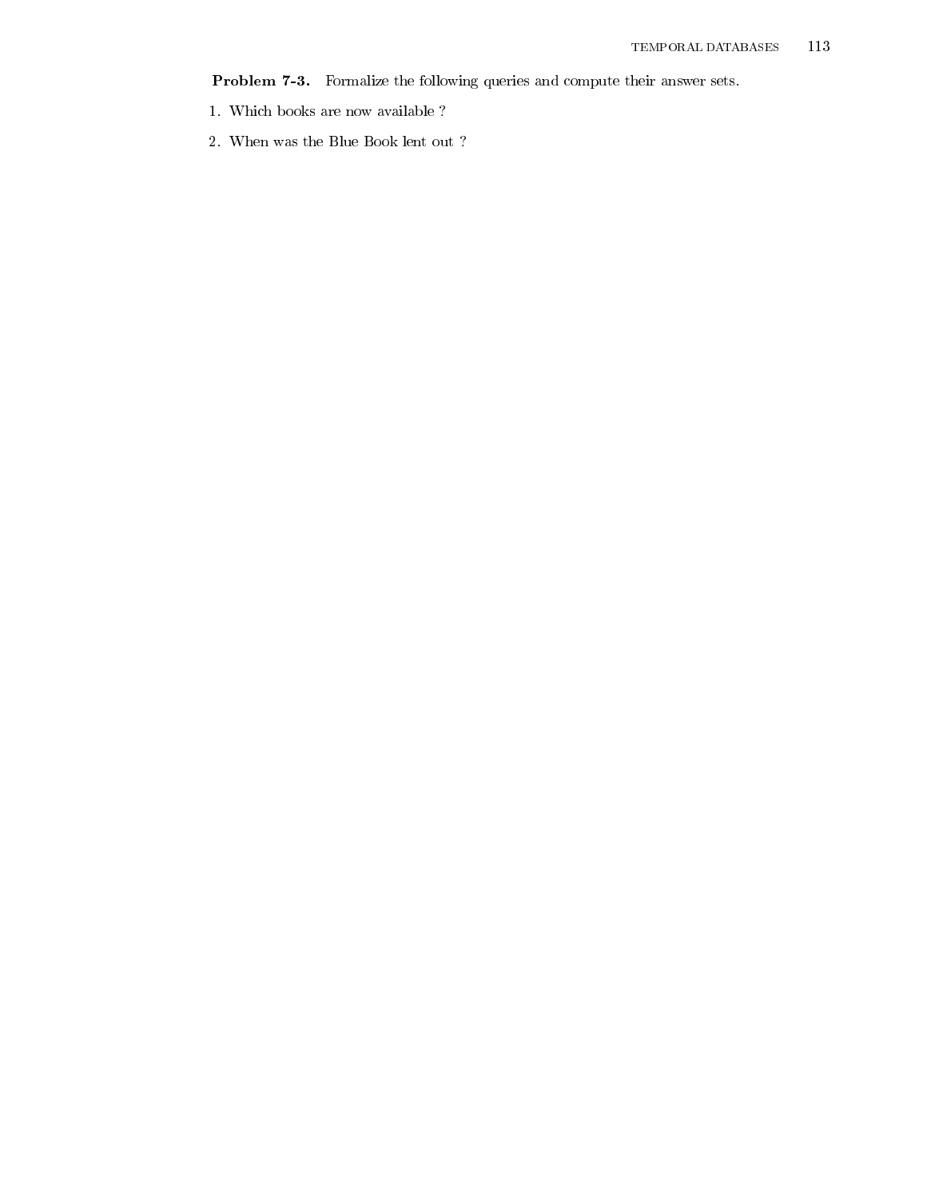**Problem 7-3.** Formalize the following queries and compute their answer sets.

1. Which books are now available ?
2. When was the Blue Book lent out ?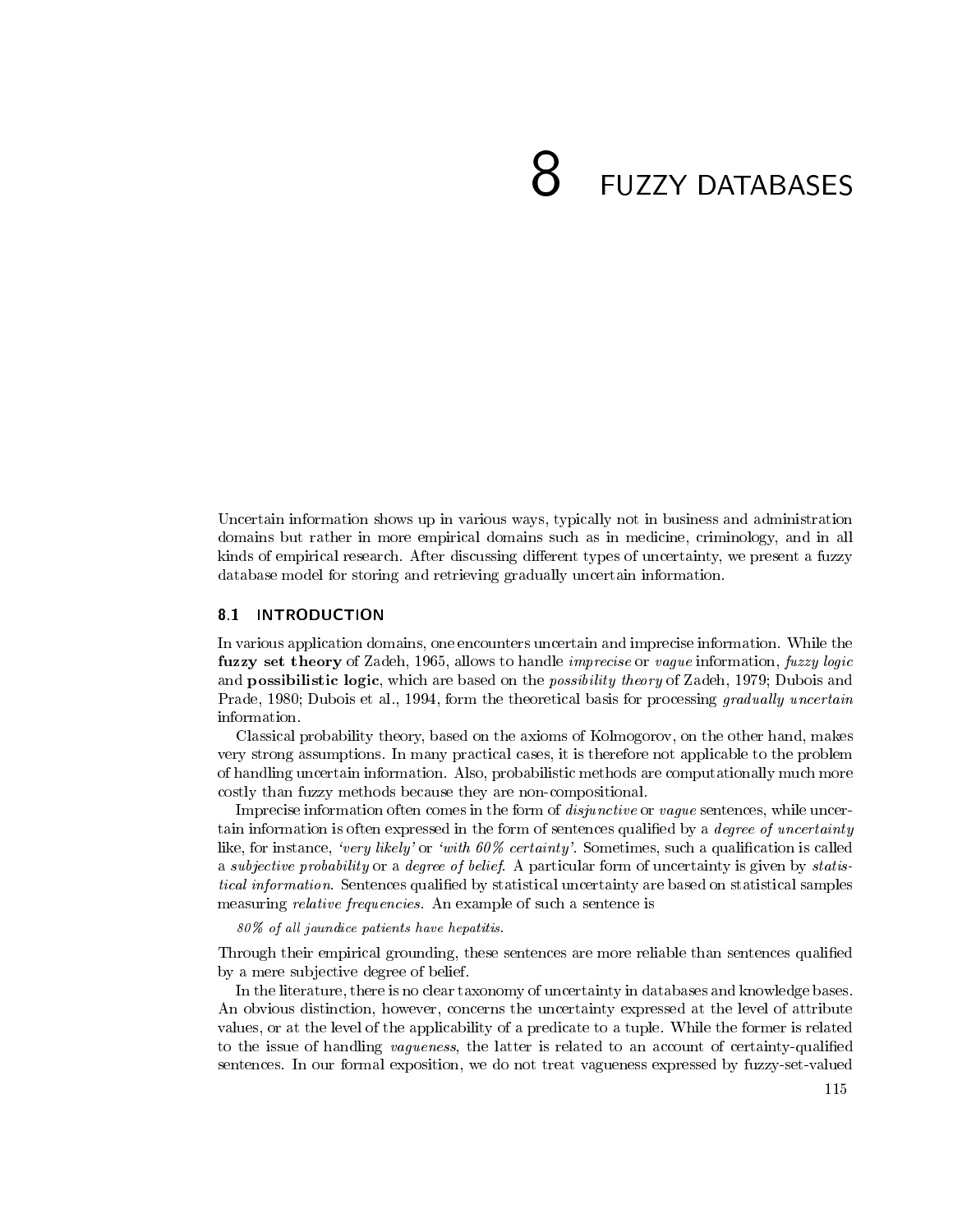# 8 FUZZY DATABASES

Uncertain information shows up in various ways, typically not in business and administration domains but rather in more empirical domains such as in medicine, criminology, and in all kinds of empirical research. After discussing different types of uncertainty, we present a fuzzy database model for storing and retrieving gradually uncertain information.

## 8.1 INTRODUCTION

In various application domains, one encounters uncertain and imprecise information. While the **fuzzy set theory** of Zadeh, 1965, allows to handle *imprecise* or *vague* information, *fuzzy logic* and **possibilistic logic**, which are based on the *possibility theory* of Zadeh, 1979; Dubois and Prade, 1980; Dubois et al., 1994, form the theoretical basis for processing *gradually uncertain* information.

Classical probability theory, based on the axioms of Kolmogorov, on the other hand, makes very strong assumptions. In many practical cases, it is therefore not applicable to the problem of handling uncertain information. Also, probabilistic methods are computationally much more costly than fuzzy methods because they are non-compositional.

Imprecise information often comes in the form of *disjunctive* or *vague* sentences, while uncertain information is often expressed in the form of sentences qualified by a *degree of uncertainty* like, for instance, *'very likely'* or *'with 60% certainty'*. Sometimes, such a qualification is called a *subjective probability* or a *degree of belief*. A particular form of uncertainty is given by *statistical information*. Sentences qualified by statistical uncertainty are based on statistical samples measuring *relative frequencies*. An example of such a sentence is

*80% of all jaundice patients have hepatitis.*

Through their empirical grounding, these sentences are more reliable than sentences qualified by a mere subjective degree of belief.

In the literature, there is no clear taxonomy of uncertainty in databases and knowledge bases. An obvious distinction, however, concerns the uncertainty expressed at the level of attribute values, or at the level of the applicability of a predicate to a tuple. While the former is related to the issue of handling *vagueness*, the latter is related to an account of certainty-qualified sentences. In our formal exposition, we do not treat vagueness expressed by fuzzy-set-valued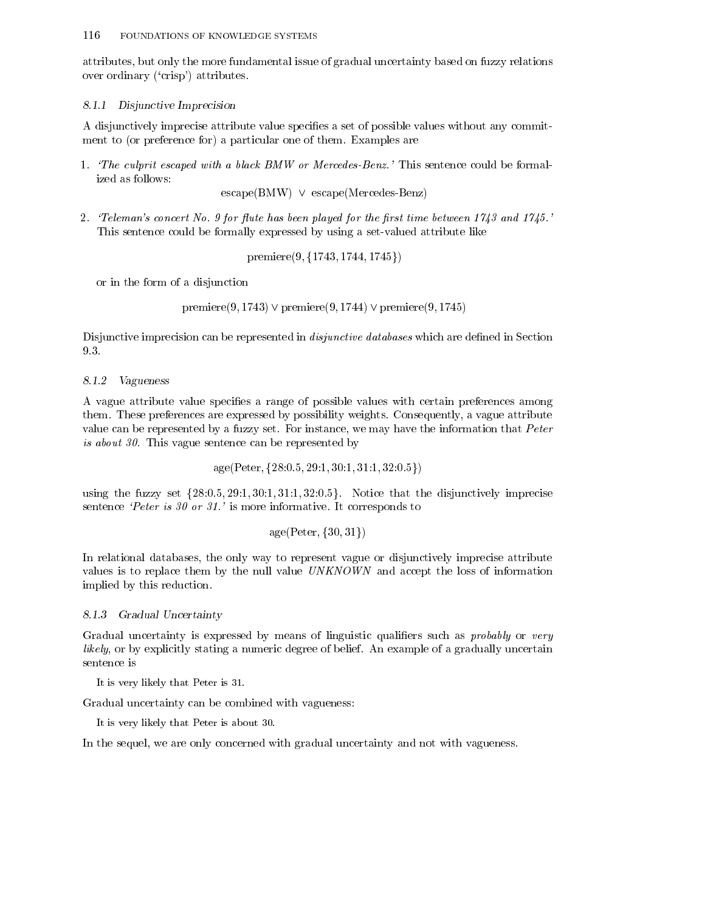attributes, but only the more fundamental issue of gradual uncertainty based on fuzzy relations over ordinary ('crisp') attributes.

### 8.1.1 *Disjunctive Imprecision*

A disjunctively imprecise attribute value specifies a set of possible values without any commitment to (or preference for) a particular one of them. Examples are

1. *'The culprit escaped with a black BMW or Mercedes-Benz.'* This sentence could be formalized as follows:

$$\text{escape(BMW)} \;\vee\; \text{escape(Mercedes-Benz)}$$

2. *'Teleman's concert No. 9 for flute has been played for the first time between 1743 and 1745.'* This sentence could be formally expressed by using a set-valued attribute like

$$\text{premiere}(9, \{1743, 1744, 1745\})$$

or in the form of a disjunction

$$\text{premiere}(9, 1743) \vee \text{premiere}(9, 1744) \vee \text{premiere}(9, 1745)$$

Disjunctive imprecision can be represented in *disjunctive databases* which are defined in Section 9.3.

### 8.1.2 *Vagueness*

A vague attribute value specifies a range of possible values with certain preferences among them. These preferences are expressed by possibility weights. Consequently, a vague attribute value can be represented by a fuzzy set. For instance, we may have the information that *Peter is about 30.* This vague sentence can be represented by

$$\text{age(Peter}, \{28{:}0.5, 29{:}1, 30{:}1, 31{:}1, 32{:}0.5\})$$

using the fuzzy set $\{28{:}0.5, 29{:}1, 30{:}1, 31{:}1, 32{:}0.5\}$. Notice that the disjunctively imprecise sentence *'Peter is 30 or 31.'* is more informative. It corresponds to

$$\text{age(Peter}, \{30, 31\})$$

In relational databases, the only way to represent vague or disjunctively imprecise attribute values is to replace them by the null value *UNKNOWN* and accept the loss of information implied by this reduction.

### 8.1.3 *Gradual Uncertainty*

Gradual uncertainty is expressed by means of linguistic qualifiers such as *probably* or *very likely*, or by explicitly stating a numeric degree of belief. An example of a gradually uncertain sentence is

It is very likely that Peter is 31.

Gradual uncertainty can be combined with vagueness:

It is very likely that Peter is about 30.

In the sequel, we are only concerned with gradual uncertainty and not with vagueness.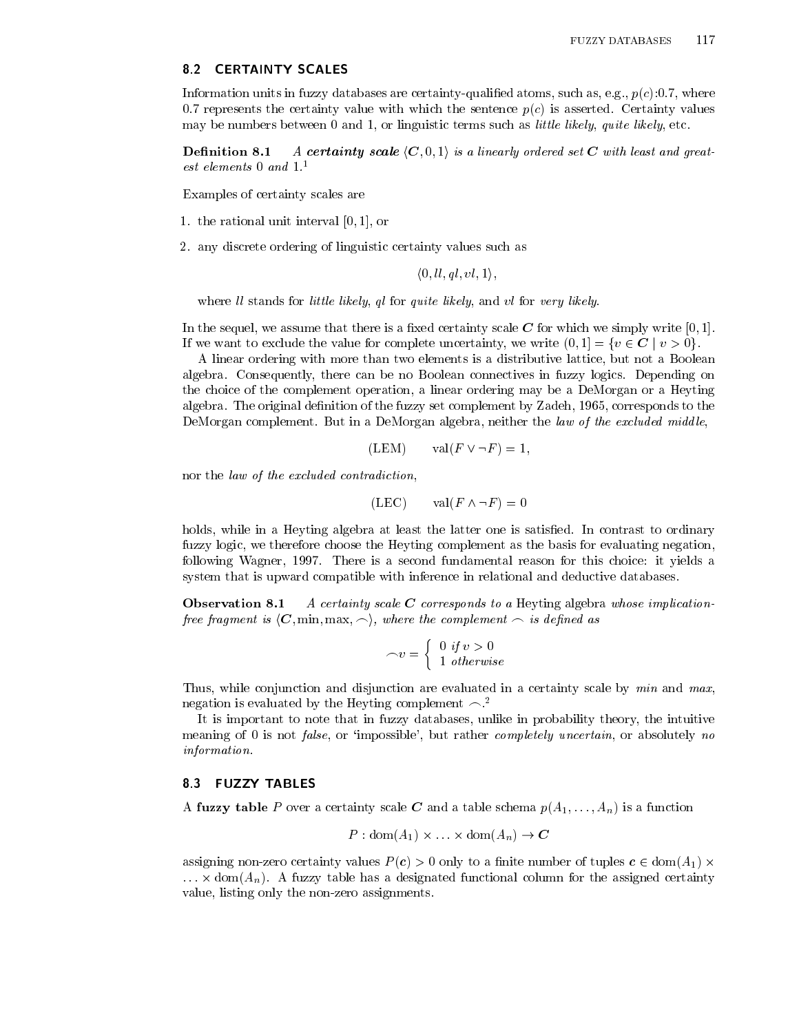## 8.2 CERTAINTY SCALES

Information units in fuzzy databases are certainty-qualified atoms, such as, e.g., $p(c)$:0.7, where 0.7 represents the certainty value with which the sentence $p(c)$ is asserted. Certainty values may be numbers between 0 and 1, or linguistic terms such as *little likely*, *quite likely*, etc.

**Definition 8.1** *A **certainty scale** $\langle \boldsymbol{C}, 0, 1\rangle$ is a linearly ordered set $\boldsymbol{C}$ with least and greatest elements 0 and 1.*[1]

Examples of certainty scales are

1. the rational unit interval $[0, 1]$, or
2. any discrete ordering of linguistic certainty values such as

$$\langle 0, ll, ql, vl, 1\rangle,$$

where *ll* stands for *little likely*, *ql* for *quite likely*, and *vl* for *very likely*.

In the sequel, we assume that there is a fixed certainty scale $\boldsymbol{C}$ for which we simply write $[0, 1]$. If we want to exclude the value for complete uncertainty, we write $(0, 1] = \{v \in \boldsymbol{C} \mid v > 0\}$.

A linear ordering with more than two elements is a distributive lattice, but not a Boolean algebra. Consequently, there can be no Boolean connectives in fuzzy logics. Depending on the choice of the complement operation, a linear ordering may be a DeMorgan or a Heyting algebra. The original definition of the fuzzy set complement by Zadeh, 1965, corresponds to the DeMorgan complement. But in a DeMorgan algebra, neither the *law of the excluded middle*,

$$\text{(LEM)} \qquad \text{val}(F \vee \neg F) = 1,$$

nor the *law of the excluded contradiction*,

$$\text{(LEC)} \qquad \text{val}(F \wedge \neg F) = 0$$

holds, while in a Heyting algebra at least the latter one is satisfied. In contrast to ordinary fuzzy logic, we therefore choose the Heyting complement as the basis for evaluating negation, following Wagner, 1997. There is a second fundamental reason for this choice: it yields a system that is upward compatible with inference in relational and deductive databases.

**Observation 8.1** *A certainty scale $\boldsymbol{C}$ corresponds to a* Heyting algebra *whose implication-free fragment is $\langle \boldsymbol{C}, \min, \max, \frown\rangle$, where the complement $\frown$ is defined as*

$$\frown v = \begin{cases} 0 & \text{if } v > 0 \\ 1 & \text{otherwise} \end{cases}$$

Thus, while conjunction and disjunction are evaluated in a certainty scale by *min* and *max*, negation is evaluated by the Heyting complement $\frown$.[2]

It is important to note that in fuzzy databases, unlike in probability theory, the intuitive meaning of 0 is not *false*, or 'impossible', but rather *completely uncertain*, or absolutely *no information*.

## 8.3 FUZZY TABLES

A **fuzzy table** $P$ over a certainty scale $\boldsymbol{C}$ and a table schema $p(A_1, \ldots, A_n)$ is a function

$$P : \text{dom}(A_1) \times \ldots \times \text{dom}(A_n) \rightarrow \boldsymbol{C}$$

assigning non-zero certainty values $P(\boldsymbol{c}) > 0$ only to a finite number of tuples $\boldsymbol{c} \in \text{dom}(A_1) \times \ldots \times \text{dom}(A_n)$. A fuzzy table has a designated functional column for the assigned certainty value, listing only the non-zero assignments.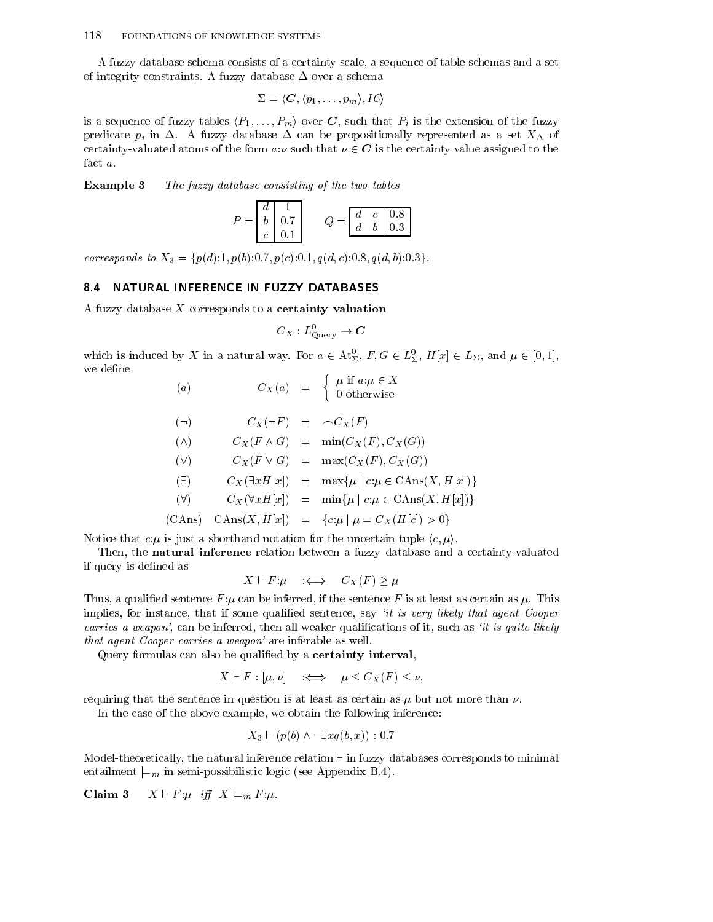A fuzzy database schema consists of a certainty scale, a sequence of table schemas and a set of integrity constraints. A fuzzy database $\Delta$ over a schema

$$\Sigma = \langle \boldsymbol{C}, \langle p_1, \ldots, p_m \rangle, IC \rangle$$

is a sequence of fuzzy tables $\langle P_1, \ldots, P_m \rangle$ over $\boldsymbol{C}$, such that $P_i$ is the extension of the fuzzy predicate $p_i$ in $\Delta$. A fuzzy database $\Delta$ can be propositionally represented as a set $X_\Delta$ of certainty-valuated atoms of the form $a{:}\nu$ such that $\nu \in \boldsymbol{C}$ is the certainty value assigned to the fact $a$.

**Example 3** *The fuzzy database consisting of the two tables*

$P =$

| | |
|---|---|
| d | 1 |
| b | 0.7 |
| c | 0.1 |

$Q =$

| | | |
|---|---|---|
| d | c | 0.8 |
| d | b | 0.3 |

*corresponds to* $X_3 = \{p(d){:}1, p(b){:}0.7, p(c){:}0.1, q(d,c){:}0.8, q(d,b){:}0.3\}$.

## 8.4 NATURAL INFERENCE IN FUZZY DATABASES

A fuzzy database $X$ corresponds to a **certainty valuation**

$$C_X : L^0_{\text{Query}} \rightarrow \boldsymbol{C}$$

which is induced by $X$ in a natural way. For $a \in \text{At}^0_\Sigma$, $F, G \in L^0_\Sigma$, $H[x] \in L_\Sigma$, and $\mu \in [0,1]$, we define

$$
\begin{array}{llcl}
(a) & C_X(a) & = & \begin{cases} \mu \text{ if } a{:}\mu \in X \\ 0 \text{ otherwise} \end{cases} \\[2ex]
(\neg) & C_X(\neg F) & = & \frown C_X(F) \\
(\wedge) & C_X(F \wedge G) & = & \min(C_X(F), C_X(G)) \\
(\vee) & C_X(F \vee G) & = & \max(C_X(F), C_X(G)) \\
(\exists) & C_X(\exists x H[x]) & = & \max\{\mu \mid c{:}\mu \in \text{CAns}(X, H[x])\} \\
(\forall) & C_X(\forall x H[x]) & = & \min\{\mu \mid c{:}\mu \in \text{CAns}(X, H[x])\} \\
(\text{CAns}) & \text{CAns}(X, H[x]) & = & \{c{:}\mu \mid \mu = C_X(H[c]) > 0\}
\end{array}
$$

Notice that $c{:}\mu$ is just a shorthand notation for the uncertain tuple $\langle c, \mu \rangle$.

Then, the **natural inference** relation between a fuzzy database and a certainty-valuated if-query is defined as

$$X \vdash F{:}\mu \quad :\Longleftrightarrow \quad C_X(F) \geq \mu$$

Thus, a qualified sentence $F{:}\mu$ can be inferred, if the sentence $F$ is at least as certain as $\mu$. This implies, for instance, that if some qualified sentence, say *'it is very likely that agent Cooper carries a weapon'*, can be inferred, then all weaker qualifications of it, such as *'it is quite likely that agent Cooper carries a weapon'* are inferable as well.

Query formulas can also be qualified by a **certainty interval**,

$$X \vdash F : [\mu, \nu] \quad :\Longleftrightarrow \quad \mu \leq C_X(F) \leq \nu,$$

requiring that the sentence in question is at least as certain as $\mu$ but not more than $\nu$.

In the case of the above example, we obtain the following inference:

$$X_3 \vdash (p(b) \wedge \neg \exists x q(b,x)) : 0.7$$

Model-theoretically, the natural inference relation $\vdash$ in fuzzy databases corresponds to minimal entailment $\models_m$ in semi-possibilistic logic (see Appendix B.4).

**Claim 3** $X \vdash F{:}\mu$ *iff* $X \models_m F{:}\mu$.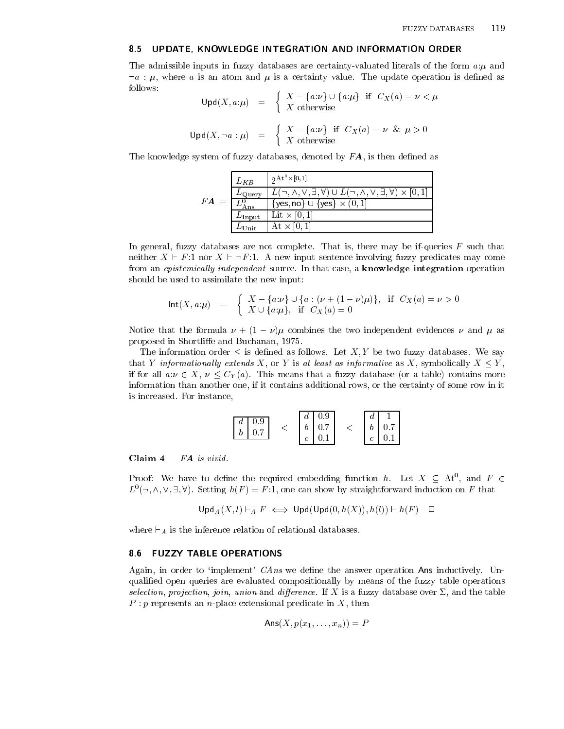## 8.5 UPDATE, KNOWLEDGE INTEGRATION AND INFORMATION ORDER

The admissible inputs in fuzzy databases are certainty-valuated literals of the form $a{:}\mu$ and $\neg a : \mu$, where $a$ is an atom and $\mu$ is a certainty value. The update operation is defined as follows:

$$\mathsf{Upd}(X, a{:}\mu) = \begin{cases} X - \{a{:}\nu\} \cup \{a{:}\mu\} & \text{if } C_X(a) = \nu < \mu \\ X \text{ otherwise} \end{cases}$$

$$\mathsf{Upd}(X, \neg a : \mu) = \begin{cases} X - \{a{:}\nu\} & \text{if } C_X(a) = \nu \ \& \ \mu > 0 \\ X \text{ otherwise} \end{cases}$$

The knowledge system of fuzzy databases, denoted by $\boldsymbol{FA}$, is then defined as

$\boldsymbol{FA}$ =

| | |
|---|---|
| $L_{KB}$ | $2^{\mathrm{At}^0 \times [0,1]}$ |
| $L_{\mathrm{Query}}$ | $L(\neg, \wedge, \vee, \exists, \forall) \cup L(\neg, \wedge, \vee, \exists, \forall) \times [0,1]$ |
| $L^0_{\mathrm{Ans}}$ | $\{\mathsf{yes}, \mathsf{no}\} \cup \{\mathsf{yes}\} \times (0,1]$ |
| $L_{\mathrm{Input}}$ | $\mathrm{Lit} \times [0,1]$ |
| $L_{\mathrm{Unit}}$ | $\mathrm{At} \times [0,1]$ |

In general, fuzzy databases are not complete. That is, there may be if-queries $F$ such that neither $X \vdash F{:}1$ nor $X \vdash \neg F{:}1$. A new input sentence involving fuzzy predicates may come from an *epistemically independent* source. In that case, a **knowledge integration** operation should be used to assimilate the new input:

$$\mathsf{Int}(X, a{:}\mu) = \begin{cases} X - \{a{:}\nu\} \cup \{a : (\nu + (1-\nu)\mu)\}, & \text{if } C_X(a) = \nu > 0 \\ X \cup \{a{:}\mu\}, & \text{if } C_X(a) = 0 \end{cases}$$

Notice that the formula $\nu + (1-\nu)\mu$ combines the two independent evidences $\nu$ and $\mu$ as proposed in Shortliffe and Buchanan, 1975.

The information order $\leq$ is defined as follows. Let $X, Y$ be two fuzzy databases. We say that $Y$ *informationally extends* $X$, or $Y$ is *at least as informative* as $X$, symbolically $X \leq Y$, if for all $a{:}\nu \in X$, $\nu \leq C_Y(a)$. This means that a fuzzy database (or a table) contains more information than another one, if it contains additional rows, or the certainty of some row in it is increased. For instance,

| | |
|---|---|
| $d$ | 0.9 |
| $b$ | 0.7 |

$<$

| | |
|---|---|
| $d$ | 0.9 |
| $b$ | 0.7 |
| $c$ | 0.1 |

$<$

| | |
|---|---|
| $d$ | 1 |
| $b$ | 0.7 |
| $c$ | 0.1 |

**Claim 4** *$\boldsymbol{FA}$ is vivid.*

Proof: We have to define the required embedding function $h$. Let $X \subseteq \mathrm{At}^0$, and $F \in L^0(\neg, \wedge, \vee, \exists, \forall)$. Setting $h(F) = F{:}1$, one can show by straightforward induction on $F$ that

$$\mathsf{Upd}_A(X, l) \vdash_A F \iff \mathsf{Upd}(\mathsf{Upd}(0, h(X)), h(l)) \vdash h(F) \quad \square$$

where $\vdash_A$ is the inference relation of relational databases.

## 8.6 FUZZY TABLE OPERATIONS

Again, in order to 'implement' *CAns* we define the answer operation $\mathsf{Ans}$ inductively. Unqualified open queries are evaluated compositionally by means of the fuzzy table operations *selection*, *projection*, *join*, *union* and *difference*. If $X$ is a fuzzy database over $\Sigma$, and the table $P : p$ represents an $n$-place extensional predicate in $X$, then

$$\mathsf{Ans}(X, p(x_1, \ldots, x_n)) = P$$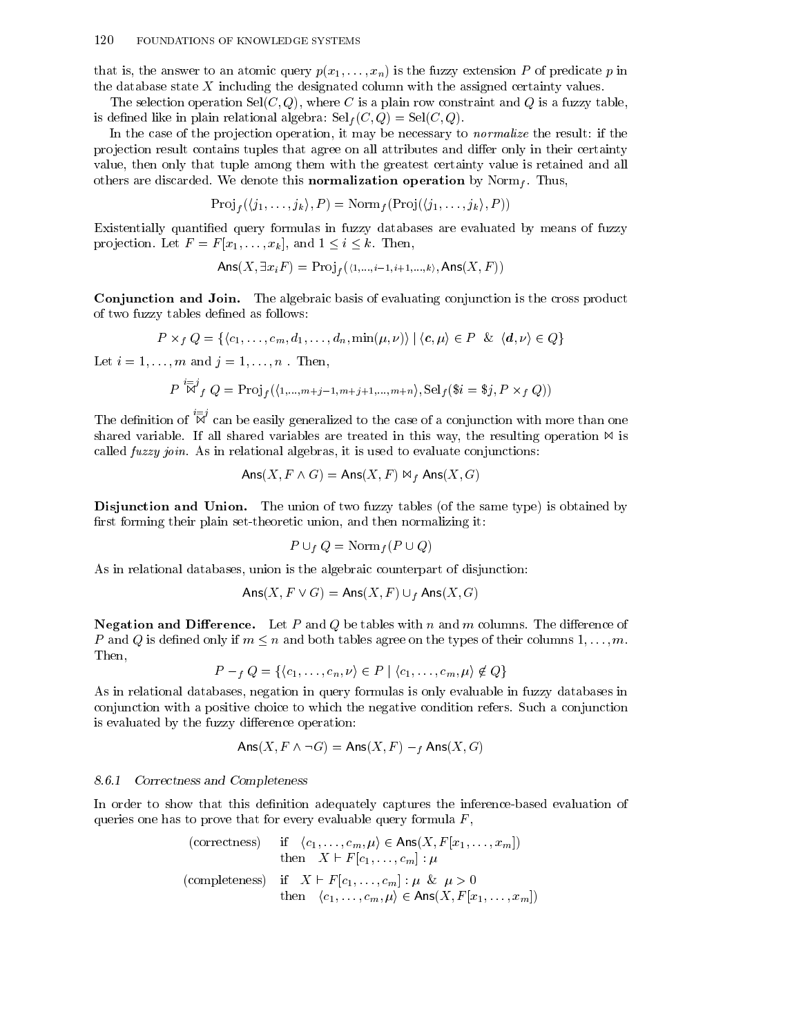that is, the answer to an atomic query $p(x_1, \ldots, x_n)$ is the fuzzy extension $P$ of predicate $p$ in the database state $X$ including the designated column with the assigned certainty values.

The selection operation $\mathrm{Sel}(C, Q)$, where $C$ is a plain row constraint and $Q$ is a fuzzy table, is defined like in plain relational algebra: $\mathrm{Sel}_f(C, Q) = \mathrm{Sel}(C, Q)$.

In the case of the projection operation, it may be necessary to *normalize* the result: if the projection result contains tuples that agree on all attributes and differ only in their certainty value, then only that tuple among them with the greatest certainty value is retained and all others are discarded. We denote this **normalization operation** by $\mathrm{Norm}_f$. Thus,

$$\mathrm{Proj}_f(\langle j_1, \ldots, j_k \rangle, P) = \mathrm{Norm}_f(\mathrm{Proj}(\langle j_1, \ldots, j_k \rangle, P))$$

Existentially quantified query formulas in fuzzy databases are evaluated by means of fuzzy projection. Let $F = F[x_1, \ldots, x_k]$, and $1 \leq i \leq k$. Then,

$$\mathsf{Ans}(X, \exists x_i F) = \mathrm{Proj}_f(\langle 1, \ldots, i-1, i+1, \ldots, k \rangle, \mathsf{Ans}(X, F))$$

**Conjunction and Join.** The algebraic basis of evaluating conjunction is the cross product of two fuzzy tables defined as follows:

$$P \times_f Q = \{\langle c_1, \ldots, c_m, d_1, \ldots, d_n, \min(\mu, \nu) \rangle \mid \langle \boldsymbol{c}, \mu \rangle \in P \ \ \& \ \ \langle \boldsymbol{d}, \nu \rangle \in Q\}$$

Let $i = 1, \ldots, m$ and $j = 1, \ldots, n$ . Then,

$$P \overset{i=j}{\bowtie}_f Q = \mathrm{Proj}_f(\langle 1, \ldots, m+j-1, m+j+1, \ldots, m+n \rangle, \mathrm{Sel}_f(\$i = \$j, P \times_f Q))$$

The definition of $\overset{i=j}{\bowtie}$ can be easily generalized to the case of a conjunction with more than one shared variable. If all shared variables are treated in this way, the resulting operation $\bowtie$ is called *fuzzy join*. As in relational algebras, it is used to evaluate conjunctions:

$$\mathsf{Ans}(X, F \wedge G) = \mathsf{Ans}(X, F) \bowtie_f \mathsf{Ans}(X, G)$$

**Disjunction and Union.** The union of two fuzzy tables (of the same type) is obtained by first forming their plain set-theoretic union, and then normalizing it:

$$P \cup_f Q = \mathrm{Norm}_f(P \cup Q)$$

As in relational databases, union is the algebraic counterpart of disjunction:

$$\mathsf{Ans}(X, F \vee G) = \mathsf{Ans}(X, F) \cup_f \mathsf{Ans}(X, G)$$

**Negation and Difference.** Let $P$ and $Q$ be tables with $n$ and $m$ columns. The difference of $P$ and $Q$ is defined only if $m \leq n$ and both tables agree on the types of their columns $1, \ldots, m$. Then,

$$P -_f Q = \{\langle c_1, \ldots, c_n, \nu \rangle \in P \mid \langle c_1, \ldots, c_m, \mu \rangle \notin Q\}$$

As in relational databases, negation in query formulas is only evaluable in fuzzy databases in conjunction with a positive choice to which the negative condition refers. Such a conjunction is evaluated by the fuzzy difference operation:

$$\mathsf{Ans}(X, F \wedge \neg G) = \mathsf{Ans}(X, F) -_f \mathsf{Ans}(X, G)$$

### 8.6.1 *Correctness and Completeness*

In order to show that this definition adequately captures the inference-based evaluation of queries one has to prove that for every evaluable query formula $F$,

(correctness) if $\langle c_1, \ldots, c_m, \mu \rangle \in \mathsf{Ans}(X, F[x_1, \ldots, x_m])$
then $X \vdash F[c_1, \ldots, c_m] : \mu$

(completeness) if $X \vdash F[c_1, \ldots, c_m] : \mu \ \ \& \ \ \mu > 0$
then $\langle c_1, \ldots, c_m, \mu \rangle \in \mathsf{Ans}(X, F[x_1, \ldots, x_m])$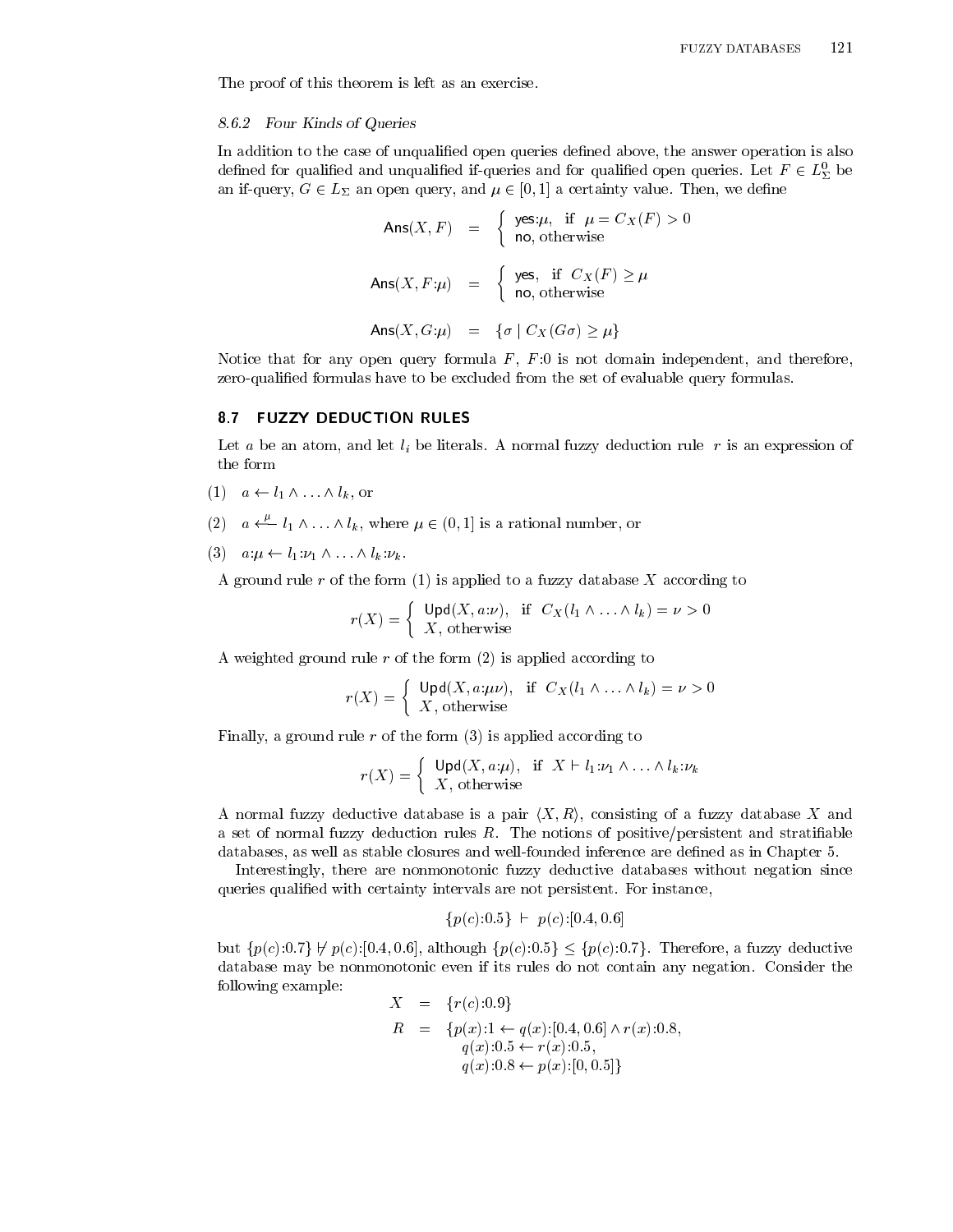The proof of this theorem is left as an exercise.

### 8.6.2 Four Kinds of Queries

In addition to the case of unqualified open queries defined above, the answer operation is also defined for qualified and unqualified if-queries and for qualified open queries. Let $F \in L^0_\Sigma$ be an if-query, $G \in L_\Sigma$ an open query, and $\mu \in [0,1]$ a certainty value. Then, we define

$$\mathsf{Ans}(X, F) \;=\; \begin{cases} \mathsf{yes}{:}\mu, & \text{if } \;\mu = C_X(F) > 0 \\ \mathsf{no}, \text{ otherwise} \end{cases}$$

$$\mathsf{Ans}(X, F{:}\mu) \;=\; \begin{cases} \mathsf{yes}, & \text{if } \;C_X(F) \geq \mu \\ \mathsf{no}, \text{ otherwise} \end{cases}$$

$$\mathsf{Ans}(X, G{:}\mu) \;=\; \{\sigma \mid C_X(G\sigma) \geq \mu\}$$

Notice that for any open query formula $F$, $F{:}0$ is not domain independent, and therefore, zero-qualified formulas have to be excluded from the set of evaluable query formulas.

## 8.7 FUZZY DEDUCTION RULES

Let $a$ be an atom, and let $l_i$ be literals. A normal fuzzy deduction rule $r$ is an expression of the form

(1) $a \leftarrow l_1 \wedge \ldots \wedge l_k$, or

(2) $a \xleftarrow{\mu} l_1 \wedge \ldots \wedge l_k$, where $\mu \in (0,1]$ is a rational number, or

(3) $a{:}\mu \leftarrow l_1{:}\nu_1 \wedge \ldots \wedge l_k{:}\nu_k$.

A ground rule $r$ of the form (1) is applied to a fuzzy database $X$ according to

$$r(X) = \begin{cases} \mathsf{Upd}(X, a{:}\nu), & \text{if } \;C_X(l_1 \wedge \ldots \wedge l_k) = \nu > 0 \\ X, \text{ otherwise} \end{cases}$$

A weighted ground rule $r$ of the form (2) is applied according to

$$r(X) = \begin{cases} \mathsf{Upd}(X, a{:}\mu\nu), & \text{if } \;C_X(l_1 \wedge \ldots \wedge l_k) = \nu > 0 \\ X, \text{ otherwise} \end{cases}$$

Finally, a ground rule $r$ of the form (3) is applied according to

$$r(X) = \begin{cases} \mathsf{Upd}(X, a{:}\mu), & \text{if } \;X \vdash l_1{:}\nu_1 \wedge \ldots \wedge l_k{:}\nu_k \\ X, \text{ otherwise} \end{cases}$$

A normal fuzzy deductive database is a pair $\langle X, R\rangle$, consisting of a fuzzy database $X$ and a set of normal fuzzy deduction rules $R$. The notions of positive/persistent and stratifiable databases, as well as stable closures and well-founded inference are defined as in Chapter 5.

Interestingly, there are nonmonotonic fuzzy deductive databases without negation since queries qualified with certainty intervals are not persistent. For instance,

$$\{p(c){:}0.5\} \;\vdash\; p(c){:}[0.4, 0.6]$$

but $\{p(c){:}0.7\} \not\vdash p(c){:}[0.4, 0.6]$, although $\{p(c){:}0.5\} \leq \{p(c){:}0.7\}$. Therefore, a fuzzy deductive database may be nonmonotonic even if its rules do not contain any negation. Consider the following example:

$$\begin{aligned} X &= \{r(c){:}0.9\} \\ R &= \{p(x){:}1 \leftarrow q(x){:}[0.4, 0.6] \wedge r(x){:}0.8, \\ &\qquad q(x){:}0.5 \leftarrow r(x){:}0.5, \\ &\qquad q(x){:}0.8 \leftarrow p(x){:}[0, 0.5]\} \end{aligned}$$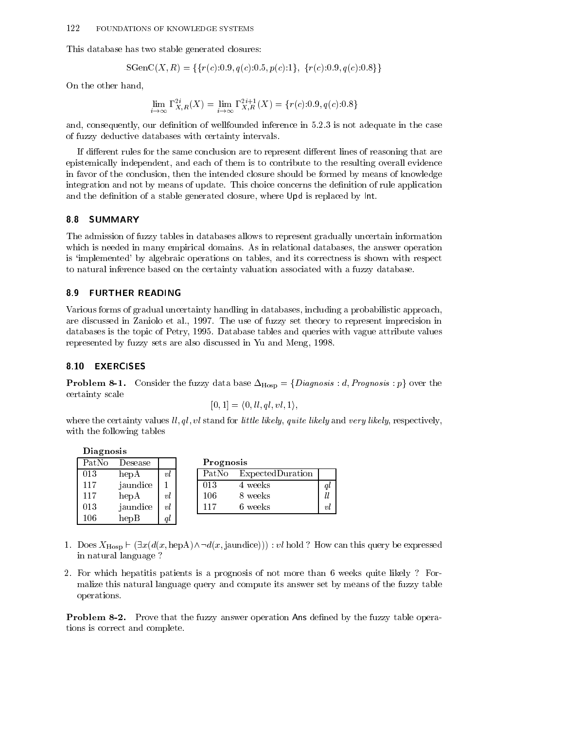This database has two stable generated closures:

$$\text{SGenC}(X, R) = \{\{r(c){:}0.9, q(c){:}0.5, p(c){:}1\},\ \{r(c){:}0.9, q(c){:}0.8\}\}$$

On the other hand,

$$\lim_{i\to\infty} \Gamma^{2i}_{X,R}(X) = \lim_{i\to\infty} \Gamma^{2i+1}_{X,R}(X) = \{r(c){:}0.9, q(c){:}0.8\}$$

and, consequently, our definition of wellfounded inference in 5.2.3 is not adequate in the case of fuzzy deductive databases with certainty intervals.

If different rules for the same conclusion are to represent different lines of reasoning that are epistemically independent, and each of them is to contribute to the resulting overall evidence in favor of the conclusion, then the intended closure should be formed by means of knowledge integration and not by means of update. This choice concerns the definition of rule application and the definition of a stable generated closure, where Upd is replaced by Int.

## 8.8 SUMMARY

The admission of fuzzy tables in databases allows to represent gradually uncertain information which is needed in many empirical domains. As in relational databases, the answer operation is 'implemented' by algebraic operations on tables, and its correctness is shown with respect to natural inference based on the certainty valuation associated with a fuzzy database.

## 8.9 FURTHER READING

Various forms of gradual uncertainty handling in databases, including a probabilistic approach, are discussed in Zaniolo et al., 1997. The use of fuzzy set theory to represent imprecision in databases is the topic of Petry, 1995. Database tables and queries with vague attribute values represented by fuzzy sets are also discussed in Yu and Meng, 1998.

## 8.10 EXERCISES

**Problem 8-1.** Consider the fuzzy data base $\Delta_{\text{Hosp}} = \{\textit{Diagnosis} : d, \textit{Prognosis} : p\}$ over the certainty scale

$$[0, 1] = \langle 0, ll, ql, vl, 1\rangle,$$

where the certainty values $ll, ql, vl$ stand for *little likely*, *quite likely* and *very likely*, respectively, with the following tables

**Diagnosis**

| PatNo | Desease | |
|---|---|---|
| 013 | hepA | $vl$ |
| 117 | jaundice | 1 |
| 117 | hepA | $vl$ |
| 013 | jaundice | $vl$ |
| 106 | hepB | $ql$ |

**Prognosis**

| PatNo | ExpectedDuration | |
|---|---|---|
| 013 | 4 weeks | $ql$ |
| 106 | 8 weeks | $ll$ |
| 117 | 6 weeks | $vl$ |

1. Does $X_{\text{Hosp}} \vdash (\exists x(d(x, \text{hepA}) \wedge \neg d(x, \text{jaundice}))) : vl$ hold ? How can this query be expressed in natural language ?

2. For which hepatitis patients is a prognosis of not more than 6 weeks quite likely ? Formalize this natural language query and compute its answer set by means of the fuzzy table operations.

**Problem 8-2.** Prove that the fuzzy answer operation Ans defined by the fuzzy table operations is correct and complete.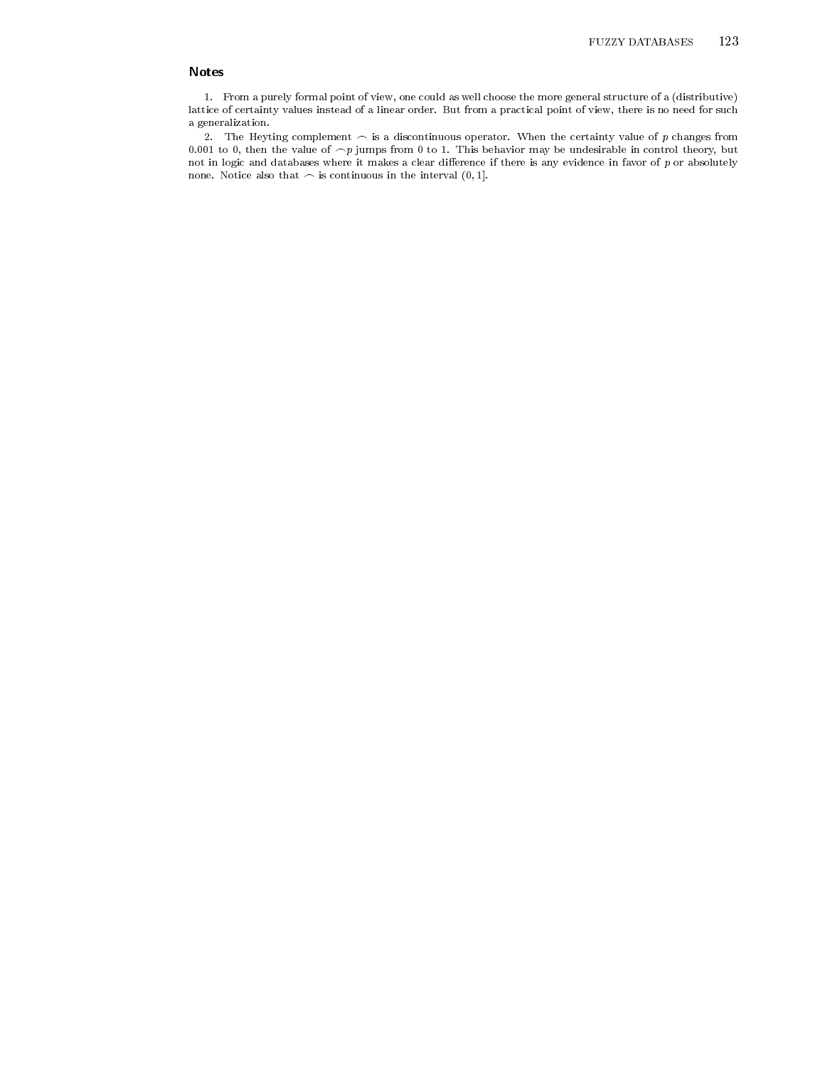## Notes

1. From a purely formal point of view, one could as well choose the more general structure of a (distributive) lattice of certainty values instead of a linear order. But from a practical point of view, there is no need for such a generalization.

2. The Heyting complement $\frown$ is a discontinuous operator. When the certainty value of $p$ changes from 0.001 to 0, then the value of $\frown p$ jumps from 0 to 1. This behavior may be undesirable in control theory, but not in logic and databases where it makes a clear difference if there is any evidence in favor of $p$ or absolutely none. Notice also that $\frown$ is continuous in the interval $(0, 1]$.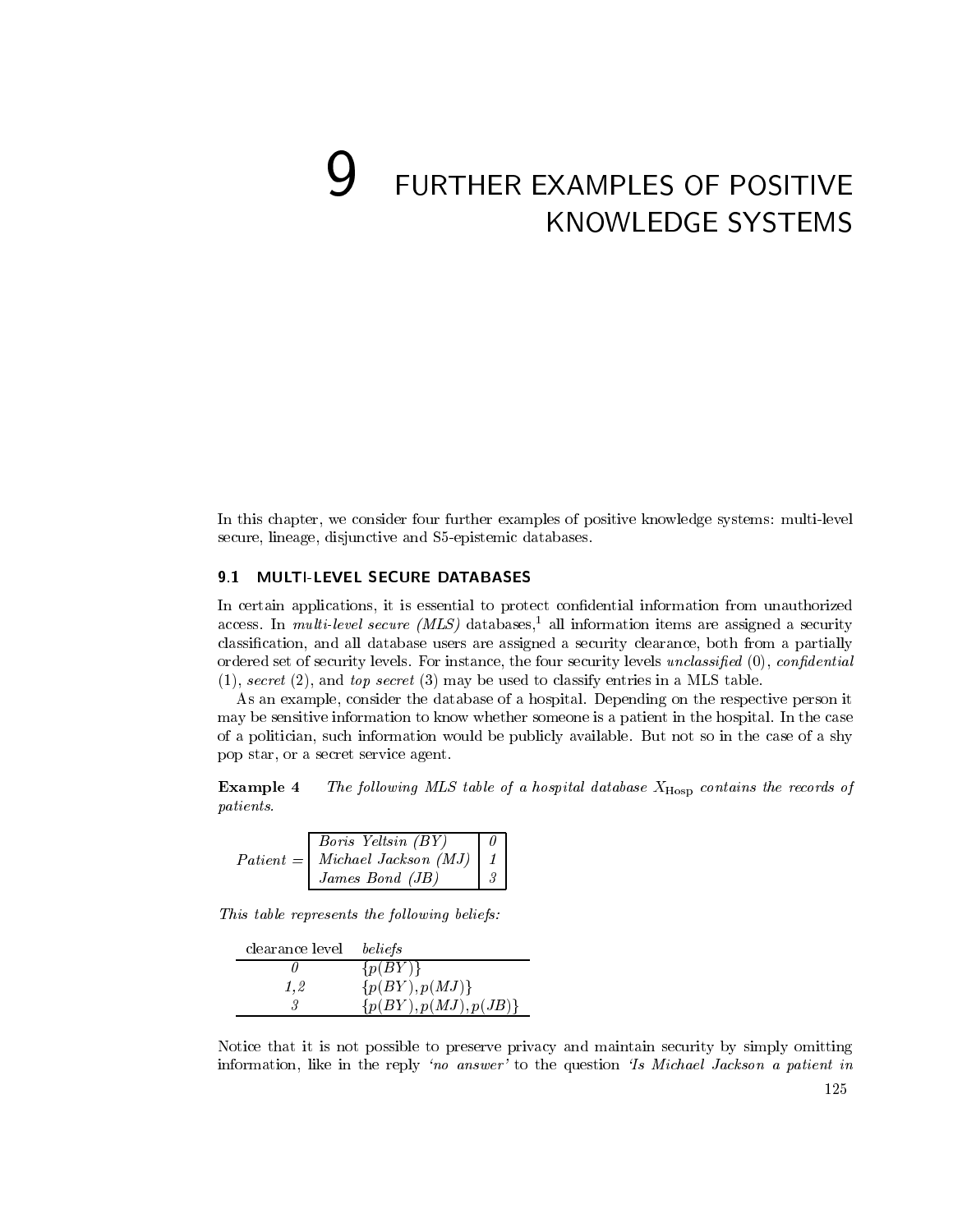# 9 FURTHER EXAMPLES OF POSITIVE KNOWLEDGE SYSTEMS

In this chapter, we consider four further examples of positive knowledge systems: multi-level secure, lineage, disjunctive and S5-epistemic databases.

## 9.1 MULTI-LEVEL SECURE DATABASES

In certain applications, it is essential to protect confidential information from unauthorized access. In *multi-level secure (MLS)* databases,[1] all information items are assigned a security classification, and all database users are assigned a security clearance, both from a partially ordered set of security levels. For instance, the four security levels *unclassified* (0), *confidential* (1), *secret* (2), and *top secret* (3) may be used to classify entries in a MLS table.

As an example, consider the database of a hospital. Depending on the respective person it may be sensitive information to know whether someone is a patient in the hospital. In the case of a politician, such information would be publicly available. But not so in the case of a shy pop star, or a secret service agent.

**Example 4** *The following MLS table of a hospital database $X_{\text{Hosp}}$ contains the records of patients.*

*Patient* =

| | |
|---|---|
| *Boris Yeltsin (BY)* | *0* |
| *Michael Jackson (MJ)* | *1* |
| *James Bond (JB)* | *3* |

*This table represents the following beliefs:*

| clearance level | *beliefs* |
|---|---|
| *0* | $\{p(BY)\}$ |
| *1,2* | $\{p(BY), p(MJ)\}$ |
| *3* | $\{p(BY), p(MJ), p(JB)\}$ |

Notice that it is not possible to preserve privacy and maintain security by simply omitting information, like in the reply *'no answer'* to the question *'Is Michael Jackson a patient in*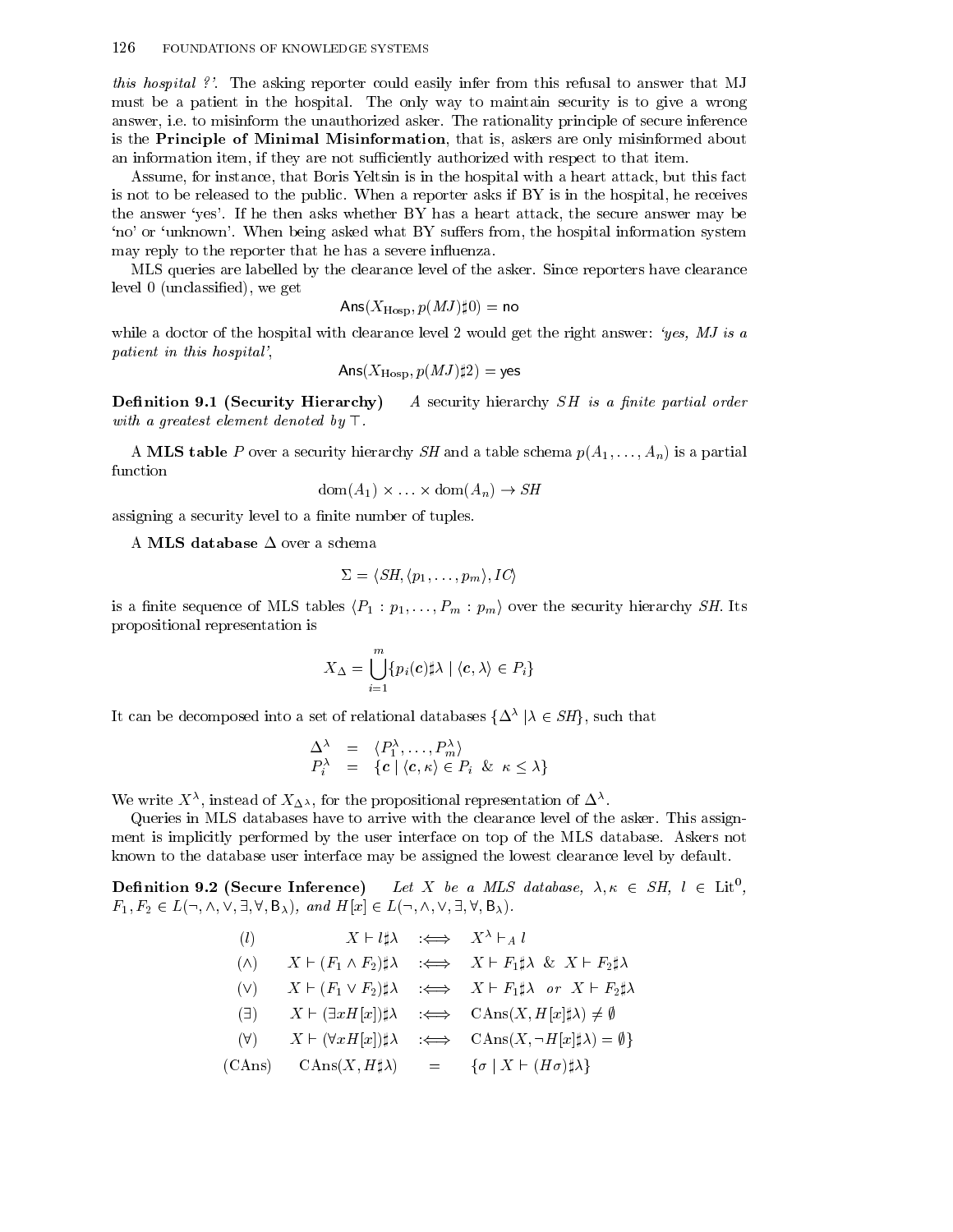*this hospital ?'*. The asking reporter could easily infer from this refusal to answer that MJ must be a patient in the hospital. The only way to maintain security is to give a wrong answer, i.e. to misinform the unauthorized asker. The rationality principle of secure inference is the **Principle of Minimal Misinformation**, that is, askers are only misinformed about an information item, if they are not sufficiently authorized with respect to that item.

Assume, for instance, that Boris Yeltsin is in the hospital with a heart attack, but this fact is not to be released to the public. When a reporter asks if BY is in the hospital, he receives the answer 'yes'. If he then asks whether BY has a heart attack, the secure answer may be 'no' or 'unknown'. When being asked what BY suffers from, the hospital information system may reply to the reporter that he has a severe influenza.

MLS queries are labelled by the clearance level of the asker. Since reporters have clearance level 0 (unclassified), we get

$$\mathsf{Ans}(X_{\mathrm{Hosp}}, p(MJ)\sharp 0) = \mathsf{no}$$

while a doctor of the hospital with clearance level 2 would get the right answer: *'yes, MJ is a patient in this hospital'*,

$$\mathsf{Ans}(X_{\mathrm{Hosp}}, p(MJ)\sharp 2) = \mathsf{yes}$$

**Definition 9.1 (Security Hierarchy)** *A security hierarchy $SH$ is a finite partial order with a greatest element denoted by $\top$.*

A **MLS table** $P$ over a security hierarchy $SH$ and a table schema $p(A_1, \ldots, A_n)$ is a partial function

$$\mathrm{dom}(A_1) \times \ldots \times \mathrm{dom}(A_n) \to SH$$

assigning a security level to a finite number of tuples.

A **MLS database** $\Delta$ over a schema

$$\Sigma = \langle SH, \langle p_1, \ldots, p_m\rangle, IC\rangle$$

is a finite sequence of MLS tables $\langle P_1 : p_1, \ldots, P_m : p_m\rangle$ over the security hierarchy $SH$. Its propositional representation is

$$X_\Delta = \bigcup_{i=1}^{m} \{p_i(\boldsymbol{c})\sharp\lambda \mid \langle \boldsymbol{c}, \lambda\rangle \in P_i\}$$

It can be decomposed into a set of relational databases $\{\Delta^\lambda \mid \lambda \in SH\}$, such that

$$\begin{array}{rcl} \Delta^\lambda & = & \langle P_1^\lambda, \ldots, P_m^\lambda\rangle \\ P_i^\lambda & = & \{\boldsymbol{c} \mid \langle \boldsymbol{c}, \kappa\rangle \in P_i \;\&\; \kappa \leq \lambda\} \end{array}$$

We write $X^\lambda$, instead of $X_{\Delta^\lambda}$, for the propositional representation of $\Delta^\lambda$.

Queries in MLS databases have to arrive with the clearance level of the asker. This assignment is implicitly performed by the user interface on top of the MLS database. Askers not known to the database user interface may be assigned the lowest clearance level by default.

**Definition 9.2 (Secure Inference)** *Let $X$ be a MLS database, $\lambda, \kappa \in SH$, $l \in \mathrm{Lit}^0$, $F_1, F_2 \in L(\neg, \wedge, \vee, \exists, \forall, \mathsf{B}_\lambda)$, and $H[x] \in L(\neg, \wedge, \vee, \exists, \forall, \mathsf{B}_\lambda)$.*

$$\begin{array}{lrcl}
(l) & X \vdash l\sharp\lambda & :\Longleftrightarrow & X^\lambda \vdash_A l \\
(\wedge) & X \vdash (F_1 \wedge F_2)\sharp\lambda & :\Longleftrightarrow & X \vdash F_1\sharp\lambda \;\&\; X \vdash F_2\sharp\lambda \\
(\vee) & X \vdash (F_1 \vee F_2)\sharp\lambda & :\Longleftrightarrow & X \vdash F_1\sharp\lambda \;\; or \;\; X \vdash F_2\sharp\lambda \\
(\exists) & X \vdash (\exists x H[x])\sharp\lambda & :\Longleftrightarrow & \mathrm{CAns}(X, H[x]\sharp\lambda) \neq \emptyset \\
(\forall) & X \vdash (\forall x H[x])\sharp\lambda & :\Longleftrightarrow & \mathrm{CAns}(X, \neg H[x]\sharp\lambda) = \emptyset\} \\
(\mathrm{CAns}) & \mathrm{CAns}(X, H\sharp\lambda) & = & \{\sigma \mid X \vdash (H\sigma)\sharp\lambda\}
\end{array}$$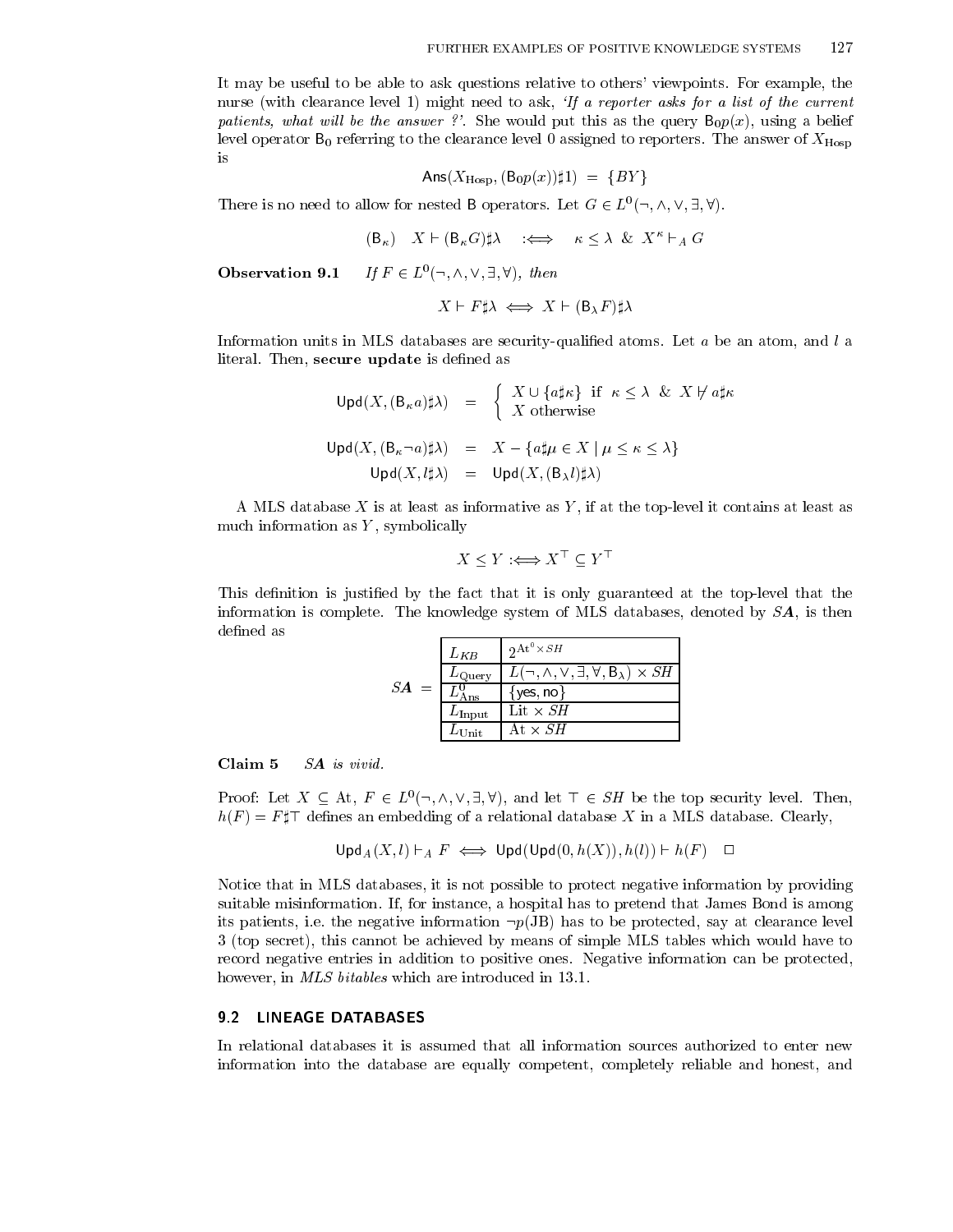It may be useful to be able to ask questions relative to others' viewpoints. For example, the nurse (with clearance level 1) might need to ask, *'If a reporter asks for a list of the current patients, what will be the answer ?'*. She would put this as the query $\mathsf{B}_0 p(x)$, using a belief level operator $\mathsf{B}_0$ referring to the clearance level 0 assigned to reporters. The answer of $X_{\text{Hosp}}$ is

$$\mathsf{Ans}(X_{\text{Hosp}}, (\mathsf{B}_0 p(x))\sharp 1) \;=\; \{BY\}$$

There is no need to allow for nested B operators. Let $G \in L^0(\neg, \wedge, \vee, \exists, \forall)$.

$$(\mathsf{B}_\kappa) \quad X \vdash (\mathsf{B}_\kappa G)\sharp\lambda \quad :\Longleftrightarrow \quad \kappa \leq \lambda \;\&\; X^\kappa \vdash_A G$$

**Observation 9.1** *If $F \in L^0(\neg, \wedge, \vee, \exists, \forall)$, then*

$$X \vdash F\sharp\lambda \iff X \vdash (\mathsf{B}_\lambda F)\sharp\lambda$$

Information units in MLS databases are security-qualified atoms. Let $a$ be an atom, and $l$ a literal. Then, **secure update** is defined as

$$\mathsf{Upd}(X, (\mathsf{B}_\kappa a)\sharp\lambda) \;=\; \begin{cases} X \cup \{a\sharp\kappa\} & \text{if } \kappa \leq \lambda \;\&\; X \not\vdash a\sharp\kappa \\ X & \text{otherwise} \end{cases}$$

$$\mathsf{Upd}(X, (\mathsf{B}_\kappa \neg a)\sharp\lambda) \;=\; X - \{a\sharp\mu \in X \mid \mu \leq \kappa \leq \lambda\}$$

$$\mathsf{Upd}(X, l\sharp\lambda) \;=\; \mathsf{Upd}(X, (\mathsf{B}_\lambda l)\sharp\lambda)$$

A MLS database $X$ is at least as informative as $Y$, if at the top-level it contains at least as much information as $Y$, symbolically

$$X \leq Y :\Longleftrightarrow X^\top \subseteq Y^\top$$

This definition is justified by the fact that it is only guaranteed at the top-level that the information is complete. The knowledge system of MLS databases, denoted by $\boldsymbol{SA}$, is then defined as

$\boldsymbol{SA}$ =

| | |
|---|---|
| $L_{KB}$ | $2^{\text{At}^0 \times SH}$ |
| $L_{\text{Query}}$ | $L(\neg, \wedge, \vee, \exists, \forall, \mathsf{B}_\lambda) \times SH$ |
| $L^0_{\text{Ans}}$ | $\{\mathsf{yes}, \mathsf{no}\}$ |
| $L_{\text{Input}}$ | $\text{Lit} \times SH$ |
| $L_{\text{Unit}}$ | $\text{At} \times SH$ |

**Claim 5** *$\boldsymbol{SA}$ is vivid.*

Proof: Let $X \subseteq \text{At}$, $F \in L^0(\neg, \wedge, \vee, \exists, \forall)$, and let $\top \in SH$ be the top security level. Then, $h(F) = F\sharp\top$ defines an embedding of a relational database $X$ in a MLS database. Clearly,

$$\mathsf{Upd}_A(X, l) \vdash_A F \iff \mathsf{Upd}(\mathsf{Upd}(0, h(X)), h(l)) \vdash h(F) \quad \Box$$

Notice that in MLS databases, it is not possible to protect negative information by providing suitable misinformation. If, for instance, a hospital has to pretend that James Bond is among its patients, i.e. the negative information $\neg p(\text{JB})$ has to be protected, say at clearance level 3 (top secret), this cannot be achieved by means of simple MLS tables which would have to record negative entries in addition to positive ones. Negative information can be protected, however, in *MLS bitables* which are introduced in 13.1.

## 9.2 LINEAGE DATABASES

In relational databases it is assumed that all information sources authorized to enter new information into the database are equally competent, completely reliable and honest, and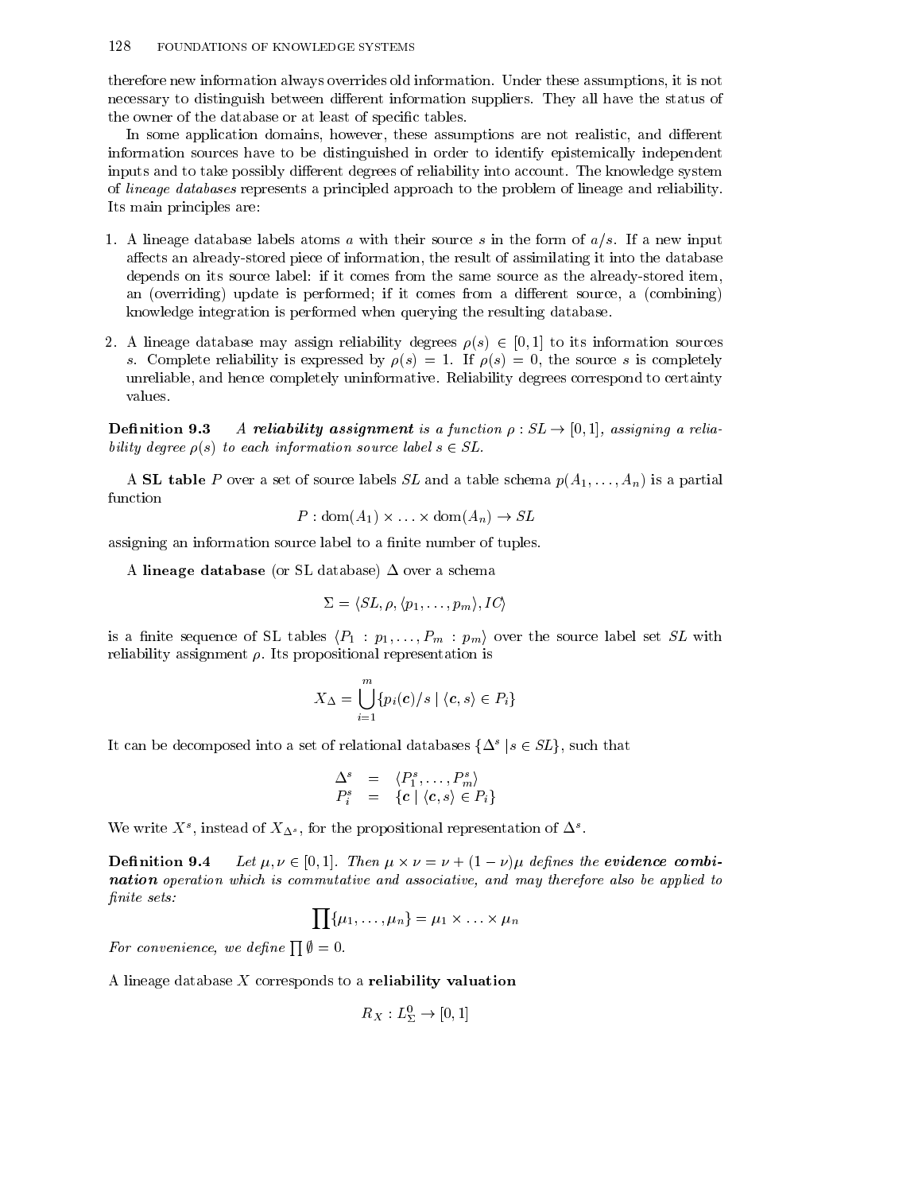therefore new information always overrides old information. Under these assumptions, it is not necessary to distinguish between different information suppliers. They all have the status of the owner of the database or at least of specific tables.

In some application domains, however, these assumptions are not realistic, and different information sources have to be distinguished in order to identify epistemically independent inputs and to take possibly different degrees of reliability into account. The knowledge system of *lineage databases* represents a principled approach to the problem of lineage and reliability. Its main principles are:

1. A lineage database labels atoms $a$ with their source $s$ in the form of $a/s$. If a new input affects an already-stored piece of information, the result of assimilating it into the database depends on its source label: if it comes from the same source as the already-stored item, an (overriding) update is performed; if it comes from a different source, a (combining) knowledge integration is performed when querying the resulting database.

2. A lineage database may assign reliability degrees $\rho(s) \in [0,1]$ to its information sources $s$. Complete reliability is expressed by $\rho(s) = 1$. If $\rho(s) = 0$, the source $s$ is completely unreliable, and hence completely uninformative. Reliability degrees correspond to certainty values.

**Definition 9.3** *A **reliability assignment** is a function $\rho : SL \to [0,1]$, assigning a reliability degree $\rho(s)$ to each information source label $s \in SL$.*

A **SL table** $P$ over a set of source labels $SL$ and a table schema $p(A_1, \ldots, A_n)$ is a partial function

$$P : \mathrm{dom}(A_1) \times \ldots \times \mathrm{dom}(A_n) \to SL$$

assigning an information source label to a finite number of tuples.

A **lineage database** (or SL database) $\Delta$ over a schema

$$\Sigma = \langle SL, \rho, \langle p_1, \ldots, p_m \rangle, IC \rangle$$

is a finite sequence of SL tables $\langle P_1 : p_1, \ldots, P_m : p_m \rangle$ over the source label set $SL$ with reliability assignment $\rho$. Its propositional representation is

$$X_\Delta = \bigcup_{i=1}^{m} \{ p_i(\boldsymbol{c})/s \mid \langle \boldsymbol{c}, s \rangle \in P_i \}$$

It can be decomposed into a set of relational databases $\{\Delta^s \mid s \in SL\}$, such that

$$\begin{aligned} \Delta^s &= \langle P_1^s, \ldots, P_m^s \rangle \\ P_i^s &= \{ \boldsymbol{c} \mid \langle \boldsymbol{c}, s \rangle \in P_i \} \end{aligned}$$

We write $X^s$, instead of $X_{\Delta^s}$, for the propositional representation of $\Delta^s$.

**Definition 9.4** *Let $\mu, \nu \in [0,1]$. Then $\mu \times \nu = \nu + (1-\nu)\mu$ defines the **evidence combination** operation which is commutative and associative, and may therefore also be applied to finite sets:*

$$\prod \{\mu_1, \ldots, \mu_n\} = \mu_1 \times \ldots \times \mu_n$$

*For convenience, we define $\prod \emptyset = 0$.*

A lineage database $X$ corresponds to a **reliability valuation**

$$R_X : L_\Sigma^0 \to [0,1]$$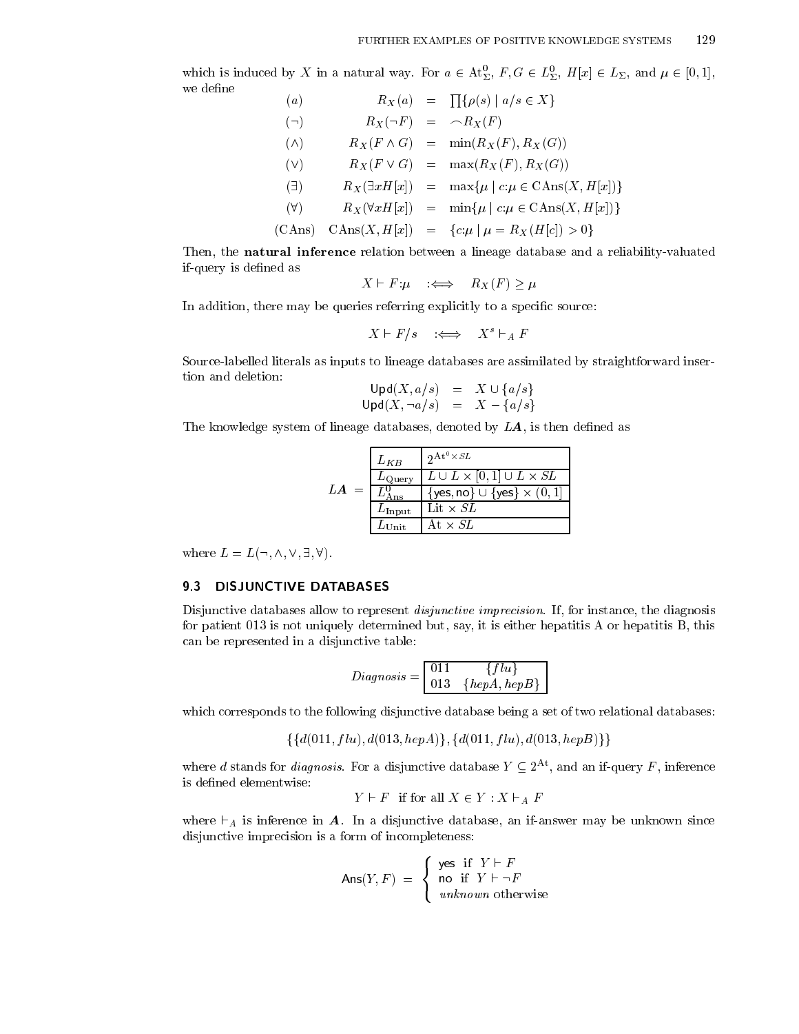which is induced by $X$ in a natural way. For $a \in \mathrm{At}^0_\Sigma$, $F, G \in L^0_\Sigma$, $H[x] \in L_\Sigma$, and $\mu \in [0,1]$, we define

$$
\begin{array}{lrcl}
(a) & R_X(a) & = & \coprod\{\rho(s) \mid a/s \in X\} \\
(\neg) & R_X(\neg F) & = & \frown R_X(F) \\
(\wedge) & R_X(F \wedge G) & = & \min(R_X(F), R_X(G)) \\
(\vee) & R_X(F \vee G) & = & \max(R_X(F), R_X(G)) \\
(\exists) & R_X(\exists x H[x]) & = & \max\{\mu \mid c{:}\mu \in \mathrm{CAns}(X, H[x])\} \\
(\forall) & R_X(\forall x H[x]) & = & \min\{\mu \mid c{:}\mu \in \mathrm{CAns}(X, H[x])\} \\
(\mathrm{CAns}) & \mathrm{CAns}(X, H[x]) & = & \{c{:}\mu \mid \mu = R_X(H[c]) > 0\}
\end{array}
$$

Then, the **natural inference** relation between a lineage database and a reliability-valuated if-query is defined as

$$X \vdash F{:}\mu \quad :\Longleftrightarrow \quad R_X(F) \geq \mu$$

In addition, there may be queries referring explicitly to a specific source:

$$X \vdash F/s \quad :\Longleftrightarrow \quad X^s \vdash_A F$$

Source-labelled literals as inputs to lineage databases are assimilated by straightforward insertion and deletion:

$$
\begin{array}{rcl}
\mathsf{Upd}(X, a/s) & = & X \cup \{a/s\} \\
\mathsf{Upd}(X, \neg a/s) & = & X - \{a/s\}
\end{array}
$$

The knowledge system of lineage databases, denoted by $\boldsymbol{LA}$, is then defined as

$\boldsymbol{LA}$ =

| | |
|---|---|
| $L_{KB}$ | $2^{\mathrm{At}^0 \times SL}$ |
| $L_{\mathrm{Query}}$ | $L \cup L \times [0,1] \cup L \times SL$ |
| $L^0_{\mathrm{Ans}}$ | $\{\mathsf{yes}, \mathsf{no}\} \cup \{\mathsf{yes}\} \times (0,1]$ |
| $L_{\mathrm{Input}}$ | $\mathrm{Lit} \times SL$ |
| $L_{\mathrm{Unit}}$ | $\mathrm{At} \times SL$ |

where $L = L(\neg, \wedge, \vee, \exists, \forall)$.

## 9.3 DISJUNCTIVE DATABASES

Disjunctive databases allow to represent *disjunctive imprecision*. If, for instance, the diagnosis for patient 013 is not uniquely determined but, say, it is either hepatitis A or hepatitis B, this can be represented in a disjunctive table:

*Diagnosis* =

| | |
|---|---|
| 011 | $\{flu\}$ |
| 013 | $\{hepA, hepB\}$ |

which corresponds to the following disjunctive database being a set of two relational databases:

$$\{\{d(011, flu), d(013, hepA)\}, \{d(011, flu), d(013, hepB)\}\}$$

where $d$ stands for *diagnosis*. For a disjunctive database $Y \subseteq 2^{\mathrm{At}}$, and an if-query $F$, inference is defined elementwise:

$$Y \vdash F \ \text{ if for all } X \in Y : X \vdash_A F$$

where $\vdash_A$ is inference in $\boldsymbol{A}$. In a disjunctive database, an if-answer may be unknown since disjunctive imprecision is a form of incompleteness:

$$
\mathsf{Ans}(Y, F) = \begin{cases} \mathsf{yes} \ \text{ if } \ Y \vdash F \\ \mathsf{no} \ \text{ if } \ Y \vdash \neg F \\ \textit{unknown} \text{ otherwise} \end{cases}
$$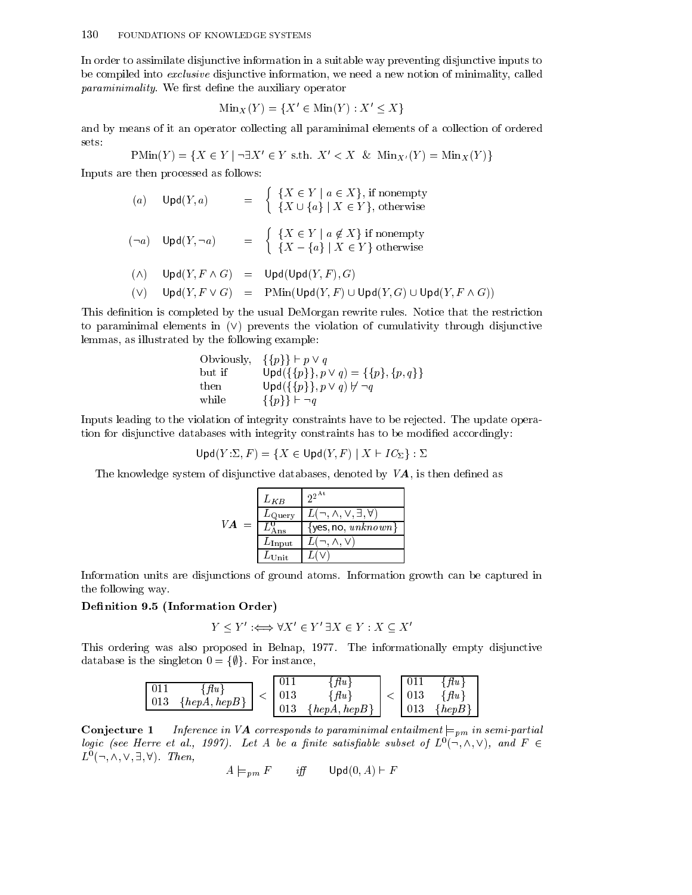In order to assimilate disjunctive information in a suitable way preventing disjunctive inputs to be compiled into *exclusive* disjunctive information, we need a new notion of minimality, called *paraminimality*. We first define the auxiliary operator

$$\mathrm{Min}_X(Y) = \{X' \in \mathrm{Min}(Y) : X' \leq X\}$$

and by means of it an operator collecting all paraminimal elements of a collection of ordered sets:

$$\mathrm{PMin}(Y) = \{X \in Y \mid \neg\exists X' \in Y \text{ s.th. } X' < X \;\;\&\;\; \mathrm{Min}_{X'}(Y) = \mathrm{Min}_X(Y)\}$$

Inputs are then processed as follows:

$$(a) \quad \mathsf{Upd}(Y,a) \quad = \quad \begin{cases} \{X \in Y \mid a \in X\}, \text{ if nonempty} \\ \{X \cup \{a\} \mid X \in Y\}, \text{ otherwise} \end{cases}$$

$$(\neg a) \quad \mathsf{Upd}(Y,\neg a) \quad = \quad \begin{cases} \{X \in Y \mid a \notin X\} \text{ if nonempty} \\ \{X - \{a\} \mid X \in Y\} \text{ otherwise} \end{cases}$$

$$(\wedge) \quad \mathsf{Upd}(Y, F \wedge G) \quad = \quad \mathsf{Upd}(\mathsf{Upd}(Y,F),G)$$

$$(\vee) \quad \mathsf{Upd}(Y, F \vee G) \quad = \quad \mathrm{PMin}(\mathsf{Upd}(Y,F) \cup \mathsf{Upd}(Y,G) \cup \mathsf{Upd}(Y, F \wedge G))$$

This definition is completed by the usual DeMorgan rewrite rules. Notice that the restriction to paraminimal elements in $(\vee)$ prevents the violation of cumulativity through disjunctive lemmas, as illustrated by the following example:

| | |
|---|---|
| Obviously, | $\{\{p\}\} \vdash p \vee q$ |
| but if | $\mathsf{Upd}(\{\{p\}\}, p \vee q) = \{\{p\},\{p,q\}\}$ |
| then | $\mathsf{Upd}(\{\{p\}\}, p \vee q) \nvdash \neg q$ |
| while | $\{\{p\}\} \vdash \neg q$ |

Inputs leading to the violation of integrity constraints have to be rejected. The update operation for disjunctive databases with integrity constraints has to be modified accordingly:

$$\mathsf{Upd}(Y{:}\Sigma, F) = \{X \in \mathsf{Upd}(Y,F) \mid X \vdash IC_\Sigma\} : \Sigma$$

The knowledge system of disjunctive databases, denoted by $\boldsymbol{VA}$, is then defined as

$\boldsymbol{VA}$ =

| | |
|---|---|
| $L_{KB}$ | $2^{2^{\mathrm{At}}}$ |
| $L_{\mathrm{Query}}$ | $L(\neg,\wedge,\vee,\exists,\forall)$ |
| $L^0_{\mathrm{Ans}}$ | $\{$yes, no, *unknown*$\}$ |
| $L_{\mathrm{Input}}$ | $L(\neg,\wedge,\vee)$ |
| $L_{\mathrm{Unit}}$ | $L(\vee)$ |

Information units are disjunctions of ground atoms. Information growth can be captured in the following way.

**Definition 9.5 (Information Order)**

$$Y \leq Y' :\Longleftrightarrow \forall X' \in Y' \; \exists X \in Y : X \subseteq X'$$

This ordering was also proposed in Belnap, 1977. The informationally empty disjunctive database is the singleton $0 = \{\emptyset\}$. For instance,

| | |
|---|---|
| 011 | $\{flu\}$ |
| 013 | $\{hepA, hepB\}$ |

$<$

| | |
|---|---|
| 011 | $\{flu\}$ |
| 013 | $\{flu\}$ |
| 013 | $\{hepA, hepB\}$ |

$<$

| | |
|---|---|
| 011 | $\{flu\}$ |
| 013 | $\{flu\}$ |
| 013 | $\{hepB\}$ |

**Conjecture 1** *Inference in* $\boldsymbol{VA}$ *corresponds to paraminimal entailment* $\models_{pm}$ *in semi-partial logic (see Herre et al., 1997). Let* $A$ *be a finite satisfiable subset of* $L^0(\neg,\wedge,\vee)$*, and* $F \in L^0(\neg,\wedge,\vee,\exists,\forall)$*. Then,*

$$A \models_{pm} F \qquad \textit{iff} \qquad \mathsf{Upd}(0,A) \vdash F$$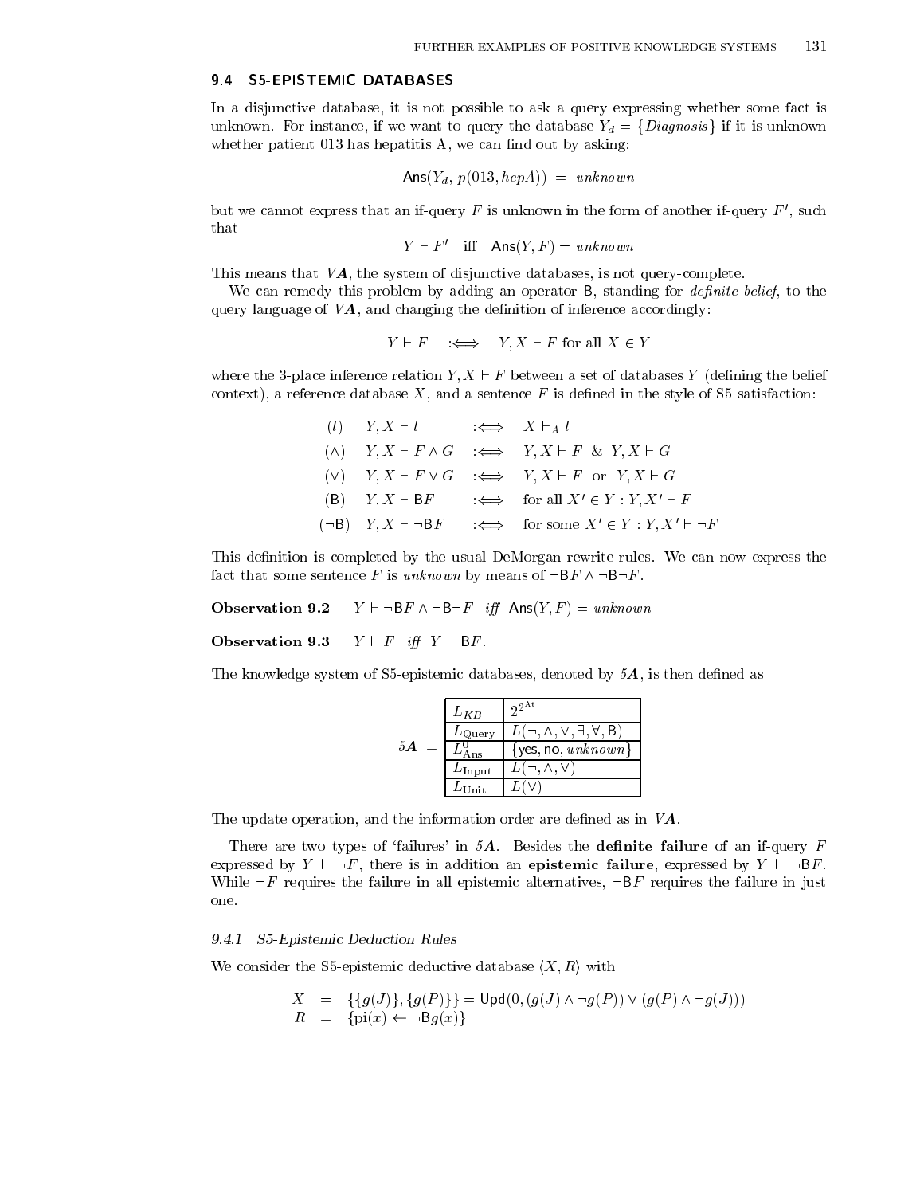## 9.4 S5-EPISTEMIC DATABASES

In a disjunctive database, it is not possible to ask a query expressing whether some fact is unknown. For instance, if we want to query the database $Y_d = \{Diagnosis\}$ if it is unknown whether patient 013 has hepatitis A, we can find out by asking:

$$\mathsf{Ans}(Y_d,\, p(013, hepA)) \;=\; unknown$$

but we cannot express that an if-query $F$ is unknown in the form of another if-query $F'$, such that

$$Y \vdash F' \quad \text{iff} \quad \mathsf{Ans}(Y, F) = unknown$$

This means that $V\boldsymbol{A}$, the system of disjunctive databases, is not query-complete.

We can remedy this problem by adding an operator $\mathsf{B}$, standing for *definite belief*, to the query language of $V\boldsymbol{A}$, and changing the definition of inference accordingly:

$$Y \vdash F \quad :\Longleftrightarrow \quad Y, X \vdash F \text{ for all } X \in Y$$

where the 3-place inference relation $Y, X \vdash F$ between a set of databases $Y$ (defining the belief context), a reference database $X$, and a sentence $F$ is defined in the style of S5 satisfaction:

$$
\begin{array}{lll}
(l) & Y, X \vdash l & :\Longleftrightarrow \quad X \vdash_A l \\
(\wedge) & Y, X \vdash F \wedge G & :\Longleftrightarrow \quad Y, X \vdash F \;\;\&\;\; Y, X \vdash G \\
(\vee) & Y, X \vdash F \vee G & :\Longleftrightarrow \quad Y, X \vdash F \;\text{ or }\; Y, X \vdash G \\
(\mathsf{B}) & Y, X \vdash \mathsf{B}F & :\Longleftrightarrow \quad \text{for all } X' \in Y : Y, X' \vdash F \\
(\neg\mathsf{B}) & Y, X \vdash \neg\mathsf{B}F & :\Longleftrightarrow \quad \text{for some } X' \in Y : Y, X' \vdash \neg F
\end{array}
$$

This definition is completed by the usual DeMorgan rewrite rules. We can now express the fact that some sentence $F$ is *unknown* by means of $\neg\mathsf{B}F \wedge \neg\mathsf{B}\neg F$.

**Observation 9.2** $\quad Y \vdash \neg\mathsf{B}F \wedge \neg\mathsf{B}\neg F$ *iff* $\mathsf{Ans}(Y, F) = unknown$

**Observation 9.3** $\quad Y \vdash F$ *iff* $Y \vdash \mathsf{B}F$.

The knowledge system of S5-epistemic databases, denoted by $5\boldsymbol{A}$, is then defined as

$5\boldsymbol{A} =$

| | |
|---|---|
| $L_{KB}$ | $2^{2^{\mathrm{At}}}$ |
| $L_{\mathrm{Query}}$ | $L(\neg, \wedge, \vee, \exists, \forall, \mathsf{B})$ |
| $L^0_{\mathrm{Ans}}$ | $\{\mathsf{yes}, \mathsf{no}, unknown\}$ |
| $L_{\mathrm{Input}}$ | $L(\neg, \wedge, \vee)$ |
| $L_{\mathrm{Unit}}$ | $L(\vee)$ |

The update operation, and the information order are defined as in $V\boldsymbol{A}$.

There are two types of 'failures' in $5\boldsymbol{A}$. Besides the **definite failure** of an if-query $F$ expressed by $Y \vdash \neg F$, there is in addition an **epistemic failure**, expressed by $Y \vdash \neg\mathsf{B}F$. While $\neg F$ requires the failure in all epistemic alternatives, $\neg\mathsf{B}F$ requires the failure in just one.

### 9.4.1 S5-Epistemic Deduction Rules

We consider the S5-epistemic deductive database $\langle X, R\rangle$ with

$$
\begin{array}{lll}
X & = & \{\{g(J)\}, \{g(P)\}\} = \mathsf{Upd}(0, (g(J) \wedge \neg g(P)) \vee (g(P) \wedge \neg g(J))) \\
R & = & \{\mathrm{pi}(x) \leftarrow \neg\mathsf{B}g(x)\}
\end{array}
$$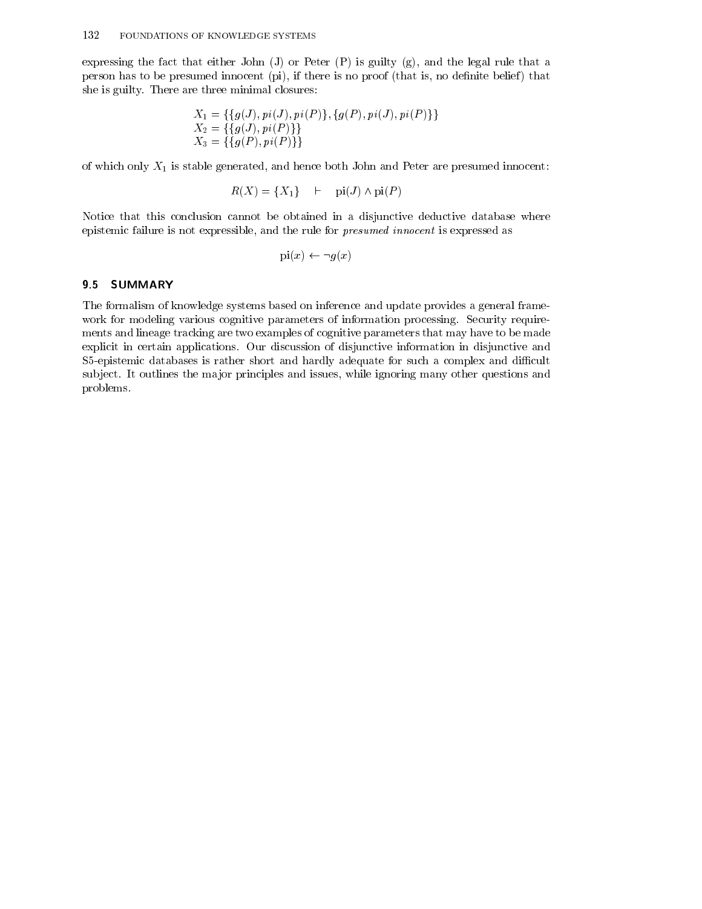expressing the fact that either John (J) or Peter (P) is guilty (g), and the legal rule that a person has to be presumed innocent (pi), if there is no proof (that is, no definite belief) that she is guilty. There are three minimal closures:

$$
\begin{aligned}
X_1 &= \{\{g(J), pi(J), pi(P)\}, \{g(P), pi(J), pi(P)\}\} \\
X_2 &= \{\{g(J), pi(P)\}\} \\
X_3 &= \{\{g(P), pi(P)\}\}
\end{aligned}
$$

of which only $X_1$ is stable generated, and hence both John and Peter are presumed innocent:

$$R(X) = \{X_1\} \quad \vdash \quad \mathrm{pi}(J) \wedge \mathrm{pi}(P)$$

Notice that this conclusion cannot be obtained in a disjunctive deductive database where epistemic failure is not expressible, and the rule for *presumed innocent* is expressed as

$$\mathrm{pi}(x) \leftarrow \neg g(x)$$

## 9.5 SUMMARY

The formalism of knowledge systems based on inference and update provides a general framework for modeling various cognitive parameters of information processing. Security requirements and lineage tracking are two examples of cognitive parameters that may have to be made explicit in certain applications. Our discussion of disjunctive information in disjunctive and S5-epistemic databases is rather short and hardly adequate for such a complex and difficult subject. It outlines the major principles and issues, while ignoring many other questions and problems.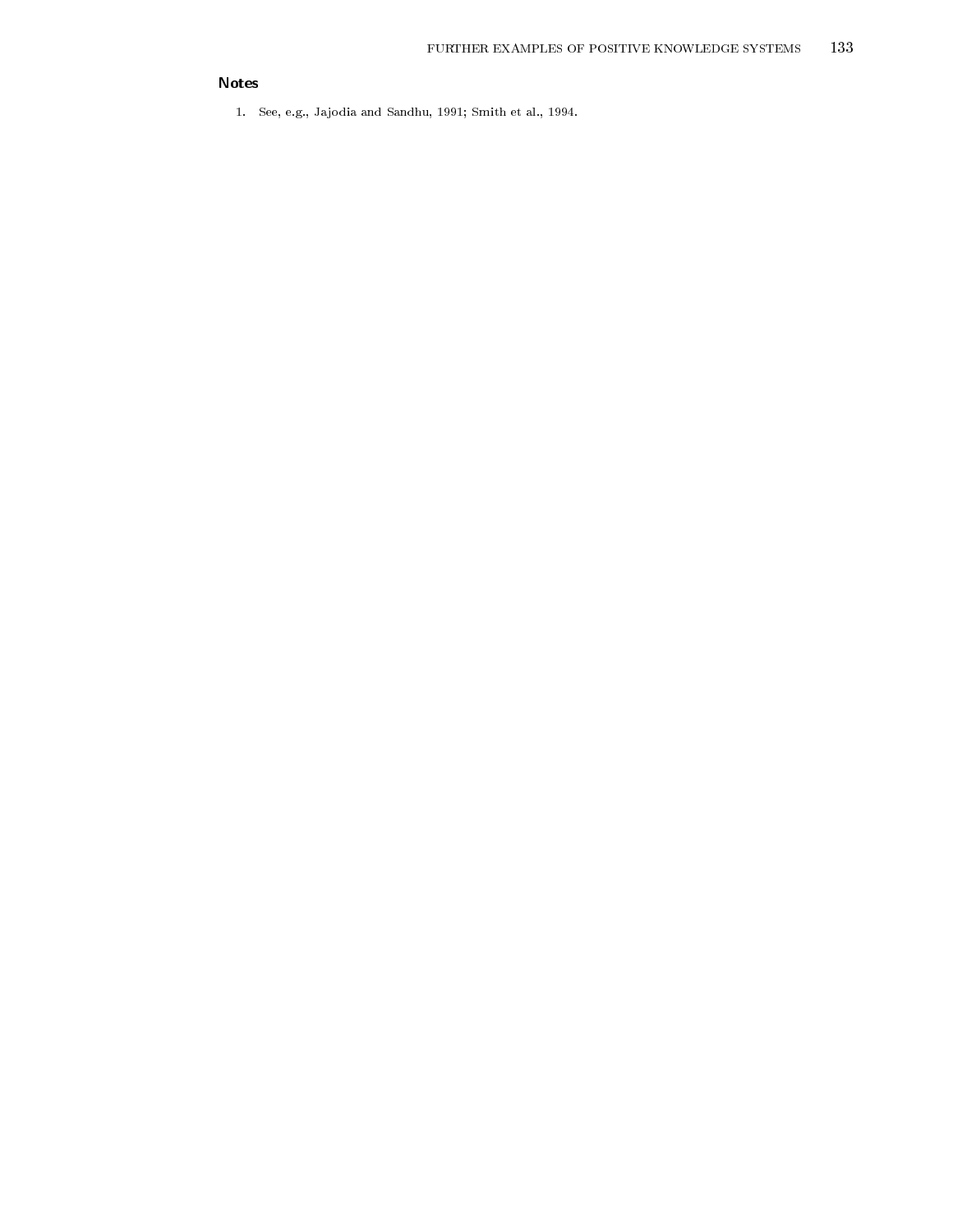## Notes

1. See, e.g., Jajodia and Sandhu, 1991; Smith et al., 1994.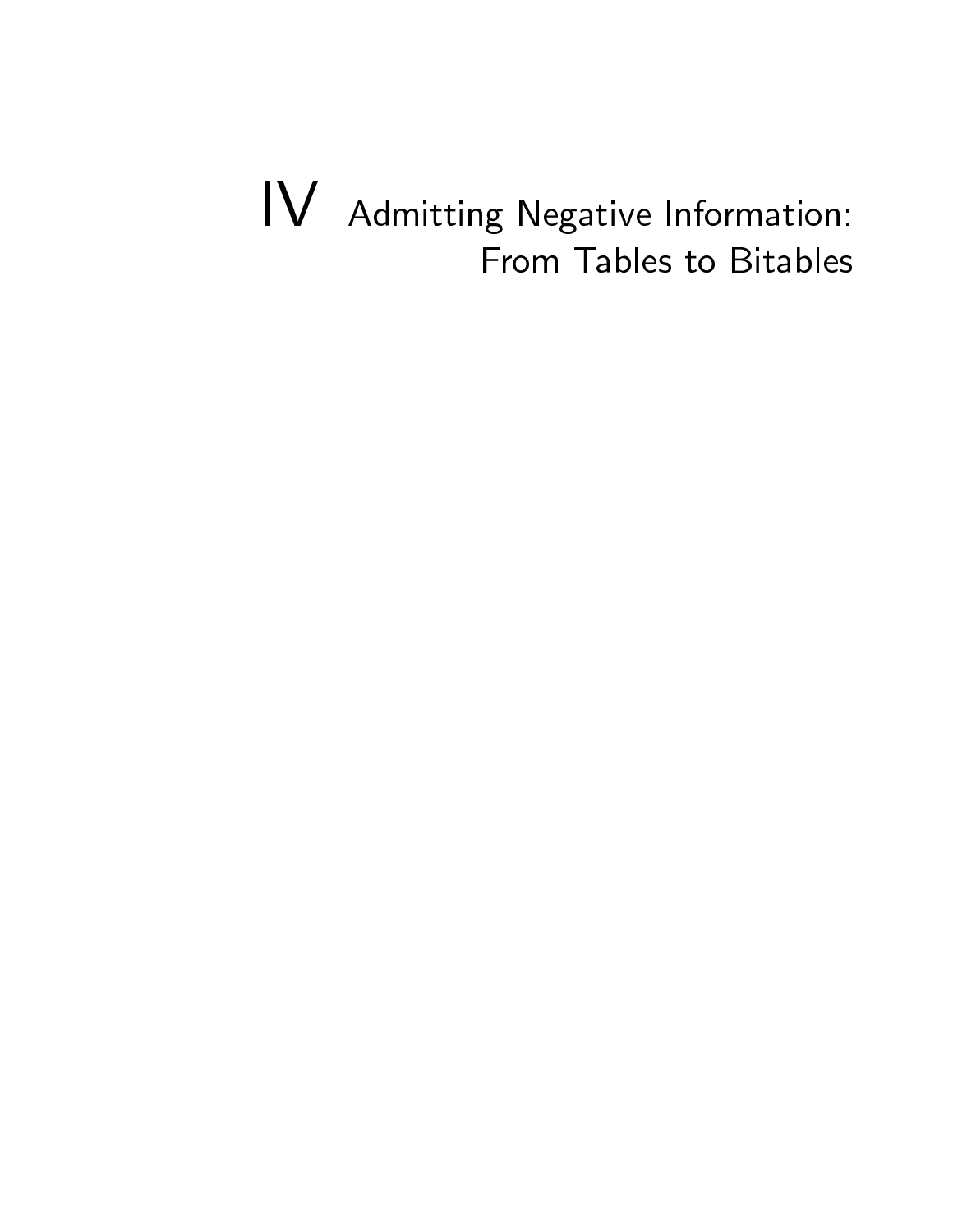# IV Admitting Negative Information: From Tables to Bitables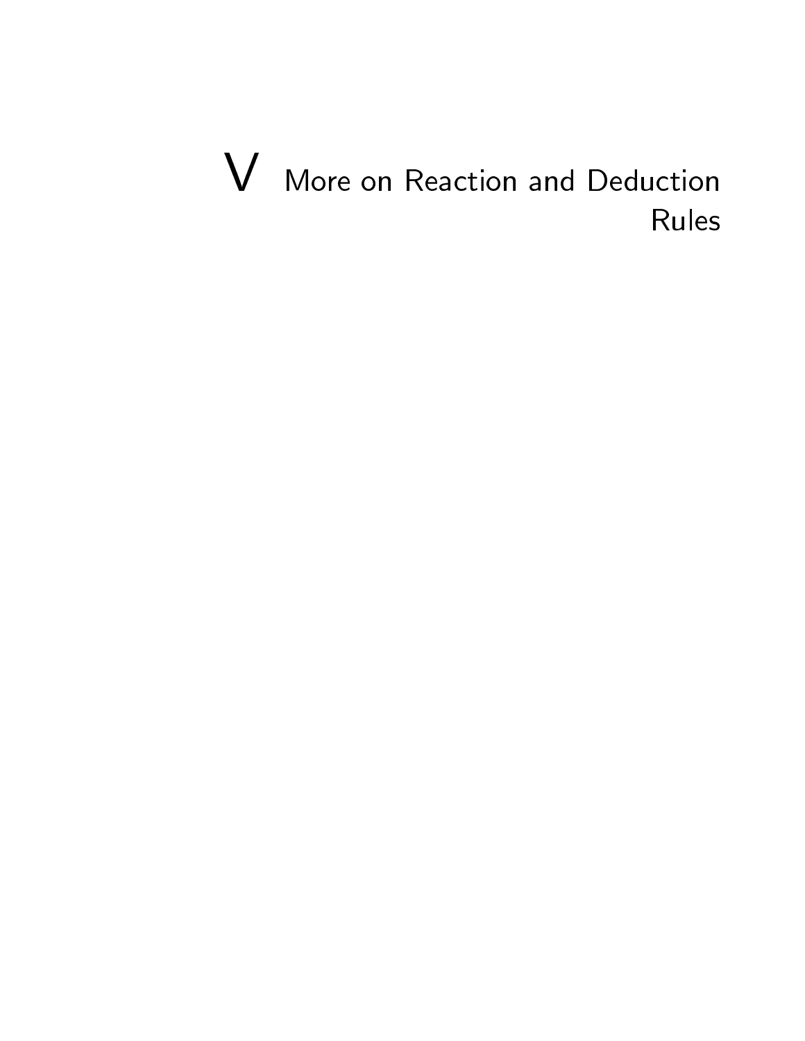# V More on Reaction and Deduction Rules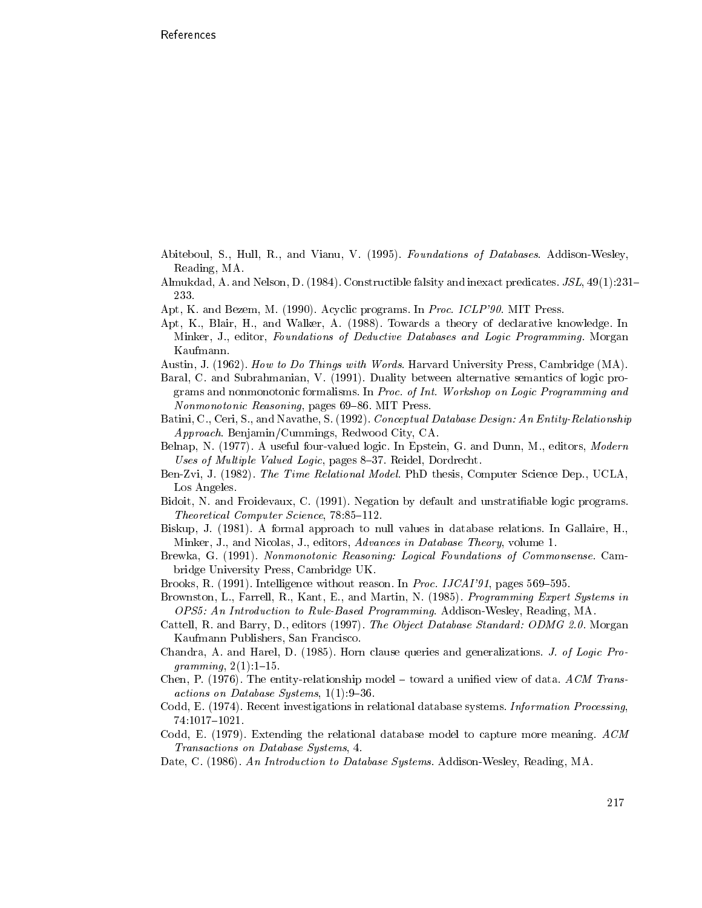Abiteboul, S., Hull, R., and Vianu, V. (1995). *Foundations of Databases*. Addison-Wesley, Reading, MA.

Almukdad, A. and Nelson, D. (1984). Constructible falsity and inexact predicates. *JSL*, 49(1):231–233.

Apt, K. and Bezem, M. (1990). Acyclic programs. In *Proc. ICLP'90*. MIT Press.

Apt, K., Blair, H., and Walker, A. (1988). Towards a theory of declarative knowledge. In Minker, J., editor, *Foundations of Deductive Databases and Logic Programming*. Morgan Kaufmann.

Austin, J. (1962). *How to Do Things with Words*. Harvard University Press, Cambridge (MA).

Baral, C. and Subrahmanian, V. (1991). Duality between alternative semantics of logic programs and nonmonotonic formalisms. In *Proc. of Int. Workshop on Logic Programming and Nonmonotonic Reasoning*, pages 69–86. MIT Press.

Batini, C., Ceri, S., and Navathe, S. (1992). *Conceptual Database Design: An Entity-Relationship Approach*. Benjamin/Cummings, Redwood City, CA.

Belnap, N. (1977). A useful four-valued logic. In Epstein, G. and Dunn, M., editors, *Modern Uses of Multiple Valued Logic*, pages 8–37. Reidel, Dordrecht.

Ben-Zvi, J. (1982). *The Time Relational Model*. PhD thesis, Computer Science Dep., UCLA, Los Angeles.

Bidoit, N. and Froidevaux, C. (1991). Negation by default and unstratifiable logic programs. *Theoretical Computer Science*, 78:85–112.

Biskup, J. (1981). A formal approach to null values in database relations. In Gallaire, H., Minker, J., and Nicolas, J., editors, *Advances in Database Theory*, volume 1.

Brewka, G. (1991). *Nonmonotonic Reasoning: Logical Foundations of Commonsense*. Cambridge University Press, Cambridge UK.

Brooks, R. (1991). Intelligence without reason. In *Proc. IJCAI'91*, pages 569–595.

Brownston, L., Farrell, R., Kant, E., and Martin, N. (1985). *Programming Expert Systems in OPS5: An Introduction to Rule-Based Programming*. Addison-Wesley, Reading, MA.

Cattell, R. and Barry, D., editors (1997). *The Object Database Standard: ODMG 2.0*. Morgan Kaufmann Publishers, San Francisco.

Chandra, A. and Harel, D. (1985). Horn clause queries and generalizations. *J. of Logic Programming*, 2(1):1–15.

Chen, P. (1976). The entity-relationship model – toward a unified view of data. *ACM Transactions on Database Systems*, 1(1):9–36.

Codd, E. (1974). Recent investigations in relational database systems. *Information Processing*, 74:1017–1021.

Codd, E. (1979). Extending the relational database model to capture more meaning. *ACM Transactions on Database Systems*, 4.

Date, C. (1986). *An Introduction to Database Systems*. Addison-Wesley, Reading, MA.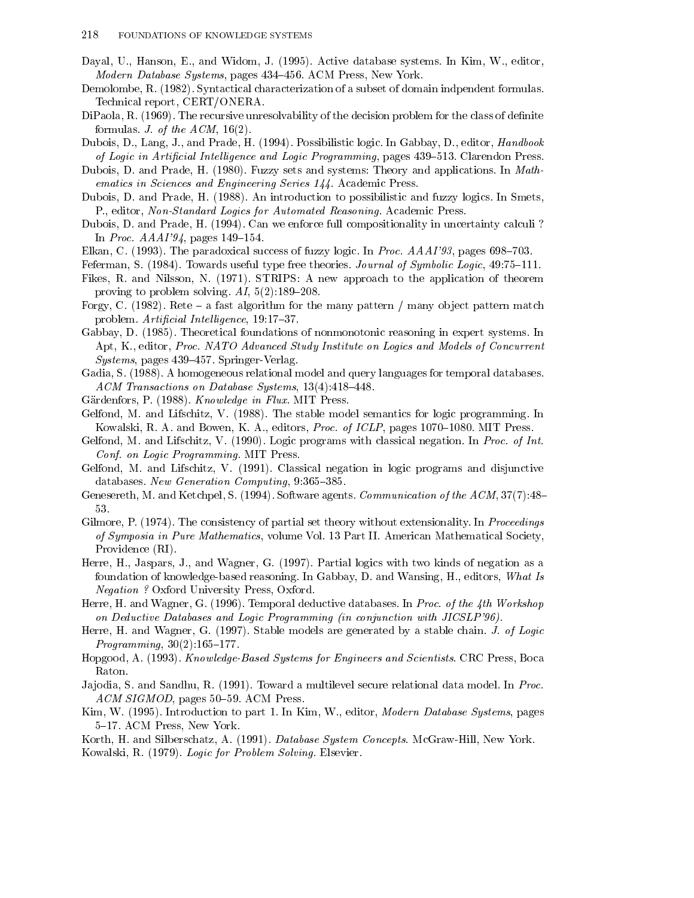Dayal, U., Hanson, E., and Widom, J. (1995). Active database systems. In Kim, W., editor, *Modern Database Systems*, pages 434–456. ACM Press, New York.

Demolombe, R. (1982). Syntactical characterization of a subset of domain indpendent formulas. Technical report, CERT/ONERA.

DiPaola, R. (1969). The recursive unresolvability of the decision problem for the class of definite formulas. *J. of the ACM*, 16(2).

Dubois, D., Lang, J., and Prade, H. (1994). Possibilistic logic. In Gabbay, D., editor, *Handbook of Logic in Artificial Intelligence and Logic Programming*, pages 439–513. Clarendon Press.

Dubois, D. and Prade, H. (1980). Fuzzy sets and systems: Theory and applications. In *Mathematics in Sciences and Engineering Series 144*. Academic Press.

Dubois, D. and Prade, H. (1988). An introduction to possibilistic and fuzzy logics. In Smets, P., editor, *Non-Standard Logics for Automated Reasoning*. Academic Press.

Dubois, D. and Prade, H. (1994). Can we enforce full compositionality in uncertainty calculi ? In *Proc. AAAI'94*, pages 149–154.

Elkan, C. (1993). The paradoxical success of fuzzy logic. In *Proc. AAAI'93*, pages 698–703.

Feferman, S. (1984). Towards useful type free theories. *Journal of Symbolic Logic*, 49:75–111.

Fikes, R. and Nilsson, N. (1971). STRIPS: A new approach to the application of theorem proving to problem solving. *AI*, 5(2):189–208.

Forgy, C. (1982). Rete – a fast algorithm for the many pattern / many object pattern match problem. *Artificial Intelligence*, 19:17–37.

Gabbay, D. (1985). Theoretical foundations of nonmonotonic reasoning in expert systems. In Apt, K., editor, *Proc. NATO Advanced Study Institute on Logics and Models of Concurrent Systems*, pages 439–457. Springer-Verlag.

Gadia, S. (1988). A homogeneous relational model and query languages for temporal databases. *ACM Transactions on Database Systems*, 13(4):418–448.

Gärdenfors, P. (1988). *Knowledge in Flux*. MIT Press.

Gelfond, M. and Lifschitz, V. (1988). The stable model semantics for logic programming. In Kowalski, R. A. and Bowen, K. A., editors, *Proc. of ICLP*, pages 1070–1080. MIT Press.

Gelfond, M. and Lifschitz, V. (1990). Logic programs with classical negation. In *Proc. of Int. Conf. on Logic Programming*. MIT Press.

Gelfond, M. and Lifschitz, V. (1991). Classical negation in logic programs and disjunctive databases. *New Generation Computing*, 9:365–385.

Genesereth, M. and Ketchpel, S. (1994). Software agents. *Communication of the ACM*, 37(7):48–53.

Gilmore, P. (1974). The consistency of partial set theory without extensionality. In *Proceedings of Symposia in Pure Mathematics*, volume Vol. 13 Part II. American Mathematical Society, Providence (RI).

Herre, H., Jaspars, J., and Wagner, G. (1997). Partial logics with two kinds of negation as a foundation of knowledge-based reasoning. In Gabbay, D. and Wansing, H., editors, *What Is Negation ?* Oxford University Press, Oxford.

Herre, H. and Wagner, G. (1996). Temporal deductive databases. In *Proc. of the 4th Workshop on Deductive Databases and Logic Programming (in conjunction with JICSLP'96)*.

Herre, H. and Wagner, G. (1997). Stable models are generated by a stable chain. *J. of Logic Programming*, 30(2):165–177.

Hopgood, A. (1993). *Knowledge-Based Systems for Engineers and Scientists*. CRC Press, Boca Raton.

Jajodia, S. and Sandhu, R. (1991). Toward a multilevel secure relational data model. In *Proc. ACM SIGMOD*, pages 50–59. ACM Press.

Kim, W. (1995). Introduction to part 1. In Kim, W., editor, *Modern Database Systems*, pages 5–17. ACM Press, New York.

Korth, H. and Silberschatz, A. (1991). *Database System Concepts*. McGraw-Hill, New York.

Kowalski, R. (1979). *Logic for Problem Solving*. Elsevier.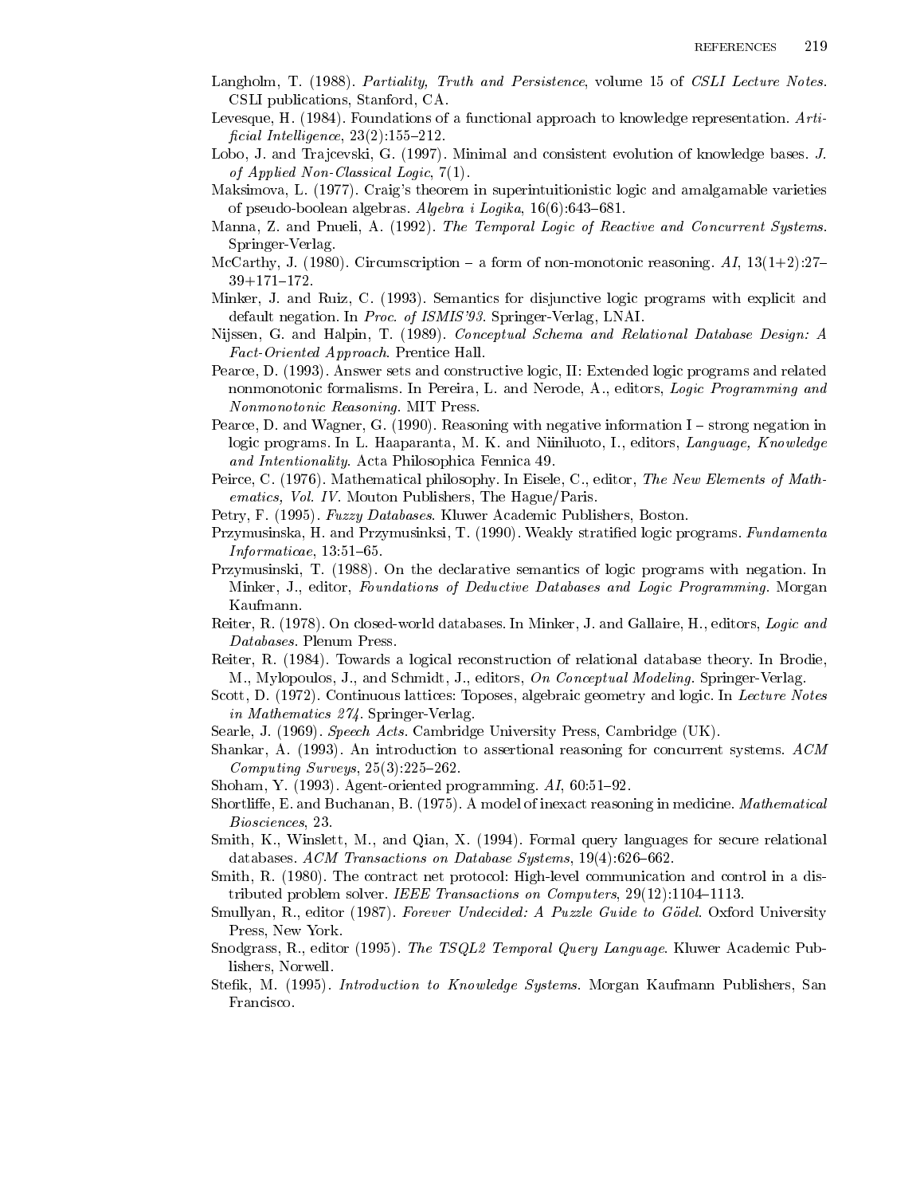Langholm, T. (1988). *Partiality, Truth and Persistence*, volume 15 of *CSLI Lecture Notes*. CSLI publications, Stanford, CA.

Levesque, H. (1984). Foundations of a functional approach to knowledge representation. *Artificial Intelligence*, 23(2):155–212.

Lobo, J. and Trajcevski, G. (1997). Minimal and consistent evolution of knowledge bases. *J. of Applied Non-Classical Logic*, 7(1).

Maksimova, L. (1977). Craig's theorem in superintuitionistic logic and amalgamable varieties of pseudo-boolean algebras. *Algebra i Logika*, 16(6):643–681.

Manna, Z. and Pnueli, A. (1992). *The Temporal Logic of Reactive and Concurrent Systems*. Springer-Verlag.

McCarthy, J. (1980). Circumscription – a form of non-monotonic reasoning. *AI*, 13(1+2):27–39+171–172.

Minker, J. and Ruiz, C. (1993). Semantics for disjunctive logic programs with explicit and default negation. In *Proc. of ISMIS'93*. Springer-Verlag, LNAI.

Nijssen, G. and Halpin, T. (1989). *Conceptual Schema and Relational Database Design: A Fact-Oriented Approach*. Prentice Hall.

Pearce, D. (1993). Answer sets and constructive logic, II: Extended logic programs and related nonmonotonic formalisms. In Pereira, L. and Nerode, A., editors, *Logic Programming and Nonmonotonic Reasoning*. MIT Press.

Pearce, D. and Wagner, G. (1990). Reasoning with negative information I – strong negation in logic programs. In L. Haaparanta, M. K. and Niiniluoto, I., editors, *Language, Knowledge and Intentionality*. Acta Philosophica Fennica 49.

Peirce, C. (1976). Mathematical philosophy. In Eisele, C., editor, *The New Elements of Mathematics, Vol. IV*. Mouton Publishers, The Hague/Paris.

Petry, F. (1995). *Fuzzy Databases*. Kluwer Academic Publishers, Boston.

Przymusinska, H. and Przymusinksi, T. (1990). Weakly stratified logic programs. *Fundamenta Informaticae*, 13:51–65.

Przymusinski, T. (1988). On the declarative semantics of logic programs with negation. In Minker, J., editor, *Foundations of Deductive Databases and Logic Programming*. Morgan Kaufmann.

Reiter, R. (1978). On closed-world databases. In Minker, J. and Gallaire, H., editors, *Logic and Databases*. Plenum Press.

Reiter, R. (1984). Towards a logical reconstruction of relational database theory. In Brodie, M., Mylopoulos, J., and Schmidt, J., editors, *On Conceptual Modeling*. Springer-Verlag.

Scott, D. (1972). Continuous lattices: Toposes, algebraic geometry and logic. In *Lecture Notes in Mathematics 274*. Springer-Verlag.

Searle, J. (1969). *Speech Acts*. Cambridge University Press, Cambridge (UK).

Shankar, A. (1993). An introduction to assertional reasoning for concurrent systems. *ACM Computing Surveys*, 25(3):225–262.

Shoham, Y. (1993). Agent-oriented programming. *AI*, 60:51–92.

Shortliffe, E. and Buchanan, B. (1975). A model of inexact reasoning in medicine. *Mathematical Biosciences*, 23.

Smith, K., Winslett, M., and Qian, X. (1994). Formal query languages for secure relational databases. *ACM Transactions on Database Systems*, 19(4):626–662.

Smith, R. (1980). The contract net protocol: High-level communication and control in a distributed problem solver. *IEEE Transactions on Computers*, 29(12):1104–1113.

Smullyan, R., editor (1987). *Forever Undecided: A Puzzle Guide to Gödel*. Oxford University Press, New York.

Snodgrass, R., editor (1995). *The TSQL2 Temporal Query Language*. Kluwer Academic Publishers, Norwell.

Stefik, M. (1995). *Introduction to Knowledge Systems*. Morgan Kaufmann Publishers, San Francisco.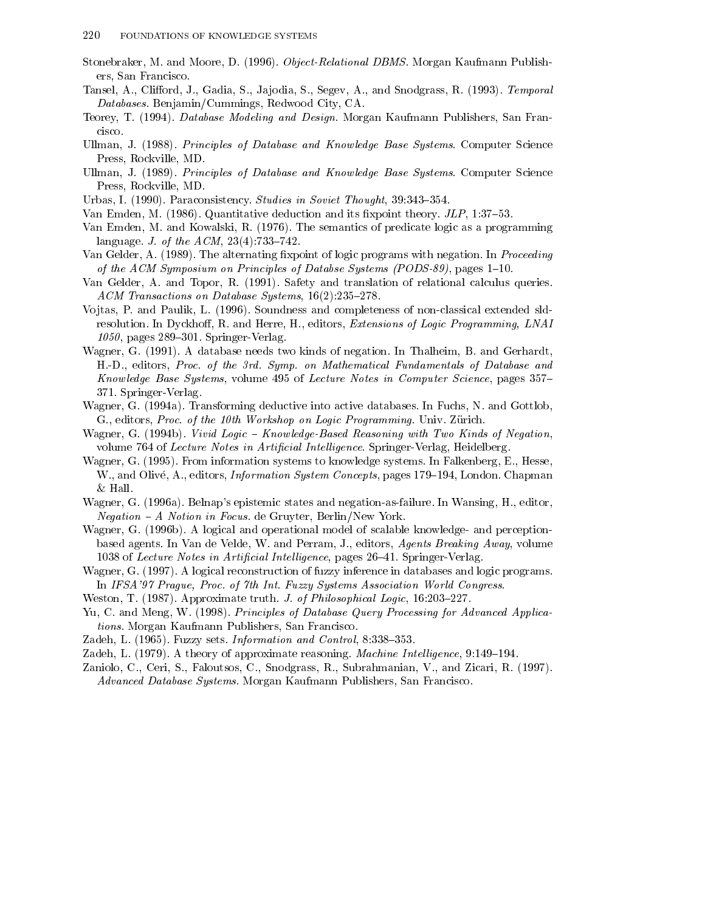Stonebraker, M. and Moore, D. (1996). *Object-Relational DBMS*. Morgan Kaufmann Publishers, San Francisco.

Tansel, A., Clifford, J., Gadia, S., Jajodia, S., Segev, A., and Snodgrass, R. (1993). *Temporal Databases*. Benjamin/Cummings, Redwood City, CA.

Teorey, T. (1994). *Database Modeling and Design*. Morgan Kaufmann Publishers, San Francisco.

Ullman, J. (1988). *Principles of Database and Knowledge Base Systems*. Computer Science Press, Rockville, MD.

Ullman, J. (1989). *Principles of Database and Knowledge Base Systems*. Computer Science Press, Rockville, MD.

Urbas, I. (1990). Paraconsistency. *Studies in Soviet Thought*, 39:343–354.

Van Emden, M. (1986). Quantitative deduction and its fixpoint theory. *JLP*, 1:37–53.

Van Emden, M. and Kowalski, R. (1976). The semantics of predicate logic as a programming language. *J. of the ACM*, 23(4):733–742.

Van Gelder, A. (1989). The alternating fixpoint of logic programs with negation. In *Proceeding of the ACM Symposium on Principles of Databse Systems (PODS-89)*, pages 1–10.

Van Gelder, A. and Topor, R. (1991). Safety and translation of relational calculus queries. *ACM Transactions on Database Systems*, 16(2):235–278.

Vojtas, P. and Paulik, L. (1996). Soundness and completeness of non-classical extended sld-resolution. In Dyckhoff, R. and Herre, H., editors, *Extensions of Logic Programming, LNAI 1050*, pages 289–301. Springer-Verlag.

Wagner, G. (1991). A database needs two kinds of negation. In Thalheim, B. and Gerhardt, H.-D., editors, *Proc. of the 3rd. Symp. on Mathematical Fundamentals of Database and Knowledge Base Systems*, volume 495 of *Lecture Notes in Computer Science*, pages 357–371. Springer-Verlag.

Wagner, G. (1994a). Transforming deductive into active databases. In Fuchs, N. and Gottlob, G., editors, *Proc. of the 10th Workshop on Logic Programming*. Univ. Zürich.

Wagner, G. (1994b). *Vivid Logic – Knowledge-Based Reasoning with Two Kinds of Negation*, volume 764 of *Lecture Notes in Artificial Intelligence*. Springer-Verlag, Heidelberg.

Wagner, G. (1995). From information systems to knowledge systems. In Falkenberg, E., Hesse, W., and Olivé, A., editors, *Information System Concepts*, pages 179–194, London. Chapman & Hall.

Wagner, G. (1996a). Belnap's epistemic states and negation-as-failure. In Wansing, H., editor, *Negation – A Notion in Focus*. de Gruyter, Berlin/New York.

Wagner, G. (1996b). A logical and operational model of scalable knowledge- and perception-based agents. In Van de Velde, W. and Perram, J., editors, *Agents Breaking Away*, volume 1038 of *Lecture Notes in Artificial Intelligence*, pages 26–41. Springer-Verlag.

Wagner, G. (1997). A logical reconstruction of fuzzy inference in databases and logic programs. In *IFSA'97 Prague, Proc. of 7th Int. Fuzzy Systems Association World Congress*.

Weston, T. (1987). Approximate truth. *J. of Philosophical Logic*, 16:203–227.

Yu, C. and Meng, W. (1998). *Principles of Database Query Processing for Advanced Applications*. Morgan Kaufmann Publishers, San Francisco.

Zadeh, L. (1965). Fuzzy sets. *Information and Control*, 8:338–353.

Zadeh, L. (1979). A theory of approximate reasoning. *Machine Intelligence*, 9:149–194.

Zaniolo, C., Ceri, S., Faloutsos, C., Snodgrass, R., Subrahmanian, V., and Zicari, R. (1997). *Advanced Database Systems*. Morgan Kaufmann Publishers, San Francisco.